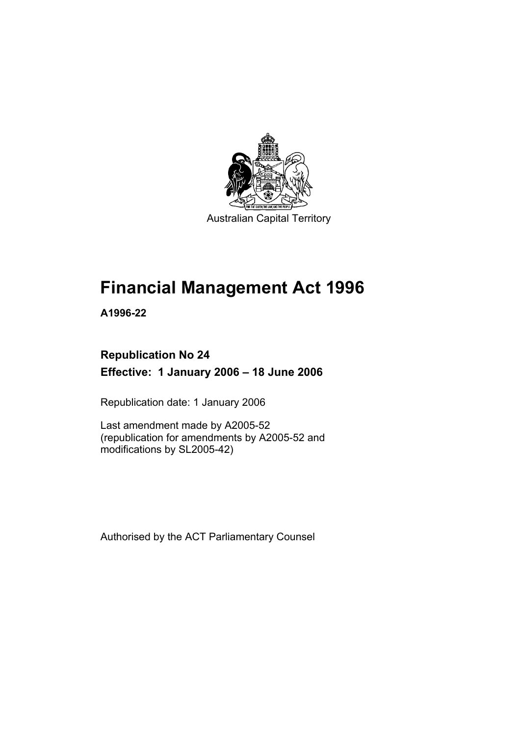Australian Capital Territory

# Financial Management Act 1996

**A1996-22**

## Republication No 24

**Effective: 1 January 2006 – 18 June 2006**

Republication date: 1 January 2006

Last amendment made by A2005-52
(republication for amendments by A2005-52 and modifications by SL2005-42)

Authorised by the ACT Parliamentary Counsel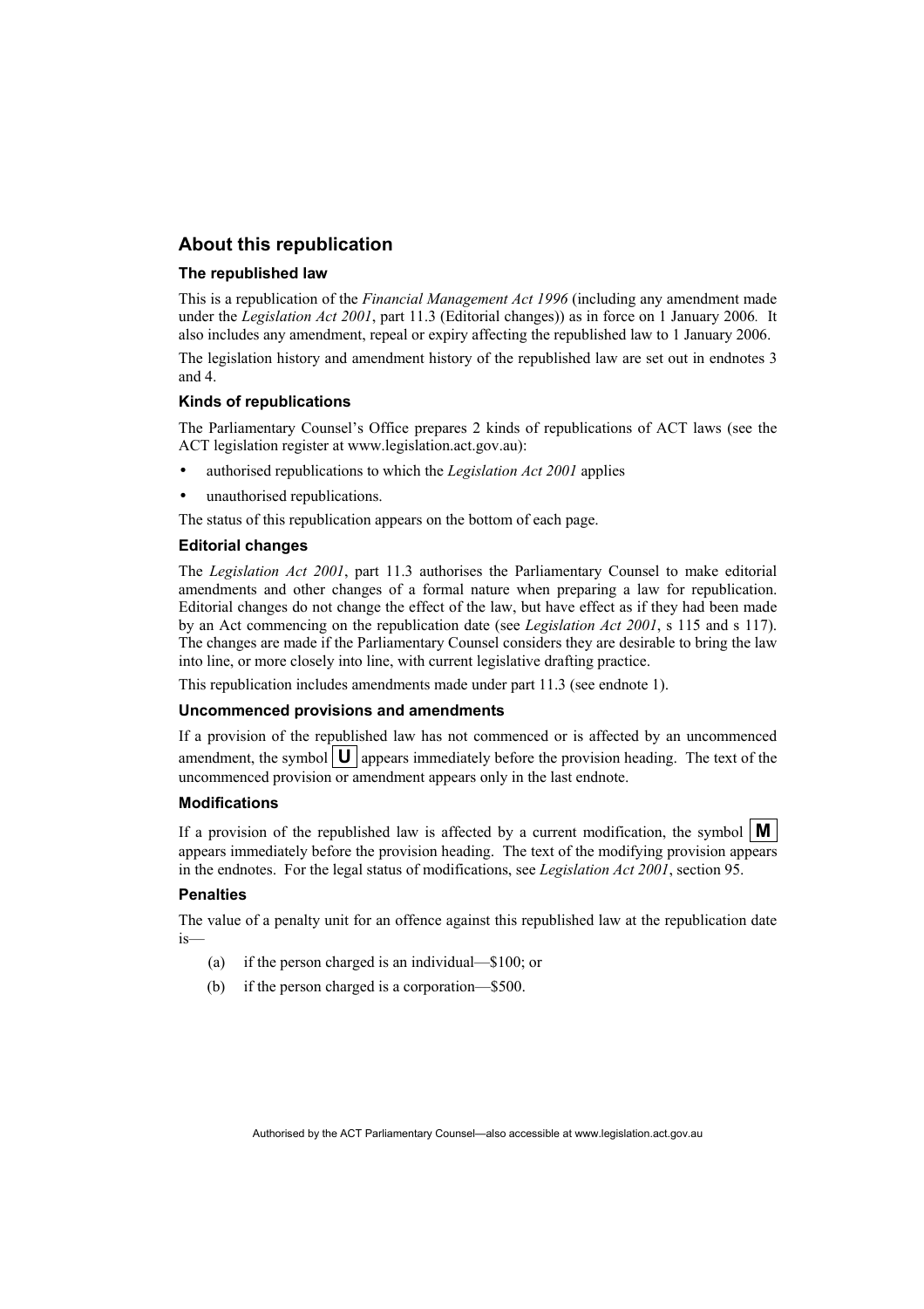## About this republication

### The republished law

This is a republication of the *Financial Management Act 1996* (including any amendment made under the *Legislation Act 2001*, part 11.3 (Editorial changes)) as in force on 1 January 2006*.* It also includes any amendment, repeal or expiry affecting the republished law to 1 January 2006.

The legislation history and amendment history of the republished law are set out in endnotes 3 and 4.

### Kinds of republications

The Parliamentary Counsel's Office prepares 2 kinds of republications of ACT laws (see the ACT legislation register at www.legislation.act.gov.au):

- authorised republications to which the *Legislation Act 2001* applies
- unauthorised republications.

The status of this republication appears on the bottom of each page.

### Editorial changes

The *Legislation Act 2001*, part 11.3 authorises the Parliamentary Counsel to make editorial amendments and other changes of a formal nature when preparing a law for republication. Editorial changes do not change the effect of the law, but have effect as if they had been made by an Act commencing on the republication date (see *Legislation Act 2001*, s 115 and s 117). The changes are made if the Parliamentary Counsel considers they are desirable to bring the law into line, or more closely into line, with current legislative drafting practice.

This republication includes amendments made under part 11.3 (see endnote 1).

### Uncommenced provisions and amendments

If a provision of the republished law has not commenced or is affected by an uncommenced amendment, the symbol **U** appears immediately before the provision heading. The text of the uncommenced provision or amendment appears only in the last endnote.

### Modifications

If a provision of the republished law is affected by a current modification, the symbol **M** appears immediately before the provision heading. The text of the modifying provision appears in the endnotes. For the legal status of modifications, see *Legislation Act 2001*, section 95.

### Penalties

The value of a penalty unit for an offence against this republished law at the republication date is—

(a) if the person charged is an individual—$100; or

(b) if the person charged is a corporation—$500.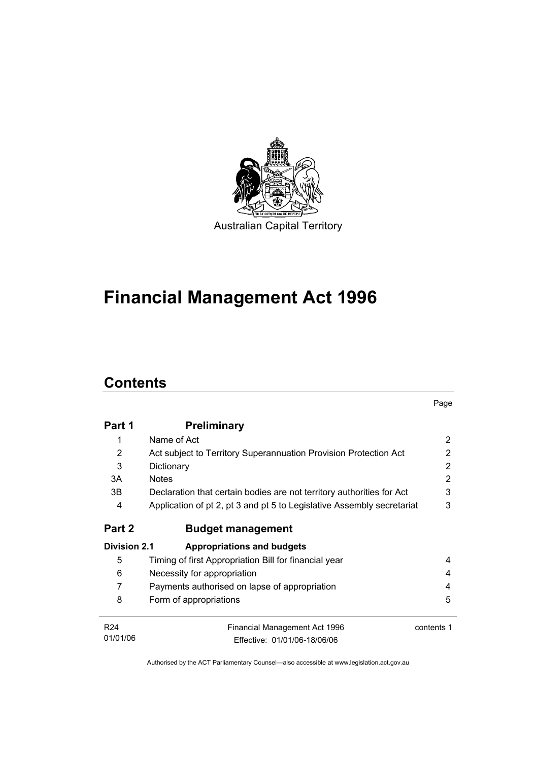Australian Capital Territory

# Financial Management Act 1996

## Contents

| | | Page |
|---|---|---|
| **Part 1** | **Preliminary** | |
| 1 | Name of Act | 2 |
| 2 | Act subject to Territory Superannuation Provision Protection Act | 2 |
| 3 | Dictionary | 2 |
| 3A | Notes | 2 |
| 3B | Declaration that certain bodies are not territory authorities for Act | 3 |
| 4 | Application of pt 2, pt 3 and pt 5 to Legislative Assembly secretariat | 3 |
| **Part 2** | **Budget management** | |
| **Division 2.1** | **Appropriations and budgets** | |
| 5 | Timing of first Appropriation Bill for financial year | 4 |
| 6 | Necessity for appropriation | 4 |
| 7 | Payments authorised on lapse of appropriation | 4 |
| 8 | Form of appropriations | 5 |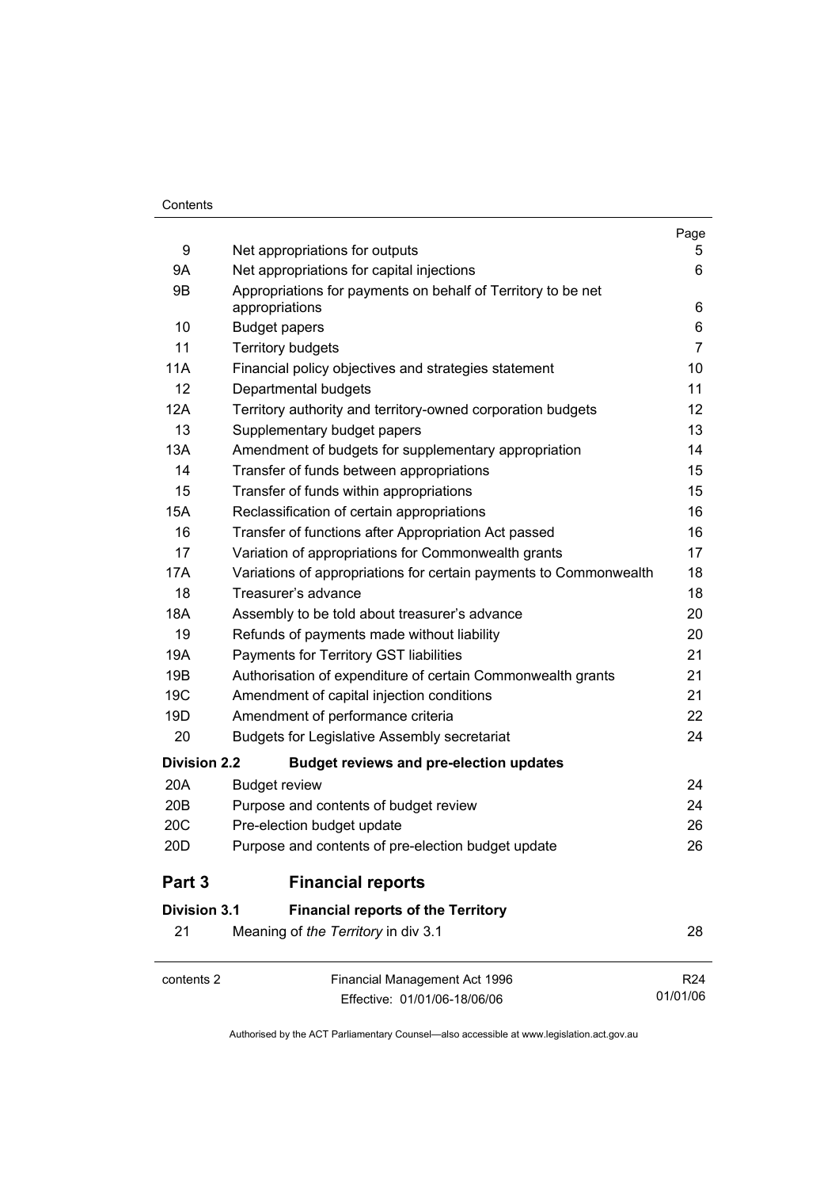| | | Page |
|---|---|---|
| 9 | Net appropriations for outputs | 5 |
| 9A | Net appropriations for capital injections | 6 |
| 9B | Appropriations for payments on behalf of Territory to be net appropriations | 6 |
| 10 | Budget papers | 6 |
| 11 | Territory budgets | 7 |
| 11A | Financial policy objectives and strategies statement | 10 |
| 12 | Departmental budgets | 11 |
| 12A | Territory authority and territory-owned corporation budgets | 12 |
| 13 | Supplementary budget papers | 13 |
| 13A | Amendment of budgets for supplementary appropriation | 14 |
| 14 | Transfer of funds between appropriations | 15 |
| 15 | Transfer of funds within appropriations | 15 |
| 15A | Reclassification of certain appropriations | 16 |
| 16 | Transfer of functions after Appropriation Act passed | 16 |
| 17 | Variation of appropriations for Commonwealth grants | 17 |
| 17A | Variations of appropriations for certain payments to Commonwealth | 18 |
| 18 | Treasurer's advance | 18 |
| 18A | Assembly to be told about treasurer's advance | 20 |
| 19 | Refunds of payments made without liability | 20 |
| 19A | Payments for Territory GST liabilities | 21 |
| 19B | Authorisation of expenditure of certain Commonwealth grants | 21 |
| 19C | Amendment of capital injection conditions | 21 |
| 19D | Amendment of performance criteria | 22 |
| 20 | Budgets for Legislative Assembly secretariat | 24 |
| **Division 2.2** | **Budget reviews and pre-election updates** | |
| 20A | Budget review | 24 |
| 20B | Purpose and contents of budget review | 24 |
| 20C | Pre-election budget update | 26 |
| 20D | Purpose and contents of pre-election budget update | 26 |
| **Part 3** | **Financial reports** | |
| **Division 3.1** | **Financial reports of the Territory** | |
| 21 | Meaning of *the Territory* in div 3.1 | 28 |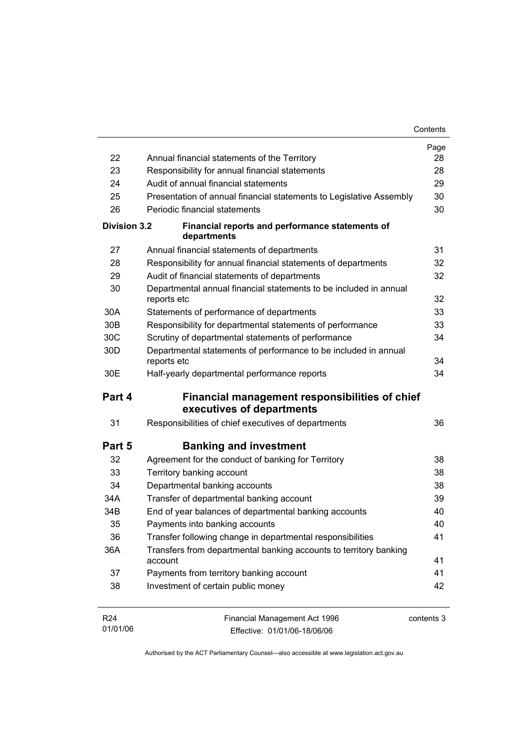| | | Page |
|---|---|---|
| 22 | Annual financial statements of the Territory | 28 |
| 23 | Responsibility for annual financial statements | 28 |
| 24 | Audit of annual financial statements | 29 |
| 25 | Presentation of annual financial statements to Legislative Assembly | 30 |
| 26 | Periodic financial statements | 30 |
| **Division 3.2** | **Financial reports and performance statements of departments** | |
| 27 | Annual financial statements of departments | 31 |
| 28 | Responsibility for annual financial statements of departments | 32 |
| 29 | Audit of financial statements of departments | 32 |
| 30 | Departmental annual financial statements to be included in annual reports etc | 32 |
| 30A | Statements of performance of departments | 33 |
| 30B | Responsibility for departmental statements of performance | 33 |
| 30C | Scrutiny of departmental statements of performance | 34 |
| 30D | Departmental statements of performance to be included in annual reports etc | 34 |
| 30E | Half-yearly departmental performance reports | 34 |

## Part 4 Financial management responsibilities of chief executives of departments

| | | |
|---|---|---|
| 31 | Responsibilities of chief executives of departments | 36 |

## Part 5 Banking and investment

| | | |
|---|---|---|
| 32 | Agreement for the conduct of banking for Territory | 38 |
| 33 | Territory banking account | 38 |
| 34 | Departmental banking accounts | 38 |
| 34A | Transfer of departmental banking account | 39 |
| 34B | End of year balances of departmental banking accounts | 40 |
| 35 | Payments into banking accounts | 40 |
| 36 | Transfer following change in departmental responsibilities | 41 |
| 36A | Transfers from departmental banking accounts to territory banking account | 41 |
| 37 | Payments from territory banking account | 41 |
| 38 | Investment of certain public money | 42 |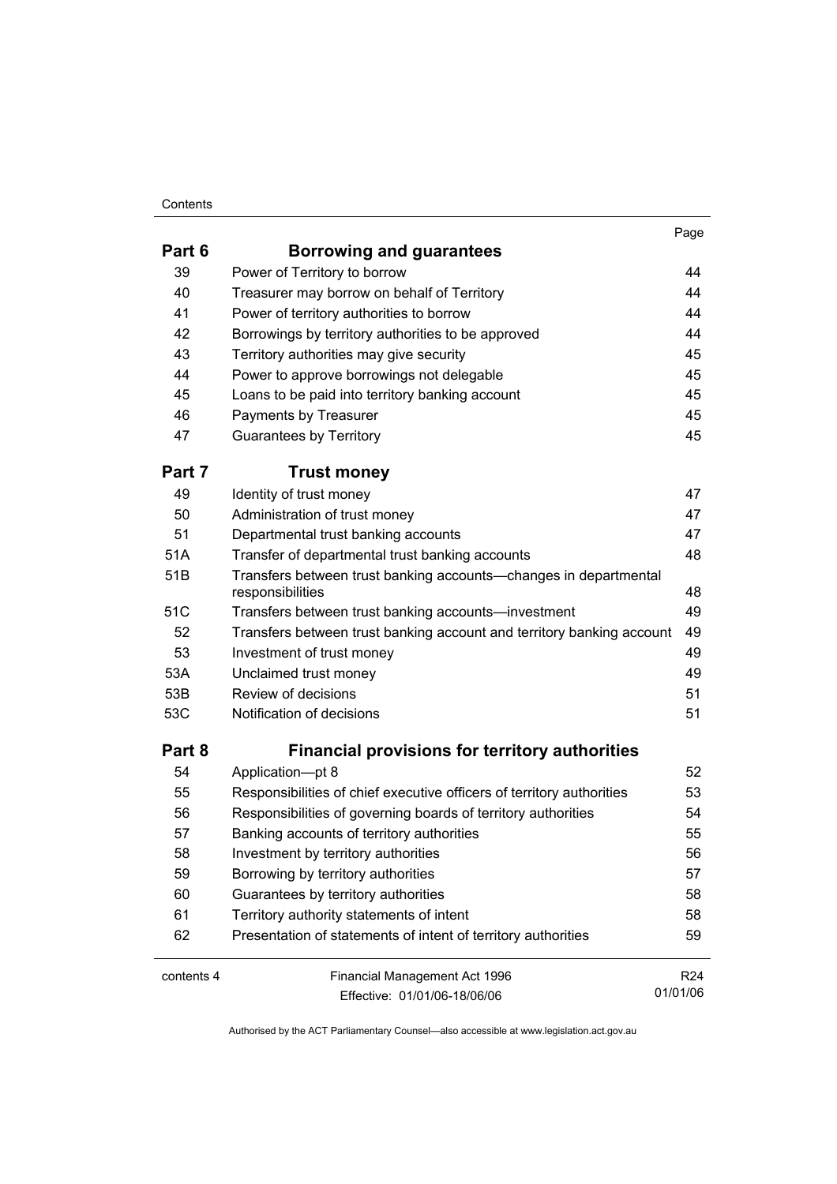| | | Page |
|---|---|---|
| **Part 6** | **Borrowing and guarantees** | |
| 39 | Power of Territory to borrow | 44 |
| 40 | Treasurer may borrow on behalf of Territory | 44 |
| 41 | Power of territory authorities to borrow | 44 |
| 42 | Borrowings by territory authorities to be approved | 44 |
| 43 | Territory authorities may give security | 45 |
| 44 | Power to approve borrowings not delegable | 45 |
| 45 | Loans to be paid into territory banking account | 45 |
| 46 | Payments by Treasurer | 45 |
| 47 | Guarantees by Territory | 45 |
| **Part 7** | **Trust money** | |
| 49 | Identity of trust money | 47 |
| 50 | Administration of trust money | 47 |
| 51 | Departmental trust banking accounts | 47 |
| 51A | Transfer of departmental trust banking accounts | 48 |
| 51B | Transfers between trust banking accounts—changes in departmental responsibilities | 48 |
| 51C | Transfers between trust banking accounts—investment | 49 |
| 52 | Transfers between trust banking account and territory banking account | 49 |
| 53 | Investment of trust money | 49 |
| 53A | Unclaimed trust money | 49 |
| 53B | Review of decisions | 51 |
| 53C | Notification of decisions | 51 |
| **Part 8** | **Financial provisions for territory authorities** | |
| 54 | Application—pt 8 | 52 |
| 55 | Responsibilities of chief executive officers of territory authorities | 53 |
| 56 | Responsibilities of governing boards of territory authorities | 54 |
| 57 | Banking accounts of territory authorities | 55 |
| 58 | Investment by territory authorities | 56 |
| 59 | Borrowing by territory authorities | 57 |
| 60 | Guarantees by territory authorities | 58 |
| 61 | Territory authority statements of intent | 58 |
| 62 | Presentation of statements of intent of territory authorities | 59 |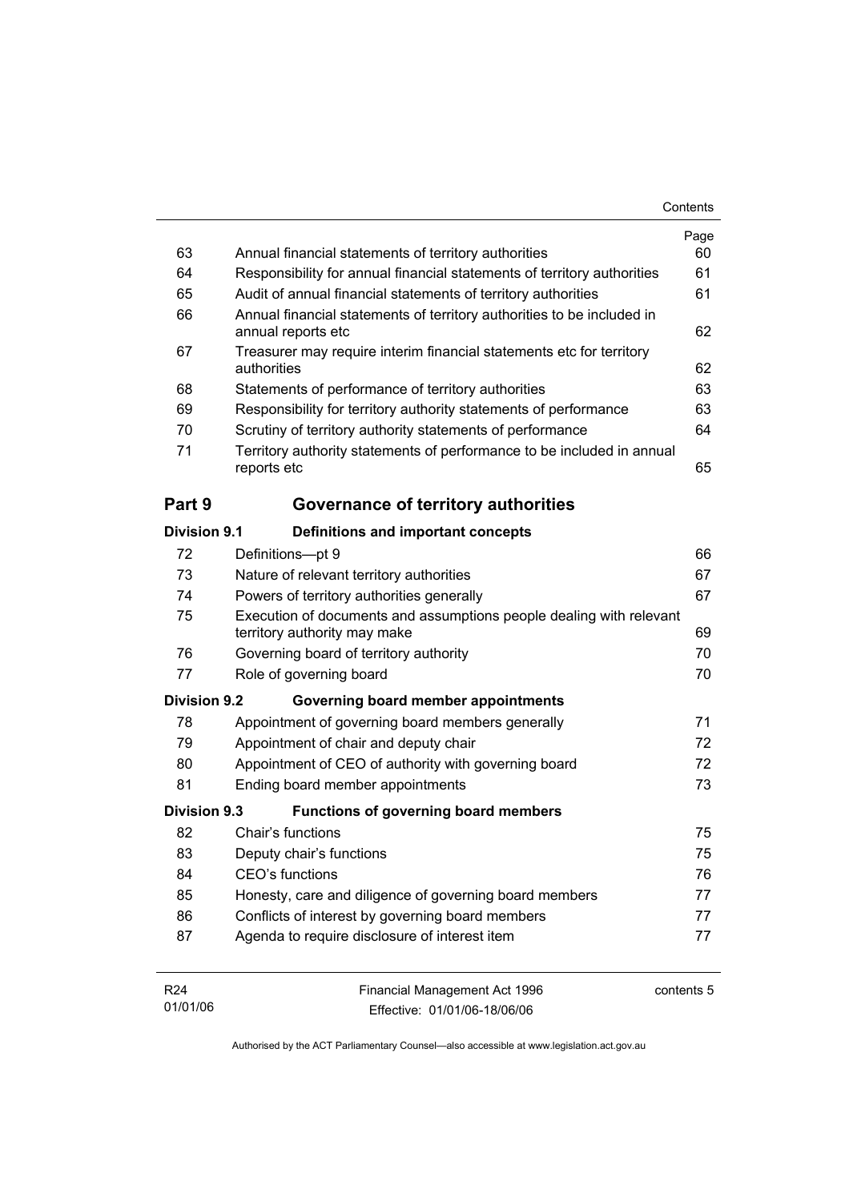| | | Page |
|---|---|---|
| 63 | Annual financial statements of territory authorities | 60 |
| 64 | Responsibility for annual financial statements of territory authorities | 61 |
| 65 | Audit of annual financial statements of territory authorities | 61 |
| 66 | Annual financial statements of territory authorities to be included in annual reports etc | 62 |
| 67 | Treasurer may require interim financial statements etc for territory authorities | 62 |
| 68 | Statements of performance of territory authorities | 63 |
| 69 | Responsibility for territory authority statements of performance | 63 |
| 70 | Scrutiny of territory authority statements of performance | 64 |
| 71 | Territory authority statements of performance to be included in annual reports etc | 65 |

## Part 9 Governance of territory authorities

### Division 9.1 Definitions and important concepts

| | | |
|---|---|---|
| 72 | Definitions—pt 9 | 66 |
| 73 | Nature of relevant territory authorities | 67 |
| 74 | Powers of territory authorities generally | 67 |
| 75 | Execution of documents and assumptions people dealing with relevant territory authority may make | 69 |
| 76 | Governing board of territory authority | 70 |
| 77 | Role of governing board | 70 |

### Division 9.2 Governing board member appointments

| | | |
|---|---|---|
| 78 | Appointment of governing board members generally | 71 |
| 79 | Appointment of chair and deputy chair | 72 |
| 80 | Appointment of CEO of authority with governing board | 72 |
| 81 | Ending board member appointments | 73 |

### Division 9.3 Functions of governing board members

| | | |
|---|---|---|
| 82 | Chair's functions | 75 |
| 83 | Deputy chair's functions | 75 |
| 84 | CEO's functions | 76 |
| 85 | Honesty, care and diligence of governing board members | 77 |
| 86 | Conflicts of interest by governing board members | 77 |
| 87 | Agenda to require disclosure of interest item | 77 |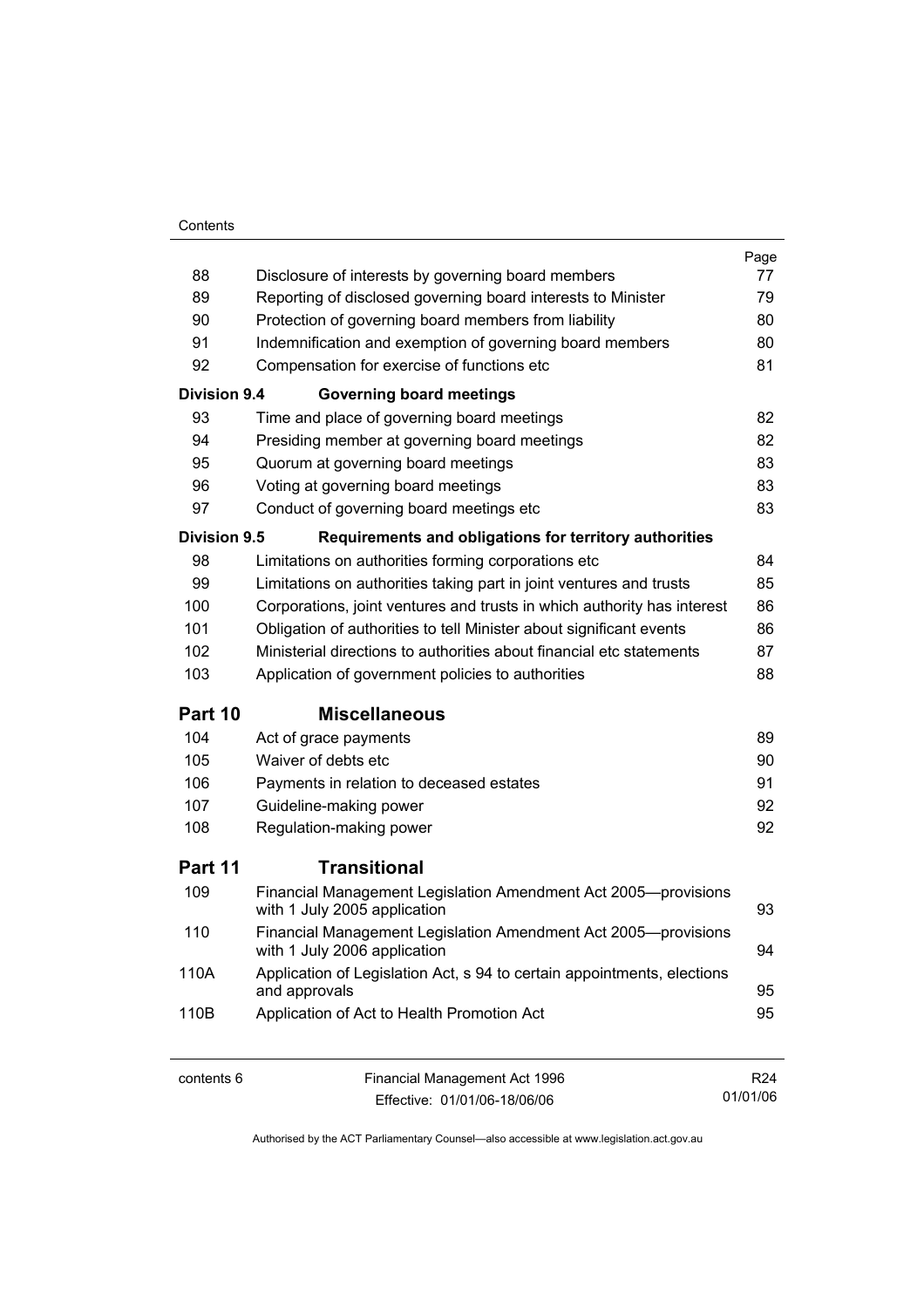| | | Page |
|---|---|---|
| 88 | Disclosure of interests by governing board members | 77 |
| 89 | Reporting of disclosed governing board interests to Minister | 79 |
| 90 | Protection of governing board members from liability | 80 |
| 91 | Indemnification and exemption of governing board members | 80 |
| 92 | Compensation for exercise of functions etc | 81 |
| **Division 9.4** | **Governing board meetings** | |
| 93 | Time and place of governing board meetings | 82 |
| 94 | Presiding member at governing board meetings | 82 |
| 95 | Quorum at governing board meetings | 83 |
| 96 | Voting at governing board meetings | 83 |
| 97 | Conduct of governing board meetings etc | 83 |
| **Division 9.5** | **Requirements and obligations for territory authorities** | |
| 98 | Limitations on authorities forming corporations etc | 84 |
| 99 | Limitations on authorities taking part in joint ventures and trusts | 85 |
| 100 | Corporations, joint ventures and trusts in which authority has interest | 86 |
| 101 | Obligation of authorities to tell Minister about significant events | 86 |
| 102 | Ministerial directions to authorities about financial etc statements | 87 |
| 103 | Application of government policies to authorities | 88 |
| **Part 10** | **Miscellaneous** | |
| 104 | Act of grace payments | 89 |
| 105 | Waiver of debts etc | 90 |
| 106 | Payments in relation to deceased estates | 91 |
| 107 | Guideline-making power | 92 |
| 108 | Regulation-making power | 92 |
| **Part 11** | **Transitional** | |
| 109 | Financial Management Legislation Amendment Act 2005—provisions with 1 July 2005 application | 93 |
| 110 | Financial Management Legislation Amendment Act 2005—provisions with 1 July 2006 application | 94 |
| 110A | Application of Legislation Act, s 94 to certain appointments, elections and approvals | 95 |
| 110B | Application of Act to Health Promotion Act | 95 |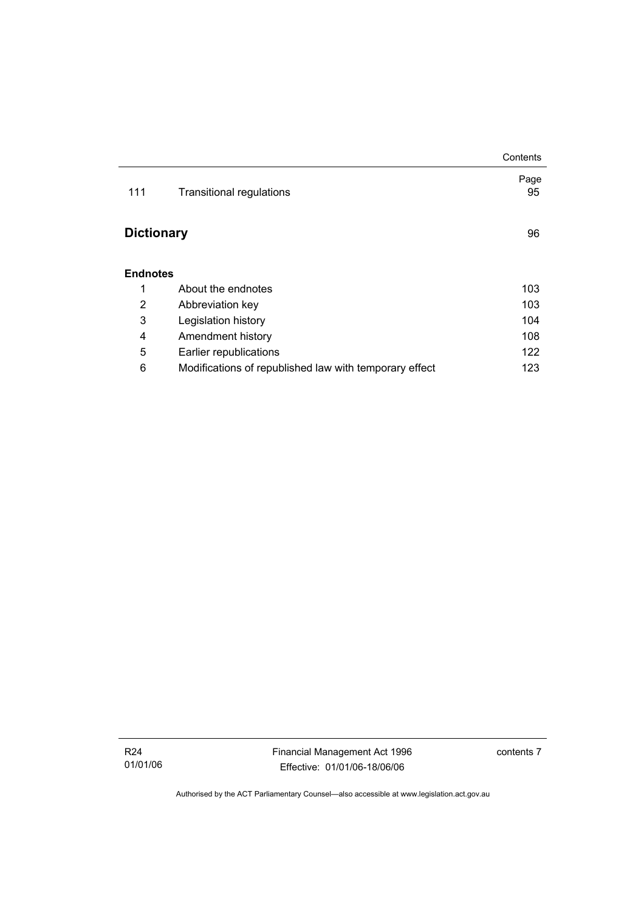| | | Page |
|---|---|---|
| 111 | Transitional regulations | 95 |

## Dictionary 96

### Endnotes

| | | |
|---|---|---|
| 1 | About the endnotes | 103 |
| 2 | Abbreviation key | 103 |
| 3 | Legislation history | 104 |
| 4 | Amendment history | 108 |
| 5 | Earlier republications | 122 |
| 6 | Modifications of republished law with temporary effect | 123 |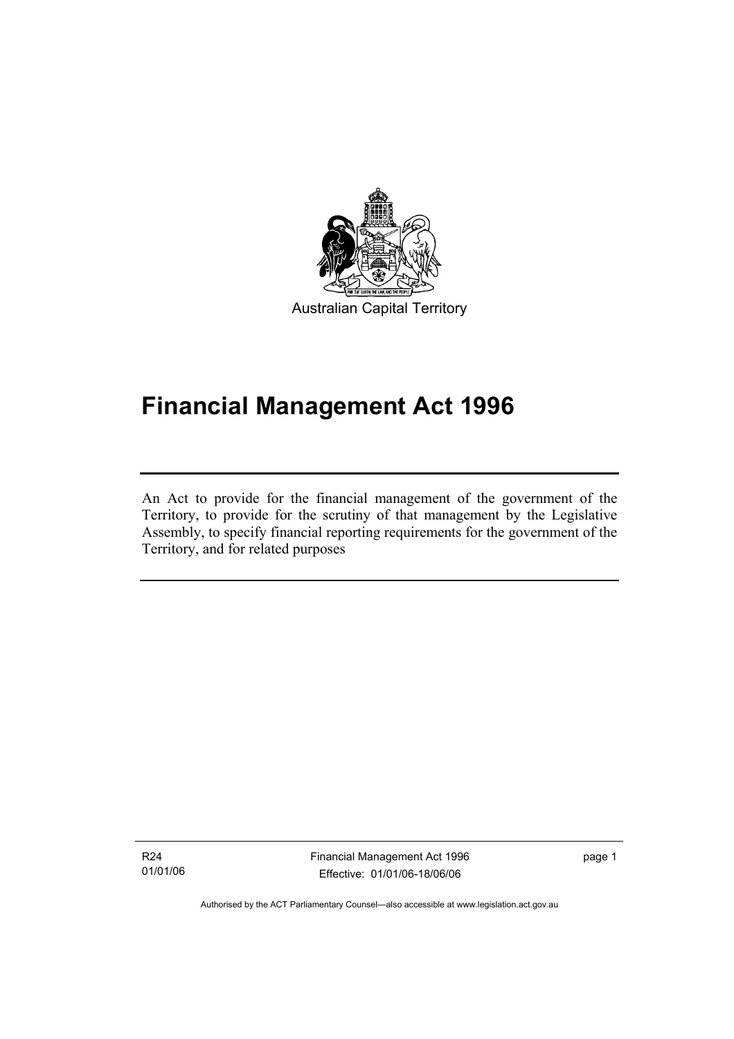Australian Capital Territory

# Financial Management Act 1996

An Act to provide for the financial management of the government of the Territory, to provide for the scrutiny of that management by the Legislative Assembly, to specify financial reporting requirements for the government of the Territory, and for related purposes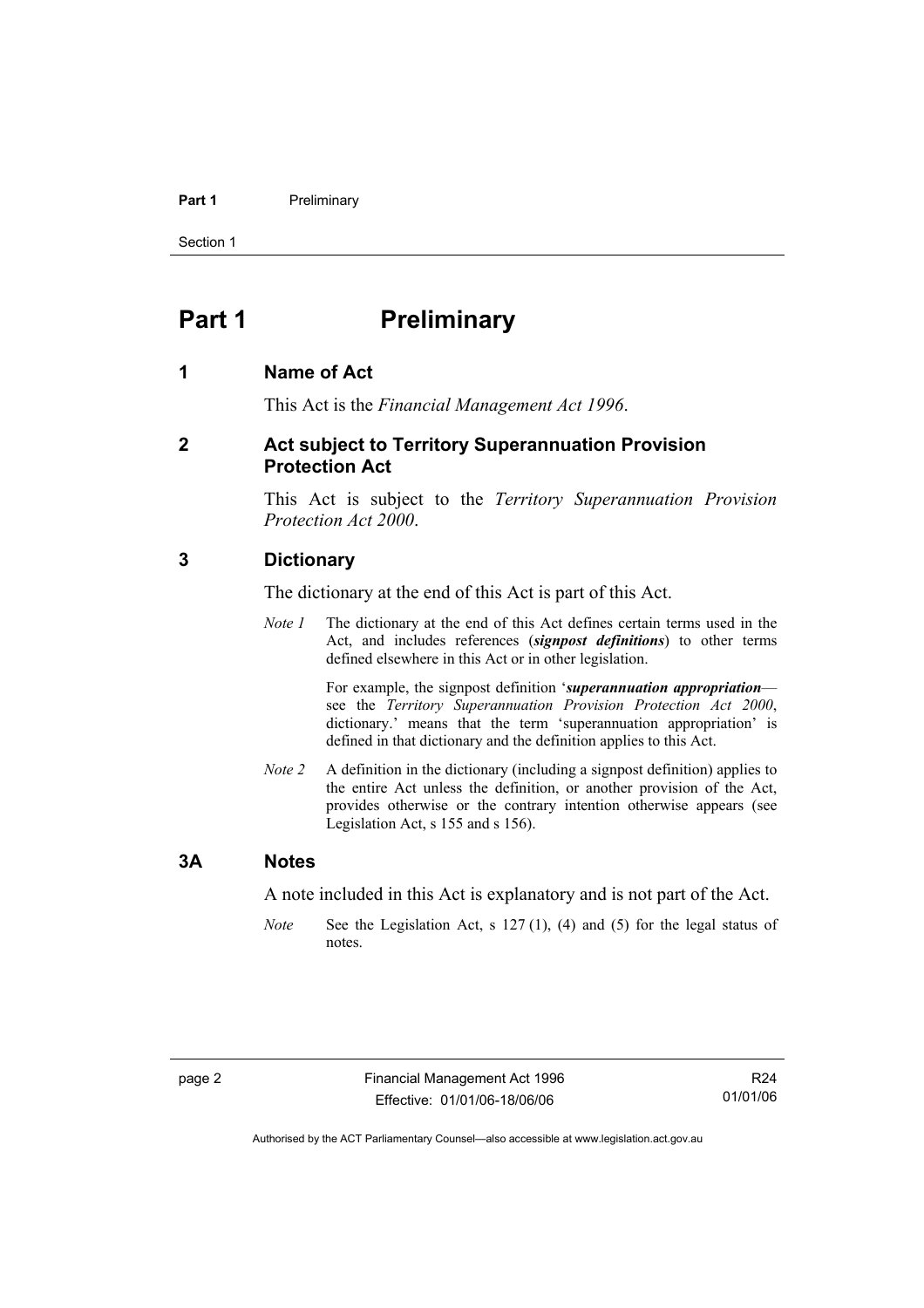# Part 1 Preliminary

## 1 Name of Act

This Act is the *Financial Management Act 1996*.

## 2 Act subject to Territory Superannuation Provision Protection Act

This Act is subject to the *Territory Superannuation Provision Protection Act 2000*.

## 3 Dictionary

The dictionary at the end of this Act is part of this Act.

*Note 1* The dictionary at the end of this Act defines certain terms used in the Act, and includes references (***signpost definitions***) to other terms defined elsewhere in this Act or in other legislation.

For example, the signpost definition '***superannuation appropriation***—see the *Territory Superannuation Provision Protection Act 2000*, dictionary.' means that the term 'superannuation appropriation' is defined in that dictionary and the definition applies to this Act.

*Note 2* A definition in the dictionary (including a signpost definition) applies to the entire Act unless the definition, or another provision of the Act, provides otherwise or the contrary intention otherwise appears (see Legislation Act, s 155 and s 156).

## 3A Notes

A note included in this Act is explanatory and is not part of the Act.

*Note* See the Legislation Act, s 127 (1), (4) and (5) for the legal status of notes.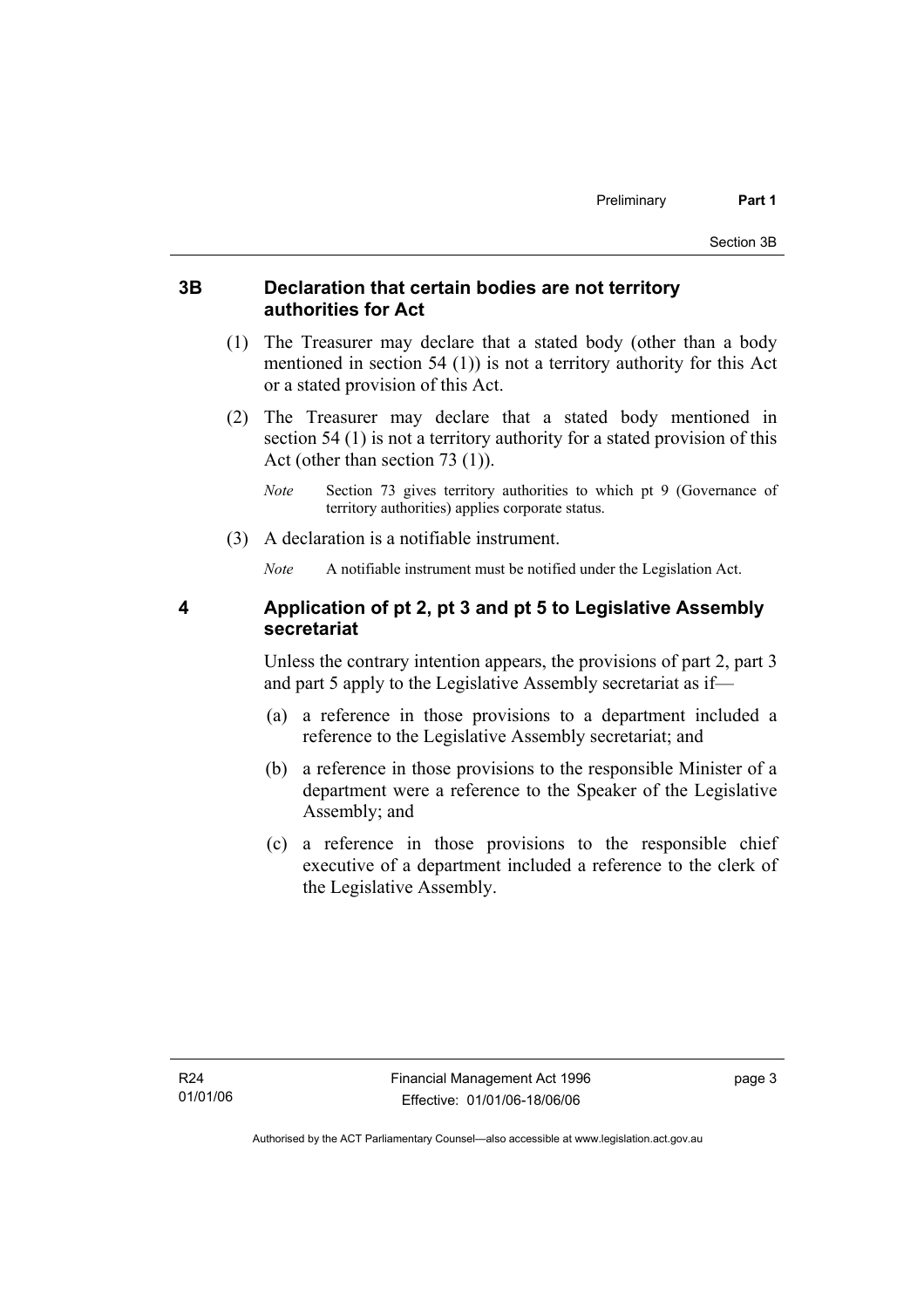### 3B Declaration that certain bodies are not territory authorities for Act

(1) The Treasurer may declare that a stated body (other than a body mentioned in section 54 (1)) is not a territory authority for this Act or a stated provision of this Act.

(2) The Treasurer may declare that a stated body mentioned in section 54 (1) is not a territory authority for a stated provision of this Act (other than section 73 (1)).

*Note* Section 73 gives territory authorities to which pt 9 (Governance of territory authorities) applies corporate status.

(3) A declaration is a notifiable instrument.

*Note* A notifiable instrument must be notified under the Legislation Act.

### 4 Application of pt 2, pt 3 and pt 5 to Legislative Assembly secretariat

Unless the contrary intention appears, the provisions of part 2, part 3 and part 5 apply to the Legislative Assembly secretariat as if—

(a) a reference in those provisions to a department included a reference to the Legislative Assembly secretariat; and

(b) a reference in those provisions to the responsible Minister of a department were a reference to the Speaker of the Legislative Assembly; and

(c) a reference in those provisions to the responsible chief executive of a department included a reference to the clerk of the Legislative Assembly.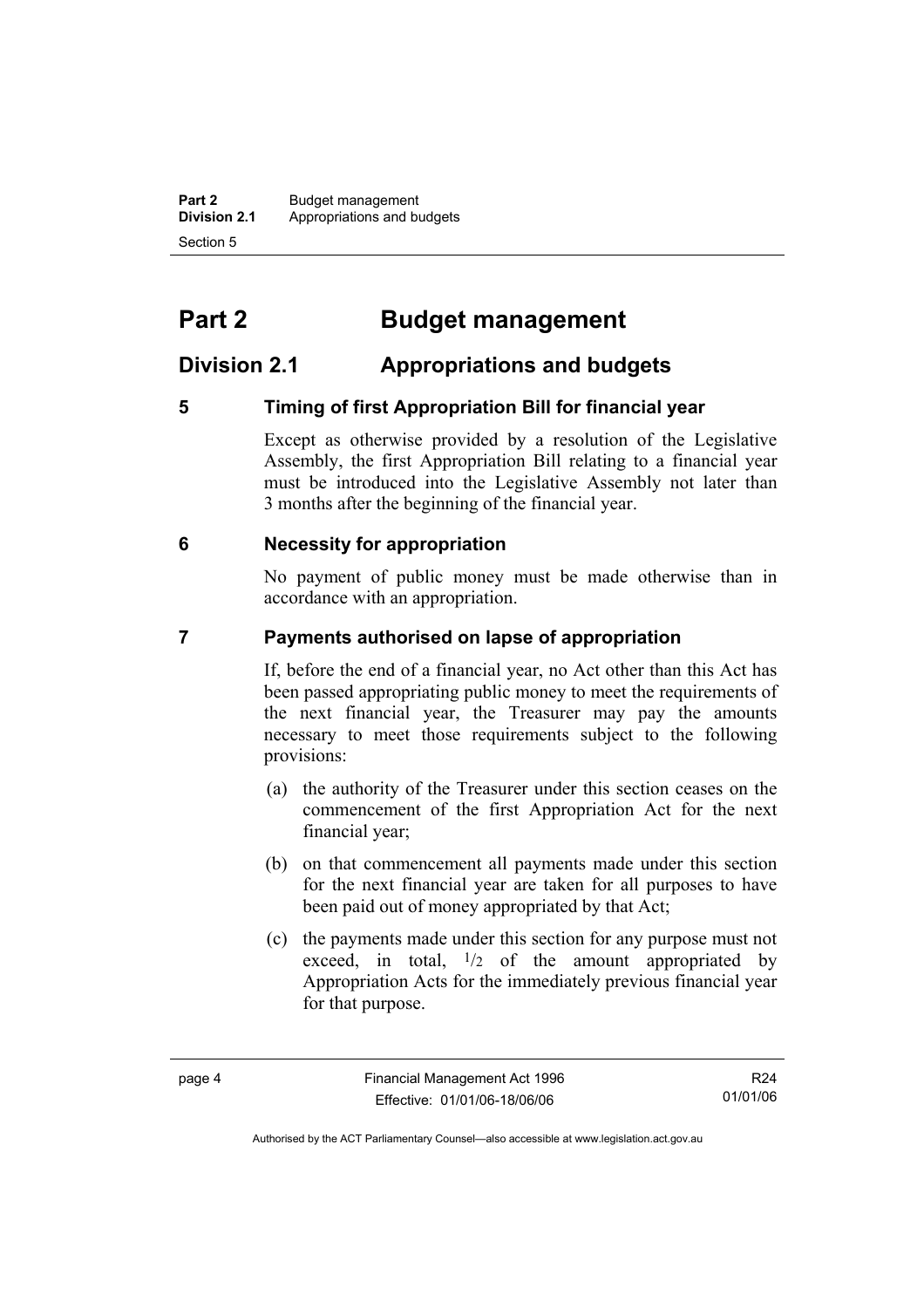# Part 2 Budget management

## Division 2.1 Appropriations and budgets

### 5 Timing of first Appropriation Bill for financial year

Except as otherwise provided by a resolution of the Legislative Assembly, the first Appropriation Bill relating to a financial year must be introduced into the Legislative Assembly not later than 3 months after the beginning of the financial year.

### 6 Necessity for appropriation

No payment of public money must be made otherwise than in accordance with an appropriation.

### 7 Payments authorised on lapse of appropriation

If, before the end of a financial year, no Act other than this Act has been passed appropriating public money to meet the requirements of the next financial year, the Treasurer may pay the amounts necessary to meet those requirements subject to the following provisions:

(a) the authority of the Treasurer under this section ceases on the commencement of the first Appropriation Act for the next financial year;

(b) on that commencement all payments made under this section for the next financial year are taken for all purposes to have been paid out of money appropriated by that Act;

(c) the payments made under this section for any purpose must not exceed, in total, $^{1}/_{2}$ of the amount appropriated by Appropriation Acts for the immediately previous financial year for that purpose.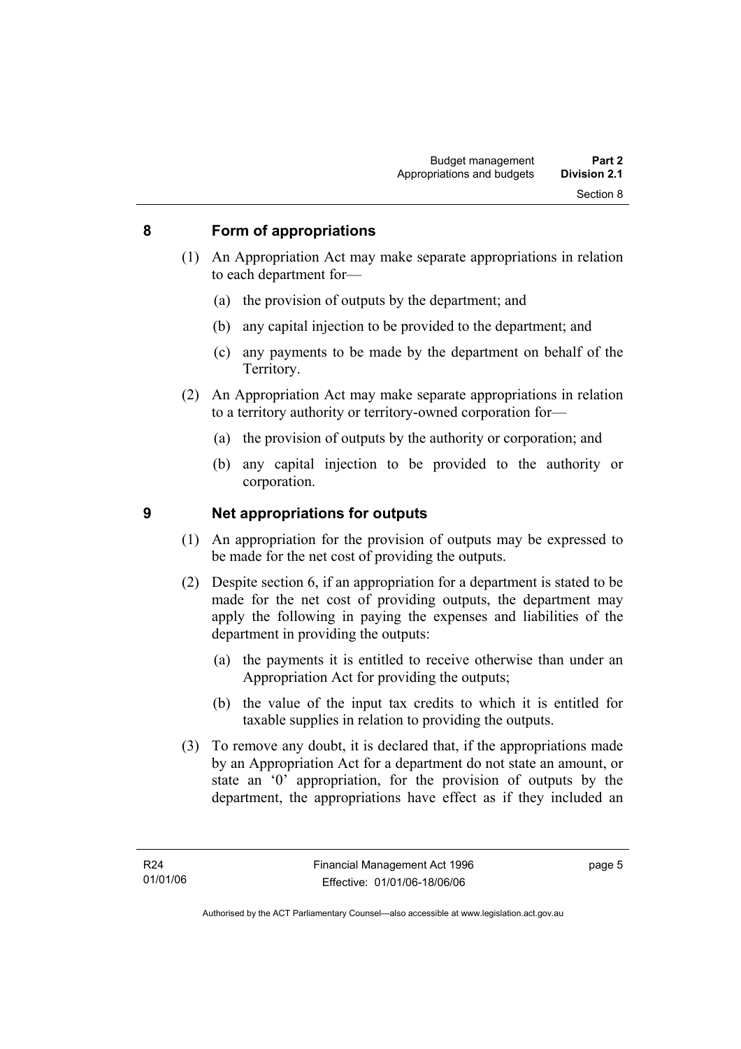## 8 Form of appropriations

(1) An Appropriation Act may make separate appropriations in relation to each department for—

(a) the provision of outputs by the department; and

(b) any capital injection to be provided to the department; and

(c) any payments to be made by the department on behalf of the Territory.

(2) An Appropriation Act may make separate appropriations in relation to a territory authority or territory-owned corporation for—

(a) the provision of outputs by the authority or corporation; and

(b) any capital injection to be provided to the authority or corporation.

## 9 Net appropriations for outputs

(1) An appropriation for the provision of outputs may be expressed to be made for the net cost of providing the outputs.

(2) Despite section 6, if an appropriation for a department is stated to be made for the net cost of providing outputs, the department may apply the following in paying the expenses and liabilities of the department in providing the outputs:

(a) the payments it is entitled to receive otherwise than under an Appropriation Act for providing the outputs;

(b) the value of the input tax credits to which it is entitled for taxable supplies in relation to providing the outputs.

(3) To remove any doubt, it is declared that, if the appropriations made by an Appropriation Act for a department do not state an amount, or state an '0' appropriation, for the provision of outputs by the department, the appropriations have effect as if they included an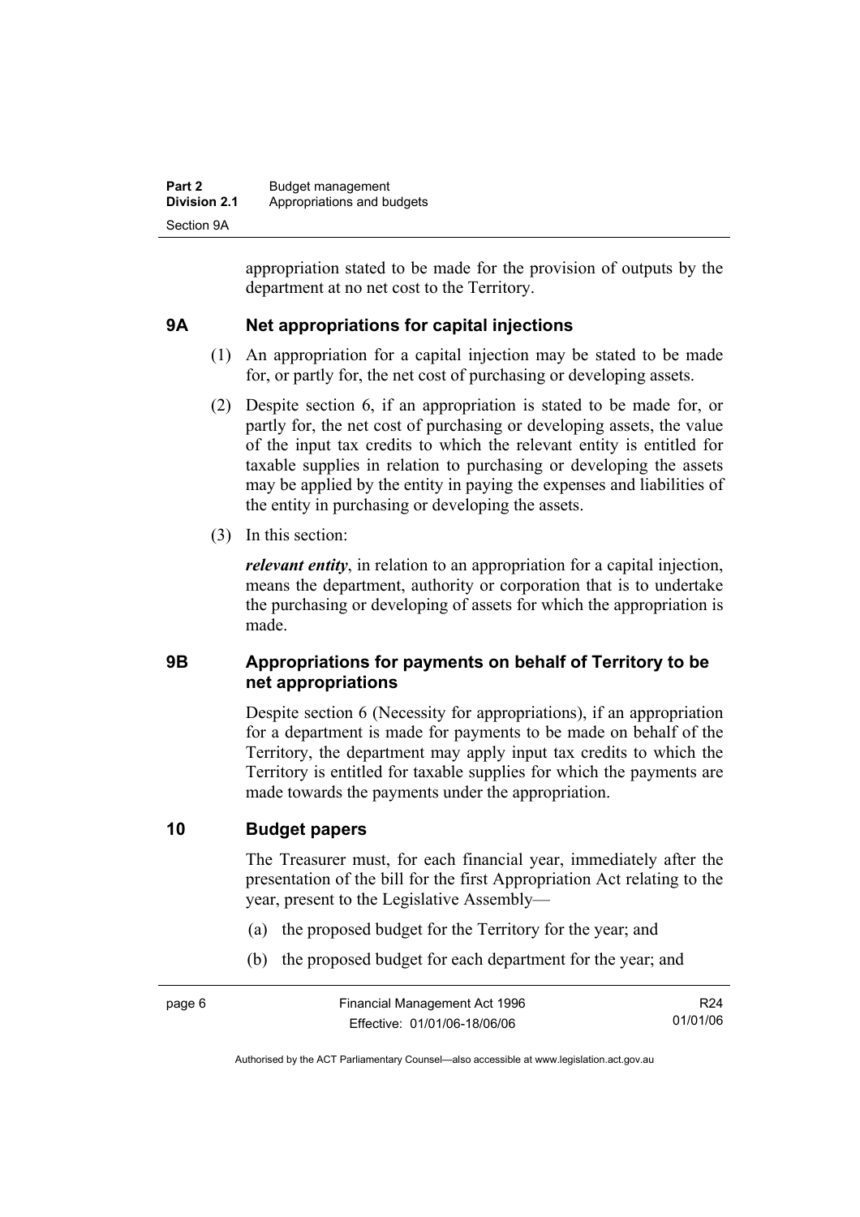appropriation stated to be made for the provision of outputs by the department at no net cost to the Territory.

### 9A Net appropriations for capital injections

(1) An appropriation for a capital injection may be stated to be made for, or partly for, the net cost of purchasing or developing assets.

(2) Despite section 6, if an appropriation is stated to be made for, or partly for, the net cost of purchasing or developing assets, the value of the input tax credits to which the relevant entity is entitled for taxable supplies in relation to purchasing or developing the assets may be applied by the entity in paying the expenses and liabilities of the entity in purchasing or developing the assets.

(3) In this section:

***relevant entity***, in relation to an appropriation for a capital injection, means the department, authority or corporation that is to undertake the purchasing or developing of assets for which the appropriation is made.

### 9B Appropriations for payments on behalf of Territory to be net appropriations

Despite section 6 (Necessity for appropriations), if an appropriation for a department is made for payments to be made on behalf of the Territory, the department may apply input tax credits to which the Territory is entitled for taxable supplies for which the payments are made towards the payments under the appropriation.

### 10 Budget papers

The Treasurer must, for each financial year, immediately after the presentation of the bill for the first Appropriation Act relating to the year, present to the Legislative Assembly—

(a) the proposed budget for the Territory for the year; and

(b) the proposed budget for each department for the year; and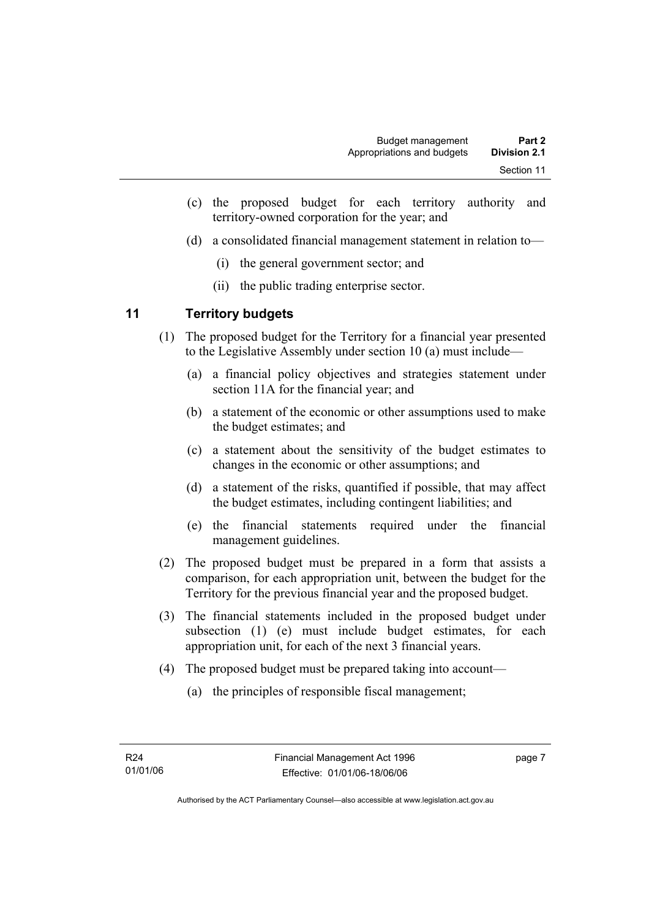(c) the proposed budget for each territory authority and territory-owned corporation for the year; and

(d) a consolidated financial management statement in relation to—

(i) the general government sector; and

(ii) the public trading enterprise sector.

## 11 Territory budgets

(1) The proposed budget for the Territory for a financial year presented to the Legislative Assembly under section 10 (a) must include—

(a) a financial policy objectives and strategies statement under section 11A for the financial year; and

(b) a statement of the economic or other assumptions used to make the budget estimates; and

(c) a statement about the sensitivity of the budget estimates to changes in the economic or other assumptions; and

(d) a statement of the risks, quantified if possible, that may affect the budget estimates, including contingent liabilities; and

(e) the financial statements required under the financial management guidelines.

(2) The proposed budget must be prepared in a form that assists a comparison, for each appropriation unit, between the budget for the Territory for the previous financial year and the proposed budget.

(3) The financial statements included in the proposed budget under subsection (1) (e) must include budget estimates, for each appropriation unit, for each of the next 3 financial years.

(4) The proposed budget must be prepared taking into account—

(a) the principles of responsible fiscal management;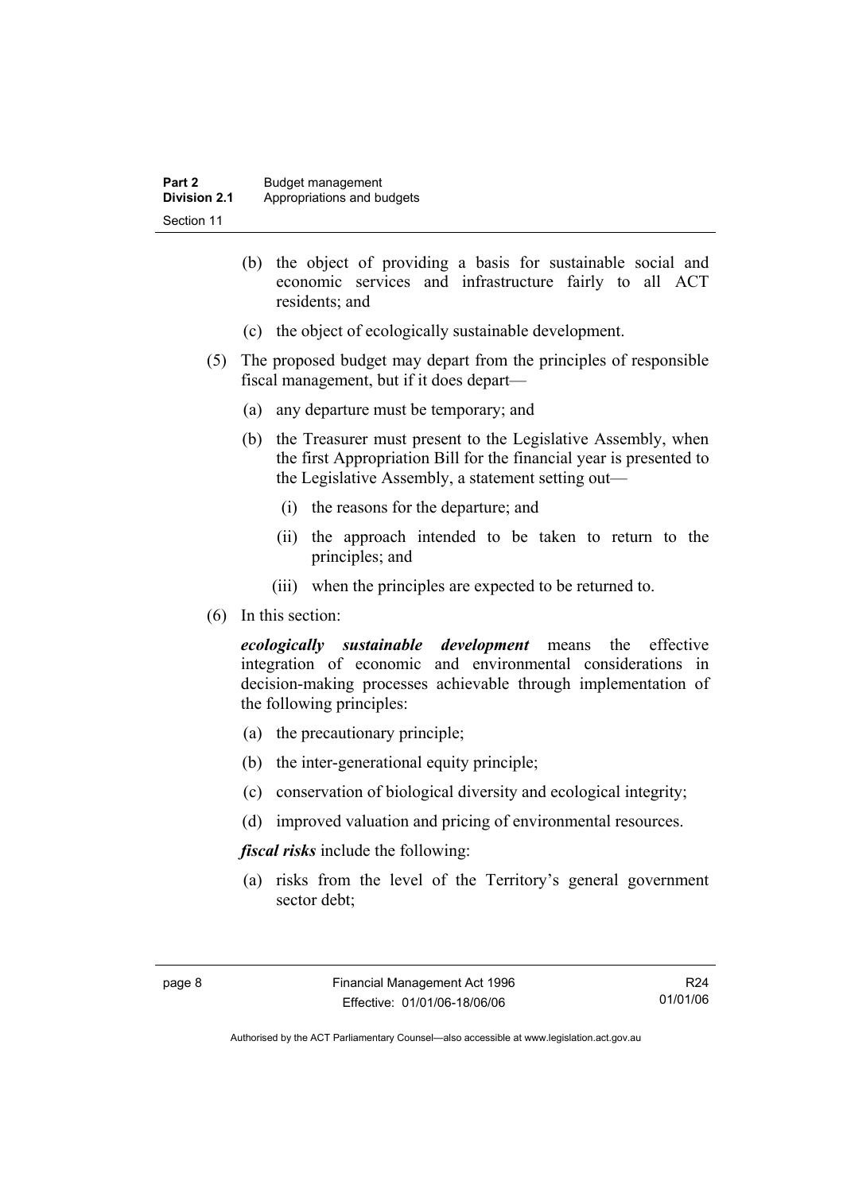(b) the object of providing a basis for sustainable social and economic services and infrastructure fairly to all ACT residents; and

(c) the object of ecologically sustainable development.

(5) The proposed budget may depart from the principles of responsible fiscal management, but if it does depart—

(a) any departure must be temporary; and

(b) the Treasurer must present to the Legislative Assembly, when the first Appropriation Bill for the financial year is presented to the Legislative Assembly, a statement setting out—

(i) the reasons for the departure; and

(ii) the approach intended to be taken to return to the principles; and

(iii) when the principles are expected to be returned to.

(6) In this section:

***ecologically sustainable development*** means the effective integration of economic and environmental considerations in decision-making processes achievable through implementation of the following principles:

(a) the precautionary principle;

(b) the inter-generational equity principle;

(c) conservation of biological diversity and ecological integrity;

(d) improved valuation and pricing of environmental resources.

***fiscal risks*** include the following:

(a) risks from the level of the Territory's general government sector debt;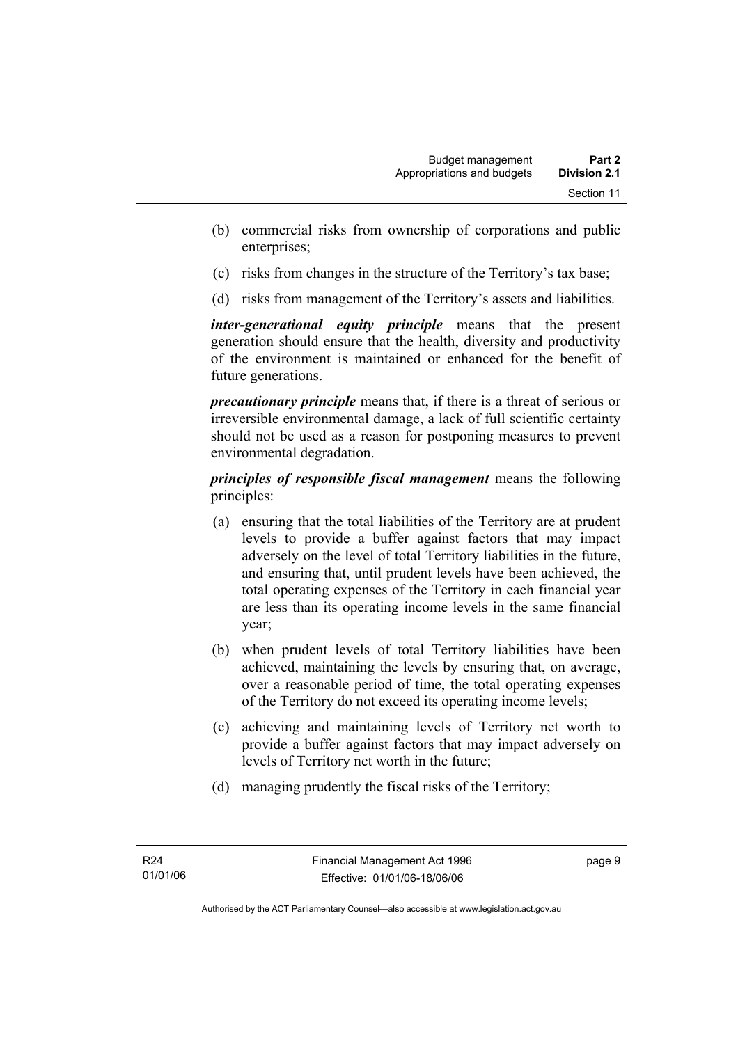(b) commercial risks from ownership of corporations and public enterprises;

(c) risks from changes in the structure of the Territory's tax base;

(d) risks from management of the Territory's assets and liabilities.

***inter-generational equity principle*** means that the present generation should ensure that the health, diversity and productivity of the environment is maintained or enhanced for the benefit of future generations.

***precautionary principle*** means that, if there is a threat of serious or irreversible environmental damage, a lack of full scientific certainty should not be used as a reason for postponing measures to prevent environmental degradation.

***principles of responsible fiscal management*** means the following principles:

(a) ensuring that the total liabilities of the Territory are at prudent levels to provide a buffer against factors that may impact adversely on the level of total Territory liabilities in the future, and ensuring that, until prudent levels have been achieved, the total operating expenses of the Territory in each financial year are less than its operating income levels in the same financial year;

(b) when prudent levels of total Territory liabilities have been achieved, maintaining the levels by ensuring that, on average, over a reasonable period of time, the total operating expenses of the Territory do not exceed its operating income levels;

(c) achieving and maintaining levels of Territory net worth to provide a buffer against factors that may impact adversely on levels of Territory net worth in the future;

(d) managing prudently the fiscal risks of the Territory;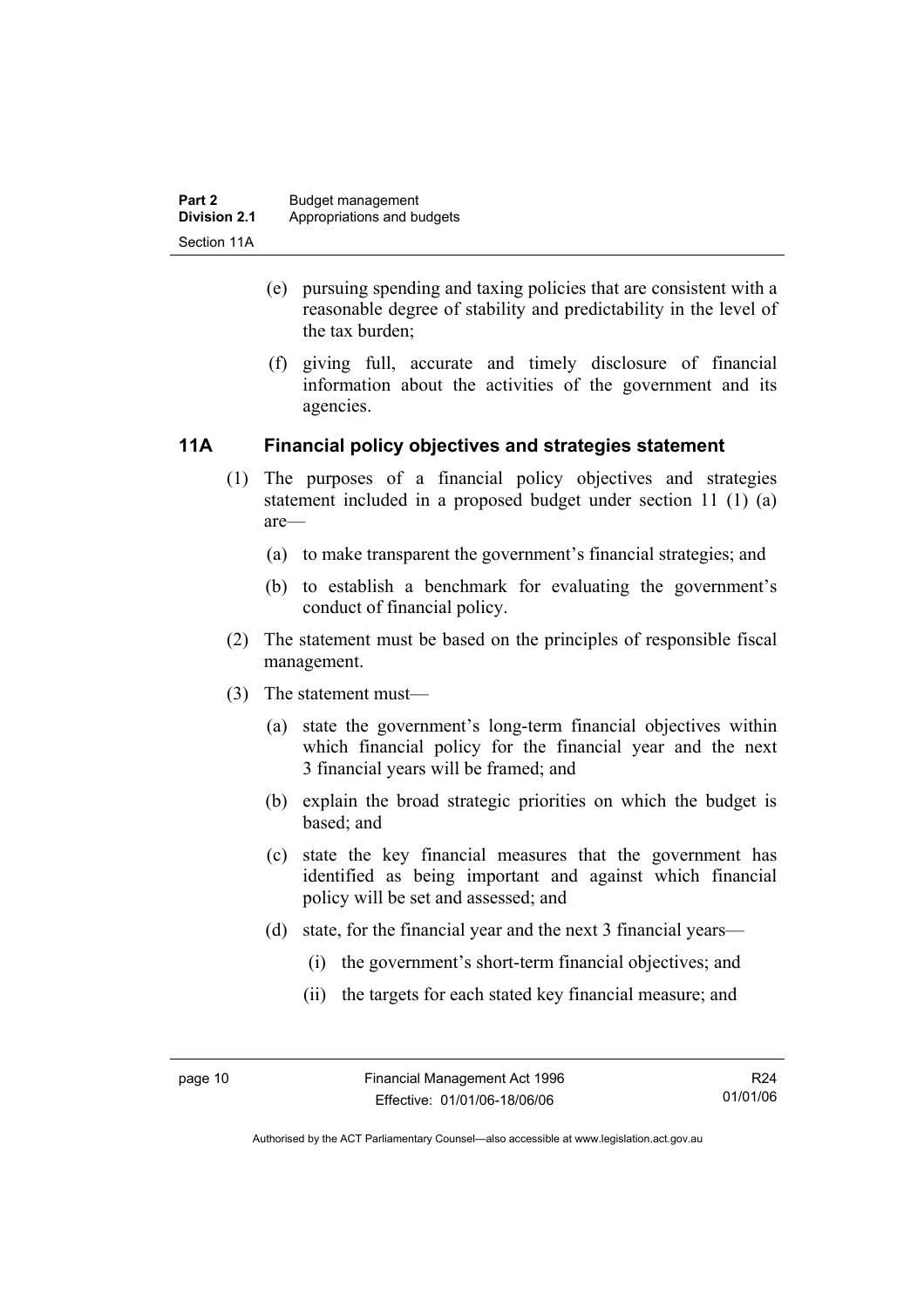(e) pursuing spending and taxing policies that are consistent with a reasonable degree of stability and predictability in the level of the tax burden;

(f) giving full, accurate and timely disclosure of financial information about the activities of the government and its agencies.

## 11A Financial policy objectives and strategies statement

(1) The purposes of a financial policy objectives and strategies statement included in a proposed budget under section 11 (1) (a) are—

(a) to make transparent the government's financial strategies; and

(b) to establish a benchmark for evaluating the government's conduct of financial policy.

(2) The statement must be based on the principles of responsible fiscal management.

(3) The statement must—

(a) state the government's long-term financial objectives within which financial policy for the financial year and the next 3 financial years will be framed; and

(b) explain the broad strategic priorities on which the budget is based; and

(c) state the key financial measures that the government has identified as being important and against which financial policy will be set and assessed; and

(d) state, for the financial year and the next 3 financial years—

(i) the government's short-term financial objectives; and

(ii) the targets for each stated key financial measure; and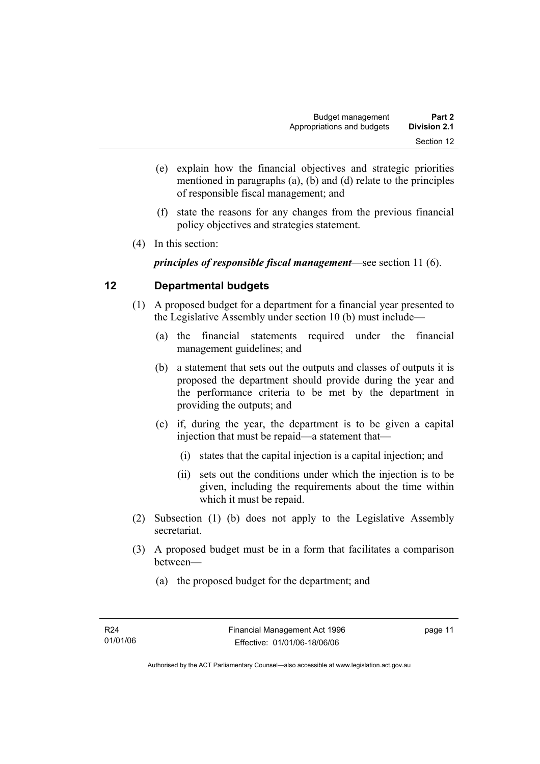(e) explain how the financial objectives and strategic priorities mentioned in paragraphs (a), (b) and (d) relate to the principles of responsible fiscal management; and

(f) state the reasons for any changes from the previous financial policy objectives and strategies statement.

(4) In this section:

***principles of responsible fiscal management***—see section 11 (6).

## 12 Departmental budgets

(1) A proposed budget for a department for a financial year presented to the Legislative Assembly under section 10 (b) must include—

(a) the financial statements required under the financial management guidelines; and

(b) a statement that sets out the outputs and classes of outputs it is proposed the department should provide during the year and the performance criteria to be met by the department in providing the outputs; and

(c) if, during the year, the department is to be given a capital injection that must be repaid—a statement that—

(i) states that the capital injection is a capital injection; and

(ii) sets out the conditions under which the injection is to be given, including the requirements about the time within which it must be repaid.

(2) Subsection (1) (b) does not apply to the Legislative Assembly secretariat.

(3) A proposed budget must be in a form that facilitates a comparison between—

(a) the proposed budget for the department; and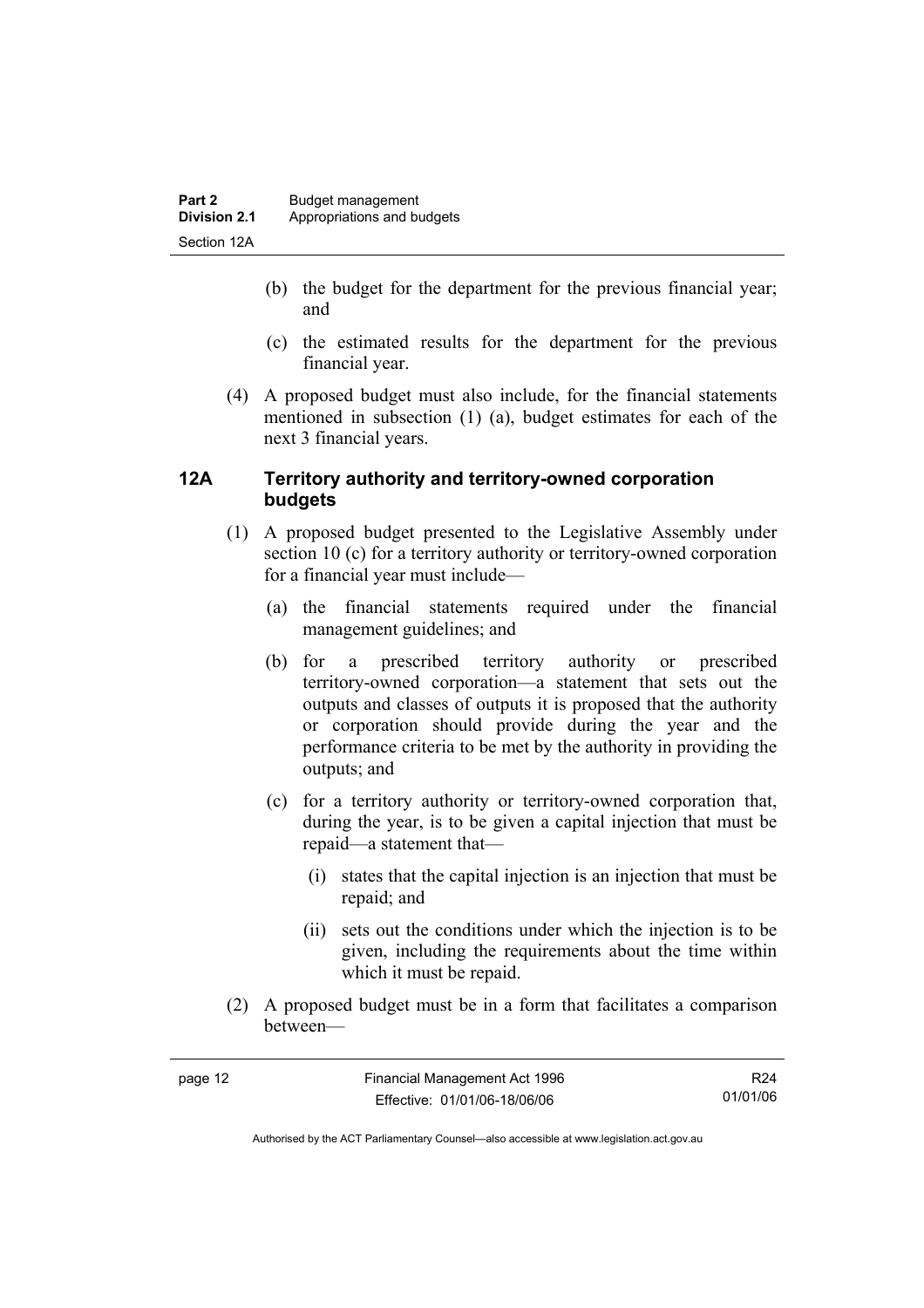(b) the budget for the department for the previous financial year; and

(c) the estimated results for the department for the previous financial year.

(4) A proposed budget must also include, for the financial statements mentioned in subsection (1) (a), budget estimates for each of the next 3 financial years.

### 12A Territory authority and territory-owned corporation budgets

(1) A proposed budget presented to the Legislative Assembly under section 10 (c) for a territory authority or territory-owned corporation for a financial year must include—

(a) the financial statements required under the financial management guidelines; and

(b) for a prescribed territory authority or prescribed territory-owned corporation—a statement that sets out the outputs and classes of outputs it is proposed that the authority or corporation should provide during the year and the performance criteria to be met by the authority in providing the outputs; and

(c) for a territory authority or territory-owned corporation that, during the year, is to be given a capital injection that must be repaid—a statement that—

(i) states that the capital injection is an injection that must be repaid; and

(ii) sets out the conditions under which the injection is to be given, including the requirements about the time within which it must be repaid.

(2) A proposed budget must be in a form that facilitates a comparison between—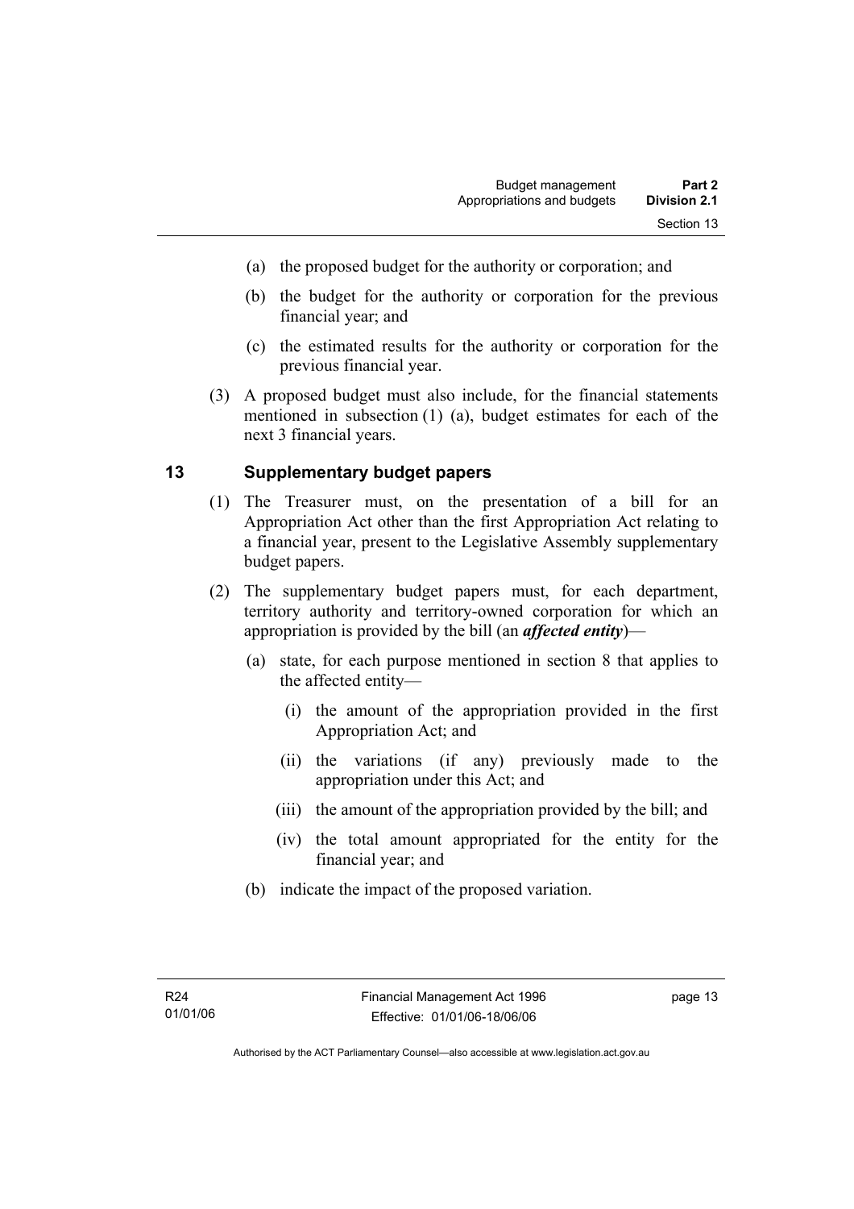(a) the proposed budget for the authority or corporation; and

(b) the budget for the authority or corporation for the previous financial year; and

(c) the estimated results for the authority or corporation for the previous financial year.

(3) A proposed budget must also include, for the financial statements mentioned in subsection (1) (a), budget estimates for each of the next 3 financial years.

## 13 Supplementary budget papers

(1) The Treasurer must, on the presentation of a bill for an Appropriation Act other than the first Appropriation Act relating to a financial year, present to the Legislative Assembly supplementary budget papers.

(2) The supplementary budget papers must, for each department, territory authority and territory-owned corporation for which an appropriation is provided by the bill (an ***affected entity***)—

(a) state, for each purpose mentioned in section 8 that applies to the affected entity—

(i) the amount of the appropriation provided in the first Appropriation Act; and

(ii) the variations (if any) previously made to the appropriation under this Act; and

(iii) the amount of the appropriation provided by the bill; and

(iv) the total amount appropriated for the entity for the financial year; and

(b) indicate the impact of the proposed variation.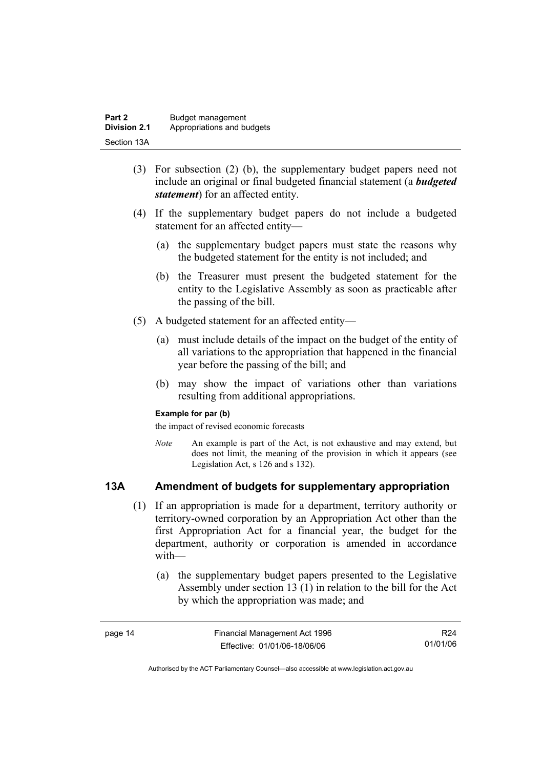(3) For subsection (2) (b), the supplementary budget papers need not include an original or final budgeted financial statement (a ***budgeted statement***) for an affected entity.

(4) If the supplementary budget papers do not include a budgeted statement for an affected entity—

(a) the supplementary budget papers must state the reasons why the budgeted statement for the entity is not included; and

(b) the Treasurer must present the budgeted statement for the entity to the Legislative Assembly as soon as practicable after the passing of the bill.

(5) A budgeted statement for an affected entity—

(a) must include details of the impact on the budget of the entity of all variations to the appropriation that happened in the financial year before the passing of the bill; and

(b) may show the impact of variations other than variations resulting from additional appropriations.

**Example for par (b)**

the impact of revised economic forecasts

*Note* An example is part of the Act, is not exhaustive and may extend, but does not limit, the meaning of the provision in which it appears (see Legislation Act, s 126 and s 132).

## 13A Amendment of budgets for supplementary appropriation

(1) If an appropriation is made for a department, territory authority or territory-owned corporation by an Appropriation Act other than the first Appropriation Act for a financial year, the budget for the department, authority or corporation is amended in accordance with—

(a) the supplementary budget papers presented to the Legislative Assembly under section 13 (1) in relation to the bill for the Act by which the appropriation was made; and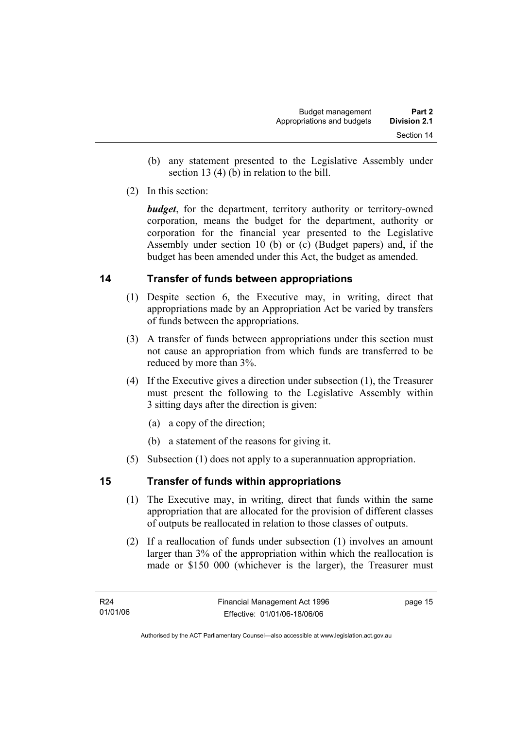(b) any statement presented to the Legislative Assembly under section 13 (4) (b) in relation to the bill.

(2) In this section:

***budget***, for the department, territory authority or territory-owned corporation, means the budget for the department, authority or corporation for the financial year presented to the Legislative Assembly under section 10 (b) or (c) (Budget papers) and, if the budget has been amended under this Act, the budget as amended.

## 14 Transfer of funds between appropriations

(1) Despite section 6, the Executive may, in writing, direct that appropriations made by an Appropriation Act be varied by transfers of funds between the appropriations.

(3) A transfer of funds between appropriations under this section must not cause an appropriation from which funds are transferred to be reduced by more than 3%.

(4) If the Executive gives a direction under subsection (1), the Treasurer must present the following to the Legislative Assembly within 3 sitting days after the direction is given:

(a) a copy of the direction;

(b) a statement of the reasons for giving it.

(5) Subsection (1) does not apply to a superannuation appropriation.

## 15 Transfer of funds within appropriations

(1) The Executive may, in writing, direct that funds within the same appropriation that are allocated for the provision of different classes of outputs be reallocated in relation to those classes of outputs.

(2) If a reallocation of funds under subsection (1) involves an amount larger than 3% of the appropriation within which the reallocation is made or $150 000 (whichever is the larger), the Treasurer must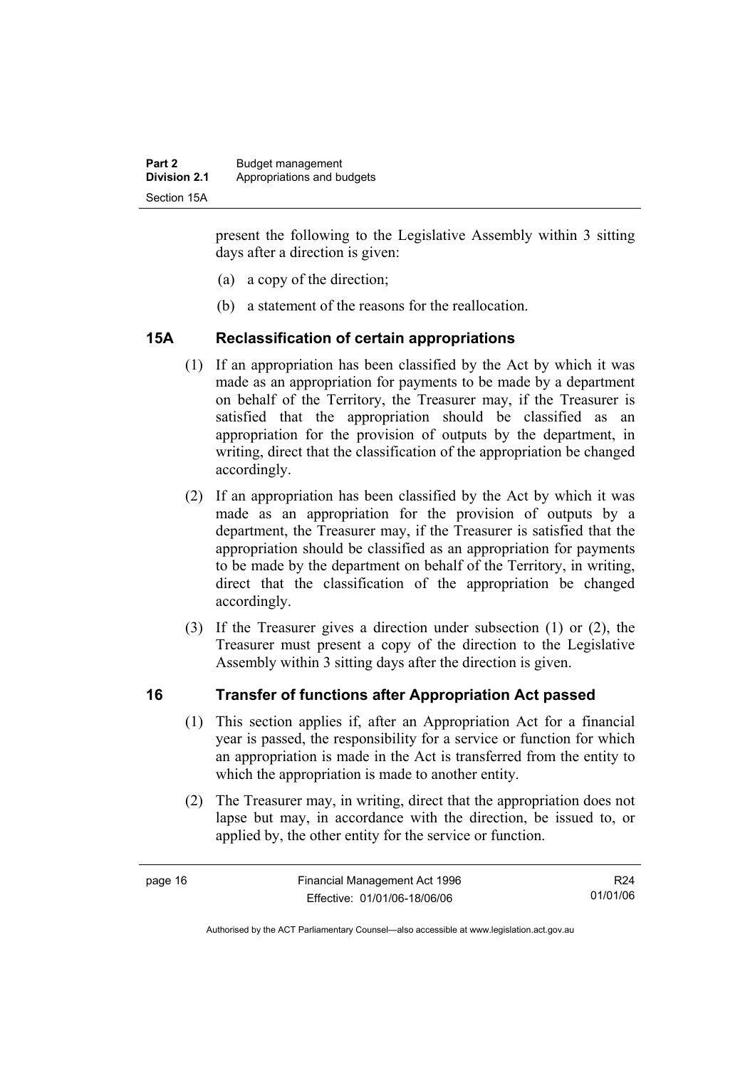present the following to the Legislative Assembly within 3 sitting days after a direction is given:

(a) a copy of the direction;

(b) a statement of the reasons for the reallocation.

## 15A Reclassification of certain appropriations

(1) If an appropriation has been classified by the Act by which it was made as an appropriation for payments to be made by a department on behalf of the Territory, the Treasurer may, if the Treasurer is satisfied that the appropriation should be classified as an appropriation for the provision of outputs by the department, in writing, direct that the classification of the appropriation be changed accordingly.

(2) If an appropriation has been classified by the Act by which it was made as an appropriation for the provision of outputs by a department, the Treasurer may, if the Treasurer is satisfied that the appropriation should be classified as an appropriation for payments to be made by the department on behalf of the Territory, in writing, direct that the classification of the appropriation be changed accordingly.

(3) If the Treasurer gives a direction under subsection (1) or (2), the Treasurer must present a copy of the direction to the Legislative Assembly within 3 sitting days after the direction is given.

## 16 Transfer of functions after Appropriation Act passed

(1) This section applies if, after an Appropriation Act for a financial year is passed, the responsibility for a service or function for which an appropriation is made in the Act is transferred from the entity to which the appropriation is made to another entity.

(2) The Treasurer may, in writing, direct that the appropriation does not lapse but may, in accordance with the direction, be issued to, or applied by, the other entity for the service or function.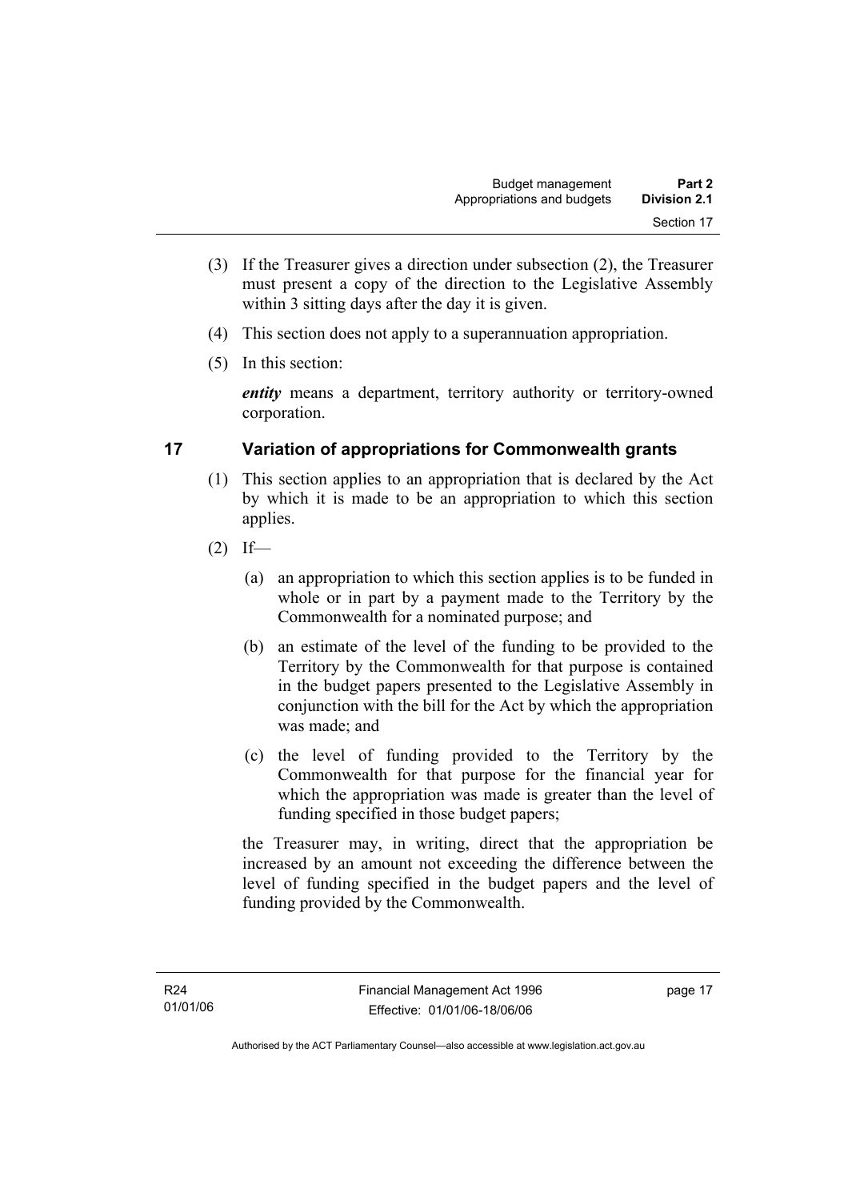(3) If the Treasurer gives a direction under subsection (2), the Treasurer must present a copy of the direction to the Legislative Assembly within 3 sitting days after the day it is given.

(4) This section does not apply to a superannuation appropriation.

(5) In this section:

***entity*** means a department, territory authority or territory-owned corporation.

## 17 Variation of appropriations for Commonwealth grants

(1) This section applies to an appropriation that is declared by the Act by which it is made to be an appropriation to which this section applies.

(2) If—

(a) an appropriation to which this section applies is to be funded in whole or in part by a payment made to the Territory by the Commonwealth for a nominated purpose; and

(b) an estimate of the level of the funding to be provided to the Territory by the Commonwealth for that purpose is contained in the budget papers presented to the Legislative Assembly in conjunction with the bill for the Act by which the appropriation was made; and

(c) the level of funding provided to the Territory by the Commonwealth for that purpose for the financial year for which the appropriation was made is greater than the level of funding specified in those budget papers;

the Treasurer may, in writing, direct that the appropriation be increased by an amount not exceeding the difference between the level of funding specified in the budget papers and the level of funding provided by the Commonwealth.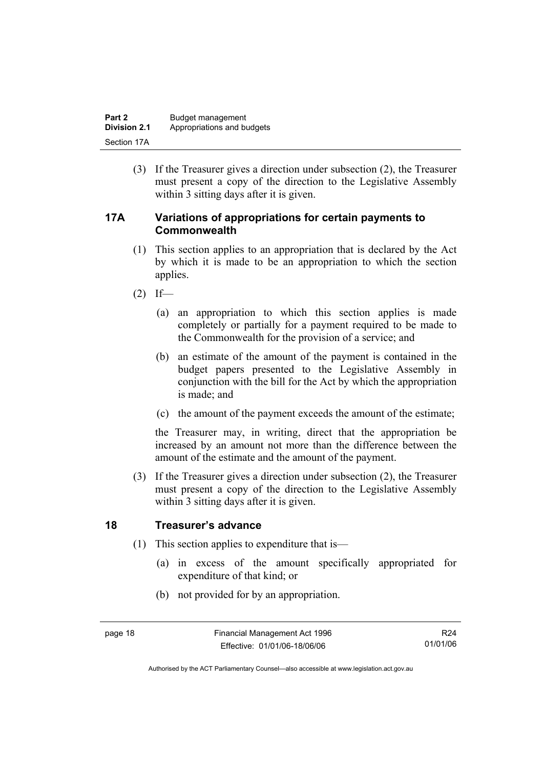(3) If the Treasurer gives a direction under subsection (2), the Treasurer must present a copy of the direction to the Legislative Assembly within 3 sitting days after it is given.

### 17A Variations of appropriations for certain payments to Commonwealth

(1) This section applies to an appropriation that is declared by the Act by which it is made to be an appropriation to which the section applies.

(2) If—

(a) an appropriation to which this section applies is made completely or partially for a payment required to be made to the Commonwealth for the provision of a service; and

(b) an estimate of the amount of the payment is contained in the budget papers presented to the Legislative Assembly in conjunction with the bill for the Act by which the appropriation is made; and

(c) the amount of the payment exceeds the amount of the estimate;

the Treasurer may, in writing, direct that the appropriation be increased by an amount not more than the difference between the amount of the estimate and the amount of the payment.

(3) If the Treasurer gives a direction under subsection (2), the Treasurer must present a copy of the direction to the Legislative Assembly within 3 sitting days after it is given.

### 18 Treasurer's advance

(1) This section applies to expenditure that is—

(a) in excess of the amount specifically appropriated for expenditure of that kind; or

(b) not provided for by an appropriation.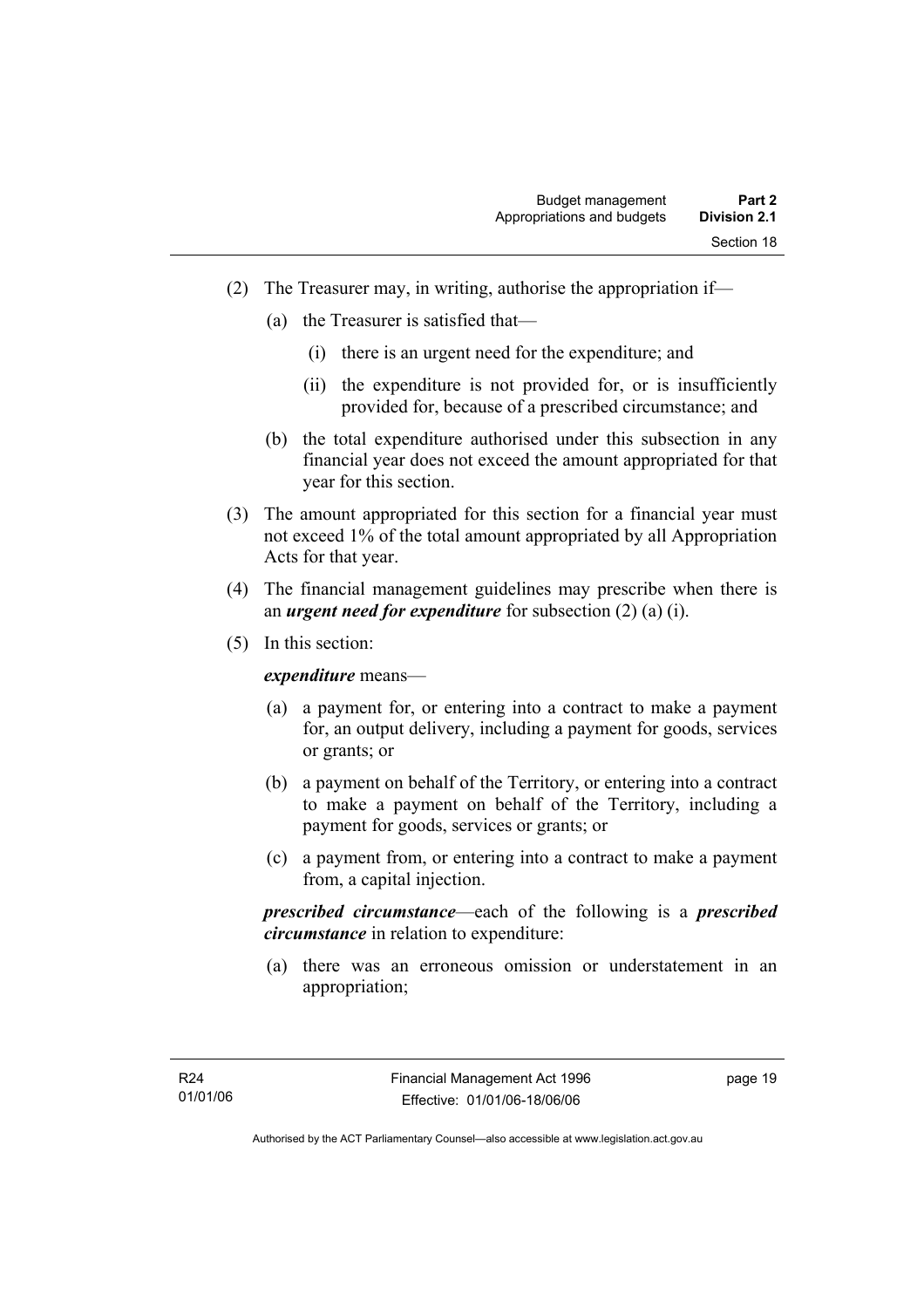(2) The Treasurer may, in writing, authorise the appropriation if—

   (a) the Treasurer is satisfied that—

      (i) there is an urgent need for the expenditure; and

      (ii) the expenditure is not provided for, or is insufficiently provided for, because of a prescribed circumstance; and

   (b) the total expenditure authorised under this subsection in any financial year does not exceed the amount appropriated for that year for this section.

(3) The amount appropriated for this section for a financial year must not exceed 1% of the total amount appropriated by all Appropriation Acts for that year.

(4) The financial management guidelines may prescribe when there is an ***urgent need for expenditure*** for subsection (2) (a) (i).

(5) In this section:

***expenditure*** means—

   (a) a payment for, or entering into a contract to make a payment for, an output delivery, including a payment for goods, services or grants; or

   (b) a payment on behalf of the Territory, or entering into a contract to make a payment on behalf of the Territory, including a payment for goods, services or grants; or

   (c) a payment from, or entering into a contract to make a payment from, a capital injection.

***prescribed circumstance***—each of the following is a ***prescribed circumstance*** in relation to expenditure:

   (a) there was an erroneous omission or understatement in an appropriation;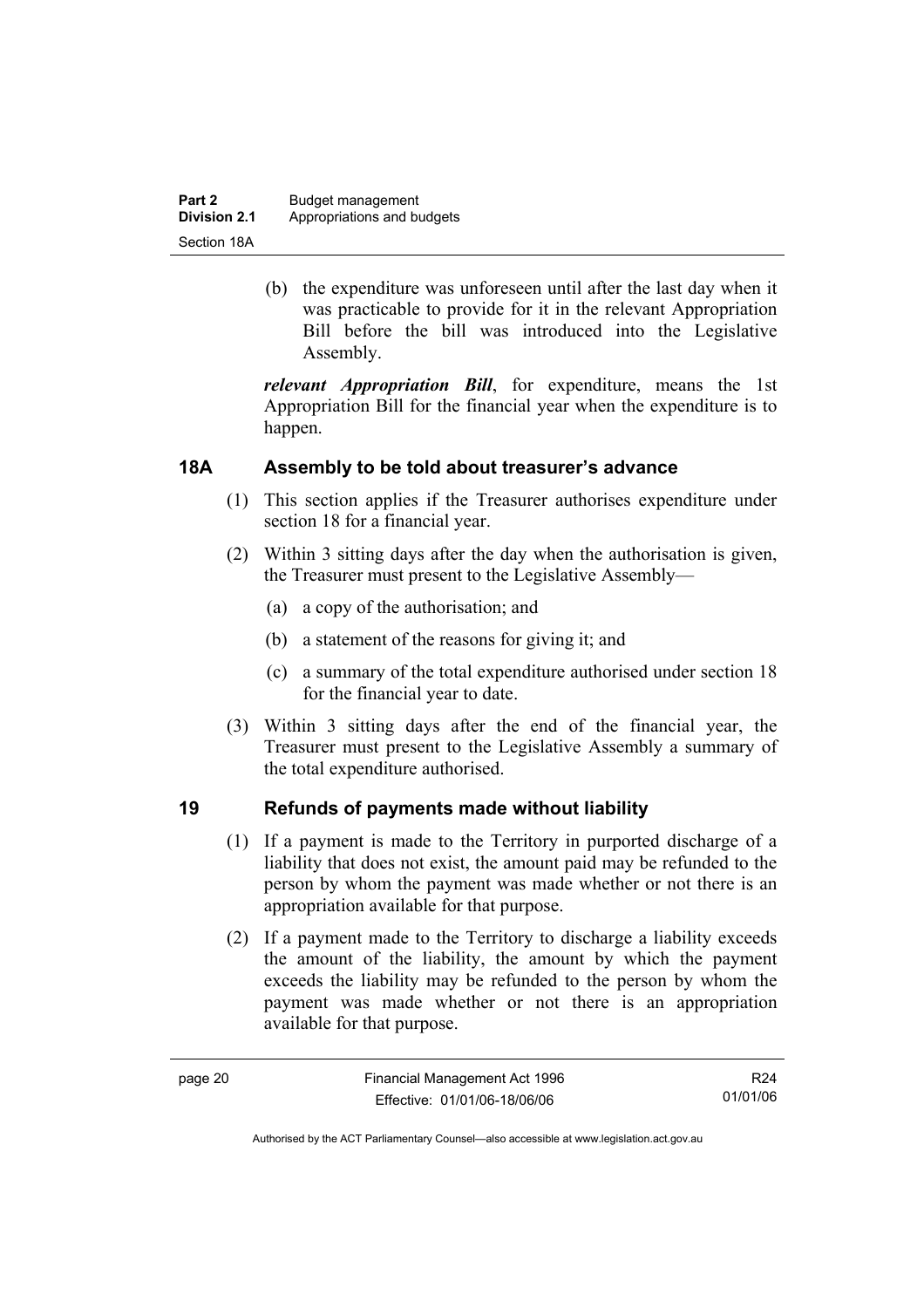(b) the expenditure was unforeseen until after the last day when it was practicable to provide for it in the relevant Appropriation Bill before the bill was introduced into the Legislative Assembly.

***relevant Appropriation Bill***, for expenditure, means the 1st Appropriation Bill for the financial year when the expenditure is to happen.

## 18A Assembly to be told about treasurer's advance

(1) This section applies if the Treasurer authorises expenditure under section 18 for a financial year.

(2) Within 3 sitting days after the day when the authorisation is given, the Treasurer must present to the Legislative Assembly—

(a) a copy of the authorisation; and

(b) a statement of the reasons for giving it; and

(c) a summary of the total expenditure authorised under section 18 for the financial year to date.

(3) Within 3 sitting days after the end of the financial year, the Treasurer must present to the Legislative Assembly a summary of the total expenditure authorised.

## 19 Refunds of payments made without liability

(1) If a payment is made to the Territory in purported discharge of a liability that does not exist, the amount paid may be refunded to the person by whom the payment was made whether or not there is an appropriation available for that purpose.

(2) If a payment made to the Territory to discharge a liability exceeds the amount of the liability, the amount by which the payment exceeds the liability may be refunded to the person by whom the payment was made whether or not there is an appropriation available for that purpose.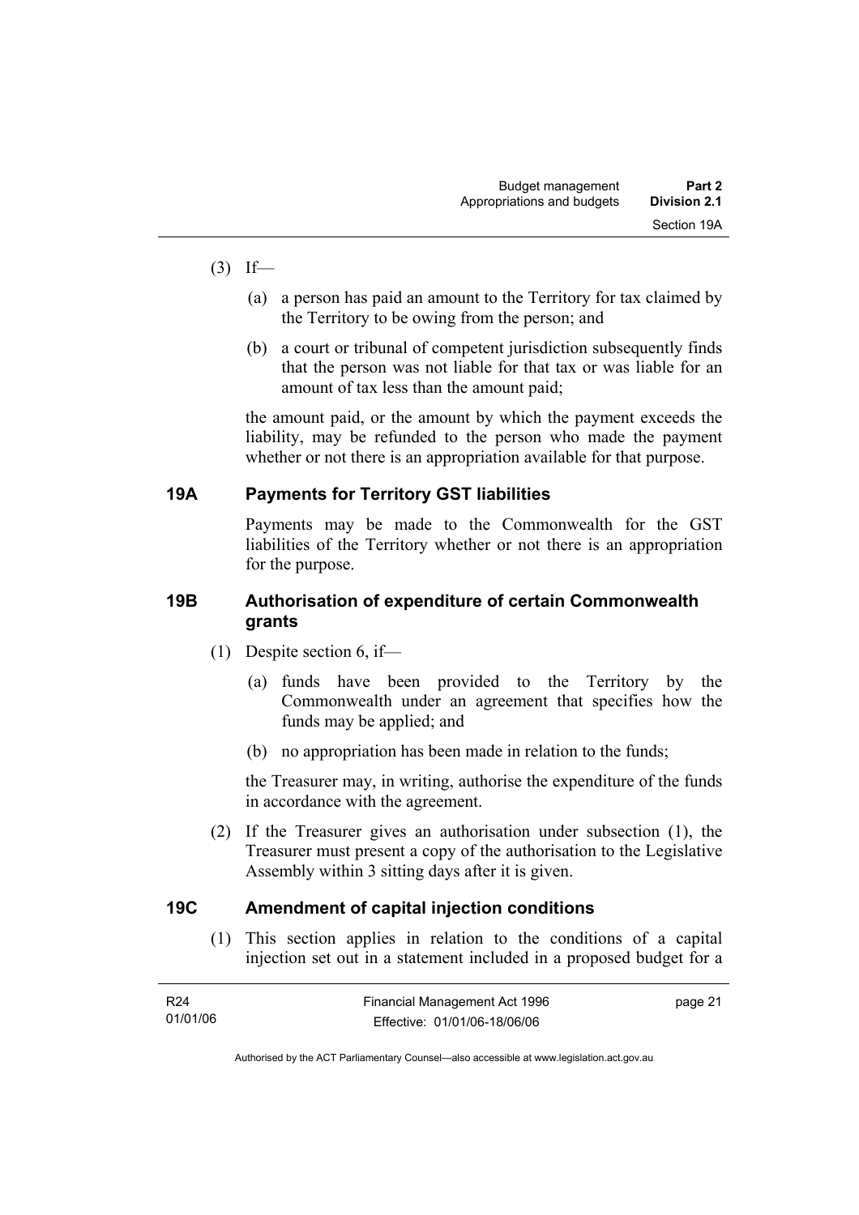(3) If—

(a) a person has paid an amount to the Territory for tax claimed by the Territory to be owing from the person; and

(b) a court or tribunal of competent jurisdiction subsequently finds that the person was not liable for that tax or was liable for an amount of tax less than the amount paid;

the amount paid, or the amount by which the payment exceeds the liability, may be refunded to the person who made the payment whether or not there is an appropriation available for that purpose.

## 19A Payments for Territory GST liabilities

Payments may be made to the Commonwealth for the GST liabilities of the Territory whether or not there is an appropriation for the purpose.

## 19B Authorisation of expenditure of certain Commonwealth grants

(1) Despite section 6, if—

(a) funds have been provided to the Territory by the Commonwealth under an agreement that specifies how the funds may be applied; and

(b) no appropriation has been made in relation to the funds;

the Treasurer may, in writing, authorise the expenditure of the funds in accordance with the agreement.

(2) If the Treasurer gives an authorisation under subsection (1), the Treasurer must present a copy of the authorisation to the Legislative Assembly within 3 sitting days after it is given.

## 19C Amendment of capital injection conditions

(1) This section applies in relation to the conditions of a capital injection set out in a statement included in a proposed budget for a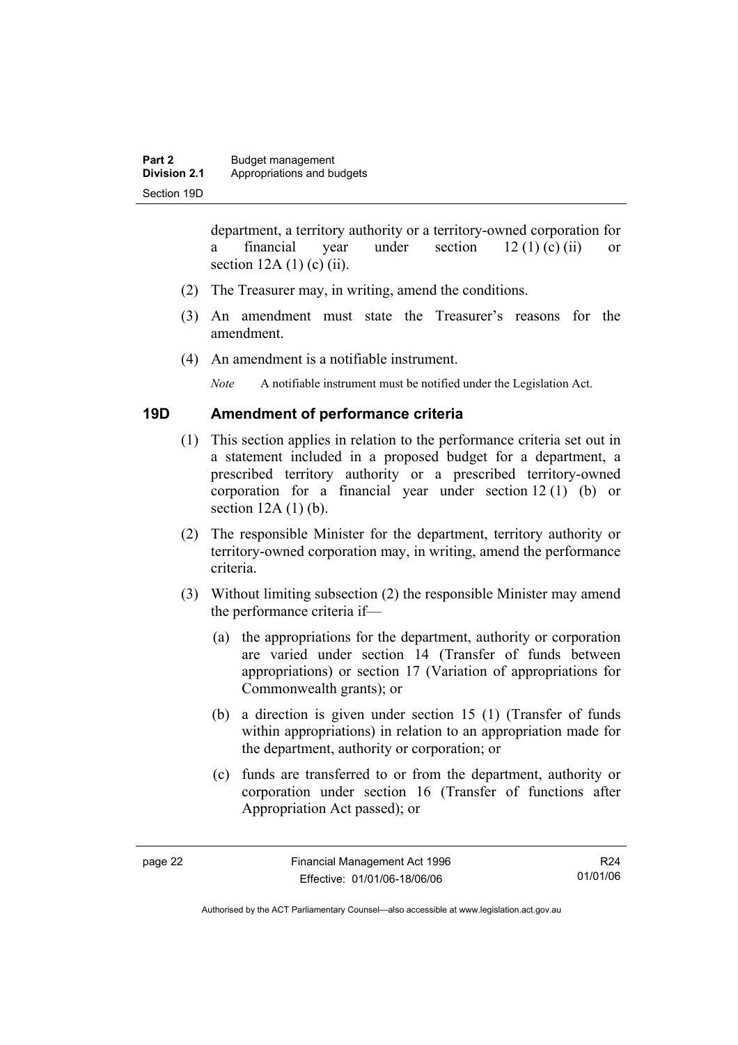department, a territory authority or a territory-owned corporation for a financial year under section 12 (1) (c) (ii) or section 12A (1) (c) (ii).

(2) The Treasurer may, in writing, amend the conditions.

(3) An amendment must state the Treasurer's reasons for the amendment.

(4) An amendment is a notifiable instrument.

*Note* A notifiable instrument must be notified under the Legislation Act.

### 19D Amendment of performance criteria

(1) This section applies in relation to the performance criteria set out in a statement included in a proposed budget for a department, a prescribed territory authority or a prescribed territory-owned corporation for a financial year under section 12 (1) (b) or section 12A (1) (b).

(2) The responsible Minister for the department, territory authority or territory-owned corporation may, in writing, amend the performance criteria.

(3) Without limiting subsection (2) the responsible Minister may amend the performance criteria if—

(a) the appropriations for the department, authority or corporation are varied under section 14 (Transfer of funds between appropriations) or section 17 (Variation of appropriations for Commonwealth grants); or

(b) a direction is given under section 15 (1) (Transfer of funds within appropriations) in relation to an appropriation made for the department, authority or corporation; or

(c) funds are transferred to or from the department, authority or corporation under section 16 (Transfer of functions after Appropriation Act passed); or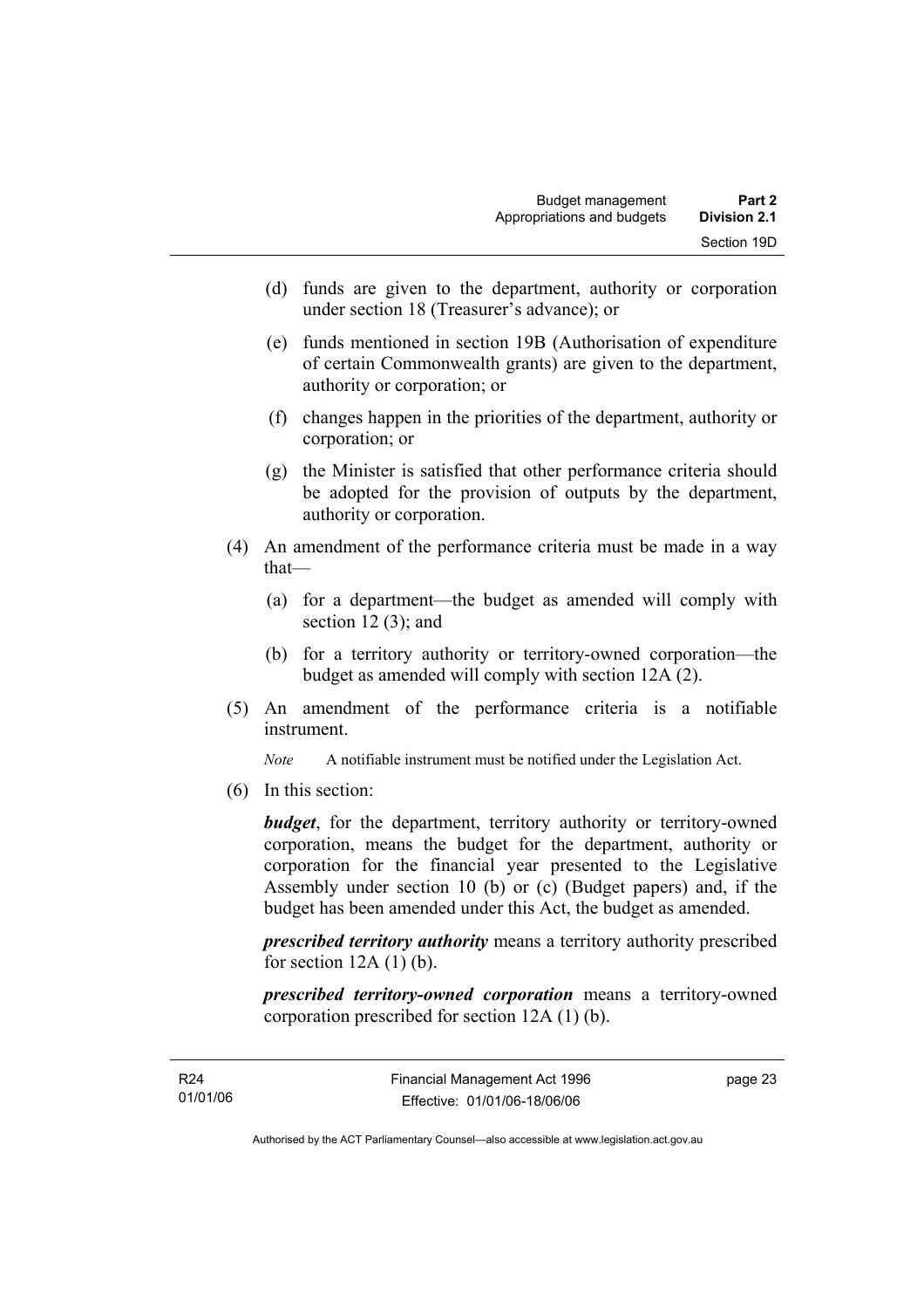(d) funds are given to the department, authority or corporation under section 18 (Treasurer's advance); or

(e) funds mentioned in section 19B (Authorisation of expenditure of certain Commonwealth grants) are given to the department, authority or corporation; or

(f) changes happen in the priorities of the department, authority or corporation; or

(g) the Minister is satisfied that other performance criteria should be adopted for the provision of outputs by the department, authority or corporation.

(4) An amendment of the performance criteria must be made in a way that—

(a) for a department—the budget as amended will comply with section 12 (3); and

(b) for a territory authority or territory-owned corporation—the budget as amended will comply with section 12A (2).

(5) An amendment of the performance criteria is a notifiable instrument.

*Note* A notifiable instrument must be notified under the Legislation Act.

(6) In this section:

***budget***, for the department, territory authority or territory-owned corporation, means the budget for the department, authority or corporation for the financial year presented to the Legislative Assembly under section 10 (b) or (c) (Budget papers) and, if the budget has been amended under this Act, the budget as amended.

***prescribed territory authority*** means a territory authority prescribed for section 12A (1) (b).

***prescribed territory-owned corporation*** means a territory-owned corporation prescribed for section 12A (1) (b).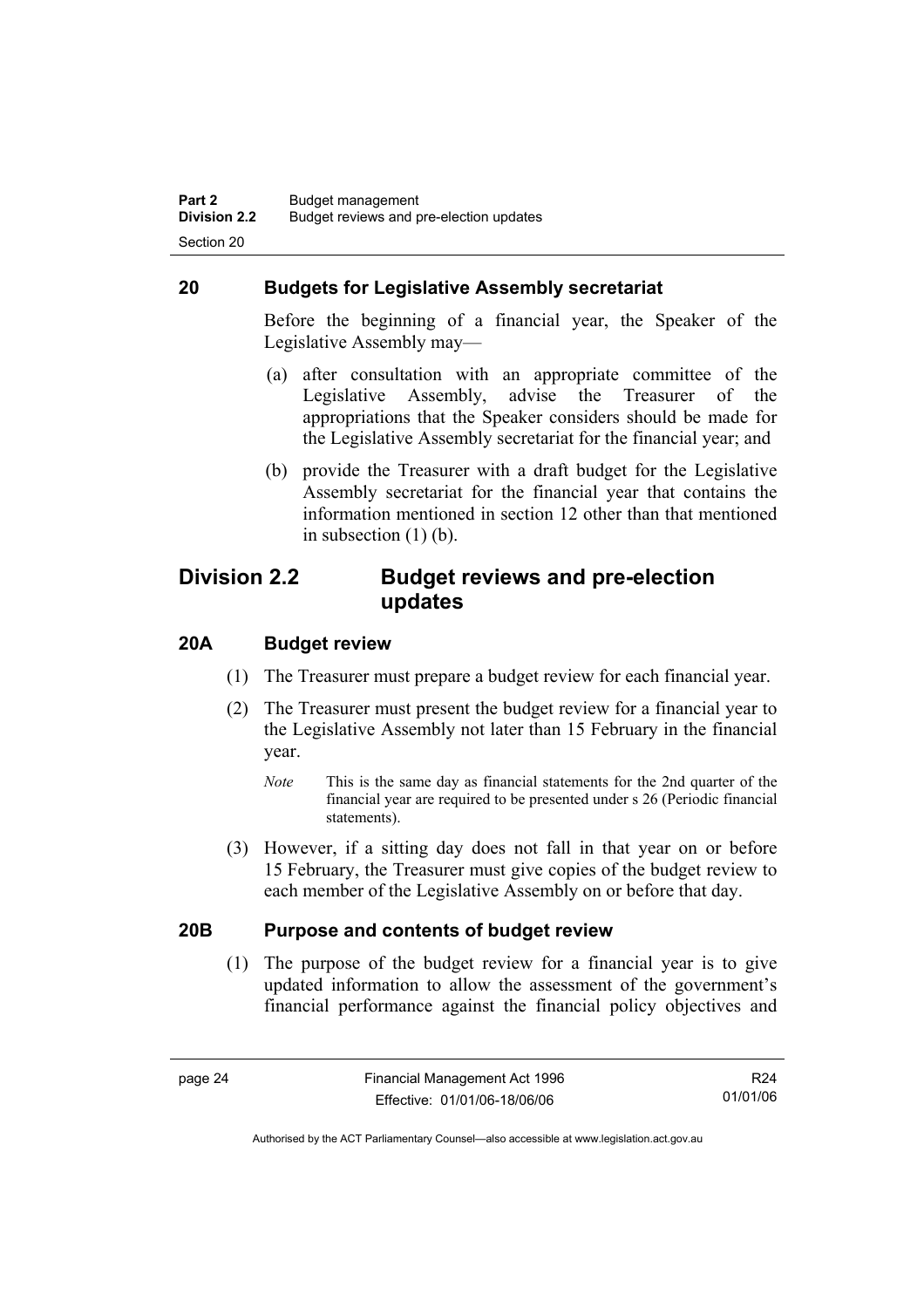## 20 Budgets for Legislative Assembly secretariat

Before the beginning of a financial year, the Speaker of the Legislative Assembly may—

(a) after consultation with an appropriate committee of the Legislative Assembly, advise the Treasurer of the appropriations that the Speaker considers should be made for the Legislative Assembly secretariat for the financial year; and

(b) provide the Treasurer with a draft budget for the Legislative Assembly secretariat for the financial year that contains the information mentioned in section 12 other than that mentioned in subsection (1) (b).

# Division 2.2 Budget reviews and pre-election updates

## 20A Budget review

(1) The Treasurer must prepare a budget review for each financial year.

(2) The Treasurer must present the budget review for a financial year to the Legislative Assembly not later than 15 February in the financial year.

*Note* This is the same day as financial statements for the 2nd quarter of the financial year are required to be presented under s 26 (Periodic financial statements).

(3) However, if a sitting day does not fall in that year on or before 15 February, the Treasurer must give copies of the budget review to each member of the Legislative Assembly on or before that day.

## 20B Purpose and contents of budget review

(1) The purpose of the budget review for a financial year is to give updated information to allow the assessment of the government's financial performance against the financial policy objectives and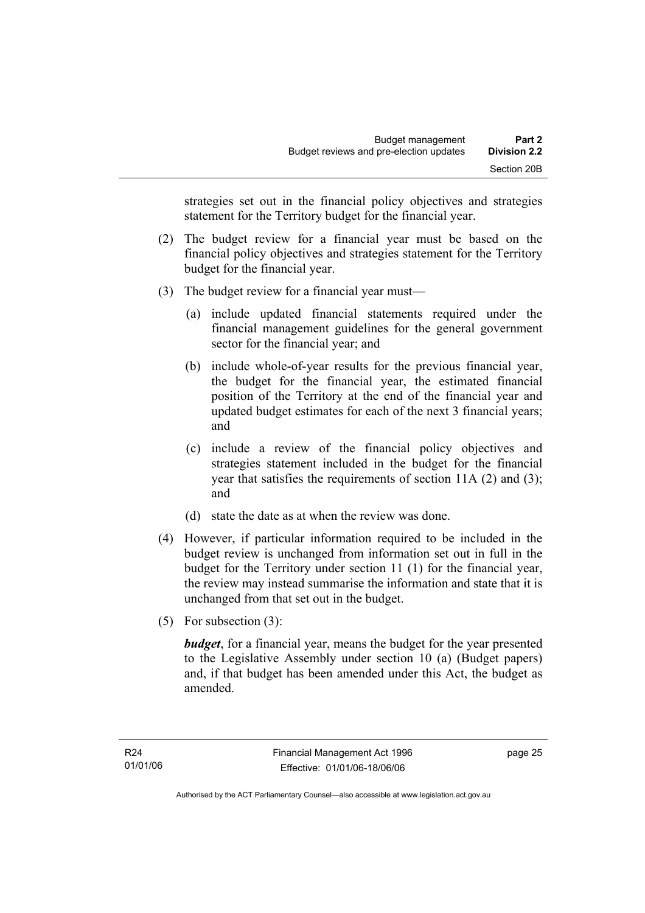strategies set out in the financial policy objectives and strategies statement for the Territory budget for the financial year.

(2) The budget review for a financial year must be based on the financial policy objectives and strategies statement for the Territory budget for the financial year.

(3) The budget review for a financial year must—

(a) include updated financial statements required under the financial management guidelines for the general government sector for the financial year; and

(b) include whole-of-year results for the previous financial year, the budget for the financial year, the estimated financial position of the Territory at the end of the financial year and updated budget estimates for each of the next 3 financial years; and

(c) include a review of the financial policy objectives and strategies statement included in the budget for the financial year that satisfies the requirements of section 11A (2) and (3); and

(d) state the date as at when the review was done.

(4) However, if particular information required to be included in the budget review is unchanged from information set out in full in the budget for the Territory under section 11 (1) for the financial year, the review may instead summarise the information and state that it is unchanged from that set out in the budget.

(5) For subsection (3):

***budget***, for a financial year, means the budget for the year presented to the Legislative Assembly under section 10 (a) (Budget papers) and, if that budget has been amended under this Act, the budget as amended.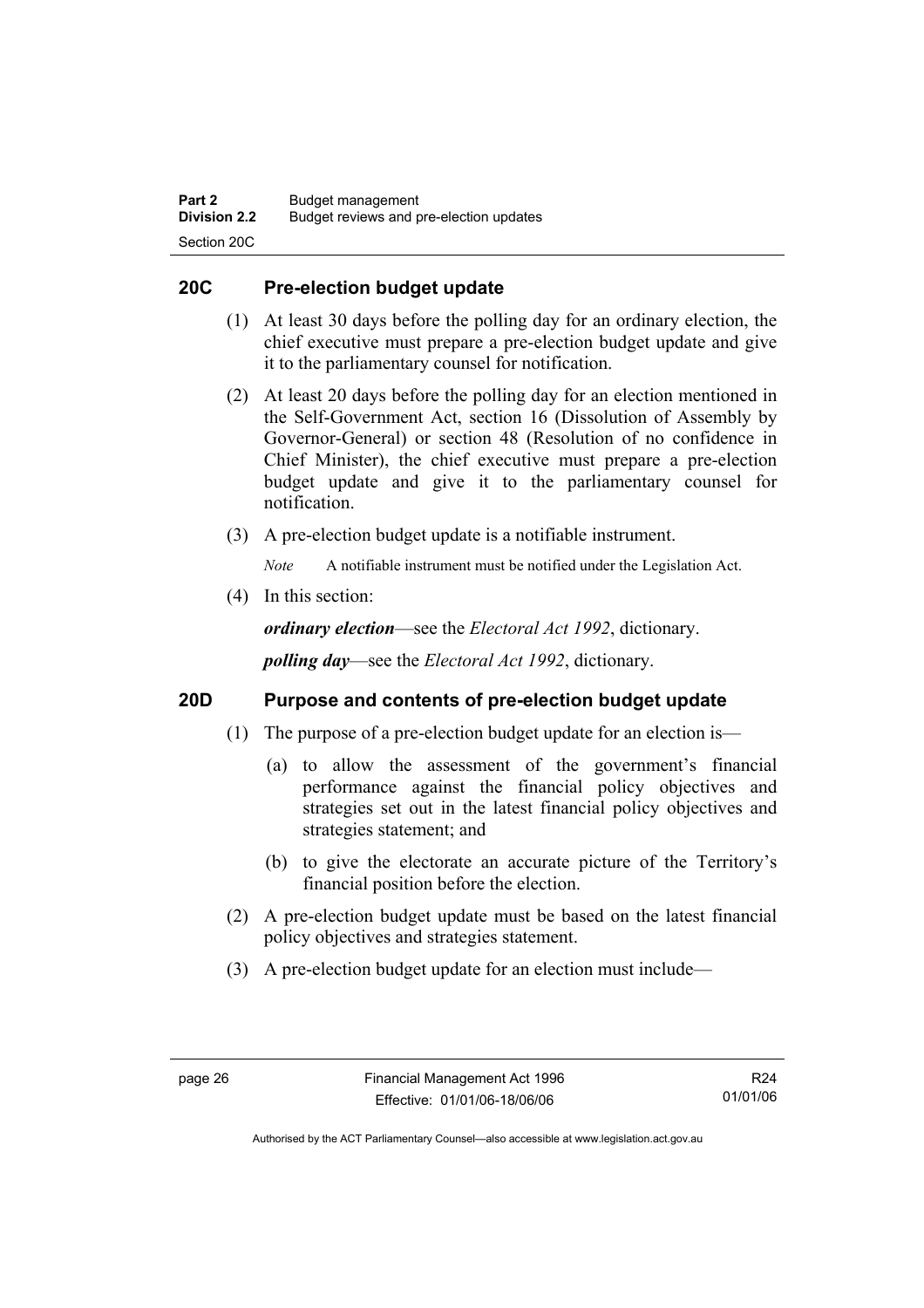## 20C Pre-election budget update

(1) At least 30 days before the polling day for an ordinary election, the chief executive must prepare a pre-election budget update and give it to the parliamentary counsel for notification.

(2) At least 20 days before the polling day for an election mentioned in the Self-Government Act, section 16 (Dissolution of Assembly by Governor-General) or section 48 (Resolution of no confidence in Chief Minister), the chief executive must prepare a pre-election budget update and give it to the parliamentary counsel for notification.

(3) A pre-election budget update is a notifiable instrument.

*Note* A notifiable instrument must be notified under the Legislation Act.

(4) In this section:

***ordinary election***—see the *Electoral Act 1992*, dictionary.

***polling day***—see the *Electoral Act 1992*, dictionary.

## 20D Purpose and contents of pre-election budget update

(1) The purpose of a pre-election budget update for an election is—

(a) to allow the assessment of the government's financial performance against the financial policy objectives and strategies set out in the latest financial policy objectives and strategies statement; and

(b) to give the electorate an accurate picture of the Territory's financial position before the election.

(2) A pre-election budget update must be based on the latest financial policy objectives and strategies statement.

(3) A pre-election budget update for an election must include—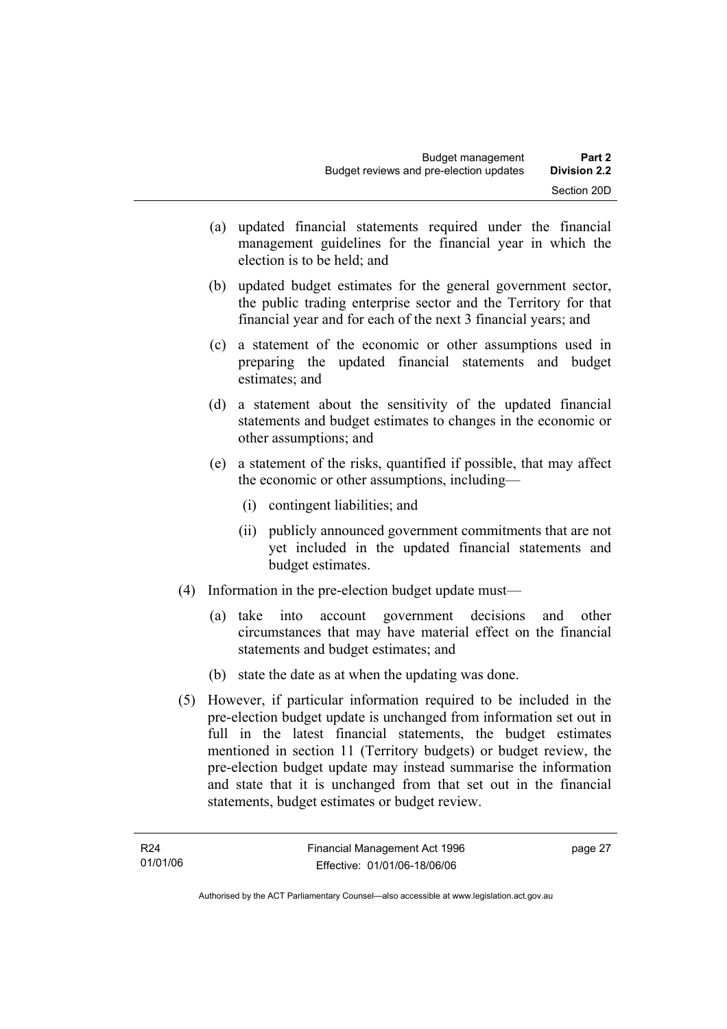(a) updated financial statements required under the financial management guidelines for the financial year in which the election is to be held; and

(b) updated budget estimates for the general government sector, the public trading enterprise sector and the Territory for that financial year and for each of the next 3 financial years; and

(c) a statement of the economic or other assumptions used in preparing the updated financial statements and budget estimates; and

(d) a statement about the sensitivity of the updated financial statements and budget estimates to changes in the economic or other assumptions; and

(e) a statement of the risks, quantified if possible, that may affect the economic or other assumptions, including—

  (i) contingent liabilities; and

  (ii) publicly announced government commitments that are not yet included in the updated financial statements and budget estimates.

(4) Information in the pre-election budget update must—

(a) take into account government decisions and other circumstances that may have material effect on the financial statements and budget estimates; and

(b) state the date as at when the updating was done.

(5) However, if particular information required to be included in the pre-election budget update is unchanged from information set out in full in the latest financial statements, the budget estimates mentioned in section 11 (Territory budgets) or budget review, the pre-election budget update may instead summarise the information and state that it is unchanged from that set out in the financial statements, budget estimates or budget review.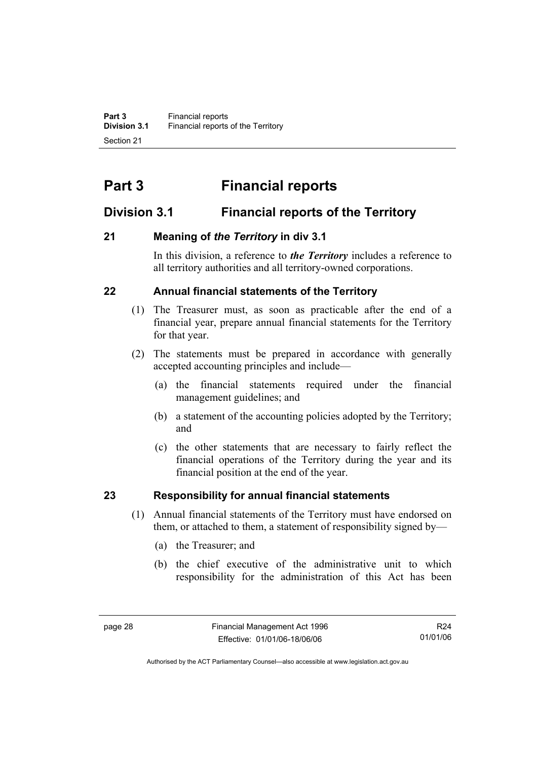# Part 3 Financial reports

## Division 3.1 Financial reports of the Territory

### 21 Meaning of *the Territory* in div 3.1

In this division, a reference to ***the Territory*** includes a reference to all territory authorities and all territory-owned corporations.

### 22 Annual financial statements of the Territory

(1) The Treasurer must, as soon as practicable after the end of a financial year, prepare annual financial statements for the Territory for that year.

(2) The statements must be prepared in accordance with generally accepted accounting principles and include—

(a) the financial statements required under the financial management guidelines; and

(b) a statement of the accounting policies adopted by the Territory; and

(c) the other statements that are necessary to fairly reflect the financial operations of the Territory during the year and its financial position at the end of the year.

### 23 Responsibility for annual financial statements

(1) Annual financial statements of the Territory must have endorsed on them, or attached to them, a statement of responsibility signed by—

(a) the Treasurer; and

(b) the chief executive of the administrative unit to which responsibility for the administration of this Act has been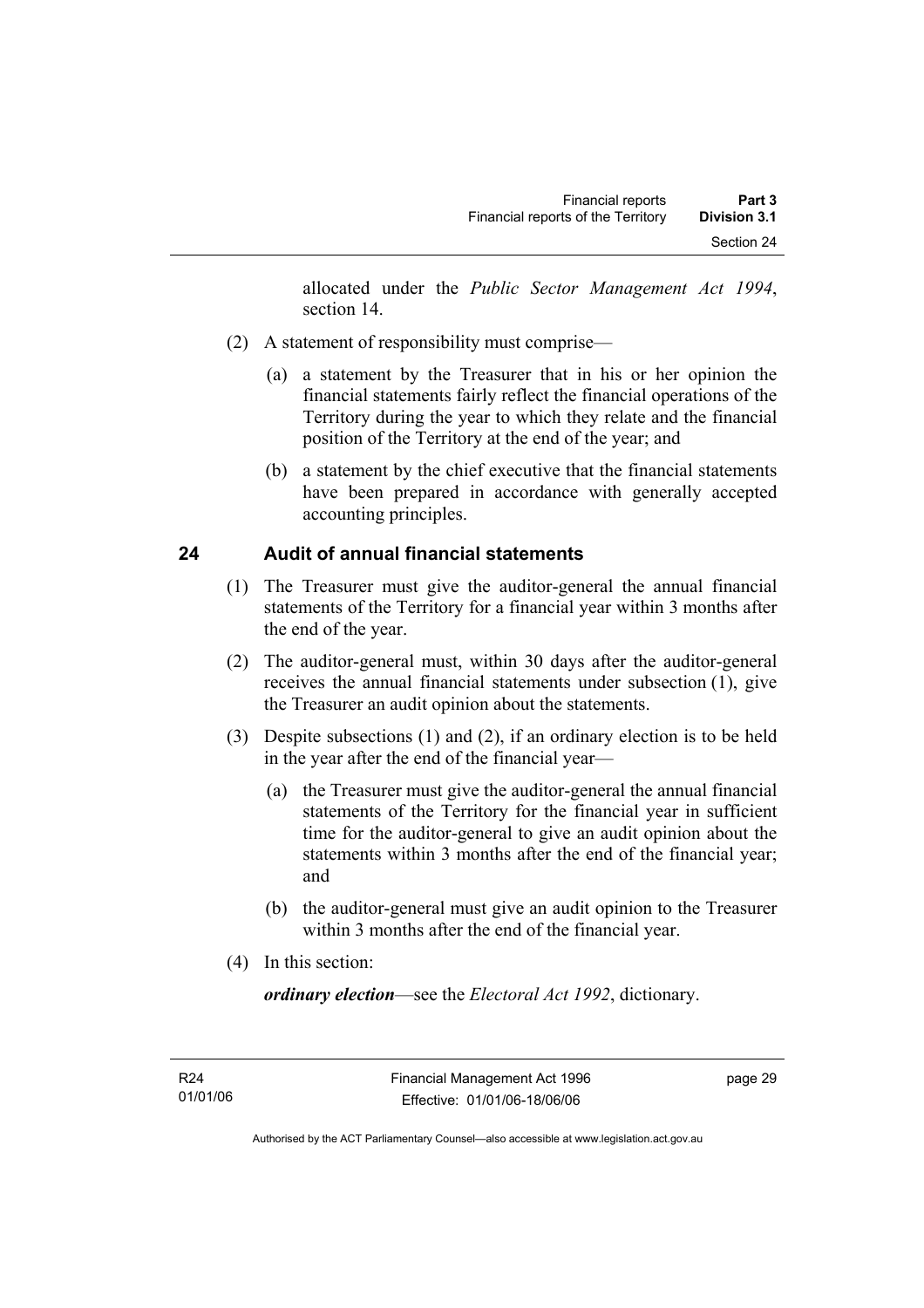allocated under the *Public Sector Management Act 1994*, section 14.

(2) A statement of responsibility must comprise—

(a) a statement by the Treasurer that in his or her opinion the financial statements fairly reflect the financial operations of the Territory during the year to which they relate and the financial position of the Territory at the end of the year; and

(b) a statement by the chief executive that the financial statements have been prepared in accordance with generally accepted accounting principles.

### 24 Audit of annual financial statements

(1) The Treasurer must give the auditor-general the annual financial statements of the Territory for a financial year within 3 months after the end of the year.

(2) The auditor-general must, within 30 days after the auditor-general receives the annual financial statements under subsection (1), give the Treasurer an audit opinion about the statements.

(3) Despite subsections (1) and (2), if an ordinary election is to be held in the year after the end of the financial year—

(a) the Treasurer must give the auditor-general the annual financial statements of the Territory for the financial year in sufficient time for the auditor-general to give an audit opinion about the statements within 3 months after the end of the financial year; and

(b) the auditor-general must give an audit opinion to the Treasurer within 3 months after the end of the financial year.

(4) In this section:

***ordinary election***—see the *Electoral Act 1992*, dictionary.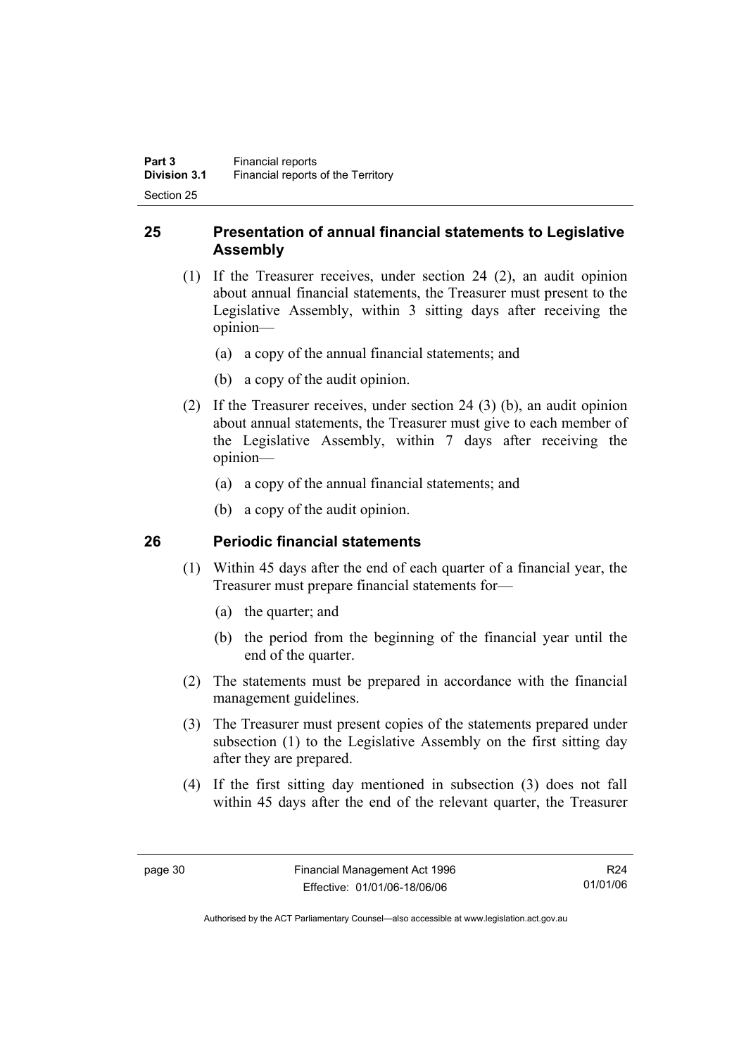## 25 Presentation of annual financial statements to Legislative Assembly

(1) If the Treasurer receives, under section 24 (2), an audit opinion about annual financial statements, the Treasurer must present to the Legislative Assembly, within 3 sitting days after receiving the opinion—

(a) a copy of the annual financial statements; and

(b) a copy of the audit opinion.

(2) If the Treasurer receives, under section 24 (3) (b), an audit opinion about annual statements, the Treasurer must give to each member of the Legislative Assembly, within 7 days after receiving the opinion—

(a) a copy of the annual financial statements; and

(b) a copy of the audit opinion.

## 26 Periodic financial statements

(1) Within 45 days after the end of each quarter of a financial year, the Treasurer must prepare financial statements for—

(a) the quarter; and

(b) the period from the beginning of the financial year until the end of the quarter.

(2) The statements must be prepared in accordance with the financial management guidelines.

(3) The Treasurer must present copies of the statements prepared under subsection (1) to the Legislative Assembly on the first sitting day after they are prepared.

(4) If the first sitting day mentioned in subsection (3) does not fall within 45 days after the end of the relevant quarter, the Treasurer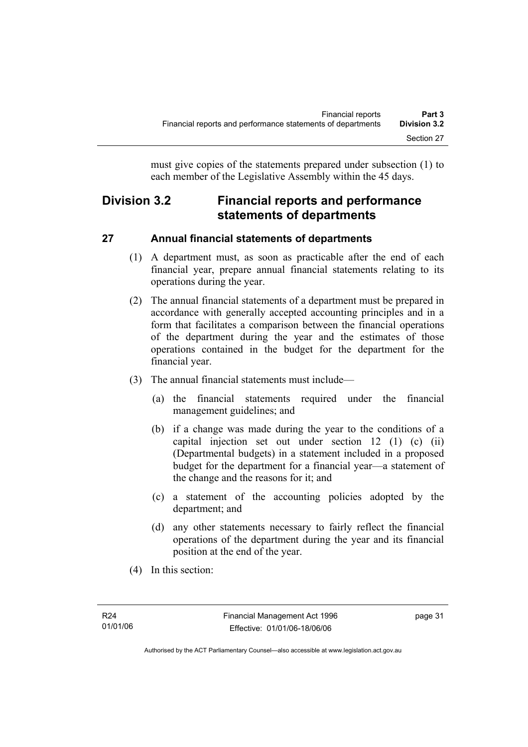must give copies of the statements prepared under subsection (1) to each member of the Legislative Assembly within the 45 days.

## Division 3.2 Financial reports and performance statements of departments

### 27 Annual financial statements of departments

(1) A department must, as soon as practicable after the end of each financial year, prepare annual financial statements relating to its operations during the year.

(2) The annual financial statements of a department must be prepared in accordance with generally accepted accounting principles and in a form that facilitates a comparison between the financial operations of the department during the year and the estimates of those operations contained in the budget for the department for the financial year.

(3) The annual financial statements must include—

(a) the financial statements required under the financial management guidelines; and

(b) if a change was made during the year to the conditions of a capital injection set out under section 12 (1) (c) (ii) (Departmental budgets) in a statement included in a proposed budget for the department for a financial year—a statement of the change and the reasons for it; and

(c) a statement of the accounting policies adopted by the department; and

(d) any other statements necessary to fairly reflect the financial operations of the department during the year and its financial position at the end of the year.

(4) In this section: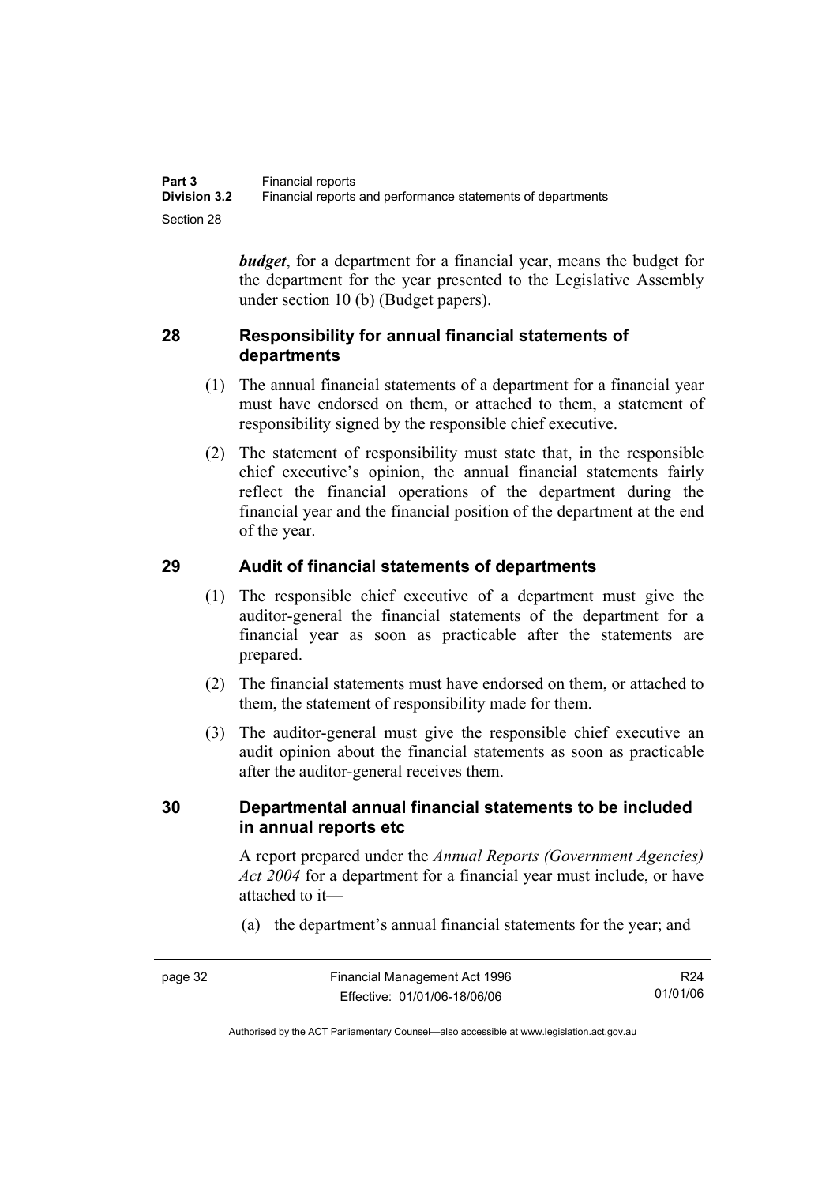***budget***, for a department for a financial year, means the budget for the department for the year presented to the Legislative Assembly under section 10 (b) (Budget papers).

## 28 Responsibility for annual financial statements of departments

(1) The annual financial statements of a department for a financial year must have endorsed on them, or attached to them, a statement of responsibility signed by the responsible chief executive.

(2) The statement of responsibility must state that, in the responsible chief executive's opinion, the annual financial statements fairly reflect the financial operations of the department during the financial year and the financial position of the department at the end of the year.

## 29 Audit of financial statements of departments

(1) The responsible chief executive of a department must give the auditor-general the financial statements of the department for a financial year as soon as practicable after the statements are prepared.

(2) The financial statements must have endorsed on them, or attached to them, the statement of responsibility made for them.

(3) The auditor-general must give the responsible chief executive an audit opinion about the financial statements as soon as practicable after the auditor-general receives them.

## 30 Departmental annual financial statements to be included in annual reports etc

A report prepared under the *Annual Reports (Government Agencies) Act 2004* for a department for a financial year must include, or have attached to it—

(a) the department's annual financial statements for the year; and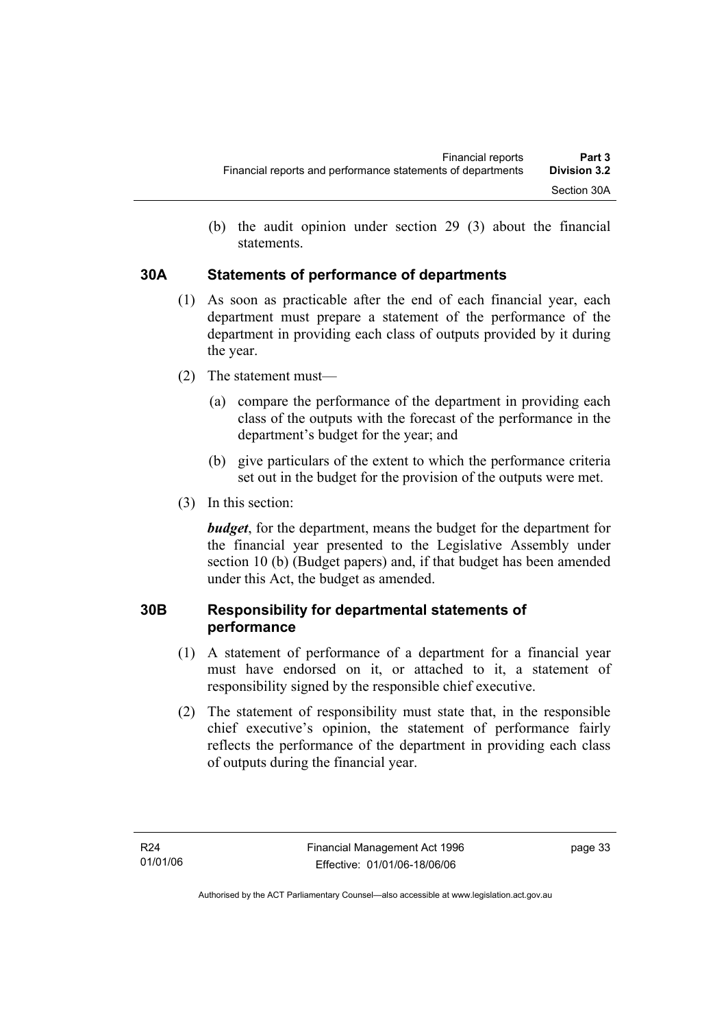(b) the audit opinion under section 29 (3) about the financial statements.

## 30A Statements of performance of departments

(1) As soon as practicable after the end of each financial year, each department must prepare a statement of the performance of the department in providing each class of outputs provided by it during the year.

(2) The statement must—

(a) compare the performance of the department in providing each class of the outputs with the forecast of the performance in the department's budget for the year; and

(b) give particulars of the extent to which the performance criteria set out in the budget for the provision of the outputs were met.

(3) In this section:

***budget***, for the department, means the budget for the department for the financial year presented to the Legislative Assembly under section 10 (b) (Budget papers) and, if that budget has been amended under this Act, the budget as amended.

## 30B Responsibility for departmental statements of performance

(1) A statement of performance of a department for a financial year must have endorsed on it, or attached to it, a statement of responsibility signed by the responsible chief executive.

(2) The statement of responsibility must state that, in the responsible chief executive's opinion, the statement of performance fairly reflects the performance of the department in providing each class of outputs during the financial year.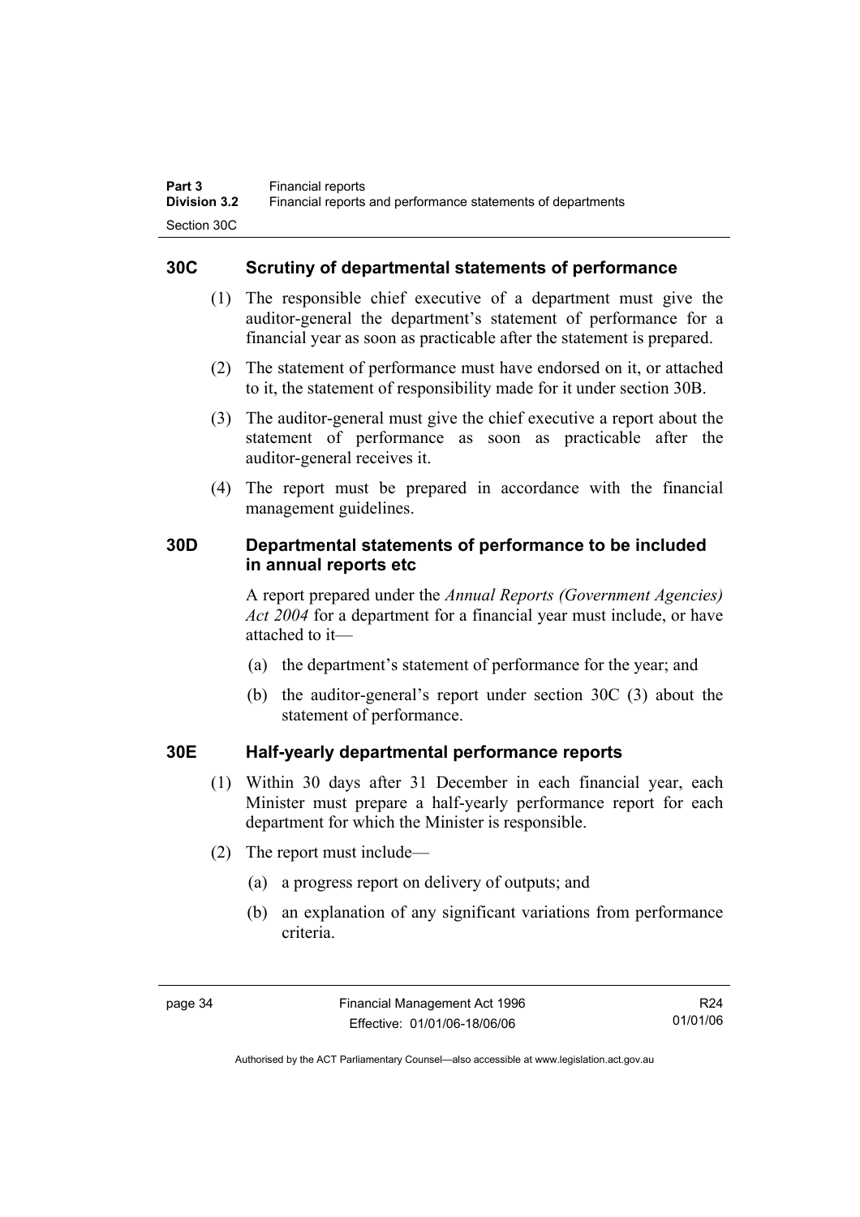## 30C Scrutiny of departmental statements of performance

(1) The responsible chief executive of a department must give the auditor-general the department's statement of performance for a financial year as soon as practicable after the statement is prepared.

(2) The statement of performance must have endorsed on it, or attached to it, the statement of responsibility made for it under section 30B.

(3) The auditor-general must give the chief executive a report about the statement of performance as soon as practicable after the auditor-general receives it.

(4) The report must be prepared in accordance with the financial management guidelines.

## 30D Departmental statements of performance to be included in annual reports etc

A report prepared under the *Annual Reports (Government Agencies) Act 2004* for a department for a financial year must include, or have attached to it—

(a) the department's statement of performance for the year; and

(b) the auditor-general's report under section 30C (3) about the statement of performance.

## 30E Half-yearly departmental performance reports

(1) Within 30 days after 31 December in each financial year, each Minister must prepare a half-yearly performance report for each department for which the Minister is responsible.

(2) The report must include—

(a) a progress report on delivery of outputs; and

(b) an explanation of any significant variations from performance criteria.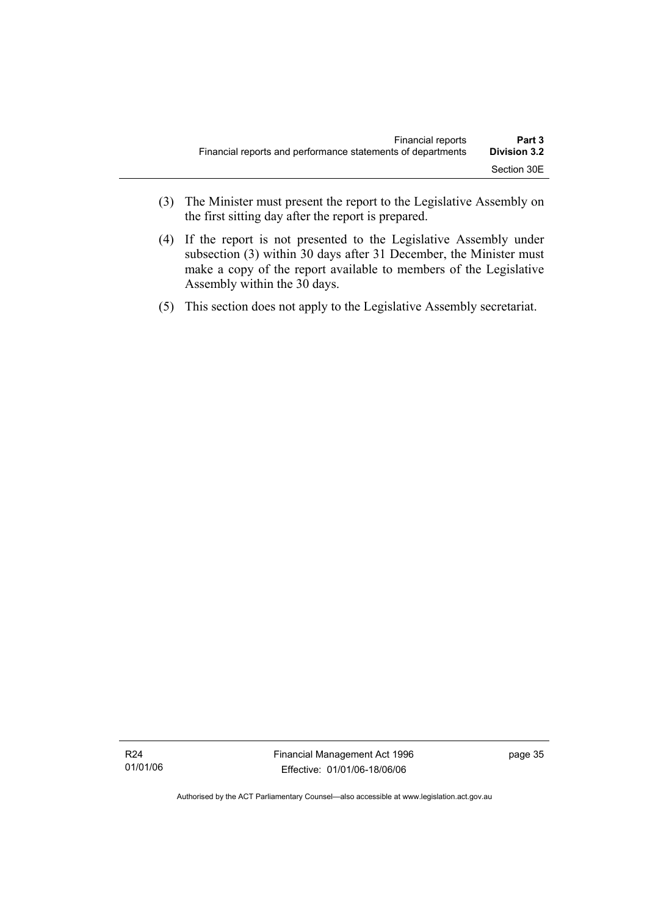(3) The Minister must present the report to the Legislative Assembly on the first sitting day after the report is prepared.

(4) If the report is not presented to the Legislative Assembly under subsection (3) within 30 days after 31 December, the Minister must make a copy of the report available to members of the Legislative Assembly within the 30 days.

(5) This section does not apply to the Legislative Assembly secretariat.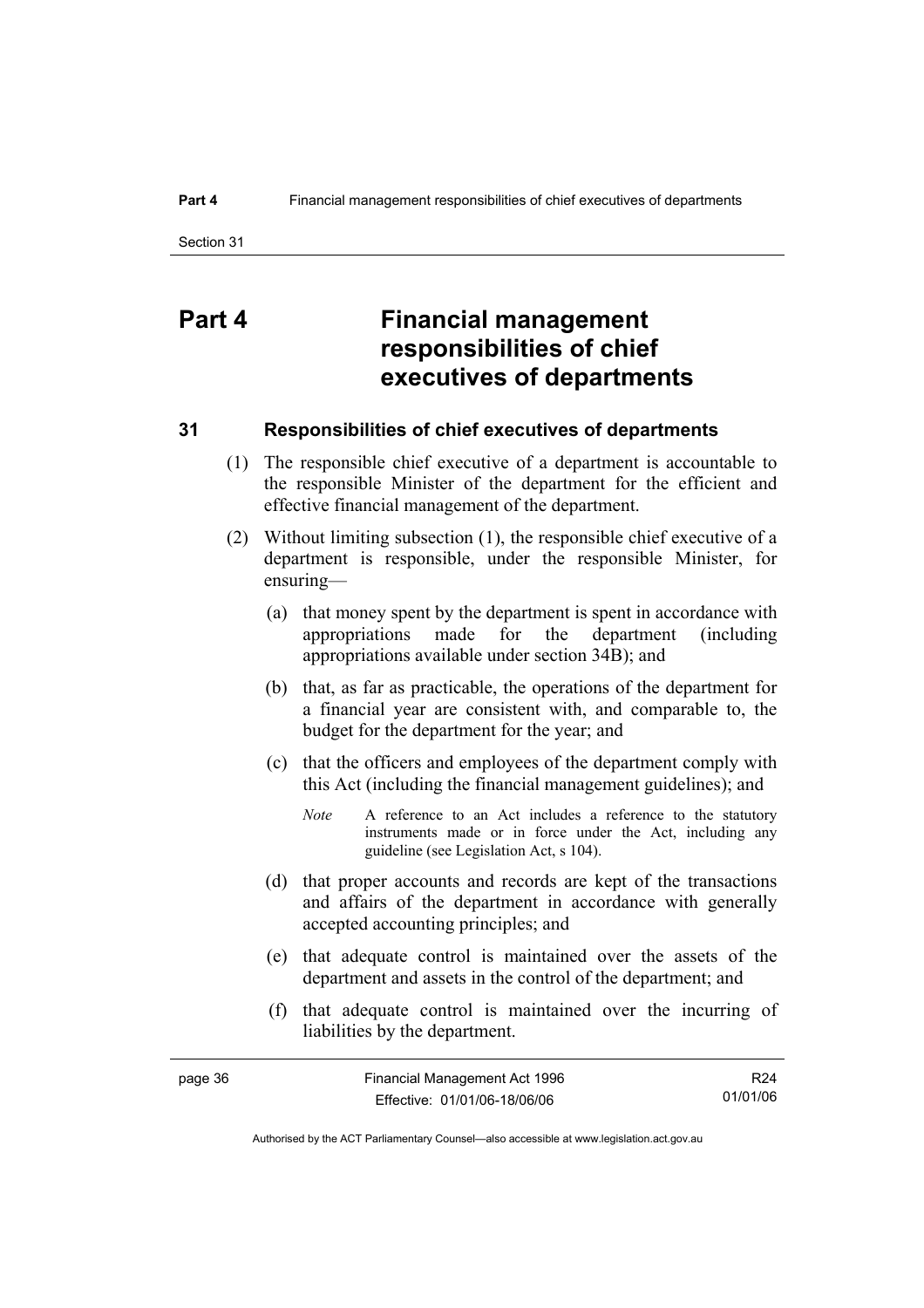# Part 4 Financial management responsibilities of chief executives of departments

## 31 Responsibilities of chief executives of departments

(1) The responsible chief executive of a department is accountable to the responsible Minister of the department for the efficient and effective financial management of the department.

(2) Without limiting subsection (1), the responsible chief executive of a department is responsible, under the responsible Minister, for ensuring—

(a) that money spent by the department is spent in accordance with appropriations made for the department (including appropriations available under section 34B); and

(b) that, as far as practicable, the operations of the department for a financial year are consistent with, and comparable to, the budget for the department for the year; and

(c) that the officers and employees of the department comply with this Act (including the financial management guidelines); and

*Note* A reference to an Act includes a reference to the statutory instruments made or in force under the Act, including any guideline (see Legislation Act, s 104).

(d) that proper accounts and records are kept of the transactions and affairs of the department in accordance with generally accepted accounting principles; and

(e) that adequate control is maintained over the assets of the department and assets in the control of the department; and

(f) that adequate control is maintained over the incurring of liabilities by the department.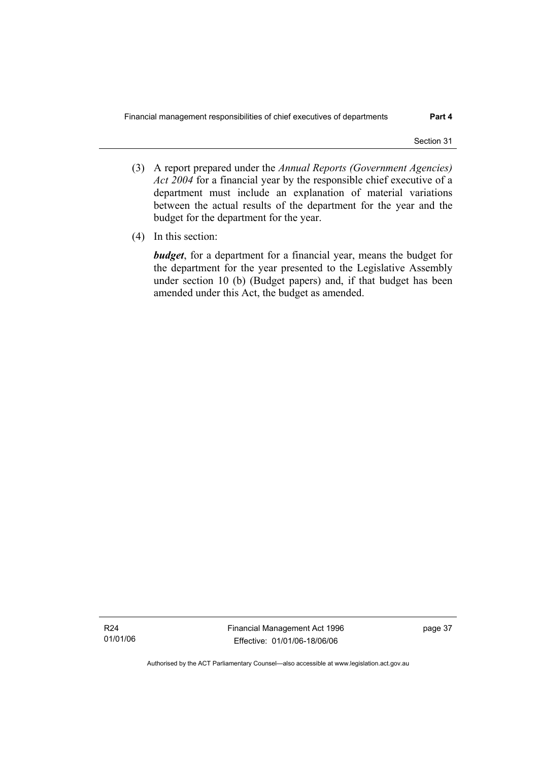(3) A report prepared under the *Annual Reports (Government Agencies) Act 2004* for a financial year by the responsible chief executive of a department must include an explanation of material variations between the actual results of the department for the year and the budget for the department for the year.

(4) In this section:

***budget***, for a department for a financial year, means the budget for the department for the year presented to the Legislative Assembly under section 10 (b) (Budget papers) and, if that budget has been amended under this Act, the budget as amended.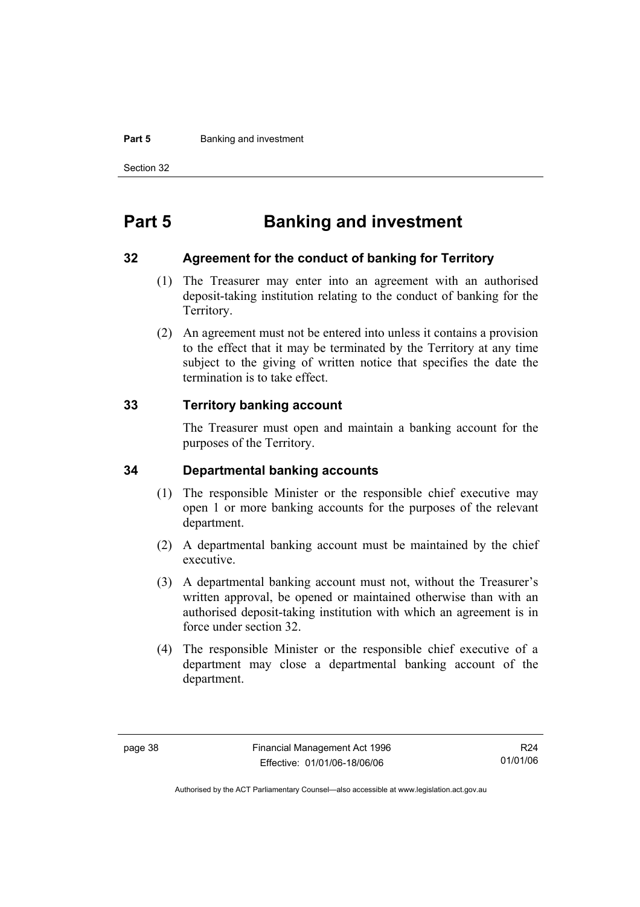# Part 5 Banking and investment

## 32 Agreement for the conduct of banking for Territory

(1) The Treasurer may enter into an agreement with an authorised deposit-taking institution relating to the conduct of banking for the Territory.

(2) An agreement must not be entered into unless it contains a provision to the effect that it may be terminated by the Territory at any time subject to the giving of written notice that specifies the date the termination is to take effect.

## 33 Territory banking account

The Treasurer must open and maintain a banking account for the purposes of the Territory.

## 34 Departmental banking accounts

(1) The responsible Minister or the responsible chief executive may open 1 or more banking accounts for the purposes of the relevant department.

(2) A departmental banking account must be maintained by the chief executive.

(3) A departmental banking account must not, without the Treasurer's written approval, be opened or maintained otherwise than with an authorised deposit-taking institution with which an agreement is in force under section 32.

(4) The responsible Minister or the responsible chief executive of a department may close a departmental banking account of the department.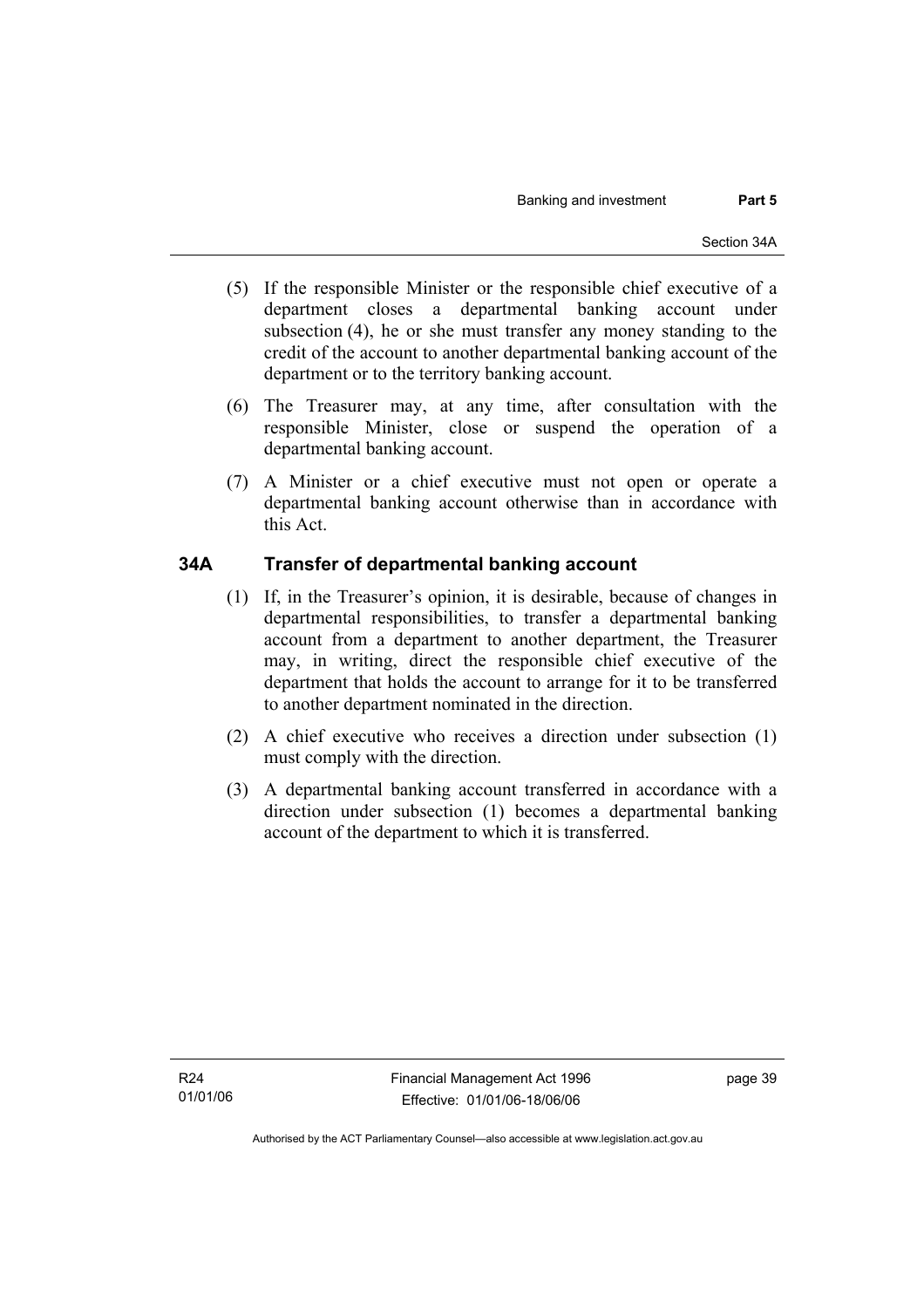(5) If the responsible Minister or the responsible chief executive of a department closes a departmental banking account under subsection (4), he or she must transfer any money standing to the credit of the account to another departmental banking account of the department or to the territory banking account.

(6) The Treasurer may, at any time, after consultation with the responsible Minister, close or suspend the operation of a departmental banking account.

(7) A Minister or a chief executive must not open or operate a departmental banking account otherwise than in accordance with this Act.

## 34A Transfer of departmental banking account

(1) If, in the Treasurer's opinion, it is desirable, because of changes in departmental responsibilities, to transfer a departmental banking account from a department to another department, the Treasurer may, in writing, direct the responsible chief executive of the department that holds the account to arrange for it to be transferred to another department nominated in the direction.

(2) A chief executive who receives a direction under subsection (1) must comply with the direction.

(3) A departmental banking account transferred in accordance with a direction under subsection (1) becomes a departmental banking account of the department to which it is transferred.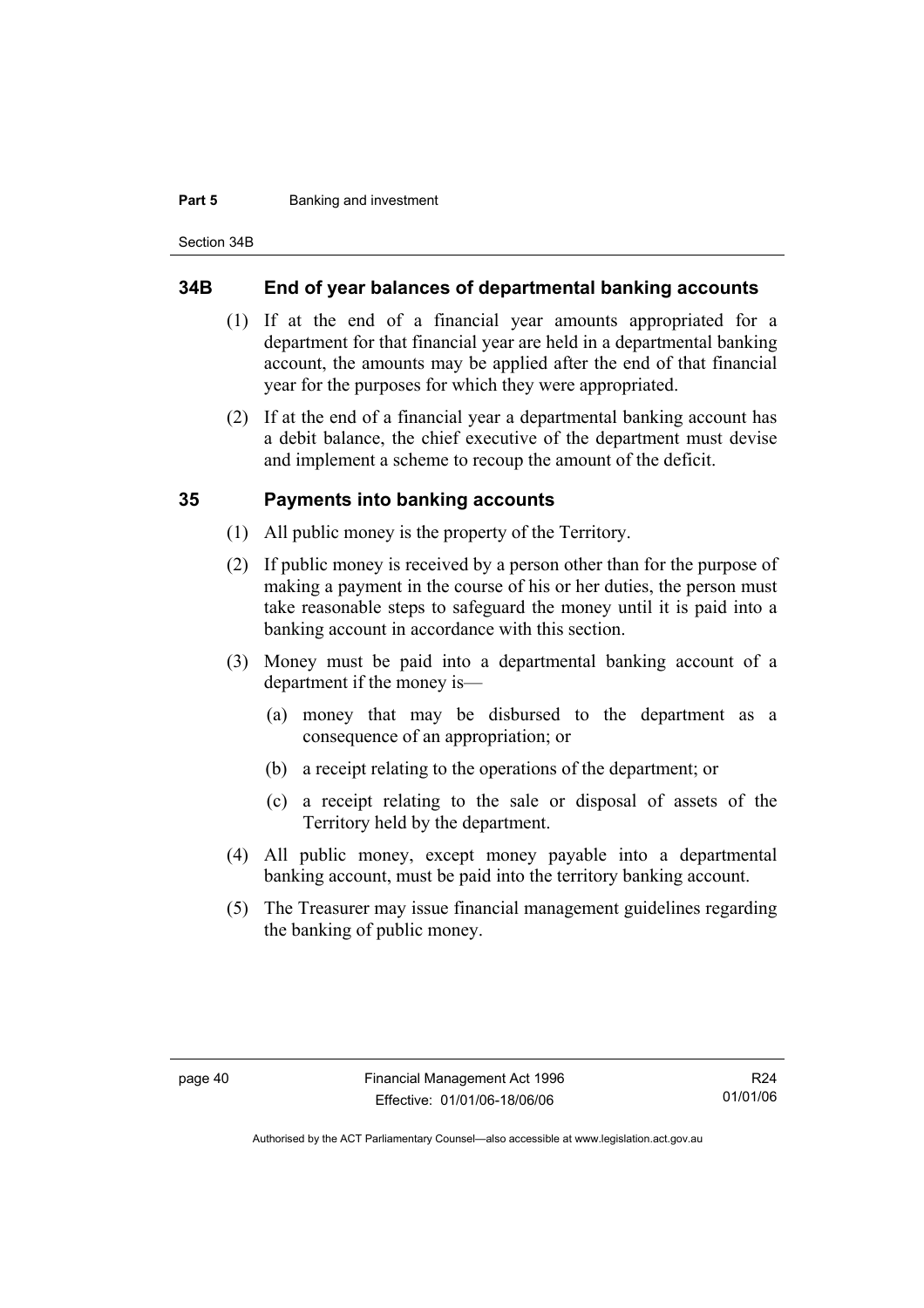## 34B End of year balances of departmental banking accounts

(1) If at the end of a financial year amounts appropriated for a department for that financial year are held in a departmental banking account, the amounts may be applied after the end of that financial year for the purposes for which they were appropriated.

(2) If at the end of a financial year a departmental banking account has a debit balance, the chief executive of the department must devise and implement a scheme to recoup the amount of the deficit.

## 35 Payments into banking accounts

(1) All public money is the property of the Territory.

(2) If public money is received by a person other than for the purpose of making a payment in the course of his or her duties, the person must take reasonable steps to safeguard the money until it is paid into a banking account in accordance with this section.

(3) Money must be paid into a departmental banking account of a department if the money is—

(a) money that may be disbursed to the department as a consequence of an appropriation; or

(b) a receipt relating to the operations of the department; or

(c) a receipt relating to the sale or disposal of assets of the Territory held by the department.

(4) All public money, except money payable into a departmental banking account, must be paid into the territory banking account.

(5) The Treasurer may issue financial management guidelines regarding the banking of public money.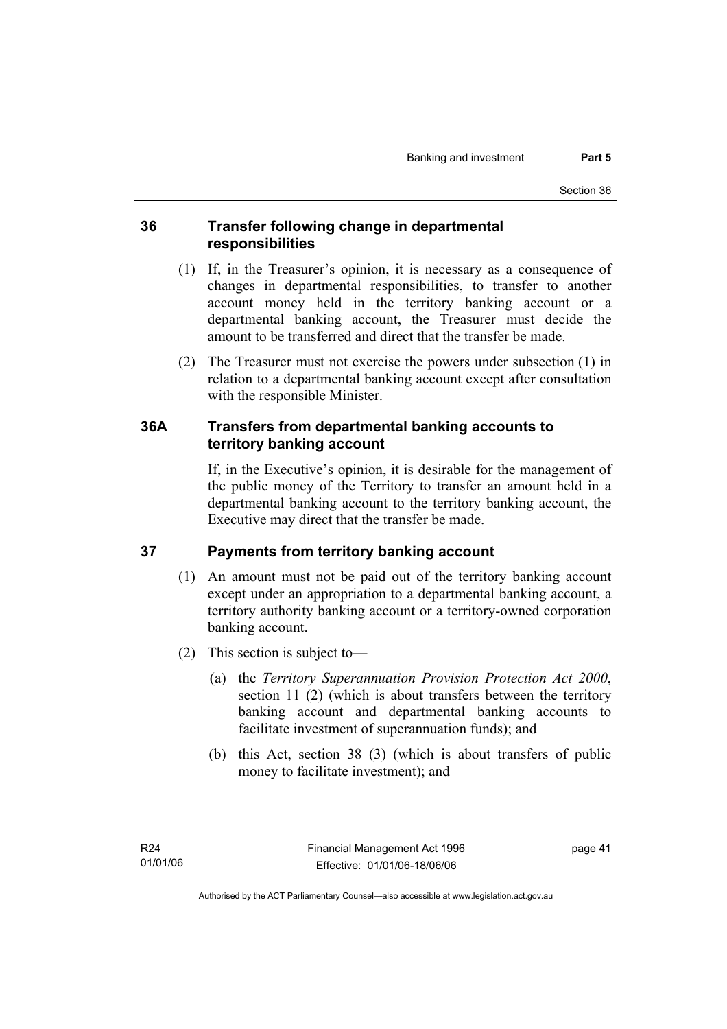### 36 Transfer following change in departmental responsibilities

(1) If, in the Treasurer's opinion, it is necessary as a consequence of changes in departmental responsibilities, to transfer to another account money held in the territory banking account or a departmental banking account, the Treasurer must decide the amount to be transferred and direct that the transfer be made.

(2) The Treasurer must not exercise the powers under subsection (1) in relation to a departmental banking account except after consultation with the responsible Minister.

### 36A Transfers from departmental banking accounts to territory banking account

If, in the Executive's opinion, it is desirable for the management of the public money of the Territory to transfer an amount held in a departmental banking account to the territory banking account, the Executive may direct that the transfer be made.

### 37 Payments from territory banking account

(1) An amount must not be paid out of the territory banking account except under an appropriation to a departmental banking account, a territory authority banking account or a territory-owned corporation banking account.

(2) This section is subject to—

(a) the *Territory Superannuation Provision Protection Act 2000*, section 11 (2) (which is about transfers between the territory banking account and departmental banking accounts to facilitate investment of superannuation funds); and

(b) this Act, section 38 (3) (which is about transfers of public money to facilitate investment); and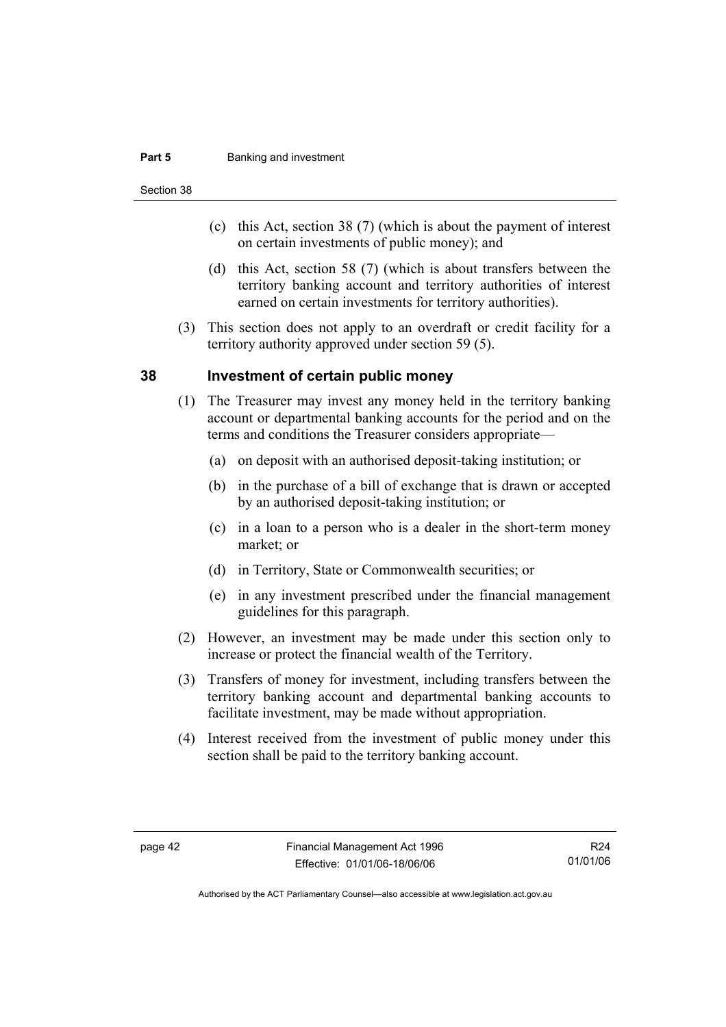(c) this Act, section 38 (7) (which is about the payment of interest on certain investments of public money); and

(d) this Act, section 58 (7) (which is about transfers between the territory banking account and territory authorities of interest earned on certain investments for territory authorities).

(3) This section does not apply to an overdraft or credit facility for a territory authority approved under section 59 (5).

## 38 Investment of certain public money

(1) The Treasurer may invest any money held in the territory banking account or departmental banking accounts for the period and on the terms and conditions the Treasurer considers appropriate—

(a) on deposit with an authorised deposit-taking institution; or

(b) in the purchase of a bill of exchange that is drawn or accepted by an authorised deposit-taking institution; or

(c) in a loan to a person who is a dealer in the short-term money market; or

(d) in Territory, State or Commonwealth securities; or

(e) in any investment prescribed under the financial management guidelines for this paragraph.

(2) However, an investment may be made under this section only to increase or protect the financial wealth of the Territory.

(3) Transfers of money for investment, including transfers between the territory banking account and departmental banking accounts to facilitate investment, may be made without appropriation.

(4) Interest received from the investment of public money under this section shall be paid to the territory banking account.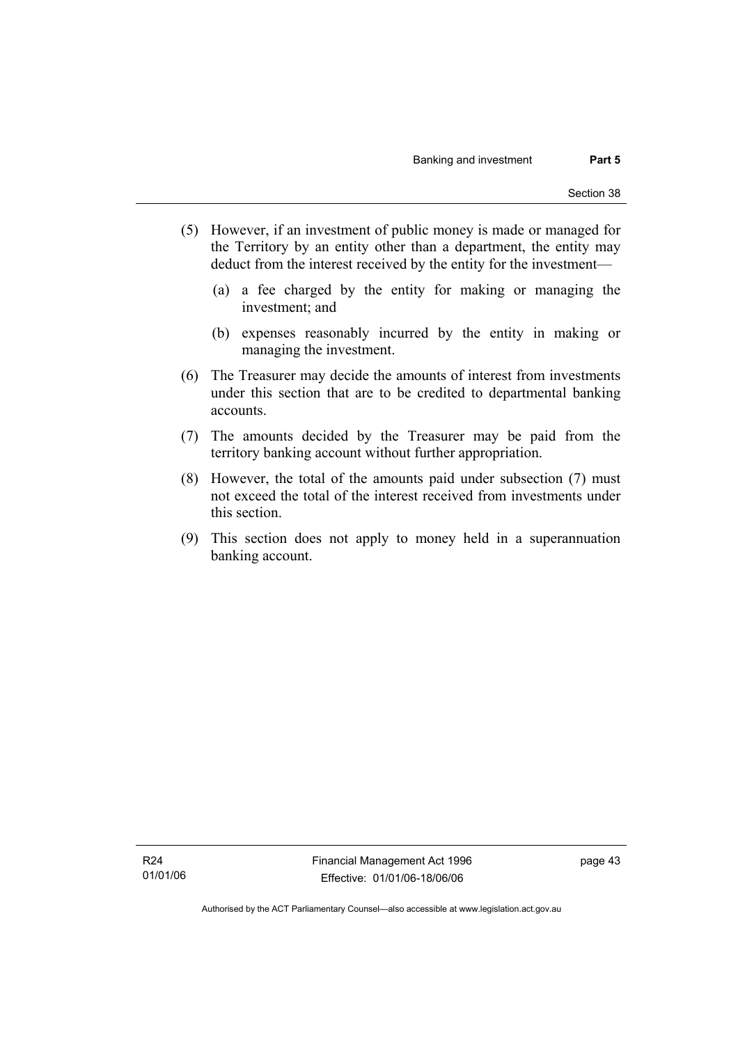(5) However, if an investment of public money is made or managed for the Territory by an entity other than a department, the entity may deduct from the interest received by the entity for the investment—

(a) a fee charged by the entity for making or managing the investment; and

(b) expenses reasonably incurred by the entity in making or managing the investment.

(6) The Treasurer may decide the amounts of interest from investments under this section that are to be credited to departmental banking accounts.

(7) The amounts decided by the Treasurer may be paid from the territory banking account without further appropriation.

(8) However, the total of the amounts paid under subsection (7) must not exceed the total of the interest received from investments under this section.

(9) This section does not apply to money held in a superannuation banking account.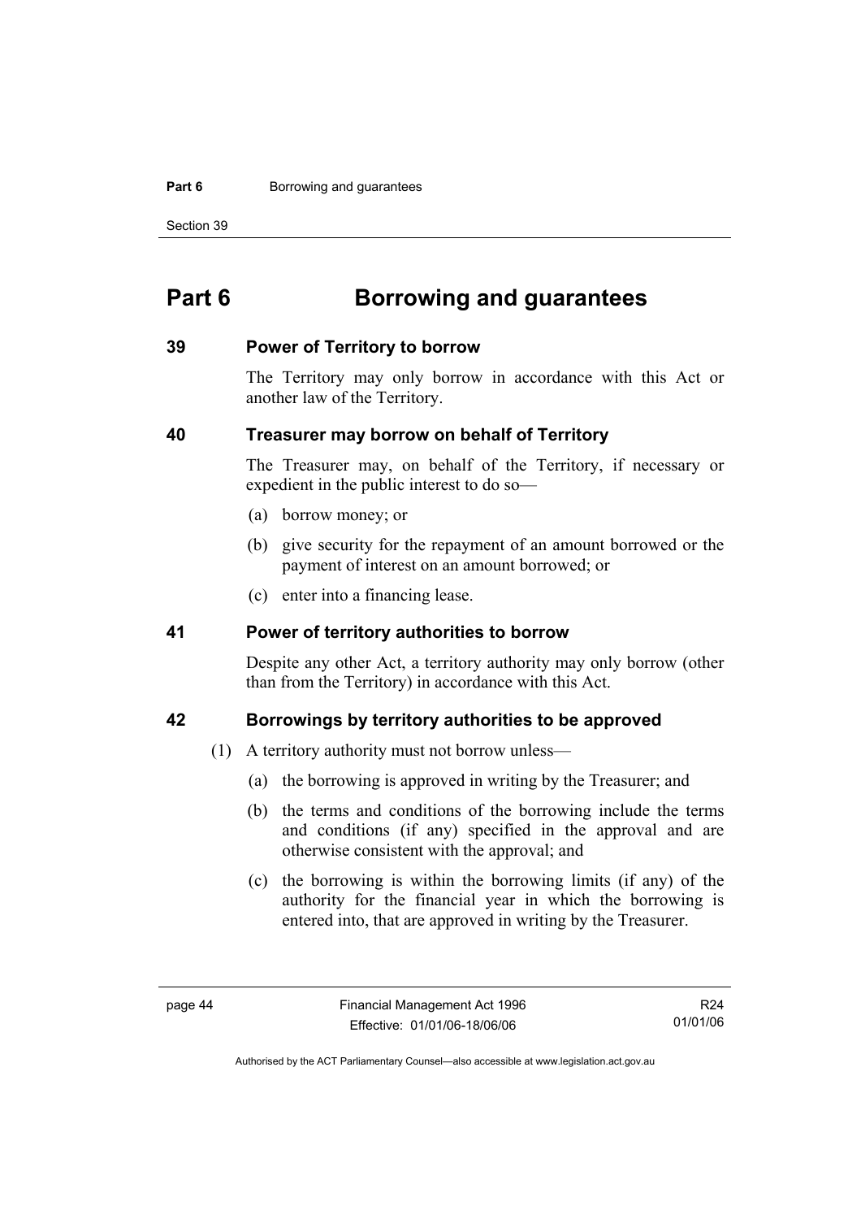# Part 6 Borrowing and guarantees

## 39 Power of Territory to borrow

The Territory may only borrow in accordance with this Act or another law of the Territory.

## 40 Treasurer may borrow on behalf of Territory

The Treasurer may, on behalf of the Territory, if necessary or expedient in the public interest to do so—

(a) borrow money; or

(b) give security for the repayment of an amount borrowed or the payment of interest on an amount borrowed; or

(c) enter into a financing lease.

## 41 Power of territory authorities to borrow

Despite any other Act, a territory authority may only borrow (other than from the Territory) in accordance with this Act.

## 42 Borrowings by territory authorities to be approved

(1) A territory authority must not borrow unless—

(a) the borrowing is approved in writing by the Treasurer; and

(b) the terms and conditions of the borrowing include the terms and conditions (if any) specified in the approval and are otherwise consistent with the approval; and

(c) the borrowing is within the borrowing limits (if any) of the authority for the financial year in which the borrowing is entered into, that are approved in writing by the Treasurer.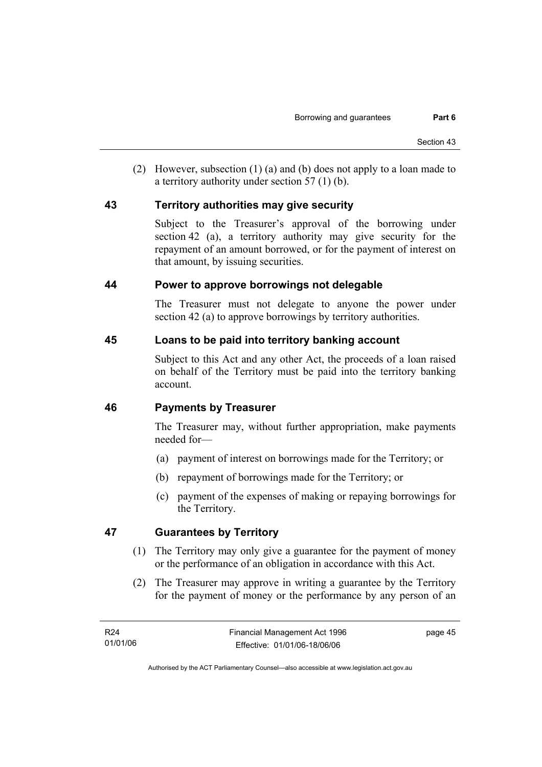(2) However, subsection (1) (a) and (b) does not apply to a loan made to a territory authority under section 57 (1) (b).

## 43 Territory authorities may give security

Subject to the Treasurer's approval of the borrowing under section 42 (a), a territory authority may give security for the repayment of an amount borrowed, or for the payment of interest on that amount, by issuing securities.

## 44 Power to approve borrowings not delegable

The Treasurer must not delegate to anyone the power under section 42 (a) to approve borrowings by territory authorities.

## 45 Loans to be paid into territory banking account

Subject to this Act and any other Act, the proceeds of a loan raised on behalf of the Territory must be paid into the territory banking account.

## 46 Payments by Treasurer

The Treasurer may, without further appropriation, make payments needed for—

(a) payment of interest on borrowings made for the Territory; or

(b) repayment of borrowings made for the Territory; or

(c) payment of the expenses of making or repaying borrowings for the Territory.

## 47 Guarantees by Territory

(1) The Territory may only give a guarantee for the payment of money or the performance of an obligation in accordance with this Act.

(2) The Treasurer may approve in writing a guarantee by the Territory for the payment of money or the performance by any person of an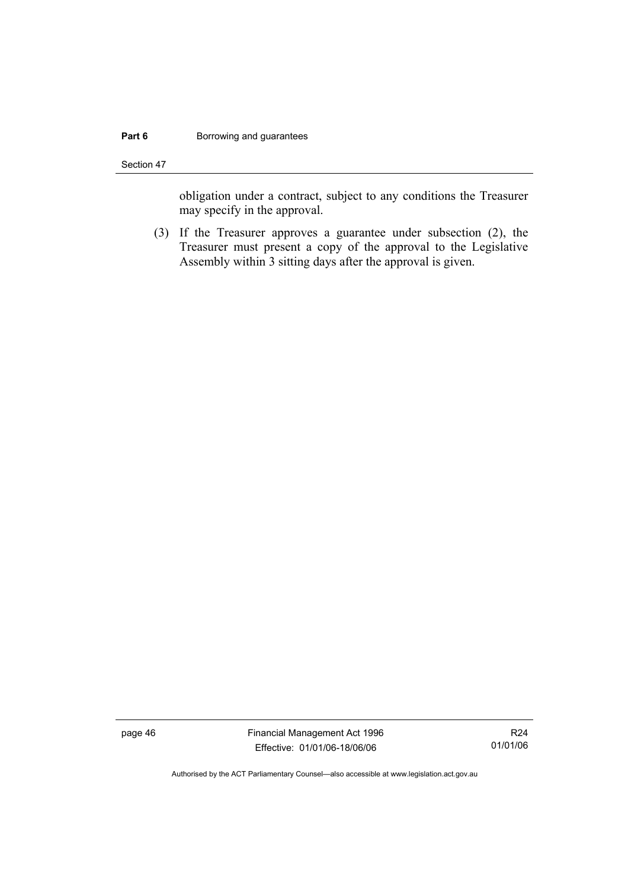obligation under a contract, subject to any conditions the Treasurer may specify in the approval.

(3) If the Treasurer approves a guarantee under subsection (2), the Treasurer must present a copy of the approval to the Legislative Assembly within 3 sitting days after the approval is given.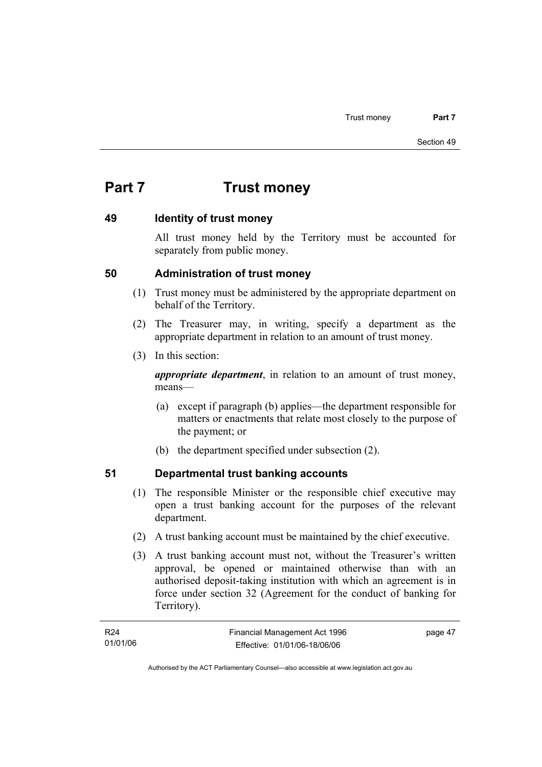# Part 7 Trust money

## 49 Identity of trust money

All trust money held by the Territory must be accounted for separately from public money.

## 50 Administration of trust money

(1) Trust money must be administered by the appropriate department on behalf of the Territory.

(2) The Treasurer may, in writing, specify a department as the appropriate department in relation to an amount of trust money.

(3) In this section:

***appropriate department***, in relation to an amount of trust money, means—

(a) except if paragraph (b) applies—the department responsible for matters or enactments that relate most closely to the purpose of the payment; or

(b) the department specified under subsection (2).

## 51 Departmental trust banking accounts

(1) The responsible Minister or the responsible chief executive may open a trust banking account for the purposes of the relevant department.

(2) A trust banking account must be maintained by the chief executive.

(3) A trust banking account must not, without the Treasurer's written approval, be opened or maintained otherwise than with an authorised deposit-taking institution with which an agreement is in force under section 32 (Agreement for the conduct of banking for Territory).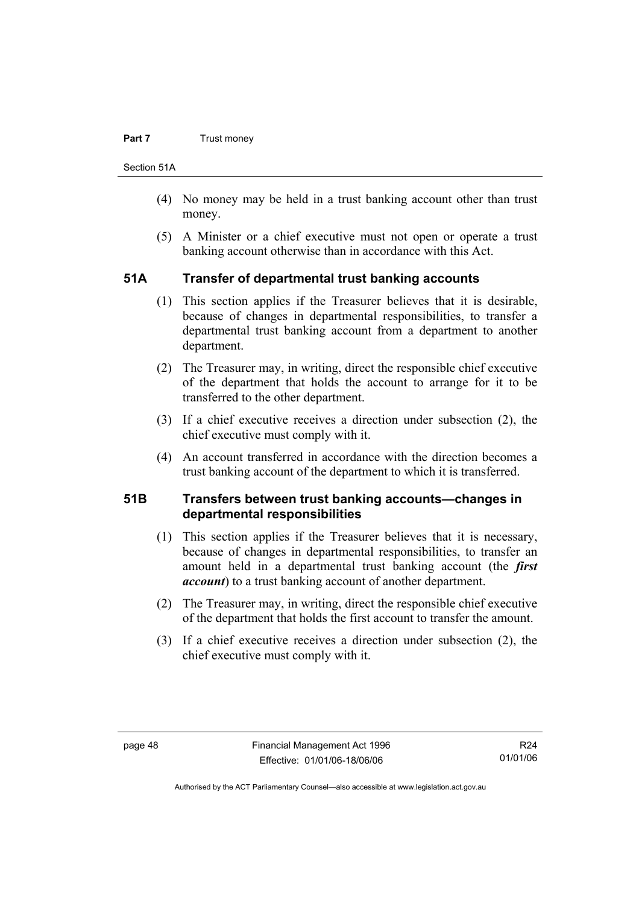(4) No money may be held in a trust banking account other than trust money.

(5) A Minister or a chief executive must not open or operate a trust banking account otherwise than in accordance with this Act.

## 51A Transfer of departmental trust banking accounts

(1) This section applies if the Treasurer believes that it is desirable, because of changes in departmental responsibilities, to transfer a departmental trust banking account from a department to another department.

(2) The Treasurer may, in writing, direct the responsible chief executive of the department that holds the account to arrange for it to be transferred to the other department.

(3) If a chief executive receives a direction under subsection (2), the chief executive must comply with it.

(4) An account transferred in accordance with the direction becomes a trust banking account of the department to which it is transferred.

## 51B Transfers between trust banking accounts—changes in departmental responsibilities

(1) This section applies if the Treasurer believes that it is necessary, because of changes in departmental responsibilities, to transfer an amount held in a departmental trust banking account (the ***first account***) to a trust banking account of another department.

(2) The Treasurer may, in writing, direct the responsible chief executive of the department that holds the first account to transfer the amount.

(3) If a chief executive receives a direction under subsection (2), the chief executive must comply with it.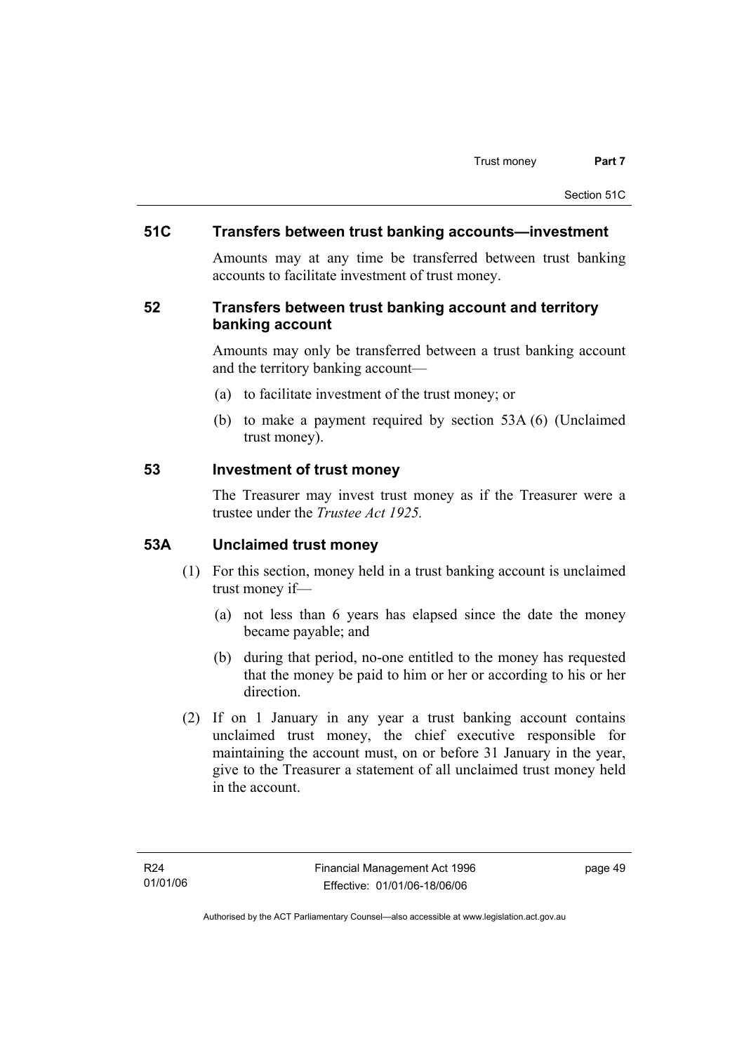## 51C Transfers between trust banking accounts—investment

Amounts may at any time be transferred between trust banking accounts to facilitate investment of trust money.

## 52 Transfers between trust banking account and territory banking account

Amounts may only be transferred between a trust banking account and the territory banking account—

(a) to facilitate investment of the trust money; or

(b) to make a payment required by section 53A (6) (Unclaimed trust money).

## 53 Investment of trust money

The Treasurer may invest trust money as if the Treasurer were a trustee under the *Trustee Act 1925.*

## 53A Unclaimed trust money

(1) For this section, money held in a trust banking account is unclaimed trust money if—

(a) not less than 6 years has elapsed since the date the money became payable; and

(b) during that period, no-one entitled to the money has requested that the money be paid to him or her or according to his or her direction.

(2) If on 1 January in any year a trust banking account contains unclaimed trust money, the chief executive responsible for maintaining the account must, on or before 31 January in the year, give to the Treasurer a statement of all unclaimed trust money held in the account.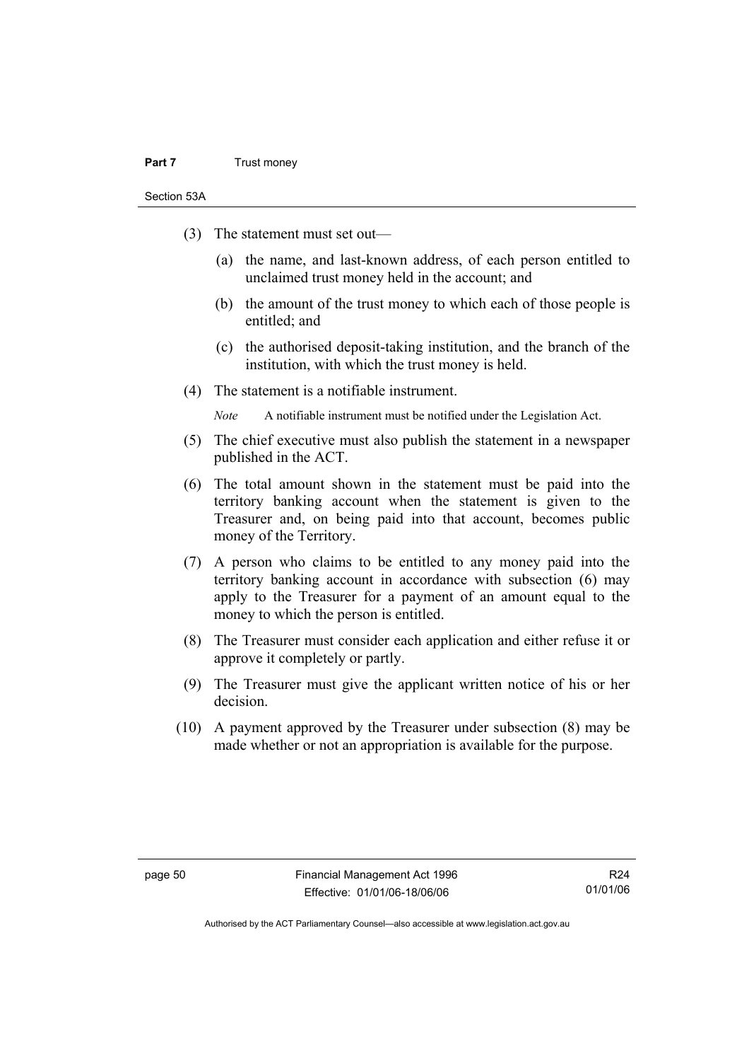(3) The statement must set out—

(a) the name, and last-known address, of each person entitled to unclaimed trust money held in the account; and

(b) the amount of the trust money to which each of those people is entitled; and

(c) the authorised deposit-taking institution, and the branch of the institution, with which the trust money is held.

(4) The statement is a notifiable instrument.

*Note* A notifiable instrument must be notified under the Legislation Act.

(5) The chief executive must also publish the statement in a newspaper published in the ACT.

(6) The total amount shown in the statement must be paid into the territory banking account when the statement is given to the Treasurer and, on being paid into that account, becomes public money of the Territory.

(7) A person who claims to be entitled to any money paid into the territory banking account in accordance with subsection (6) may apply to the Treasurer for a payment of an amount equal to the money to which the person is entitled.

(8) The Treasurer must consider each application and either refuse it or approve it completely or partly.

(9) The Treasurer must give the applicant written notice of his or her decision.

(10) A payment approved by the Treasurer under subsection (8) may be made whether or not an appropriation is available for the purpose.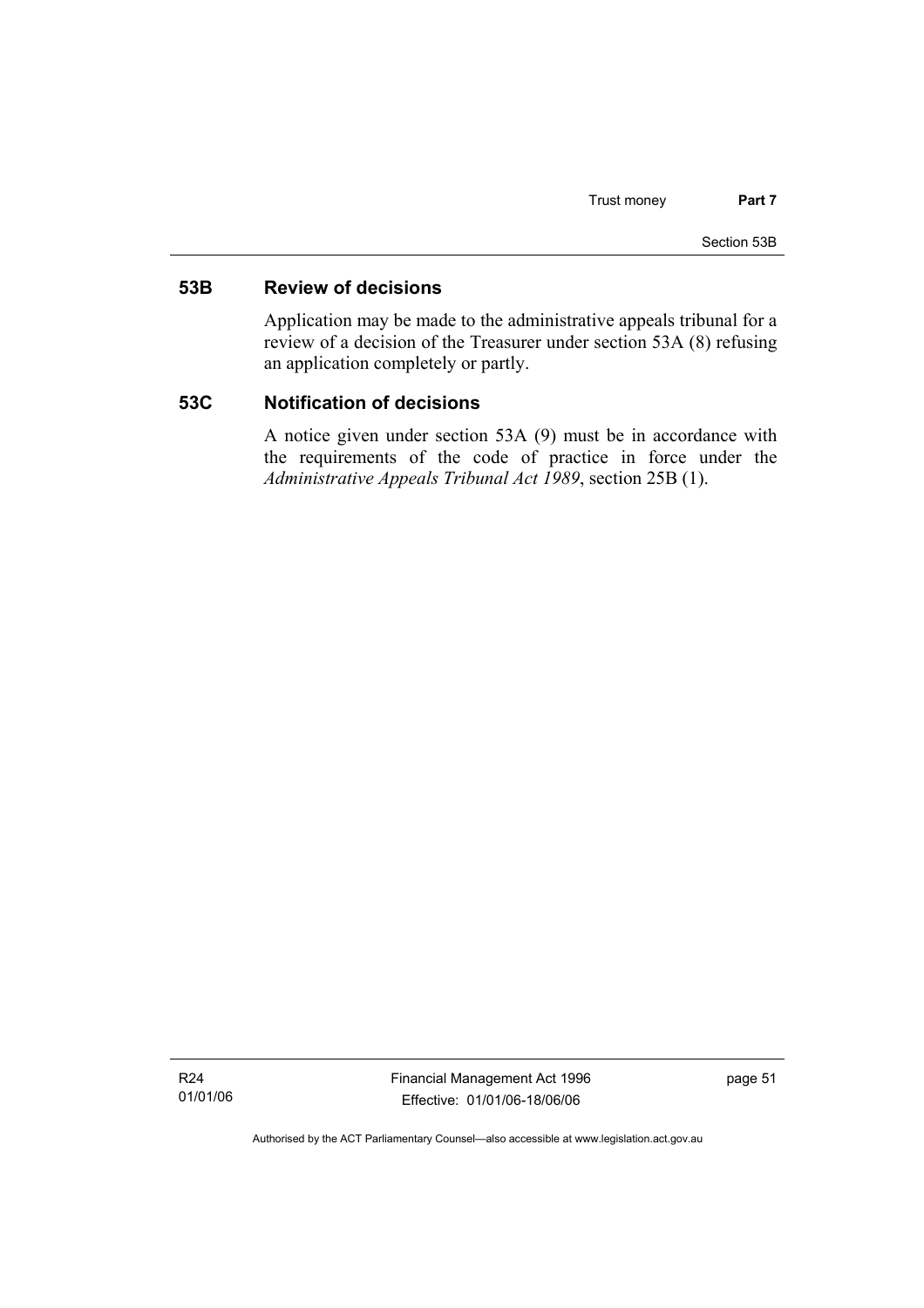## 53B Review of decisions

Application may be made to the administrative appeals tribunal for a review of a decision of the Treasurer under section 53A (8) refusing an application completely or partly.

## 53C Notification of decisions

A notice given under section 53A (9) must be in accordance with the requirements of the code of practice in force under the *Administrative Appeals Tribunal Act 1989*, section 25B (1).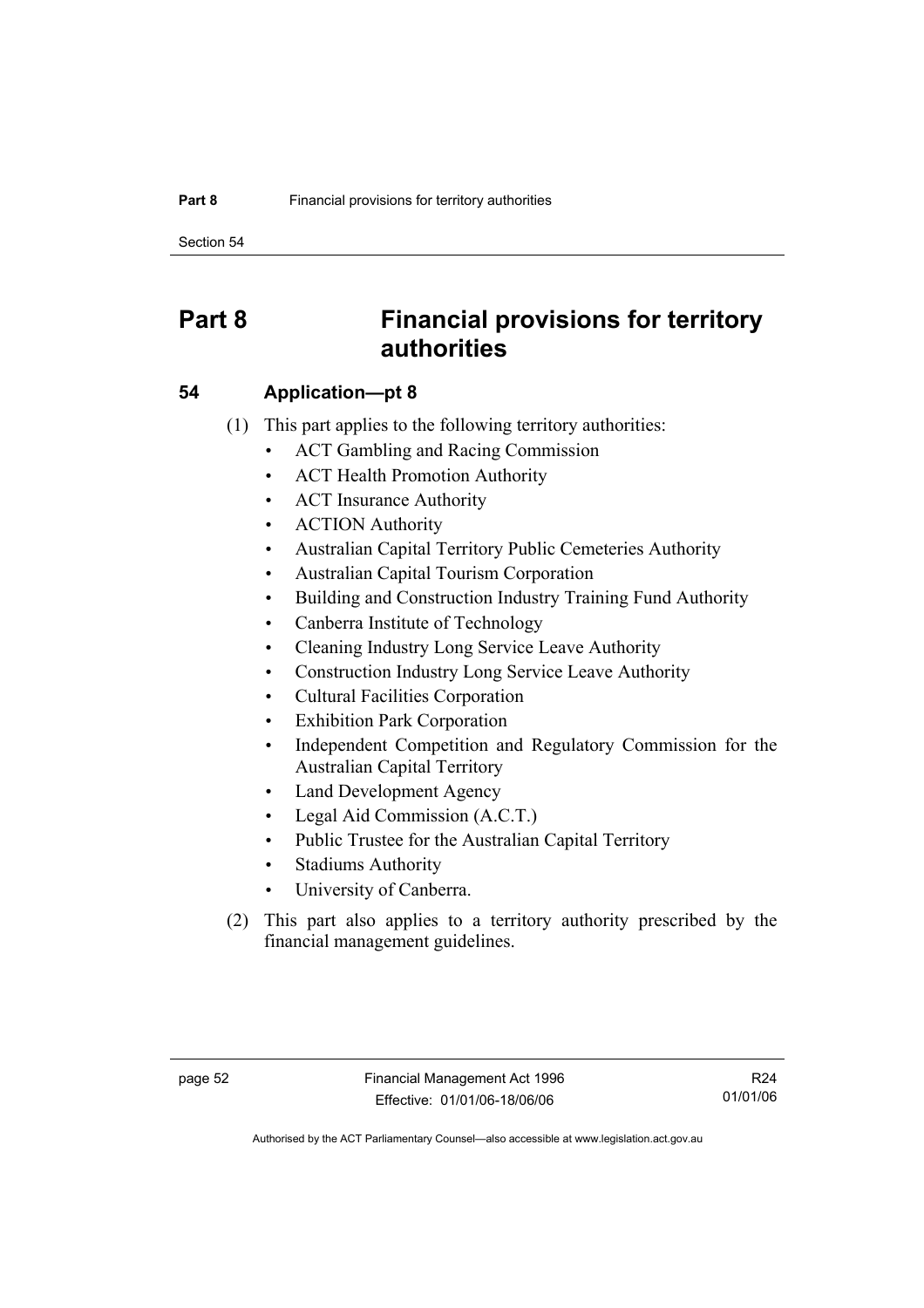# Part 8 Financial provisions for territory authorities

## 54 Application—pt 8

(1) This part applies to the following territory authorities:

- ACT Gambling and Racing Commission
- ACT Health Promotion Authority
- ACT Insurance Authority
- ACTION Authority
- Australian Capital Territory Public Cemeteries Authority
- Australian Capital Tourism Corporation
- Building and Construction Industry Training Fund Authority
- Canberra Institute of Technology
- Cleaning Industry Long Service Leave Authority
- Construction Industry Long Service Leave Authority
- Cultural Facilities Corporation
- Exhibition Park Corporation
- Independent Competition and Regulatory Commission for the Australian Capital Territory
- Land Development Agency
- Legal Aid Commission (A.C.T.)
- Public Trustee for the Australian Capital Territory
- Stadiums Authority
- University of Canberra.

(2) This part also applies to a territory authority prescribed by the financial management guidelines.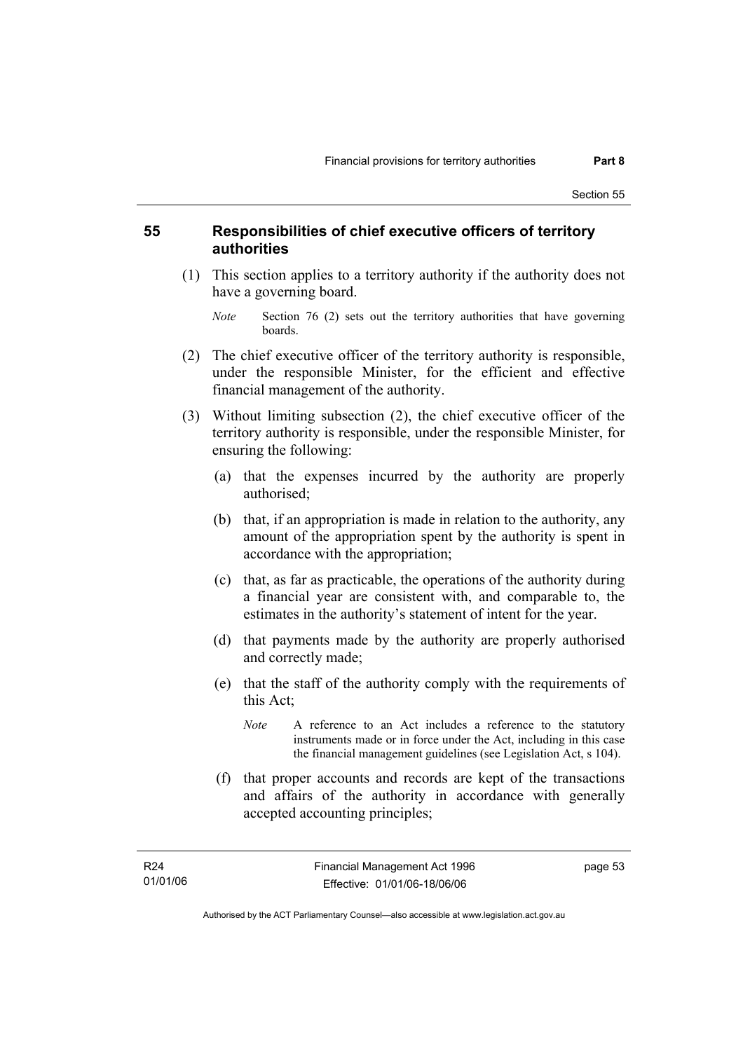## 55 Responsibilities of chief executive officers of territory authorities

(1) This section applies to a territory authority if the authority does not have a governing board.

*Note* Section 76 (2) sets out the territory authorities that have governing boards.

(2) The chief executive officer of the territory authority is responsible, under the responsible Minister, for the efficient and effective financial management of the authority.

(3) Without limiting subsection (2), the chief executive officer of the territory authority is responsible, under the responsible Minister, for ensuring the following:

(a) that the expenses incurred by the authority are properly authorised;

(b) that, if an appropriation is made in relation to the authority, any amount of the appropriation spent by the authority is spent in accordance with the appropriation;

(c) that, as far as practicable, the operations of the authority during a financial year are consistent with, and comparable to, the estimates in the authority's statement of intent for the year.

(d) that payments made by the authority are properly authorised and correctly made;

(e) that the staff of the authority comply with the requirements of this Act;

*Note* A reference to an Act includes a reference to the statutory instruments made or in force under the Act, including in this case the financial management guidelines (see Legislation Act, s 104).

(f) that proper accounts and records are kept of the transactions and affairs of the authority in accordance with generally accepted accounting principles;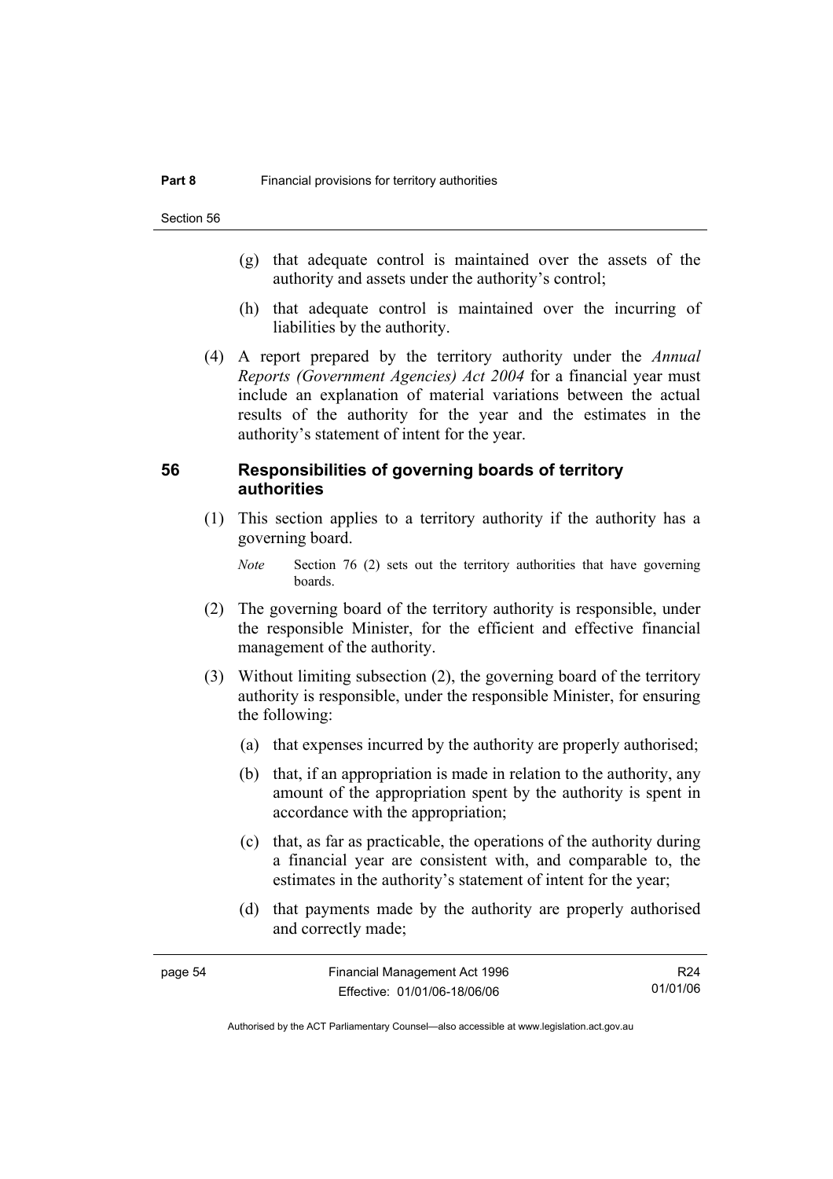(g) that adequate control is maintained over the assets of the authority and assets under the authority's control;

(h) that adequate control is maintained over the incurring of liabilities by the authority.

(4) A report prepared by the territory authority under the *Annual Reports (Government Agencies) Act 2004* for a financial year must include an explanation of material variations between the actual results of the authority for the year and the estimates in the authority's statement of intent for the year.

## 56 Responsibilities of governing boards of territory authorities

(1) This section applies to a territory authority if the authority has a governing board.

*Note* Section 76 (2) sets out the territory authorities that have governing boards.

(2) The governing board of the territory authority is responsible, under the responsible Minister, for the efficient and effective financial management of the authority.

(3) Without limiting subsection (2), the governing board of the territory authority is responsible, under the responsible Minister, for ensuring the following:

(a) that expenses incurred by the authority are properly authorised;

(b) that, if an appropriation is made in relation to the authority, any amount of the appropriation spent by the authority is spent in accordance with the appropriation;

(c) that, as far as practicable, the operations of the authority during a financial year are consistent with, and comparable to, the estimates in the authority's statement of intent for the year;

(d) that payments made by the authority are properly authorised and correctly made;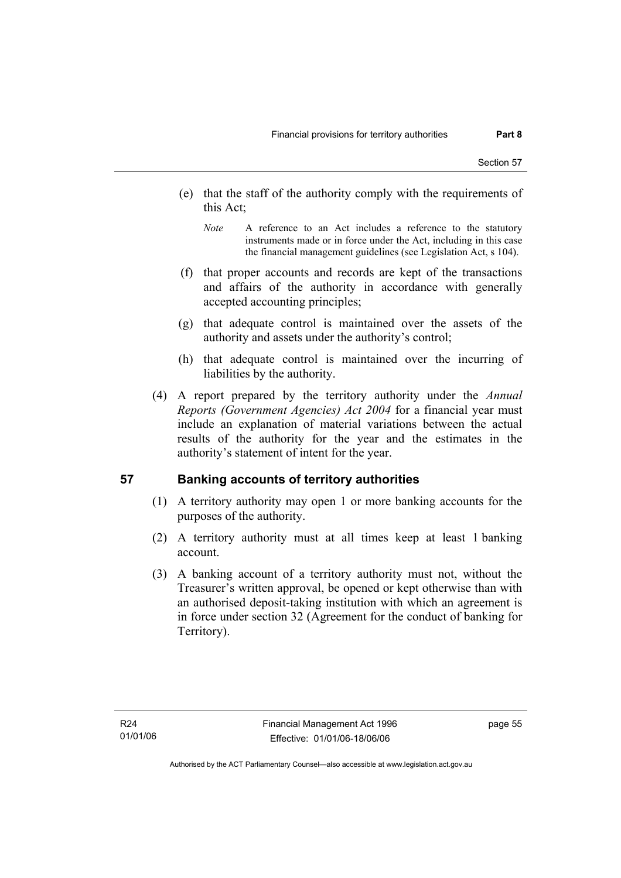(e) that the staff of the authority comply with the requirements of this Act;

*Note* A reference to an Act includes a reference to the statutory instruments made or in force under the Act, including in this case the financial management guidelines (see Legislation Act, s 104).

(f) that proper accounts and records are kept of the transactions and affairs of the authority in accordance with generally accepted accounting principles;

(g) that adequate control is maintained over the assets of the authority and assets under the authority's control;

(h) that adequate control is maintained over the incurring of liabilities by the authority.

(4) A report prepared by the territory authority under the *Annual Reports (Government Agencies) Act 2004* for a financial year must include an explanation of material variations between the actual results of the authority for the year and the estimates in the authority's statement of intent for the year.

## 57 Banking accounts of territory authorities

(1) A territory authority may open 1 or more banking accounts for the purposes of the authority.

(2) A territory authority must at all times keep at least 1 banking account.

(3) A banking account of a territory authority must not, without the Treasurer's written approval, be opened or kept otherwise than with an authorised deposit-taking institution with which an agreement is in force under section 32 (Agreement for the conduct of banking for Territory).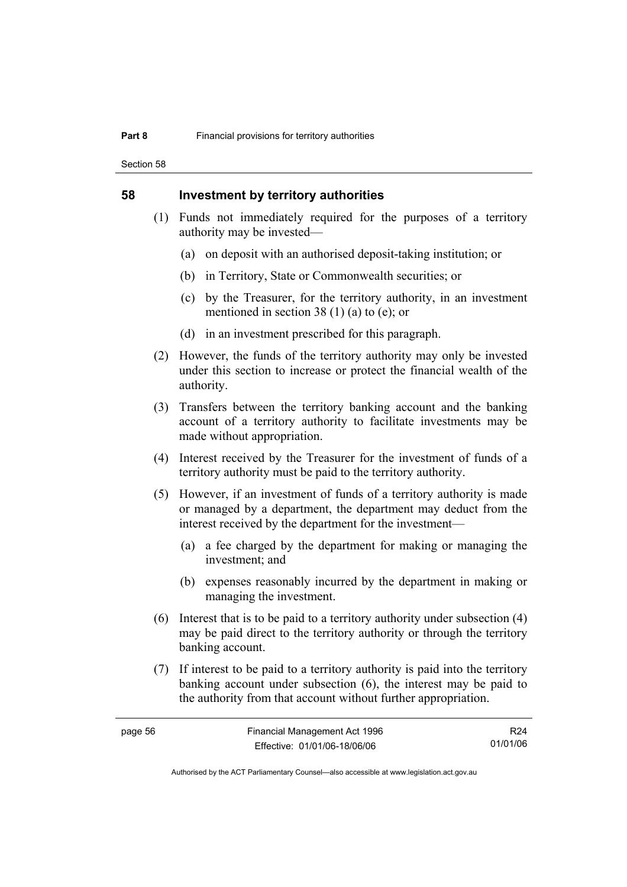## 58 Investment by territory authorities

(1) Funds not immediately required for the purposes of a territory authority may be invested—

(a) on deposit with an authorised deposit-taking institution; or

(b) in Territory, State or Commonwealth securities; or

(c) by the Treasurer, for the territory authority, in an investment mentioned in section 38 (1) (a) to (e); or

(d) in an investment prescribed for this paragraph.

(2) However, the funds of the territory authority may only be invested under this section to increase or protect the financial wealth of the authority.

(3) Transfers between the territory banking account and the banking account of a territory authority to facilitate investments may be made without appropriation.

(4) Interest received by the Treasurer for the investment of funds of a territory authority must be paid to the territory authority.

(5) However, if an investment of funds of a territory authority is made or managed by a department, the department may deduct from the interest received by the department for the investment—

(a) a fee charged by the department for making or managing the investment; and

(b) expenses reasonably incurred by the department in making or managing the investment.

(6) Interest that is to be paid to a territory authority under subsection (4) may be paid direct to the territory authority or through the territory banking account.

(7) If interest to be paid to a territory authority is paid into the territory banking account under subsection (6), the interest may be paid to the authority from that account without further appropriation.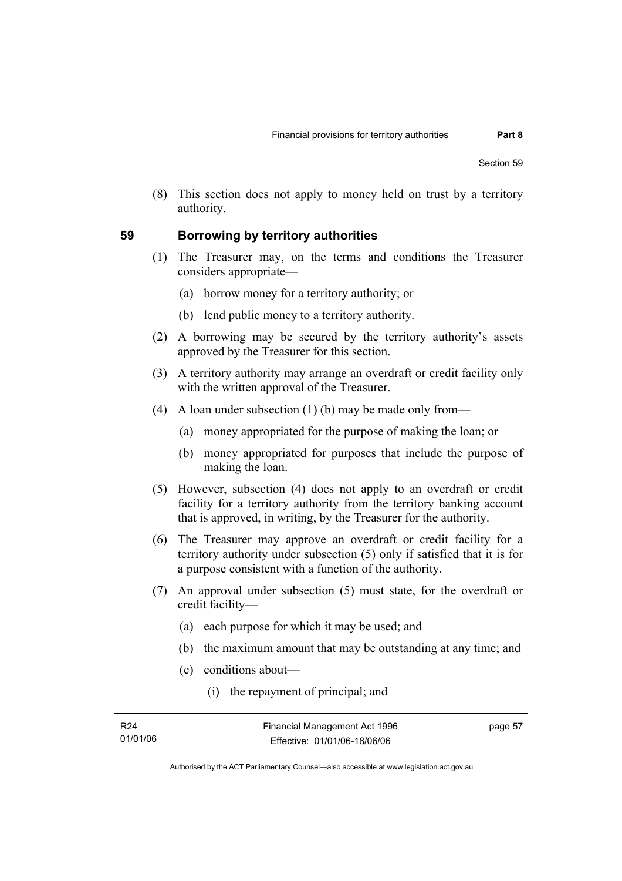(8) This section does not apply to money held on trust by a territory authority.

## 59 Borrowing by territory authorities

(1) The Treasurer may, on the terms and conditions the Treasurer considers appropriate—

(a) borrow money for a territory authority; or

(b) lend public money to a territory authority.

(2) A borrowing may be secured by the territory authority's assets approved by the Treasurer for this section.

(3) A territory authority may arrange an overdraft or credit facility only with the written approval of the Treasurer.

(4) A loan under subsection (1) (b) may be made only from—

(a) money appropriated for the purpose of making the loan; or

(b) money appropriated for purposes that include the purpose of making the loan.

(5) However, subsection (4) does not apply to an overdraft or credit facility for a territory authority from the territory banking account that is approved, in writing, by the Treasurer for the authority.

(6) The Treasurer may approve an overdraft or credit facility for a territory authority under subsection (5) only if satisfied that it is for a purpose consistent with a function of the authority.

(7) An approval under subsection (5) must state, for the overdraft or credit facility—

(a) each purpose for which it may be used; and

(b) the maximum amount that may be outstanding at any time; and

(c) conditions about—

(i) the repayment of principal; and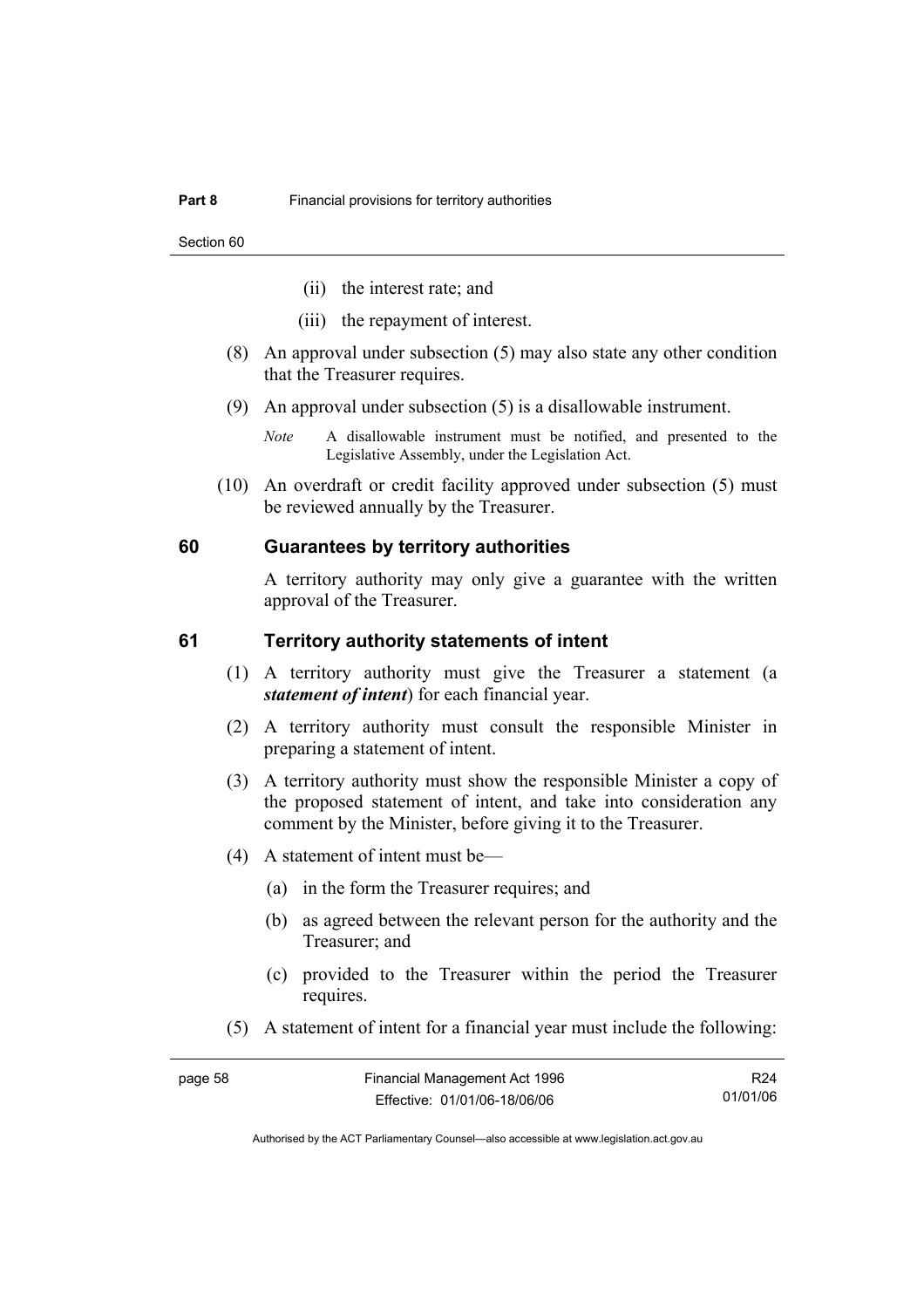(ii) the interest rate; and

(iii) the repayment of interest.

(8) An approval under subsection (5) may also state any other condition that the Treasurer requires.

(9) An approval under subsection (5) is a disallowable instrument.

*Note* A disallowable instrument must be notified, and presented to the Legislative Assembly, under the Legislation Act.

(10) An overdraft or credit facility approved under subsection (5) must be reviewed annually by the Treasurer.

## 60 Guarantees by territory authorities

A territory authority may only give a guarantee with the written approval of the Treasurer.

## 61 Territory authority statements of intent

(1) A territory authority must give the Treasurer a statement (a ***statement of intent***) for each financial year.

(2) A territory authority must consult the responsible Minister in preparing a statement of intent.

(3) A territory authority must show the responsible Minister a copy of the proposed statement of intent, and take into consideration any comment by the Minister, before giving it to the Treasurer.

(4) A statement of intent must be—

(a) in the form the Treasurer requires; and

(b) as agreed between the relevant person for the authority and the Treasurer; and

(c) provided to the Treasurer within the period the Treasurer requires.

(5) A statement of intent for a financial year must include the following: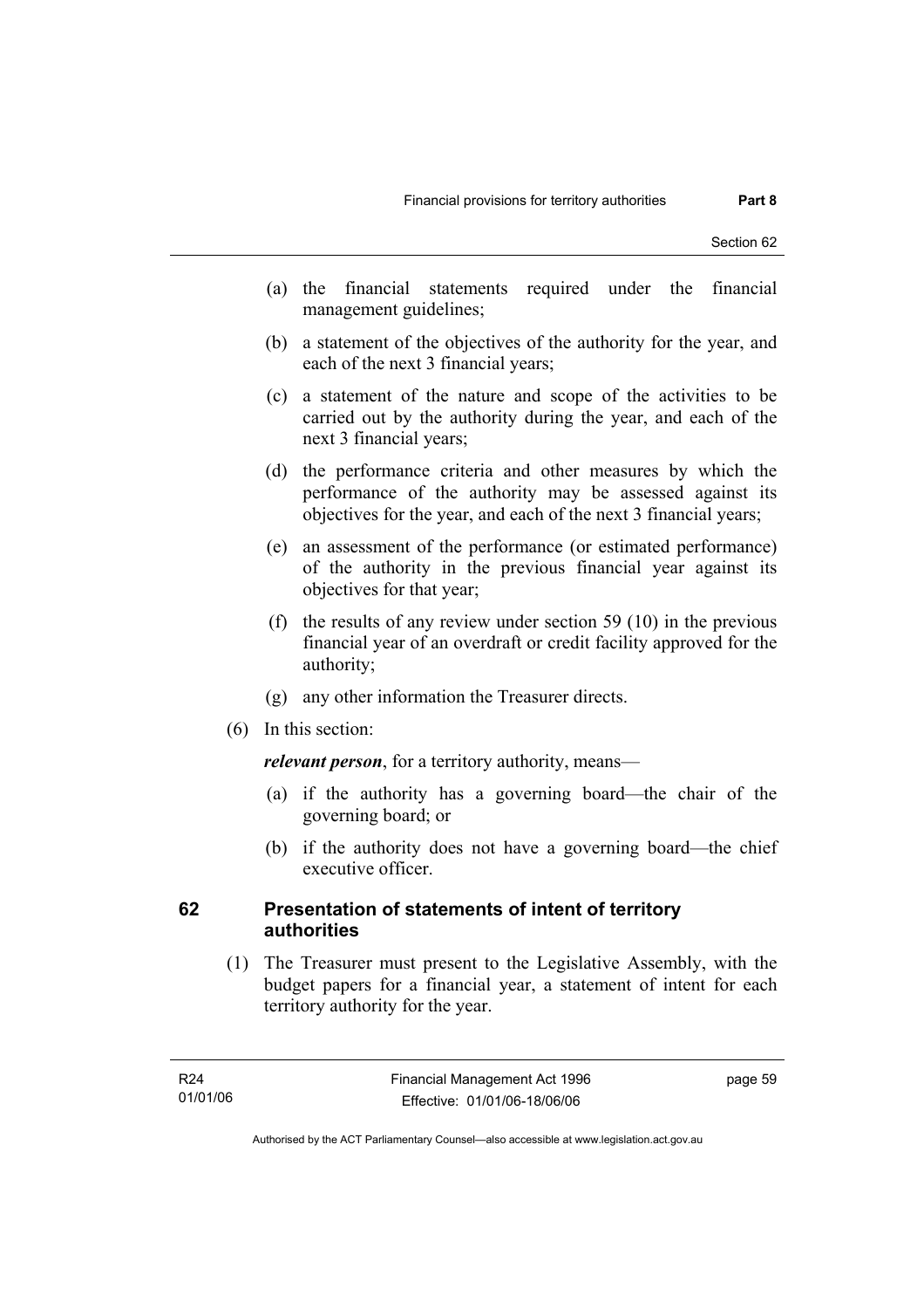(a) the financial statements required under the financial management guidelines;

(b) a statement of the objectives of the authority for the year, and each of the next 3 financial years;

(c) a statement of the nature and scope of the activities to be carried out by the authority during the year, and each of the next 3 financial years;

(d) the performance criteria and other measures by which the performance of the authority may be assessed against its objectives for the year, and each of the next 3 financial years;

(e) an assessment of the performance (or estimated performance) of the authority in the previous financial year against its objectives for that year;

(f) the results of any review under section 59 (10) in the previous financial year of an overdraft or credit facility approved for the authority;

(g) any other information the Treasurer directs.

(6) In this section:

***relevant person***, for a territory authority, means—

(a) if the authority has a governing board—the chair of the governing board; or

(b) if the authority does not have a governing board—the chief executive officer.

## 62 Presentation of statements of intent of territory authorities

(1) The Treasurer must present to the Legislative Assembly, with the budget papers for a financial year, a statement of intent for each territory authority for the year.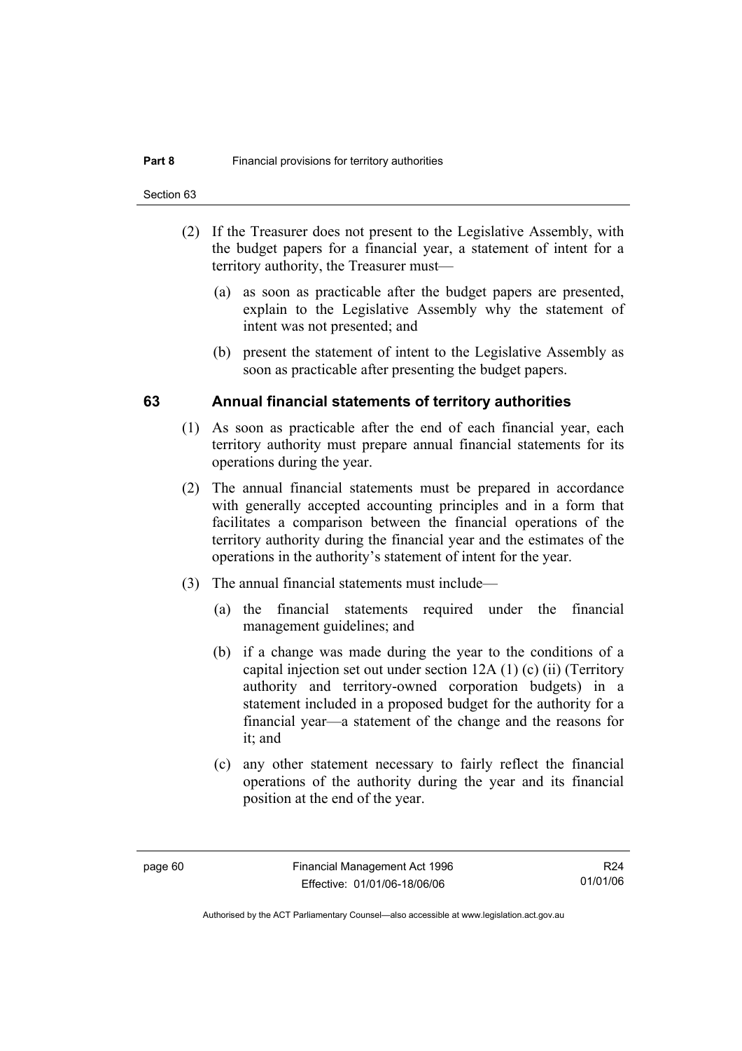(2) If the Treasurer does not present to the Legislative Assembly, with the budget papers for a financial year, a statement of intent for a territory authority, the Treasurer must—

(a) as soon as practicable after the budget papers are presented, explain to the Legislative Assembly why the statement of intent was not presented; and

(b) present the statement of intent to the Legislative Assembly as soon as practicable after presenting the budget papers.

## 63 Annual financial statements of territory authorities

(1) As soon as practicable after the end of each financial year, each territory authority must prepare annual financial statements for its operations during the year.

(2) The annual financial statements must be prepared in accordance with generally accepted accounting principles and in a form that facilitates a comparison between the financial operations of the territory authority during the financial year and the estimates of the operations in the authority's statement of intent for the year.

(3) The annual financial statements must include—

(a) the financial statements required under the financial management guidelines; and

(b) if a change was made during the year to the conditions of a capital injection set out under section 12A (1) (c) (ii) (Territory authority and territory-owned corporation budgets) in a statement included in a proposed budget for the authority for a financial year—a statement of the change and the reasons for it; and

(c) any other statement necessary to fairly reflect the financial operations of the authority during the year and its financial position at the end of the year.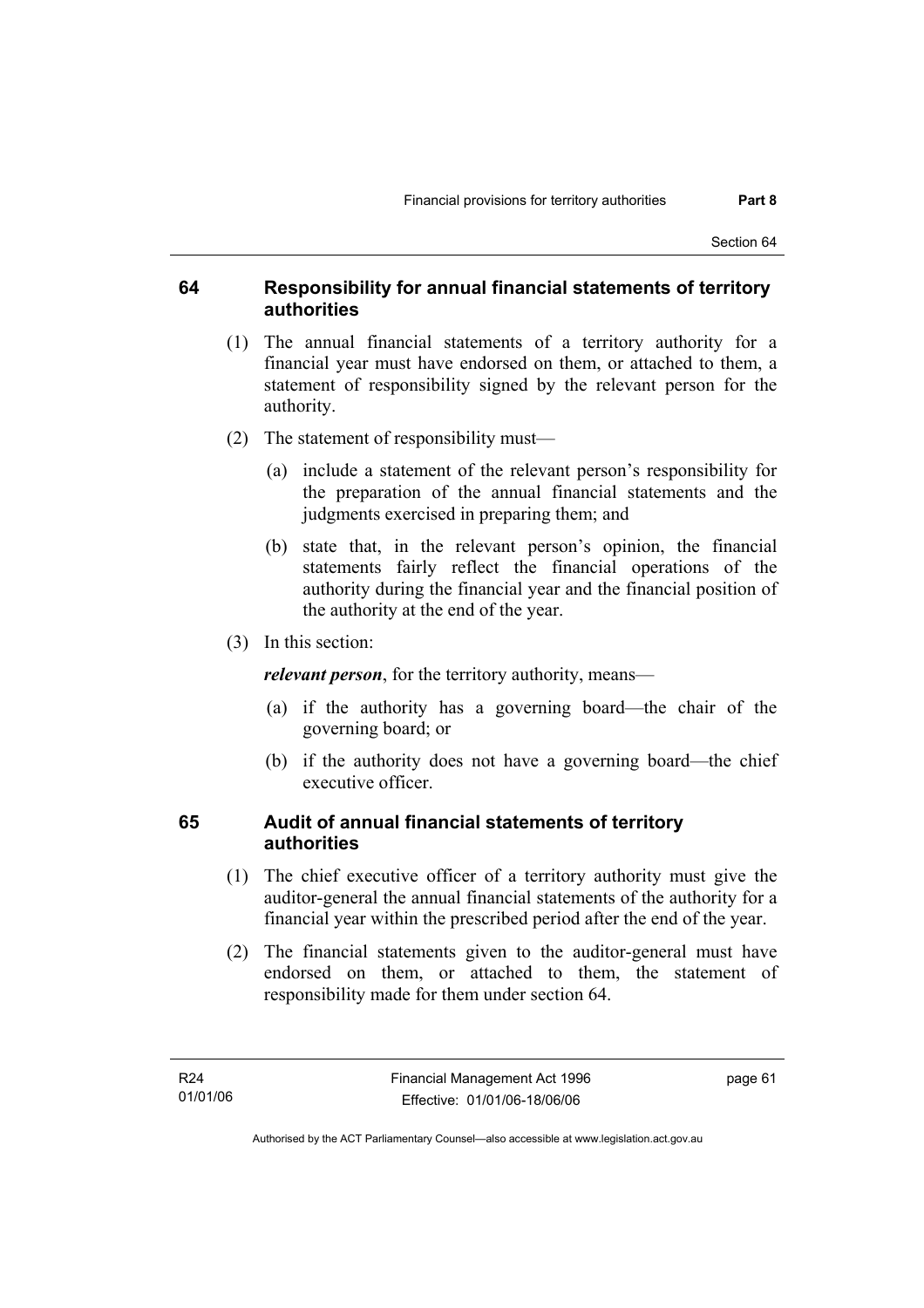## 64 Responsibility for annual financial statements of territory authorities

(1) The annual financial statements of a territory authority for a financial year must have endorsed on them, or attached to them, a statement of responsibility signed by the relevant person for the authority.

(2) The statement of responsibility must—

(a) include a statement of the relevant person's responsibility for the preparation of the annual financial statements and the judgments exercised in preparing them; and

(b) state that, in the relevant person's opinion, the financial statements fairly reflect the financial operations of the authority during the financial year and the financial position of the authority at the end of the year.

(3) In this section:

***relevant person***, for the territory authority, means—

(a) if the authority has a governing board—the chair of the governing board; or

(b) if the authority does not have a governing board—the chief executive officer.

## 65 Audit of annual financial statements of territory authorities

(1) The chief executive officer of a territory authority must give the auditor-general the annual financial statements of the authority for a financial year within the prescribed period after the end of the year.

(2) The financial statements given to the auditor-general must have endorsed on them, or attached to them, the statement of responsibility made for them under section 64.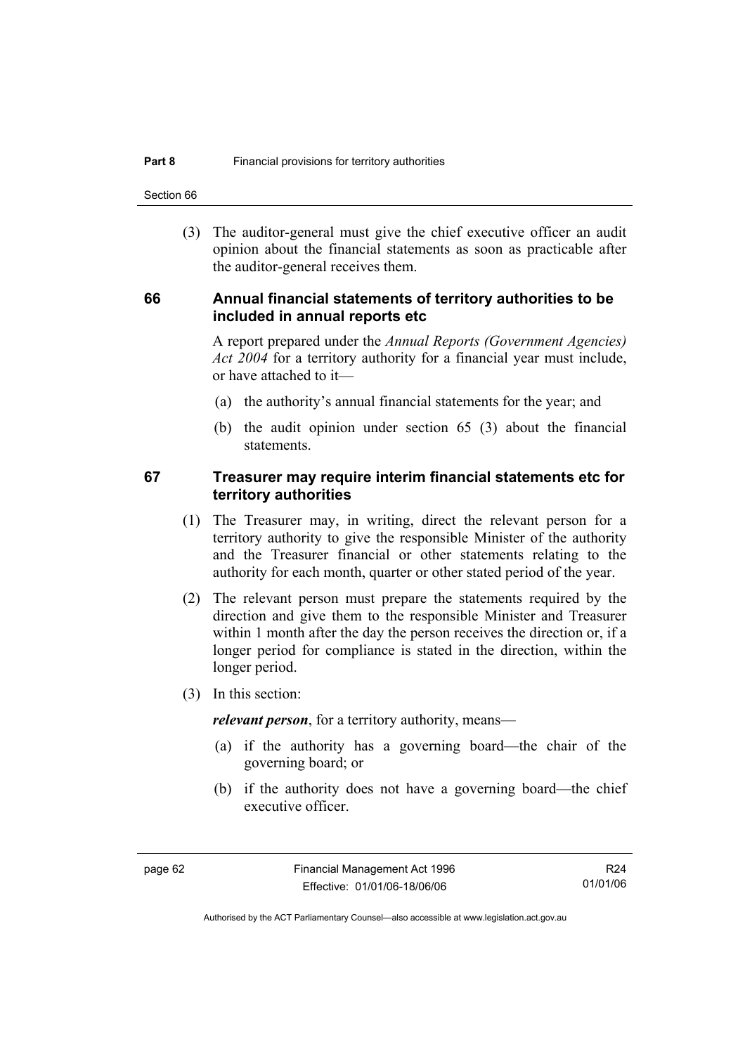(3) The auditor-general must give the chief executive officer an audit opinion about the financial statements as soon as practicable after the auditor-general receives them.

## 66 Annual financial statements of territory authorities to be included in annual reports etc

A report prepared under the *Annual Reports (Government Agencies) Act 2004* for a territory authority for a financial year must include, or have attached to it—

(a) the authority's annual financial statements for the year; and

(b) the audit opinion under section 65 (3) about the financial statements.

## 67 Treasurer may require interim financial statements etc for territory authorities

(1) The Treasurer may, in writing, direct the relevant person for a territory authority to give the responsible Minister of the authority and the Treasurer financial or other statements relating to the authority for each month, quarter or other stated period of the year.

(2) The relevant person must prepare the statements required by the direction and give them to the responsible Minister and Treasurer within 1 month after the day the person receives the direction or, if a longer period for compliance is stated in the direction, within the longer period.

(3) In this section:

***relevant person***, for a territory authority, means—

(a) if the authority has a governing board—the chair of the governing board; or

(b) if the authority does not have a governing board—the chief executive officer.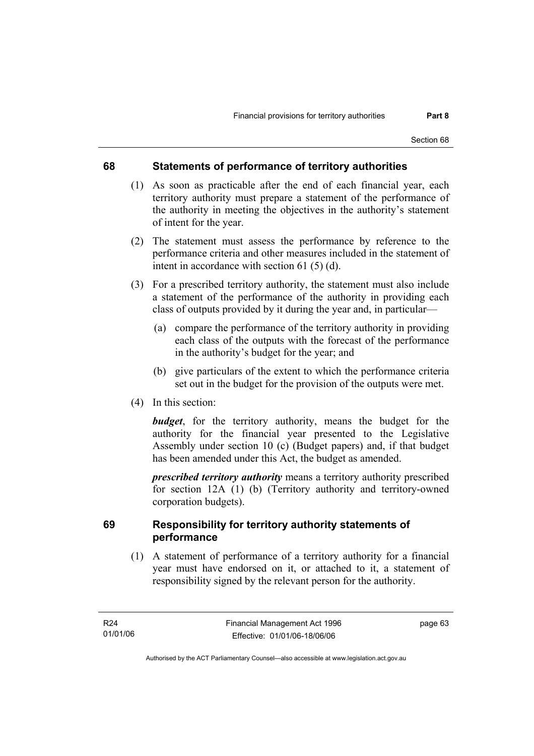## 68 Statements of performance of territory authorities

(1) As soon as practicable after the end of each financial year, each territory authority must prepare a statement of the performance of the authority in meeting the objectives in the authority's statement of intent for the year.

(2) The statement must assess the performance by reference to the performance criteria and other measures included in the statement of intent in accordance with section 61 (5) (d).

(3) For a prescribed territory authority, the statement must also include a statement of the performance of the authority in providing each class of outputs provided by it during the year and, in particular—

(a) compare the performance of the territory authority in providing each class of the outputs with the forecast of the performance in the authority's budget for the year; and

(b) give particulars of the extent to which the performance criteria set out in the budget for the provision of the outputs were met.

(4) In this section:

***budget***, for the territory authority, means the budget for the authority for the financial year presented to the Legislative Assembly under section 10 (c) (Budget papers) and, if that budget has been amended under this Act, the budget as amended.

***prescribed territory authority*** means a territory authority prescribed for section 12A (1) (b) (Territory authority and territory-owned corporation budgets).

## 69 Responsibility for territory authority statements of performance

(1) A statement of performance of a territory authority for a financial year must have endorsed on it, or attached to it, a statement of responsibility signed by the relevant person for the authority.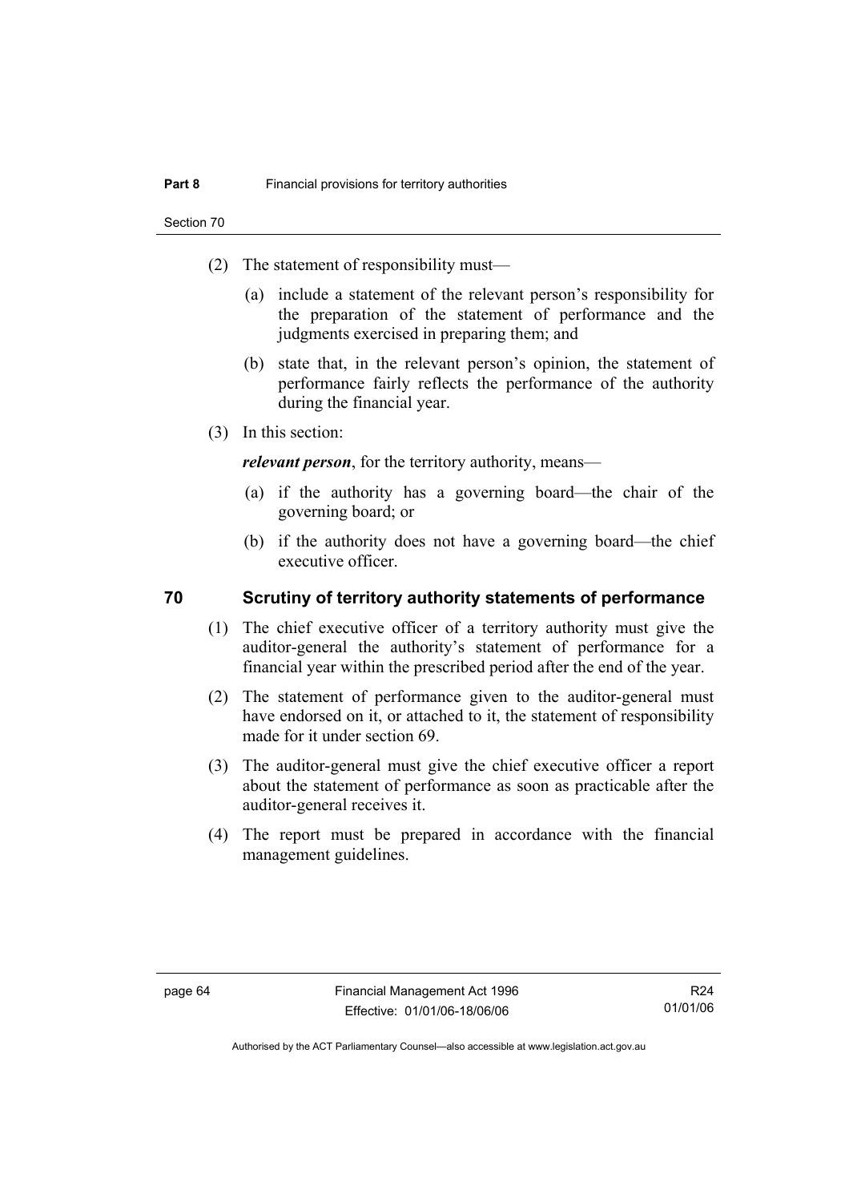(2) The statement of responsibility must—

(a) include a statement of the relevant person's responsibility for the preparation of the statement of performance and the judgments exercised in preparing them; and

(b) state that, in the relevant person's opinion, the statement of performance fairly reflects the performance of the authority during the financial year.

(3) In this section:

***relevant person***, for the territory authority, means—

(a) if the authority has a governing board—the chair of the governing board; or

(b) if the authority does not have a governing board—the chief executive officer.

## 70 Scrutiny of territory authority statements of performance

(1) The chief executive officer of a territory authority must give the auditor-general the authority's statement of performance for a financial year within the prescribed period after the end of the year.

(2) The statement of performance given to the auditor-general must have endorsed on it, or attached to it, the statement of responsibility made for it under section 69.

(3) The auditor-general must give the chief executive officer a report about the statement of performance as soon as practicable after the auditor-general receives it.

(4) The report must be prepared in accordance with the financial management guidelines.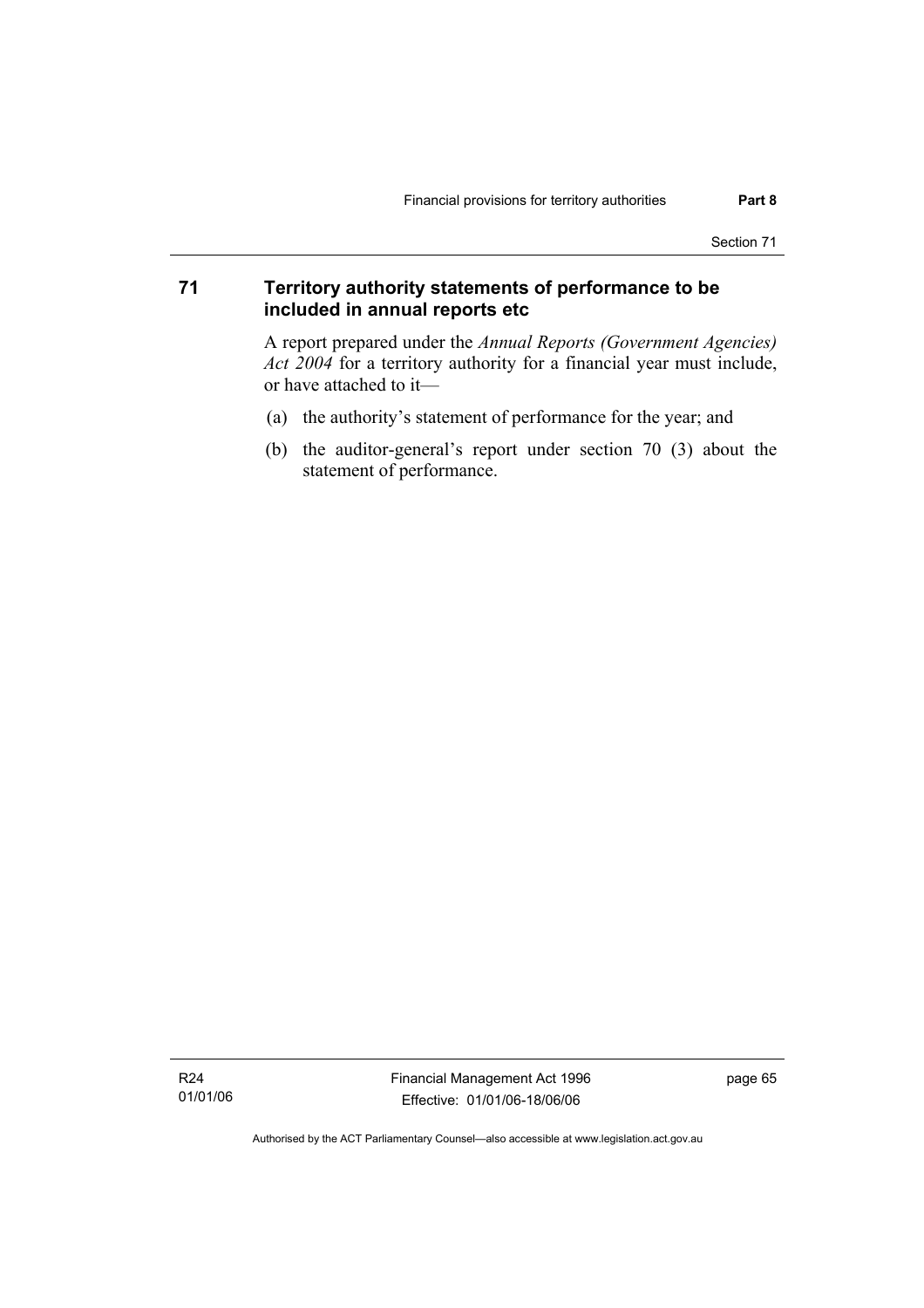## 71 Territory authority statements of performance to be included in annual reports etc

A report prepared under the *Annual Reports (Government Agencies) Act 2004* for a territory authority for a financial year must include, or have attached to it—

(a) the authority's statement of performance for the year; and

(b) the auditor-general's report under section 70 (3) about the statement of performance.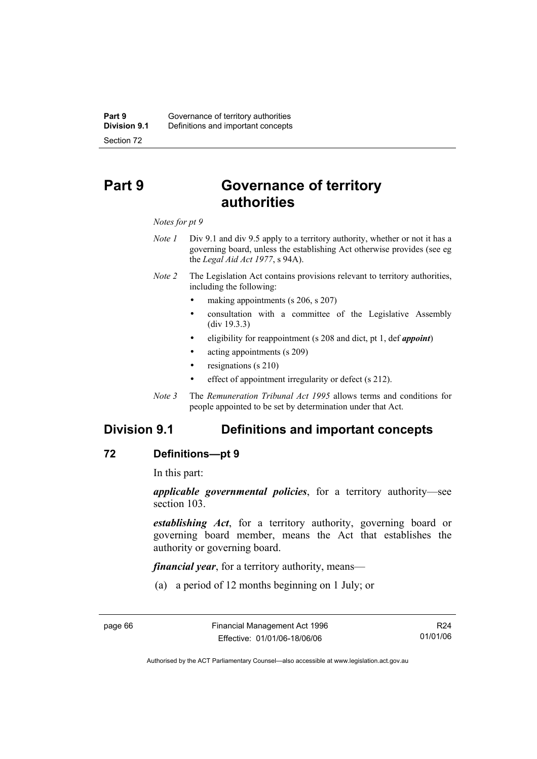# Part 9 Governance of territory authorities

*Notes for pt 9*

*Note 1* Div 9.1 and div 9.5 apply to a territory authority, whether or not it has a governing board, unless the establishing Act otherwise provides (see eg the *Legal Aid Act 1977*, s 94A).

*Note 2* The Legislation Act contains provisions relevant to territory authorities, including the following:

- making appointments (s 206, s 207)
- consultation with a committee of the Legislative Assembly (div 19.3.3)
- eligibility for reappointment (s 208 and dict, pt 1, def ***appoint***)
- acting appointments (s 209)
- resignations (s 210)
- effect of appointment irregularity or defect (s 212).

*Note 3* The *Remuneration Tribunal Act 1995* allows terms and conditions for people appointed to be set by determination under that Act.

## Division 9.1 Definitions and important concepts

### 72 Definitions—pt 9

In this part:

***applicable governmental policies***, for a territory authority—see section 103.

***establishing Act***, for a territory authority, governing board or governing board member, means the Act that establishes the authority or governing board.

***financial year***, for a territory authority, means—

(a) a period of 12 months beginning on 1 July; or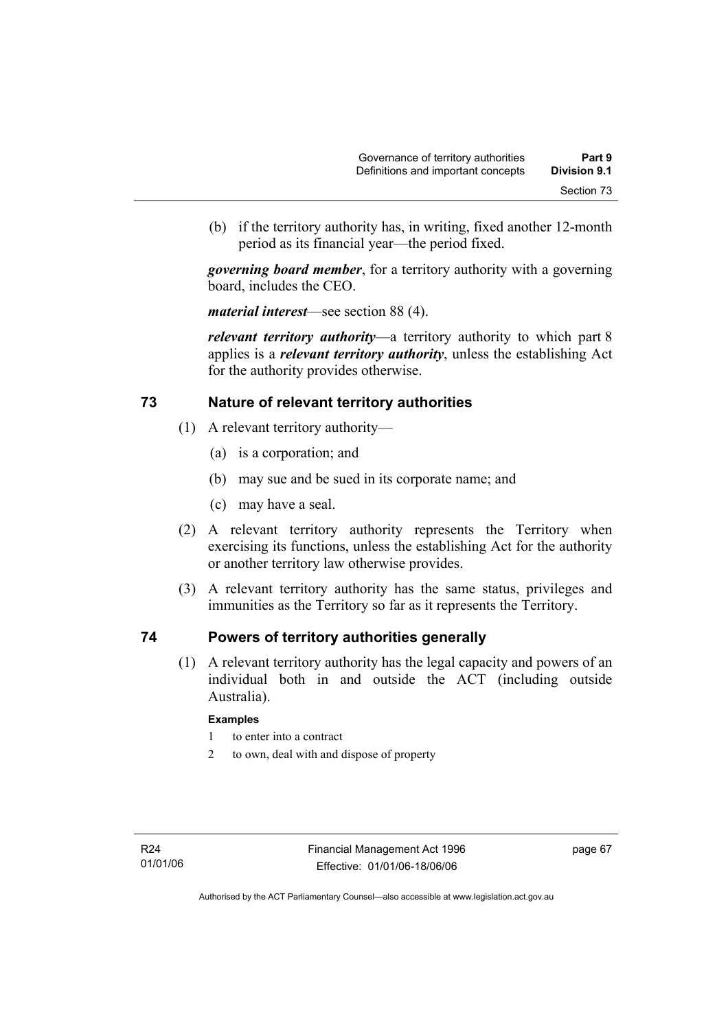(b) if the territory authority has, in writing, fixed another 12-month period as its financial year—the period fixed.

***governing board member***, for a territory authority with a governing board, includes the CEO.

***material interest***—see section 88 (4).

***relevant territory authority***—a territory authority to which part 8 applies is a ***relevant territory authority***, unless the establishing Act for the authority provides otherwise.

## 73 Nature of relevant territory authorities

(1) A relevant territory authority—

(a) is a corporation; and

(b) may sue and be sued in its corporate name; and

(c) may have a seal.

(2) A relevant territory authority represents the Territory when exercising its functions, unless the establishing Act for the authority or another territory law otherwise provides.

(3) A relevant territory authority has the same status, privileges and immunities as the Territory so far as it represents the Territory.

## 74 Powers of territory authorities generally

(1) A relevant territory authority has the legal capacity and powers of an individual both in and outside the ACT (including outside Australia).

**Examples**

1 to enter into a contract

2 to own, deal with and dispose of property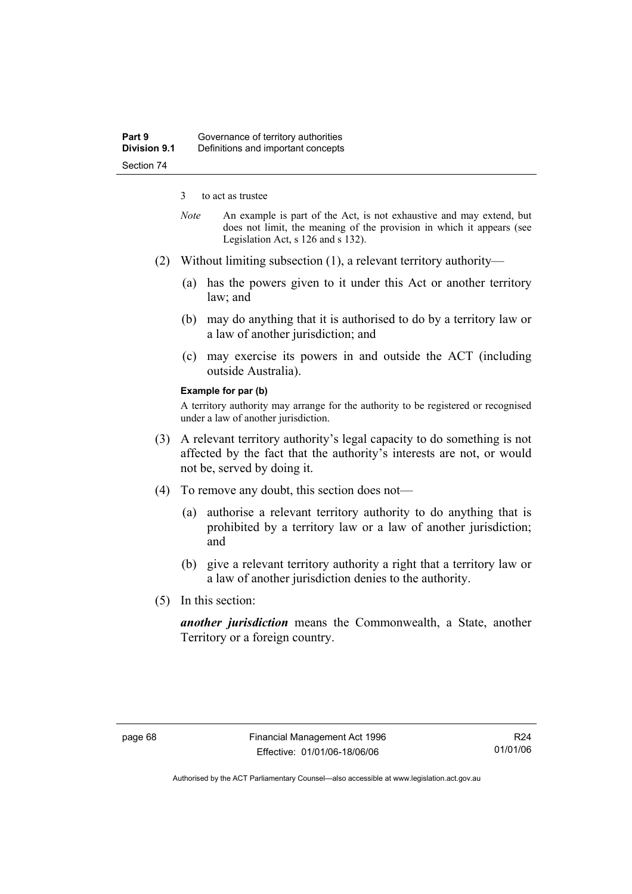3 to act as trustee

*Note* An example is part of the Act, is not exhaustive and may extend, but does not limit, the meaning of the provision in which it appears (see Legislation Act, s 126 and s 132).

(2) Without limiting subsection (1), a relevant territory authority—

(a) has the powers given to it under this Act or another territory law; and

(b) may do anything that it is authorised to do by a territory law or a law of another jurisdiction; and

(c) may exercise its powers in and outside the ACT (including outside Australia).

**Example for par (b)**

A territory authority may arrange for the authority to be registered or recognised under a law of another jurisdiction.

(3) A relevant territory authority's legal capacity to do something is not affected by the fact that the authority's interests are not, or would not be, served by doing it.

(4) To remove any doubt, this section does not—

(a) authorise a relevant territory authority to do anything that is prohibited by a territory law or a law of another jurisdiction; and

(b) give a relevant territory authority a right that a territory law or a law of another jurisdiction denies to the authority.

(5) In this section:

***another jurisdiction*** means the Commonwealth, a State, another Territory or a foreign country.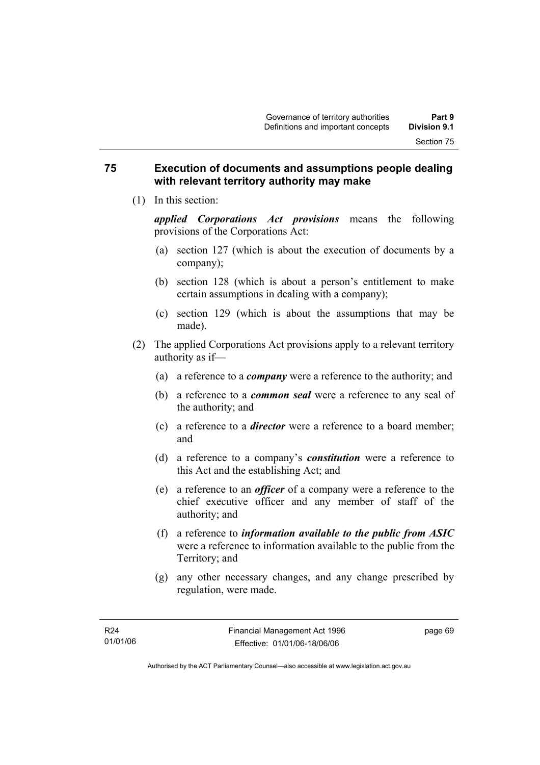## 75 Execution of documents and assumptions people dealing with relevant territory authority may make

(1) In this section:

***applied Corporations Act provisions*** means the following provisions of the Corporations Act:

(a) section 127 (which is about the execution of documents by a company);

(b) section 128 (which is about a person's entitlement to make certain assumptions in dealing with a company);

(c) section 129 (which is about the assumptions that may be made).

(2) The applied Corporations Act provisions apply to a relevant territory authority as if—

(a) a reference to a ***company*** were a reference to the authority; and

(b) a reference to a ***common seal*** were a reference to any seal of the authority; and

(c) a reference to a ***director*** were a reference to a board member; and

(d) a reference to a company's ***constitution*** were a reference to this Act and the establishing Act; and

(e) a reference to an ***officer*** of a company were a reference to the chief executive officer and any member of staff of the authority; and

(f) a reference to ***information available to the public from ASIC*** were a reference to information available to the public from the Territory; and

(g) any other necessary changes, and any change prescribed by regulation, were made.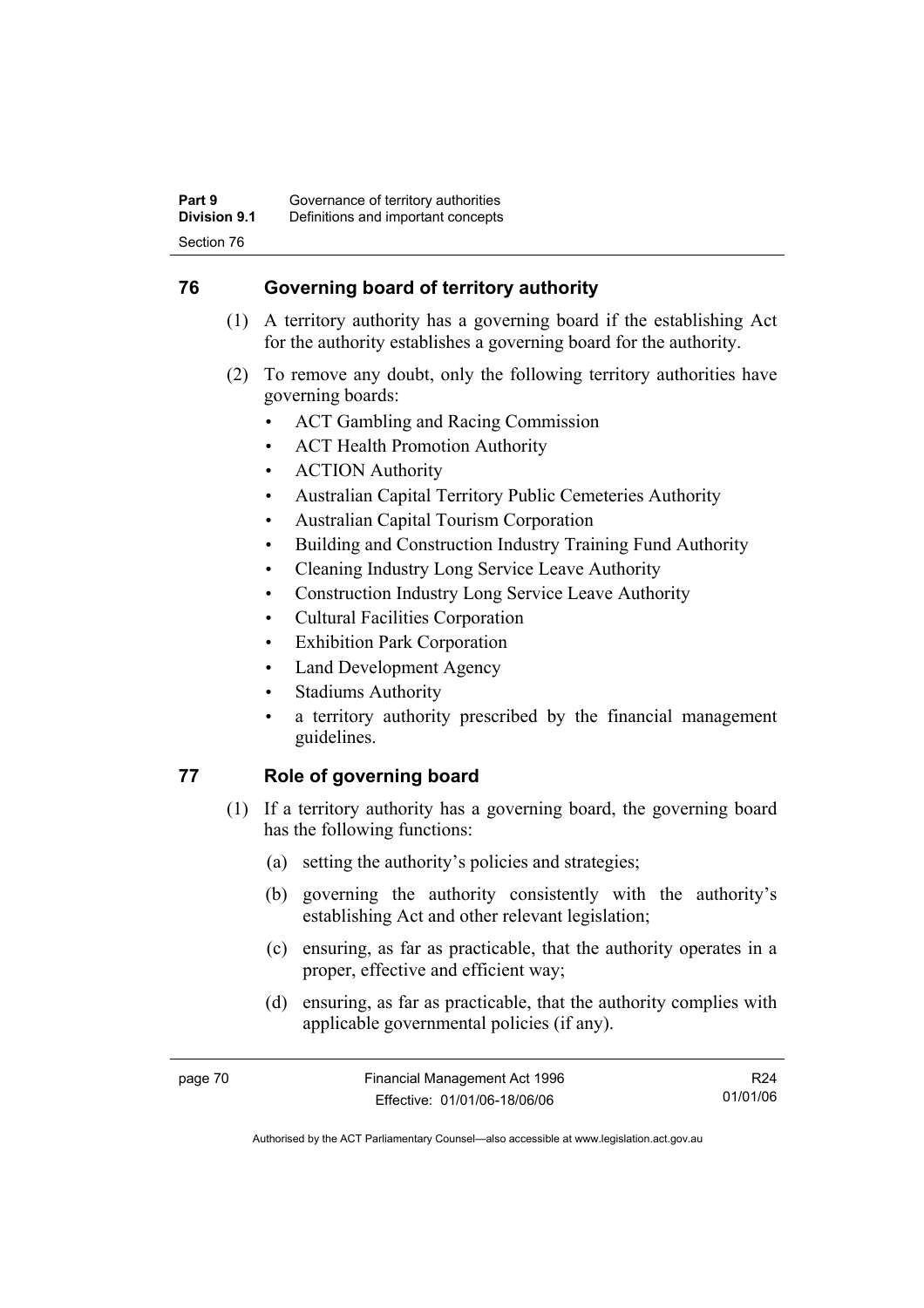## 76 Governing board of territory authority

(1) A territory authority has a governing board if the establishing Act for the authority establishes a governing board for the authority.

(2) To remove any doubt, only the following territory authorities have governing boards:

- ACT Gambling and Racing Commission
- ACT Health Promotion Authority
- ACTION Authority
- Australian Capital Territory Public Cemeteries Authority
- Australian Capital Tourism Corporation
- Building and Construction Industry Training Fund Authority
- Cleaning Industry Long Service Leave Authority
- Construction Industry Long Service Leave Authority
- Cultural Facilities Corporation
- Exhibition Park Corporation
- Land Development Agency
- Stadiums Authority
- a territory authority prescribed by the financial management guidelines.

## 77 Role of governing board

(1) If a territory authority has a governing board, the governing board has the following functions:

(a) setting the authority's policies and strategies;

(b) governing the authority consistently with the authority's establishing Act and other relevant legislation;

(c) ensuring, as far as practicable, that the authority operates in a proper, effective and efficient way;

(d) ensuring, as far as practicable, that the authority complies with applicable governmental policies (if any).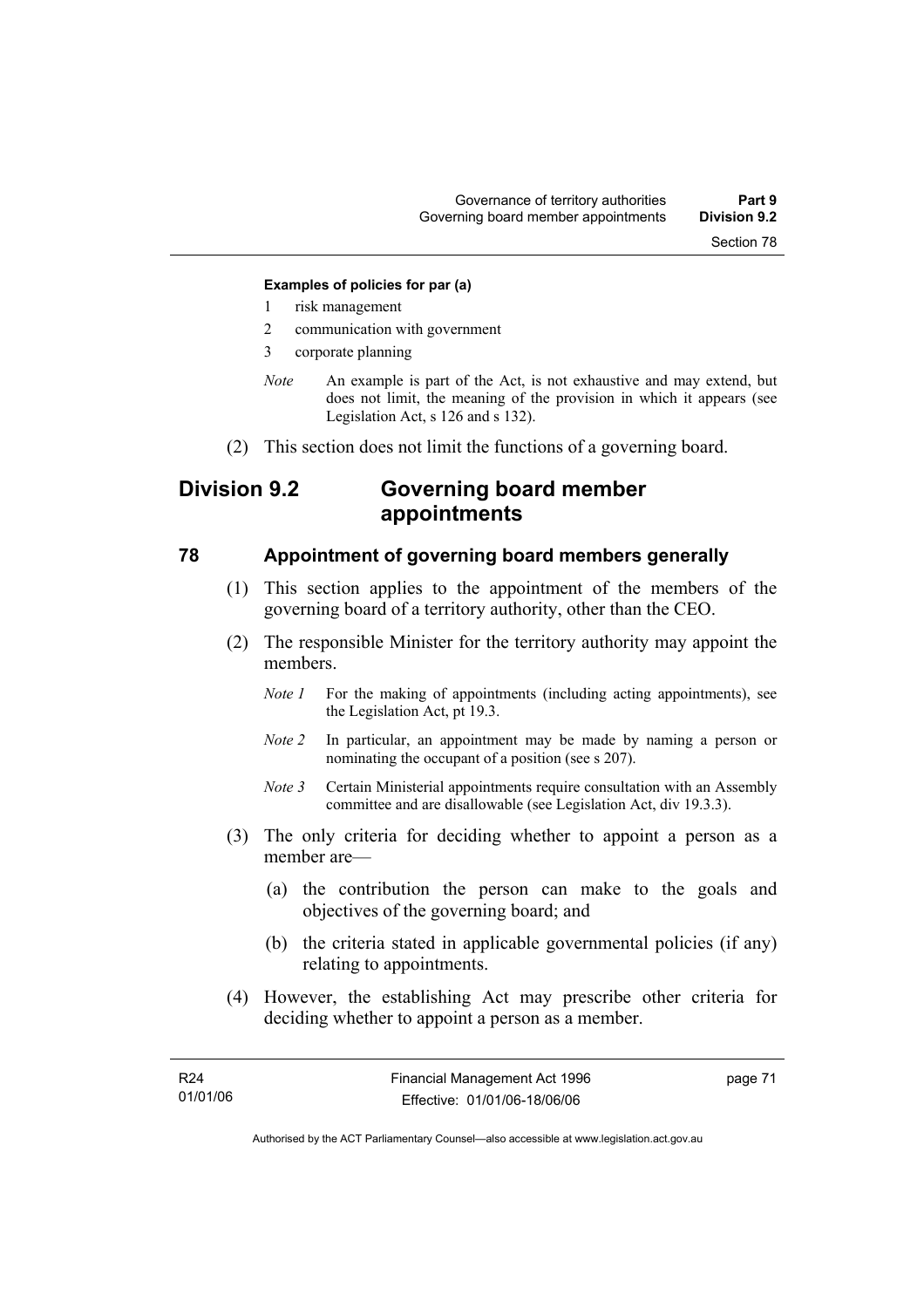**Examples of policies for par (a)**

1 risk management

2 communication with government

3 corporate planning

*Note* An example is part of the Act, is not exhaustive and may extend, but does not limit, the meaning of the provision in which it appears (see Legislation Act, s 126 and s 132).

(2) This section does not limit the functions of a governing board.

## Division 9.2 Governing board member appointments

### 78 Appointment of governing board members generally

(1) This section applies to the appointment of the members of the governing board of a territory authority, other than the CEO.

(2) The responsible Minister for the territory authority may appoint the members.

*Note 1* For the making of appointments (including acting appointments), see the Legislation Act, pt 19.3.

*Note 2* In particular, an appointment may be made by naming a person or nominating the occupant of a position (see s 207).

*Note 3* Certain Ministerial appointments require consultation with an Assembly committee and are disallowable (see Legislation Act, div 19.3.3).

(3) The only criteria for deciding whether to appoint a person as a member are—

(a) the contribution the person can make to the goals and objectives of the governing board; and

(b) the criteria stated in applicable governmental policies (if any) relating to appointments.

(4) However, the establishing Act may prescribe other criteria for deciding whether to appoint a person as a member.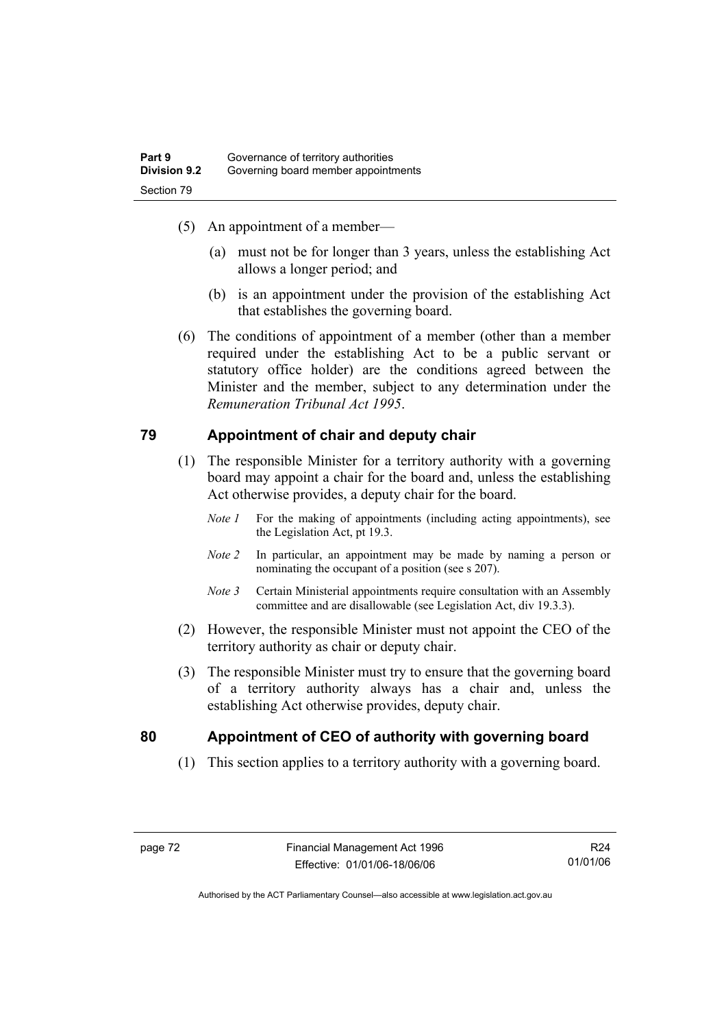(5) An appointment of a member—

(a) must not be for longer than 3 years, unless the establishing Act allows a longer period; and

(b) is an appointment under the provision of the establishing Act that establishes the governing board.

(6) The conditions of appointment of a member (other than a member required under the establishing Act to be a public servant or statutory office holder) are the conditions agreed between the Minister and the member, subject to any determination under the *Remuneration Tribunal Act 1995*.

## 79 Appointment of chair and deputy chair

(1) The responsible Minister for a territory authority with a governing board may appoint a chair for the board and, unless the establishing Act otherwise provides, a deputy chair for the board.

*Note 1* For the making of appointments (including acting appointments), see the Legislation Act, pt 19.3.

*Note 2* In particular, an appointment may be made by naming a person or nominating the occupant of a position (see s 207).

*Note 3* Certain Ministerial appointments require consultation with an Assembly committee and are disallowable (see Legislation Act, div 19.3.3).

(2) However, the responsible Minister must not appoint the CEO of the territory authority as chair or deputy chair.

(3) The responsible Minister must try to ensure that the governing board of a territory authority always has a chair and, unless the establishing Act otherwise provides, deputy chair.

## 80 Appointment of CEO of authority with governing board

(1) This section applies to a territory authority with a governing board.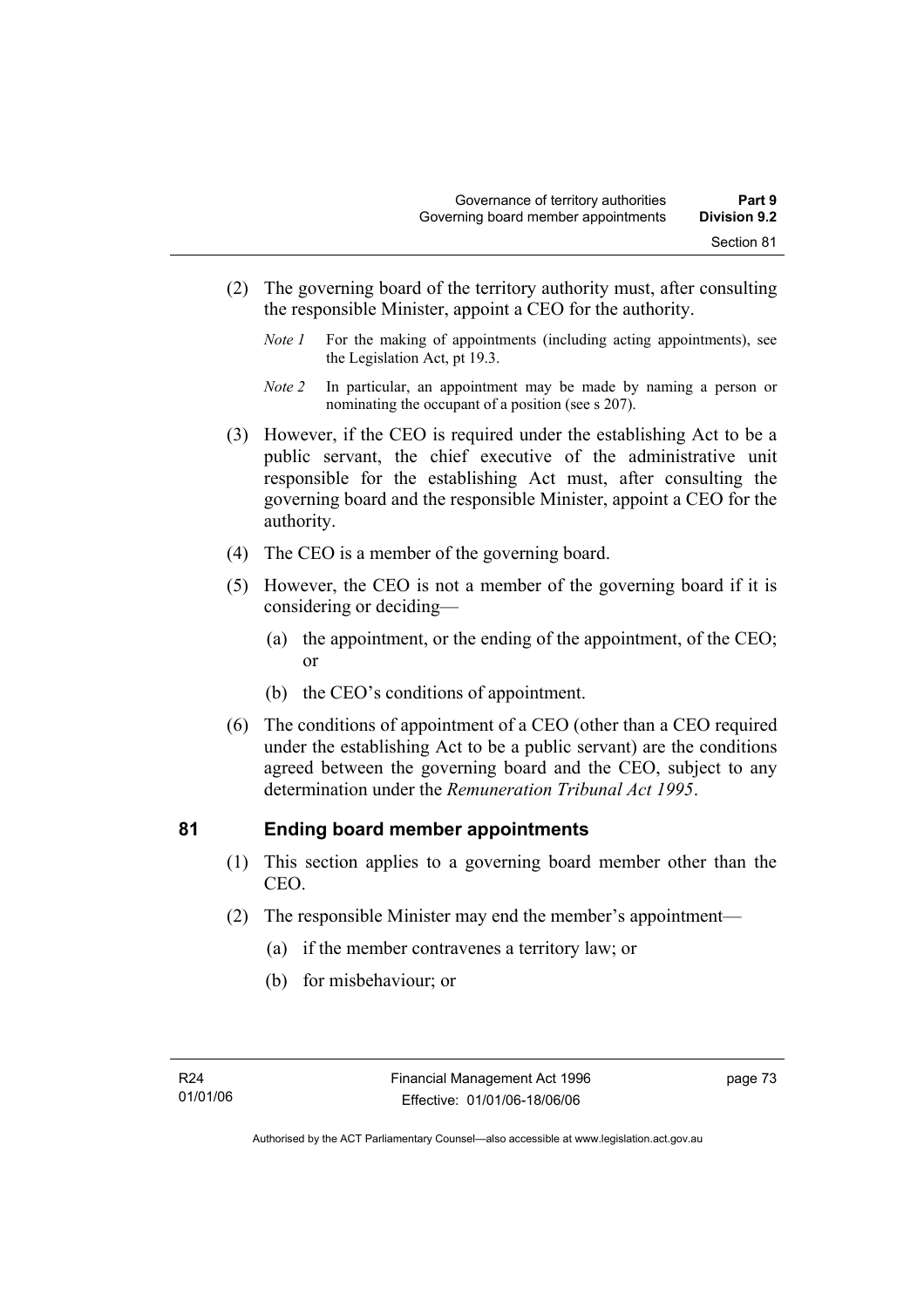(2) The governing board of the territory authority must, after consulting the responsible Minister, appoint a CEO for the authority.

*Note 1* For the making of appointments (including acting appointments), see the Legislation Act, pt 19.3.

*Note 2* In particular, an appointment may be made by naming a person or nominating the occupant of a position (see s 207).

(3) However, if the CEO is required under the establishing Act to be a public servant, the chief executive of the administrative unit responsible for the establishing Act must, after consulting the governing board and the responsible Minister, appoint a CEO for the authority.

(4) The CEO is a member of the governing board.

(5) However, the CEO is not a member of the governing board if it is considering or deciding—

(a) the appointment, or the ending of the appointment, of the CEO; or

(b) the CEO's conditions of appointment.

(6) The conditions of appointment of a CEO (other than a CEO required under the establishing Act to be a public servant) are the conditions agreed between the governing board and the CEO, subject to any determination under the *Remuneration Tribunal Act 1995*.

## 81 Ending board member appointments

(1) This section applies to a governing board member other than the CEO.

(2) The responsible Minister may end the member's appointment—

(a) if the member contravenes a territory law; or

(b) for misbehaviour; or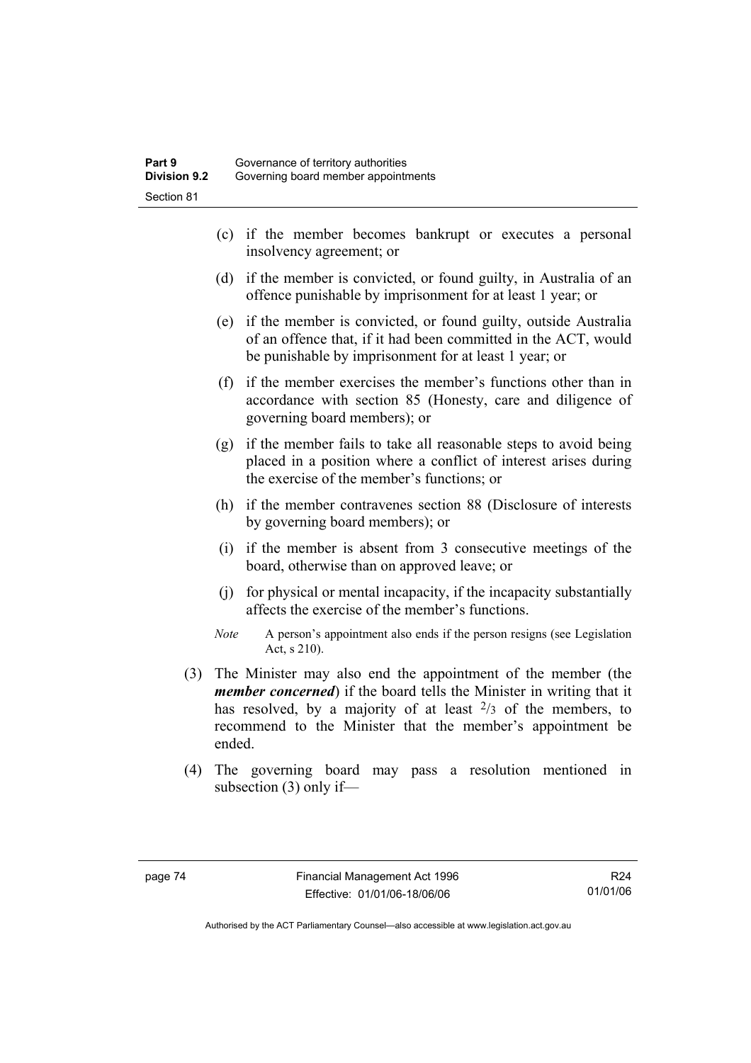(c) if the member becomes bankrupt or executes a personal insolvency agreement; or

(d) if the member is convicted, or found guilty, in Australia of an offence punishable by imprisonment for at least 1 year; or

(e) if the member is convicted, or found guilty, outside Australia of an offence that, if it had been committed in the ACT, would be punishable by imprisonment for at least 1 year; or

(f) if the member exercises the member's functions other than in accordance with section 85 (Honesty, care and diligence of governing board members); or

(g) if the member fails to take all reasonable steps to avoid being placed in a position where a conflict of interest arises during the exercise of the member's functions; or

(h) if the member contravenes section 88 (Disclosure of interests by governing board members); or

(i) if the member is absent from 3 consecutive meetings of the board, otherwise than on approved leave; or

(j) for physical or mental incapacity, if the incapacity substantially affects the exercise of the member's functions.

*Note* A person's appointment also ends if the person resigns (see Legislation Act, s 210).

(3) The Minister may also end the appointment of the member (the ***member concerned***) if the board tells the Minister in writing that it has resolved, by a majority of at least $^{2}/_{3}$ of the members, to recommend to the Minister that the member's appointment be ended.

(4) The governing board may pass a resolution mentioned in subsection (3) only if—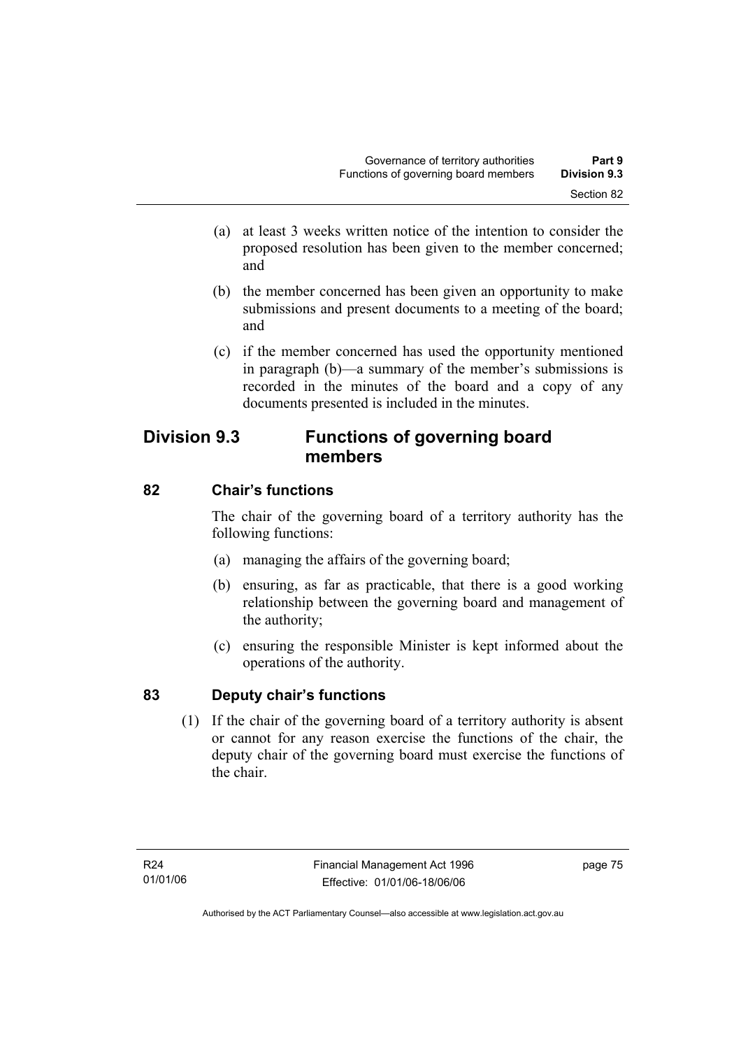(a) at least 3 weeks written notice of the intention to consider the proposed resolution has been given to the member concerned; and

(b) the member concerned has been given an opportunity to make submissions and present documents to a meeting of the board; and

(c) if the member concerned has used the opportunity mentioned in paragraph (b)—a summary of the member's submissions is recorded in the minutes of the board and a copy of any documents presented is included in the minutes.

## Division 9.3 Functions of governing board members

### 82 Chair's functions

The chair of the governing board of a territory authority has the following functions:

(a) managing the affairs of the governing board;

(b) ensuring, as far as practicable, that there is a good working relationship between the governing board and management of the authority;

(c) ensuring the responsible Minister is kept informed about the operations of the authority.

### 83 Deputy chair's functions

(1) If the chair of the governing board of a territory authority is absent or cannot for any reason exercise the functions of the chair, the deputy chair of the governing board must exercise the functions of the chair.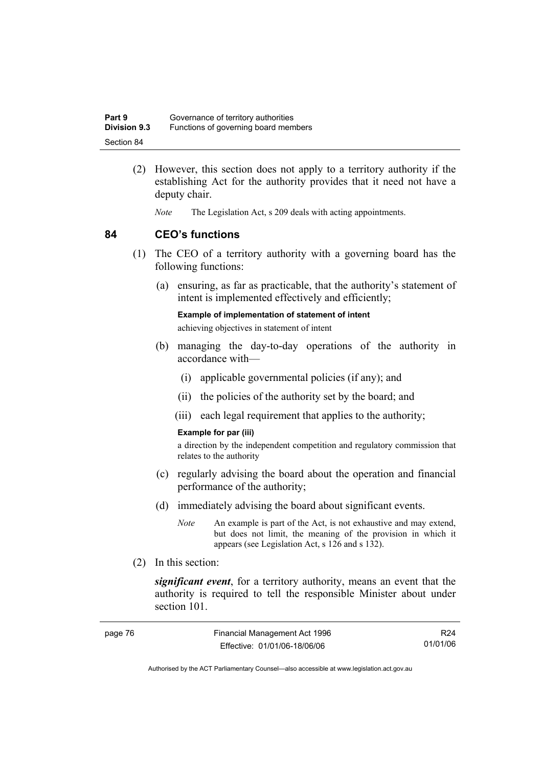(2) However, this section does not apply to a territory authority if the establishing Act for the authority provides that it need not have a deputy chair.

*Note* The Legislation Act, s 209 deals with acting appointments.

## 84 CEO's functions

(1) The CEO of a territory authority with a governing board has the following functions:

(a) ensuring, as far as practicable, that the authority's statement of intent is implemented effectively and efficiently;

**Example of implementation of statement of intent**

achieving objectives in statement of intent

(b) managing the day-to-day operations of the authority in accordance with—

(i) applicable governmental policies (if any); and

(ii) the policies of the authority set by the board; and

(iii) each legal requirement that applies to the authority;

**Example for par (iii)**

a direction by the independent competition and regulatory commission that relates to the authority

(c) regularly advising the board about the operation and financial performance of the authority;

(d) immediately advising the board about significant events.

*Note* An example is part of the Act, is not exhaustive and may extend, but does not limit, the meaning of the provision in which it appears (see Legislation Act, s 126 and s 132).

(2) In this section:

***significant event***, for a territory authority, means an event that the authority is required to tell the responsible Minister about under section 101.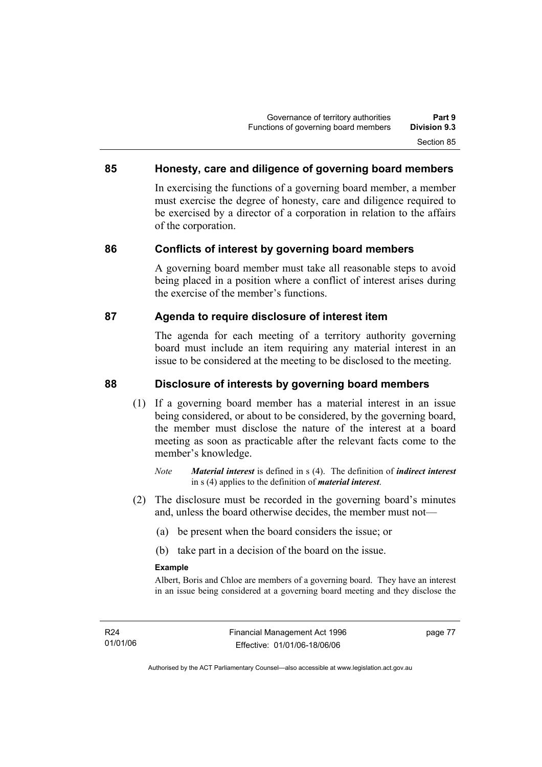## 85 Honesty, care and diligence of governing board members

In exercising the functions of a governing board member, a member must exercise the degree of honesty, care and diligence required to be exercised by a director of a corporation in relation to the affairs of the corporation.

## 86 Conflicts of interest by governing board members

A governing board member must take all reasonable steps to avoid being placed in a position where a conflict of interest arises during the exercise of the member's functions.

## 87 Agenda to require disclosure of interest item

The agenda for each meeting of a territory authority governing board must include an item requiring any material interest in an issue to be considered at the meeting to be disclosed to the meeting.

## 88 Disclosure of interests by governing board members

(1) If a governing board member has a material interest in an issue being considered, or about to be considered, by the governing board, the member must disclose the nature of the interest at a board meeting as soon as practicable after the relevant facts come to the member's knowledge.

*Note* ***Material interest*** is defined in s (4). The definition of ***indirect interest*** in s (4) applies to the definition of ***material interest***.

(2) The disclosure must be recorded in the governing board's minutes and, unless the board otherwise decides, the member must not—

(a) be present when the board considers the issue; or

(b) take part in a decision of the board on the issue.

**Example**

Albert, Boris and Chloe are members of a governing board. They have an interest in an issue being considered at a governing board meeting and they disclose the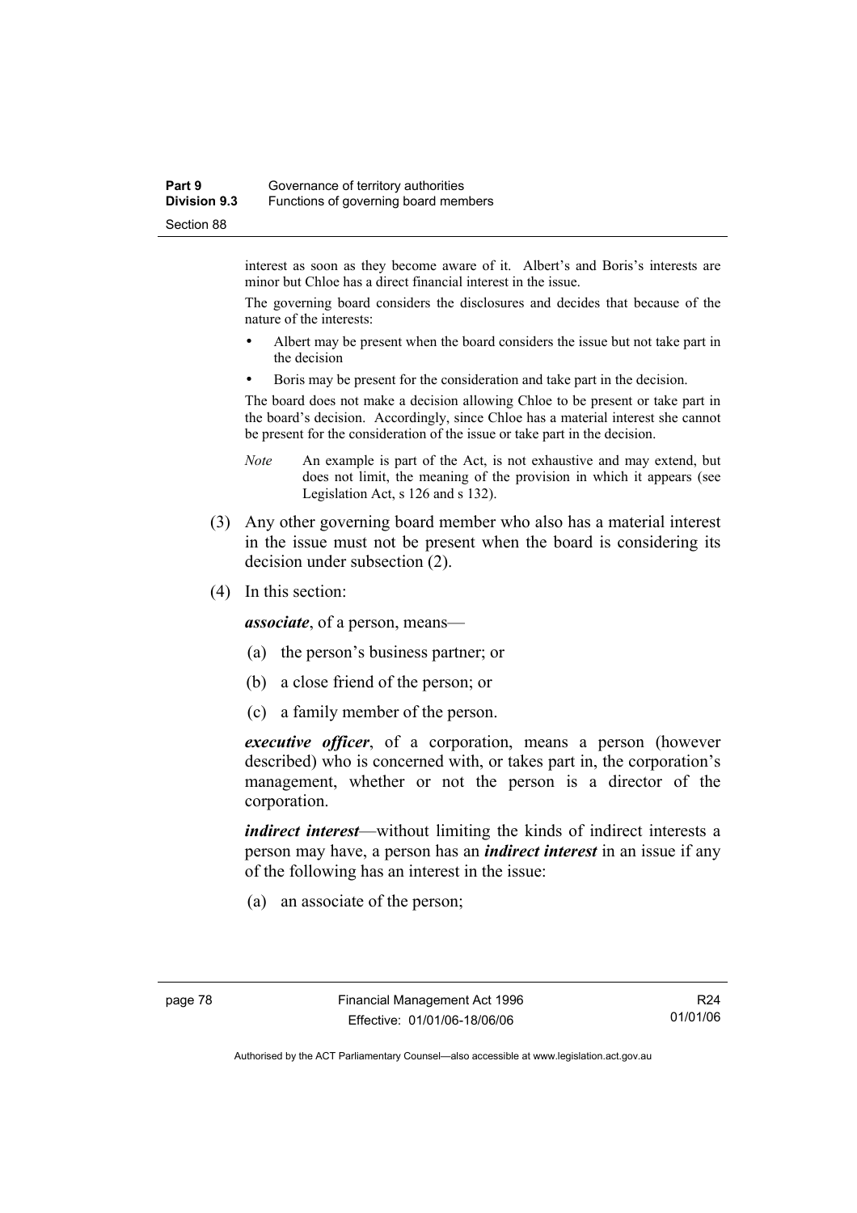interest as soon as they become aware of it. Albert's and Boris's interests are minor but Chloe has a direct financial interest in the issue.

The governing board considers the disclosures and decides that because of the nature of the interests:

- Albert may be present when the board considers the issue but not take part in the decision
- Boris may be present for the consideration and take part in the decision.

The board does not make a decision allowing Chloe to be present or take part in the board's decision. Accordingly, since Chloe has a material interest she cannot be present for the consideration of the issue or take part in the decision.

*Note* An example is part of the Act, is not exhaustive and may extend, but does not limit, the meaning of the provision in which it appears (see Legislation Act, s 126 and s 132).

(3) Any other governing board member who also has a material interest in the issue must not be present when the board is considering its decision under subsection (2).

(4) In this section:

***associate***, of a person, means—

(a) the person's business partner; or

(b) a close friend of the person; or

(c) a family member of the person.

***executive officer***, of a corporation, means a person (however described) who is concerned with, or takes part in, the corporation's management, whether or not the person is a director of the corporation.

***indirect interest***—without limiting the kinds of indirect interests a person may have, a person has an ***indirect interest*** in an issue if any of the following has an interest in the issue:

(a) an associate of the person;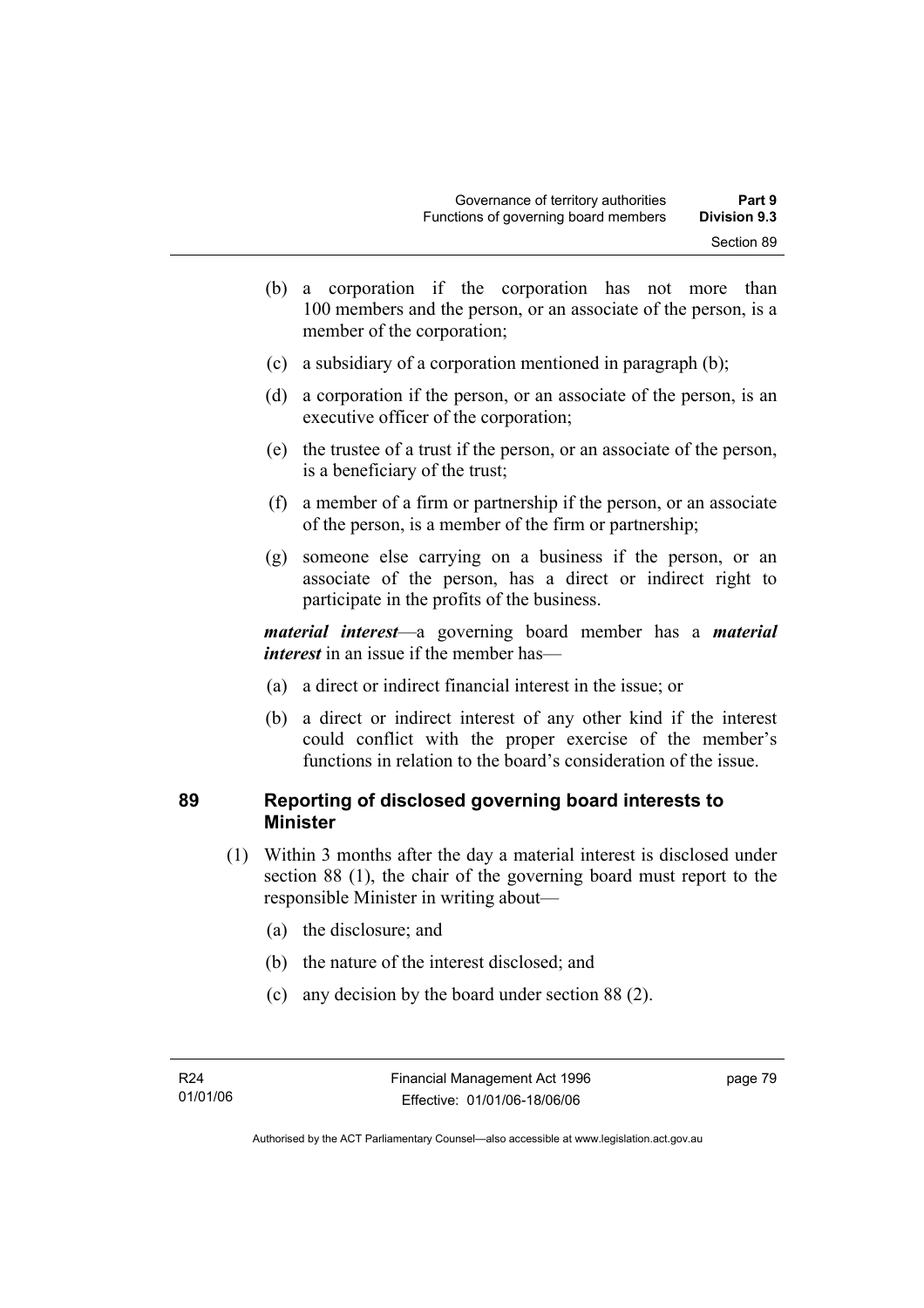(b) a corporation if the corporation has not more than 100 members and the person, or an associate of the person, is a member of the corporation;

(c) a subsidiary of a corporation mentioned in paragraph (b);

(d) a corporation if the person, or an associate of the person, is an executive officer of the corporation;

(e) the trustee of a trust if the person, or an associate of the person, is a beneficiary of the trust;

(f) a member of a firm or partnership if the person, or an associate of the person, is a member of the firm or partnership;

(g) someone else carrying on a business if the person, or an associate of the person, has a direct or indirect right to participate in the profits of the business.

***material interest***—a governing board member has a ***material interest*** in an issue if the member has—

(a) a direct or indirect financial interest in the issue; or

(b) a direct or indirect interest of any other kind if the interest could conflict with the proper exercise of the member's functions in relation to the board's consideration of the issue.

## 89 Reporting of disclosed governing board interests to Minister

(1) Within 3 months after the day a material interest is disclosed under section 88 (1), the chair of the governing board must report to the responsible Minister in writing about—

(a) the disclosure; and

(b) the nature of the interest disclosed; and

(c) any decision by the board under section 88 (2).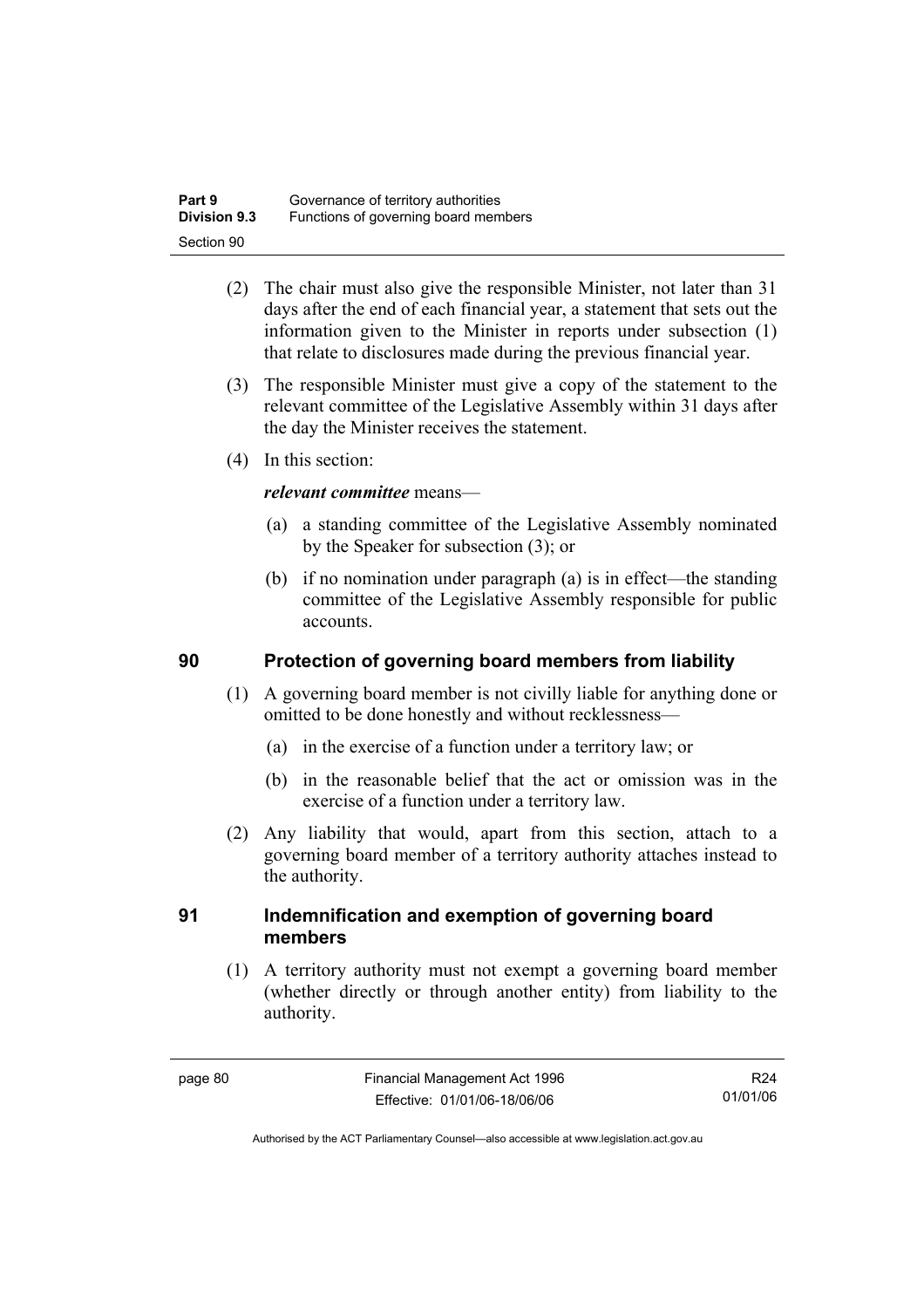(2) The chair must also give the responsible Minister, not later than 31 days after the end of each financial year, a statement that sets out the information given to the Minister in reports under subsection (1) that relate to disclosures made during the previous financial year.

(3) The responsible Minister must give a copy of the statement to the relevant committee of the Legislative Assembly within 31 days after the day the Minister receives the statement.

(4) In this section:

***relevant committee*** means—

(a) a standing committee of the Legislative Assembly nominated by the Speaker for subsection (3); or

(b) if no nomination under paragraph (a) is in effect—the standing committee of the Legislative Assembly responsible for public accounts.

## 90 Protection of governing board members from liability

(1) A governing board member is not civilly liable for anything done or omitted to be done honestly and without recklessness—

(a) in the exercise of a function under a territory law; or

(b) in the reasonable belief that the act or omission was in the exercise of a function under a territory law.

(2) Any liability that would, apart from this section, attach to a governing board member of a territory authority attaches instead to the authority.

## 91 Indemnification and exemption of governing board members

(1) A territory authority must not exempt a governing board member (whether directly or through another entity) from liability to the authority.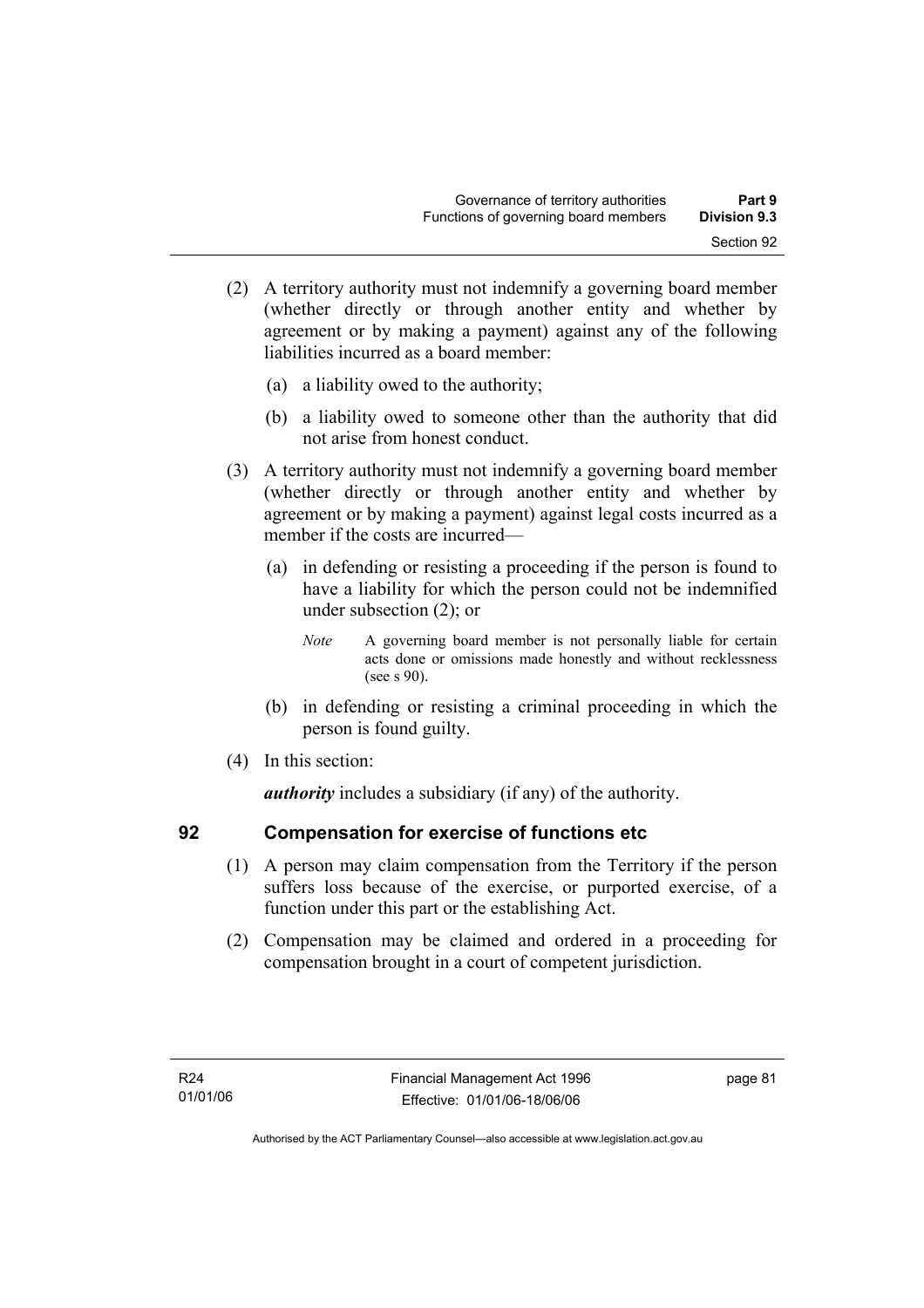(2) A territory authority must not indemnify a governing board member (whether directly or through another entity and whether by agreement or by making a payment) against any of the following liabilities incurred as a board member:

(a) a liability owed to the authority;

(b) a liability owed to someone other than the authority that did not arise from honest conduct.

(3) A territory authority must not indemnify a governing board member (whether directly or through another entity and whether by agreement or by making a payment) against legal costs incurred as a member if the costs are incurred—

(a) in defending or resisting a proceeding if the person is found to have a liability for which the person could not be indemnified under subsection (2); or

*Note* A governing board member is not personally liable for certain acts done or omissions made honestly and without recklessness (see s 90).

(b) in defending or resisting a criminal proceeding in which the person is found guilty.

(4) In this section:

***authority*** includes a subsidiary (if any) of the authority.

## 92 Compensation for exercise of functions etc

(1) A person may claim compensation from the Territory if the person suffers loss because of the exercise, or purported exercise, of a function under this part or the establishing Act.

(2) Compensation may be claimed and ordered in a proceeding for compensation brought in a court of competent jurisdiction.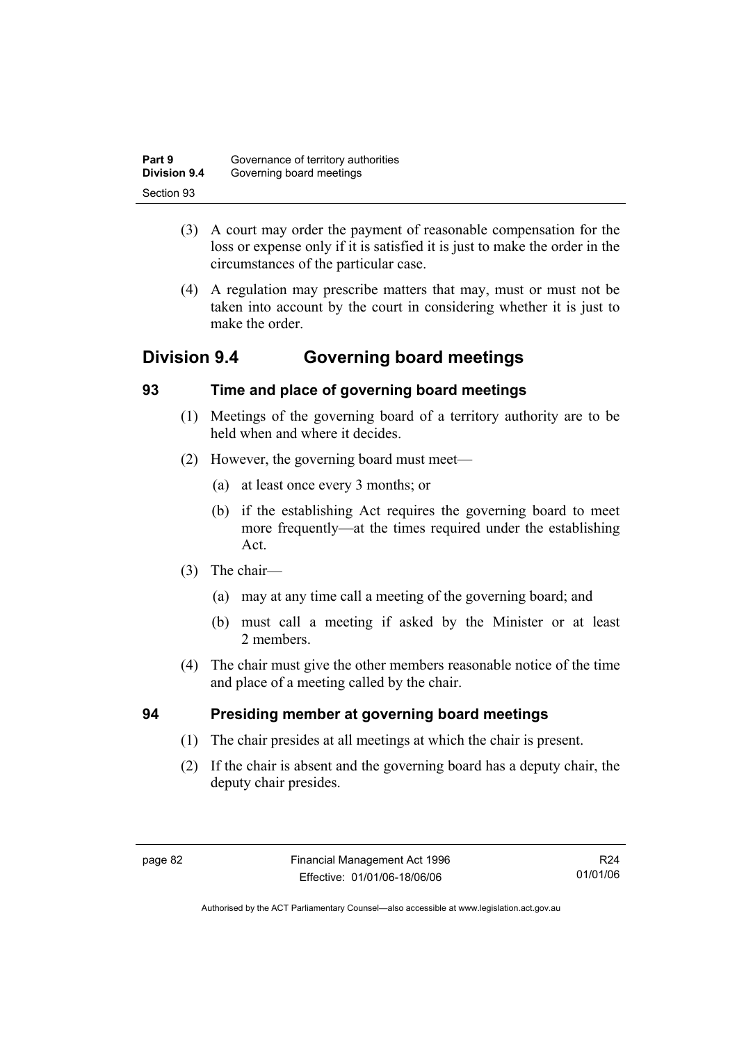(3) A court may order the payment of reasonable compensation for the loss or expense only if it is satisfied it is just to make the order in the circumstances of the particular case.

(4) A regulation may prescribe matters that may, must or must not be taken into account by the court in considering whether it is just to make the order.

## Division 9.4 Governing board meetings

### 93 Time and place of governing board meetings

(1) Meetings of the governing board of a territory authority are to be held when and where it decides.

(2) However, the governing board must meet—

(a) at least once every 3 months; or

(b) if the establishing Act requires the governing board to meet more frequently—at the times required under the establishing Act.

(3) The chair—

(a) may at any time call a meeting of the governing board; and

(b) must call a meeting if asked by the Minister or at least 2 members.

(4) The chair must give the other members reasonable notice of the time and place of a meeting called by the chair.

### 94 Presiding member at governing board meetings

(1) The chair presides at all meetings at which the chair is present.

(2) If the chair is absent and the governing board has a deputy chair, the deputy chair presides.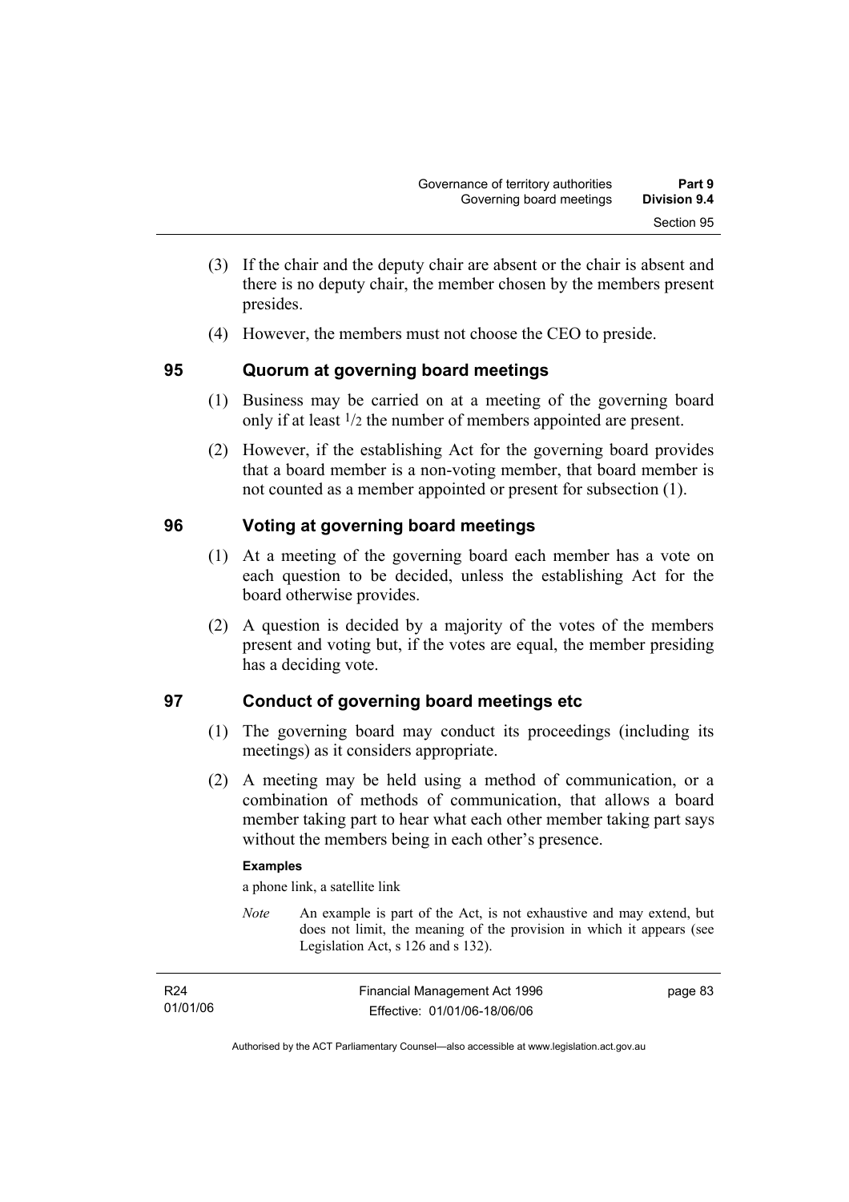(3) If the chair and the deputy chair are absent or the chair is absent and there is no deputy chair, the member chosen by the members present presides.

(4) However, the members must not choose the CEO to preside.

## 95 Quorum at governing board meetings

(1) Business may be carried on at a meeting of the governing board only if at least $1/2$ the number of members appointed are present.

(2) However, if the establishing Act for the governing board provides that a board member is a non-voting member, that board member is not counted as a member appointed or present for subsection (1).

## 96 Voting at governing board meetings

(1) At a meeting of the governing board each member has a vote on each question to be decided, unless the establishing Act for the board otherwise provides.

(2) A question is decided by a majority of the votes of the members present and voting but, if the votes are equal, the member presiding has a deciding vote.

## 97 Conduct of governing board meetings etc

(1) The governing board may conduct its proceedings (including its meetings) as it considers appropriate.

(2) A meeting may be held using a method of communication, or a combination of methods of communication, that allows a board member taking part to hear what each other member taking part says without the members being in each other's presence.

**Examples**

a phone link, a satellite link

*Note* An example is part of the Act, is not exhaustive and may extend, but does not limit, the meaning of the provision in which it appears (see Legislation Act, s 126 and s 132).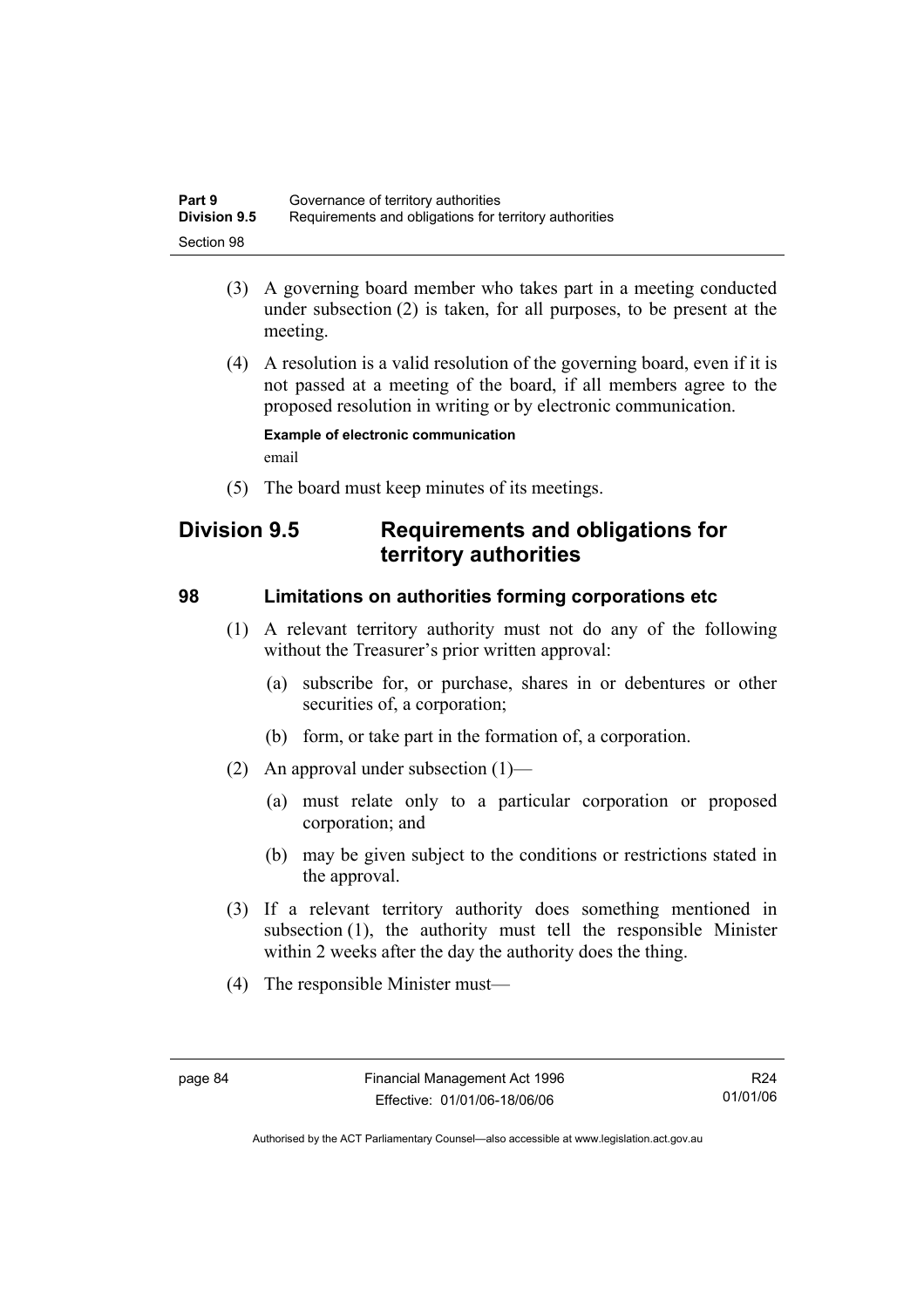(3) A governing board member who takes part in a meeting conducted under subsection (2) is taken, for all purposes, to be present at the meeting.

(4) A resolution is a valid resolution of the governing board, even if it is not passed at a meeting of the board, if all members agree to the proposed resolution in writing or by electronic communication.

**Example of electronic communication**

email

(5) The board must keep minutes of its meetings.

## Division 9.5 Requirements and obligations for territory authorities

### 98 Limitations on authorities forming corporations etc

(1) A relevant territory authority must not do any of the following without the Treasurer's prior written approval:

(a) subscribe for, or purchase, shares in or debentures or other securities of, a corporation;

(b) form, or take part in the formation of, a corporation.

(2) An approval under subsection (1)—

(a) must relate only to a particular corporation or proposed corporation; and

(b) may be given subject to the conditions or restrictions stated in the approval.

(3) If a relevant territory authority does something mentioned in subsection (1), the authority must tell the responsible Minister within 2 weeks after the day the authority does the thing.

(4) The responsible Minister must—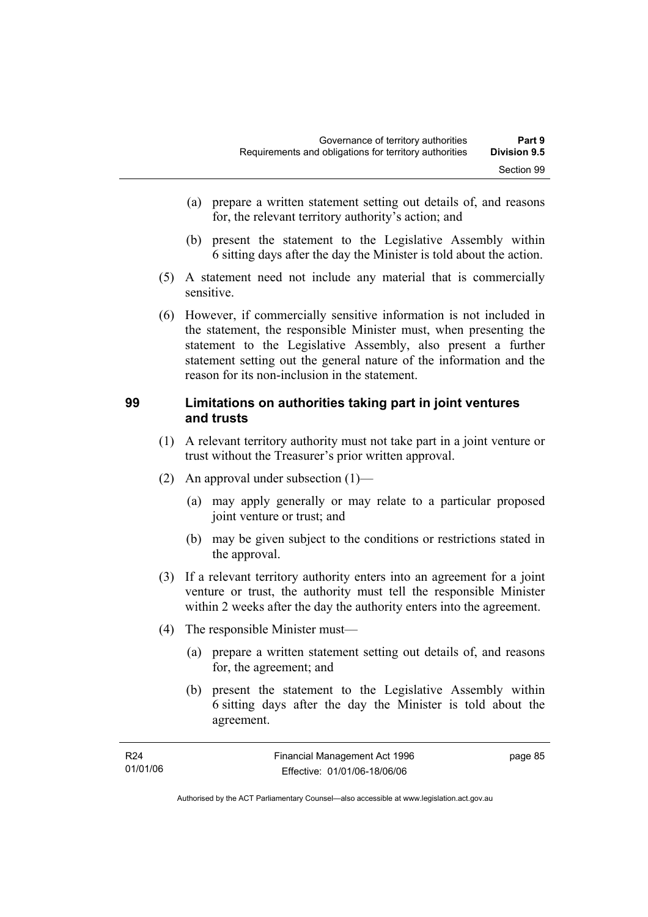(a) prepare a written statement setting out details of, and reasons for, the relevant territory authority's action; and

(b) present the statement to the Legislative Assembly within 6 sitting days after the day the Minister is told about the action.

(5) A statement need not include any material that is commercially sensitive.

(6) However, if commercially sensitive information is not included in the statement, the responsible Minister must, when presenting the statement to the Legislative Assembly, also present a further statement setting out the general nature of the information and the reason for its non-inclusion in the statement.

## 99 Limitations on authorities taking part in joint ventures and trusts

(1) A relevant territory authority must not take part in a joint venture or trust without the Treasurer's prior written approval.

(2) An approval under subsection (1)—

(a) may apply generally or may relate to a particular proposed joint venture or trust; and

(b) may be given subject to the conditions or restrictions stated in the approval.

(3) If a relevant territory authority enters into an agreement for a joint venture or trust, the authority must tell the responsible Minister within 2 weeks after the day the authority enters into the agreement.

(4) The responsible Minister must—

(a) prepare a written statement setting out details of, and reasons for, the agreement; and

(b) present the statement to the Legislative Assembly within 6 sitting days after the day the Minister is told about the agreement.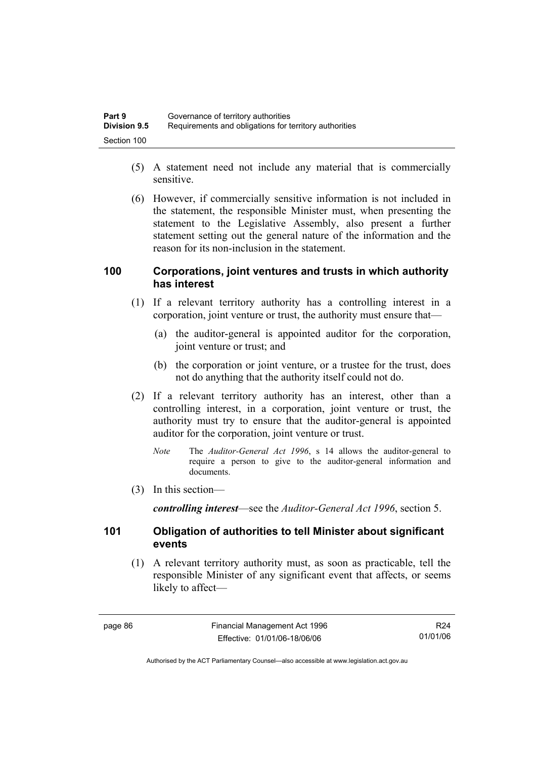(5) A statement need not include any material that is commercially sensitive.

(6) However, if commercially sensitive information is not included in the statement, the responsible Minister must, when presenting the statement to the Legislative Assembly, also present a further statement setting out the general nature of the information and the reason for its non-inclusion in the statement.

## 100 Corporations, joint ventures and trusts in which authority has interest

(1) If a relevant territory authority has a controlling interest in a corporation, joint venture or trust, the authority must ensure that—

(a) the auditor-general is appointed auditor for the corporation, joint venture or trust; and

(b) the corporation or joint venture, or a trustee for the trust, does not do anything that the authority itself could not do.

(2) If a relevant territory authority has an interest, other than a controlling interest, in a corporation, joint venture or trust, the authority must try to ensure that the auditor-general is appointed auditor for the corporation, joint venture or trust.

*Note* The *Auditor-General Act 1996*, s 14 allows the auditor-general to require a person to give to the auditor-general information and documents.

(3) In this section—

***controlling interest***—see the *Auditor-General Act 1996*, section 5.

## 101 Obligation of authorities to tell Minister about significant events

(1) A relevant territory authority must, as soon as practicable, tell the responsible Minister of any significant event that affects, or seems likely to affect—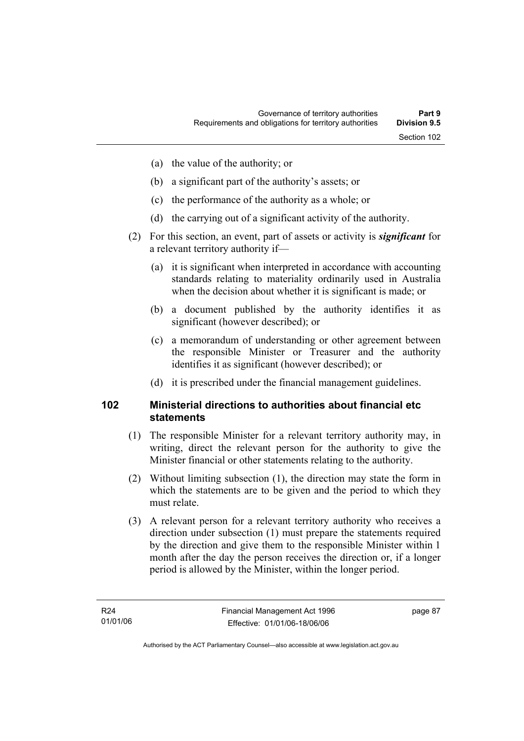(a) the value of the authority; or

(b) a significant part of the authority's assets; or

(c) the performance of the authority as a whole; or

(d) the carrying out of a significant activity of the authority.

(2) For this section, an event, part of assets or activity is ***significant*** for a relevant territory authority if—

(a) it is significant when interpreted in accordance with accounting standards relating to materiality ordinarily used in Australia when the decision about whether it is significant is made; or

(b) a document published by the authority identifies it as significant (however described); or

(c) a memorandum of understanding or other agreement between the responsible Minister or Treasurer and the authority identifies it as significant (however described); or

(d) it is prescribed under the financial management guidelines.

## 102 Ministerial directions to authorities about financial etc statements

(1) The responsible Minister for a relevant territory authority may, in writing, direct the relevant person for the authority to give the Minister financial or other statements relating to the authority.

(2) Without limiting subsection (1), the direction may state the form in which the statements are to be given and the period to which they must relate.

(3) A relevant person for a relevant territory authority who receives a direction under subsection (1) must prepare the statements required by the direction and give them to the responsible Minister within 1 month after the day the person receives the direction or, if a longer period is allowed by the Minister, within the longer period.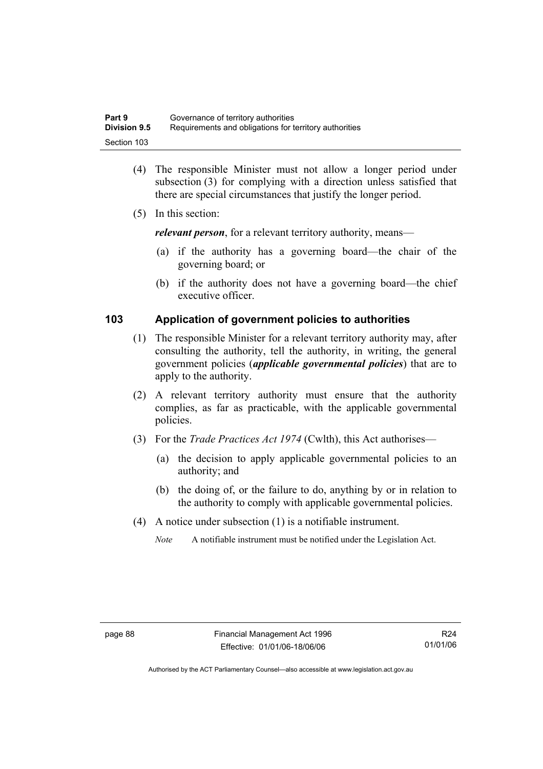(4) The responsible Minister must not allow a longer period under subsection (3) for complying with a direction unless satisfied that there are special circumstances that justify the longer period.

(5) In this section:

***relevant person***, for a relevant territory authority, means—

(a) if the authority has a governing board—the chair of the governing board; or

(b) if the authority does not have a governing board—the chief executive officer.

## 103 Application of government policies to authorities

(1) The responsible Minister for a relevant territory authority may, after consulting the authority, tell the authority, in writing, the general government policies (***applicable governmental policies***) that are to apply to the authority.

(2) A relevant territory authority must ensure that the authority complies, as far as practicable, with the applicable governmental policies.

(3) For the *Trade Practices Act 1974* (Cwlth), this Act authorises—

(a) the decision to apply applicable governmental policies to an authority; and

(b) the doing of, or the failure to do, anything by or in relation to the authority to comply with applicable governmental policies.

(4) A notice under subsection (1) is a notifiable instrument.

*Note* A notifiable instrument must be notified under the Legislation Act.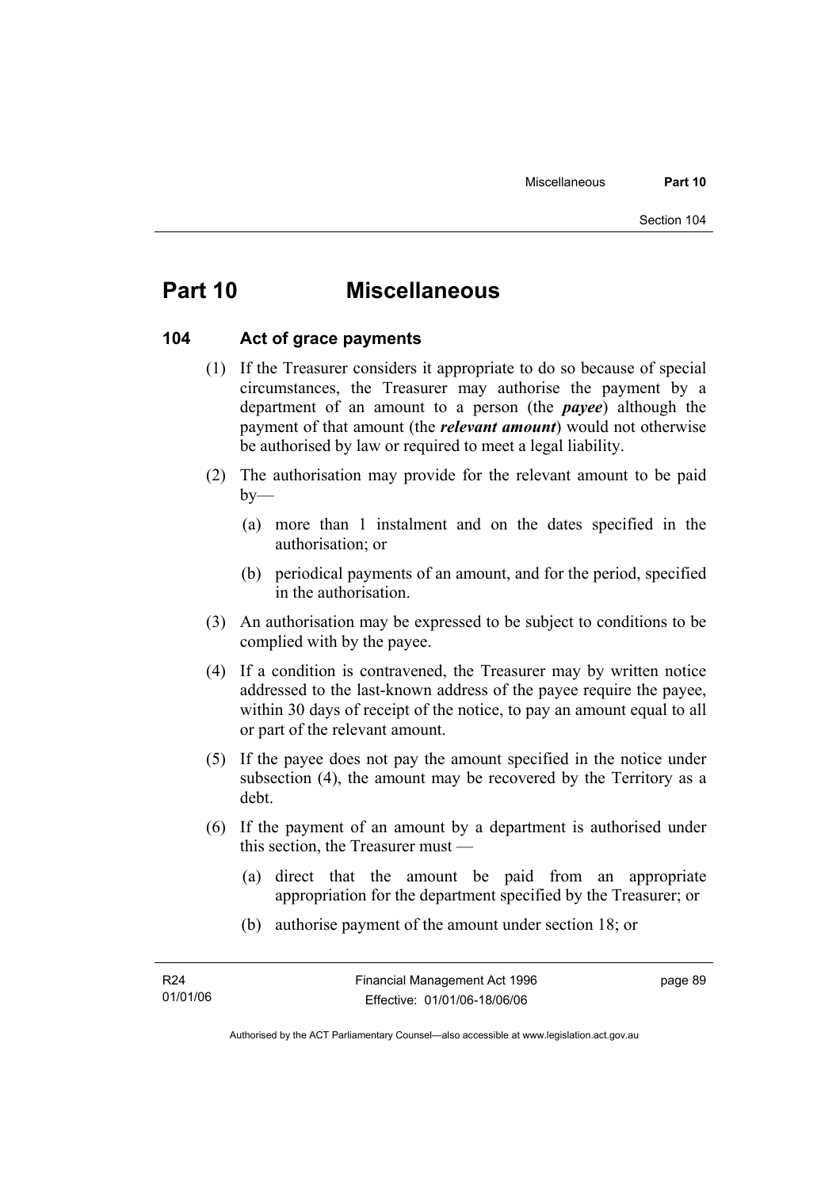# Part 10 Miscellaneous

## 104 Act of grace payments

(1) If the Treasurer considers it appropriate to do so because of special circumstances, the Treasurer may authorise the payment by a department of an amount to a person (the ***payee***) although the payment of that amount (the ***relevant amount***) would not otherwise be authorised by law or required to meet a legal liability.

(2) The authorisation may provide for the relevant amount to be paid by—

(a) more than 1 instalment and on the dates specified in the authorisation; or

(b) periodical payments of an amount, and for the period, specified in the authorisation.

(3) An authorisation may be expressed to be subject to conditions to be complied with by the payee.

(4) If a condition is contravened, the Treasurer may by written notice addressed to the last-known address of the payee require the payee, within 30 days of receipt of the notice, to pay an amount equal to all or part of the relevant amount.

(5) If the payee does not pay the amount specified in the notice under subsection (4), the amount may be recovered by the Territory as a debt.

(6) If the payment of an amount by a department is authorised under this section, the Treasurer must —

(a) direct that the amount be paid from an appropriate appropriation for the department specified by the Treasurer; or

(b) authorise payment of the amount under section 18; or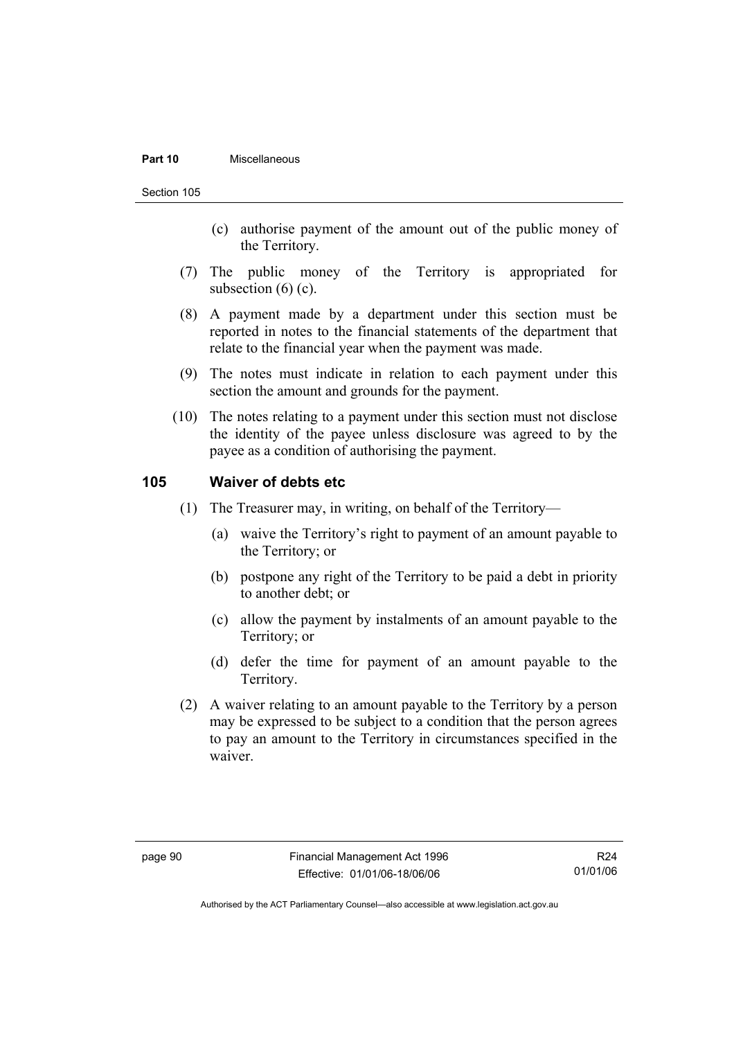(c) authorise payment of the amount out of the public money of the Territory.

(7) The public money of the Territory is appropriated for subsection (6) (c).

(8) A payment made by a department under this section must be reported in notes to the financial statements of the department that relate to the financial year when the payment was made.

(9) The notes must indicate in relation to each payment under this section the amount and grounds for the payment.

(10) The notes relating to a payment under this section must not disclose the identity of the payee unless disclosure was agreed to by the payee as a condition of authorising the payment.

## 105 Waiver of debts etc

(1) The Treasurer may, in writing, on behalf of the Territory—

(a) waive the Territory's right to payment of an amount payable to the Territory; or

(b) postpone any right of the Territory to be paid a debt in priority to another debt; or

(c) allow the payment by instalments of an amount payable to the Territory; or

(d) defer the time for payment of an amount payable to the Territory.

(2) A waiver relating to an amount payable to the Territory by a person may be expressed to be subject to a condition that the person agrees to pay an amount to the Territory in circumstances specified in the waiver.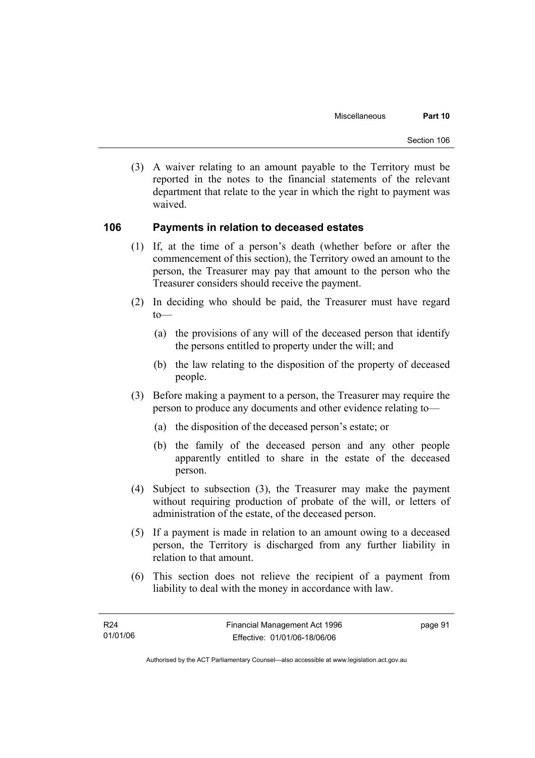(3) A waiver relating to an amount payable to the Territory must be reported in the notes to the financial statements of the relevant department that relate to the year in which the right to payment was waived.

## 106 Payments in relation to deceased estates

(1) If, at the time of a person's death (whether before or after the commencement of this section), the Territory owed an amount to the person, the Treasurer may pay that amount to the person who the Treasurer considers should receive the payment.

(2) In deciding who should be paid, the Treasurer must have regard to—

- (a) the provisions of any will of the deceased person that identify the persons entitled to property under the will; and
- (b) the law relating to the disposition of the property of deceased people.

(3) Before making a payment to a person, the Treasurer may require the person to produce any documents and other evidence relating to—

- (a) the disposition of the deceased person's estate; or
- (b) the family of the deceased person and any other people apparently entitled to share in the estate of the deceased person.

(4) Subject to subsection (3), the Treasurer may make the payment without requiring production of probate of the will, or letters of administration of the estate, of the deceased person.

(5) If a payment is made in relation to an amount owing to a deceased person, the Territory is discharged from any further liability in relation to that amount.

(6) This section does not relieve the recipient of a payment from liability to deal with the money in accordance with law.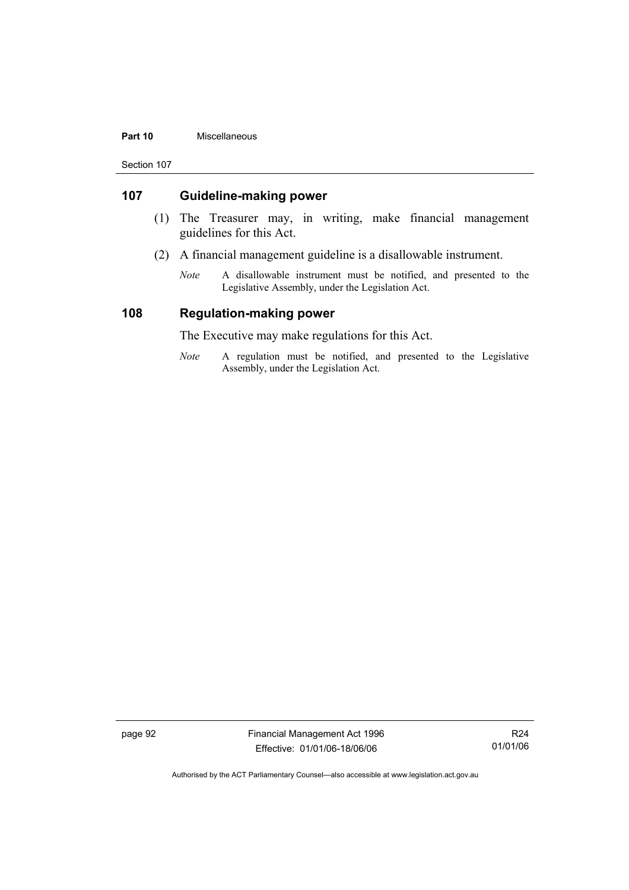## 107 Guideline-making power

(1) The Treasurer may, in writing, make financial management guidelines for this Act.

(2) A financial management guideline is a disallowable instrument.

*Note* A disallowable instrument must be notified, and presented to the Legislative Assembly, under the Legislation Act.

## 108 Regulation-making power

The Executive may make regulations for this Act.

*Note* A regulation must be notified, and presented to the Legislative Assembly, under the Legislation Act.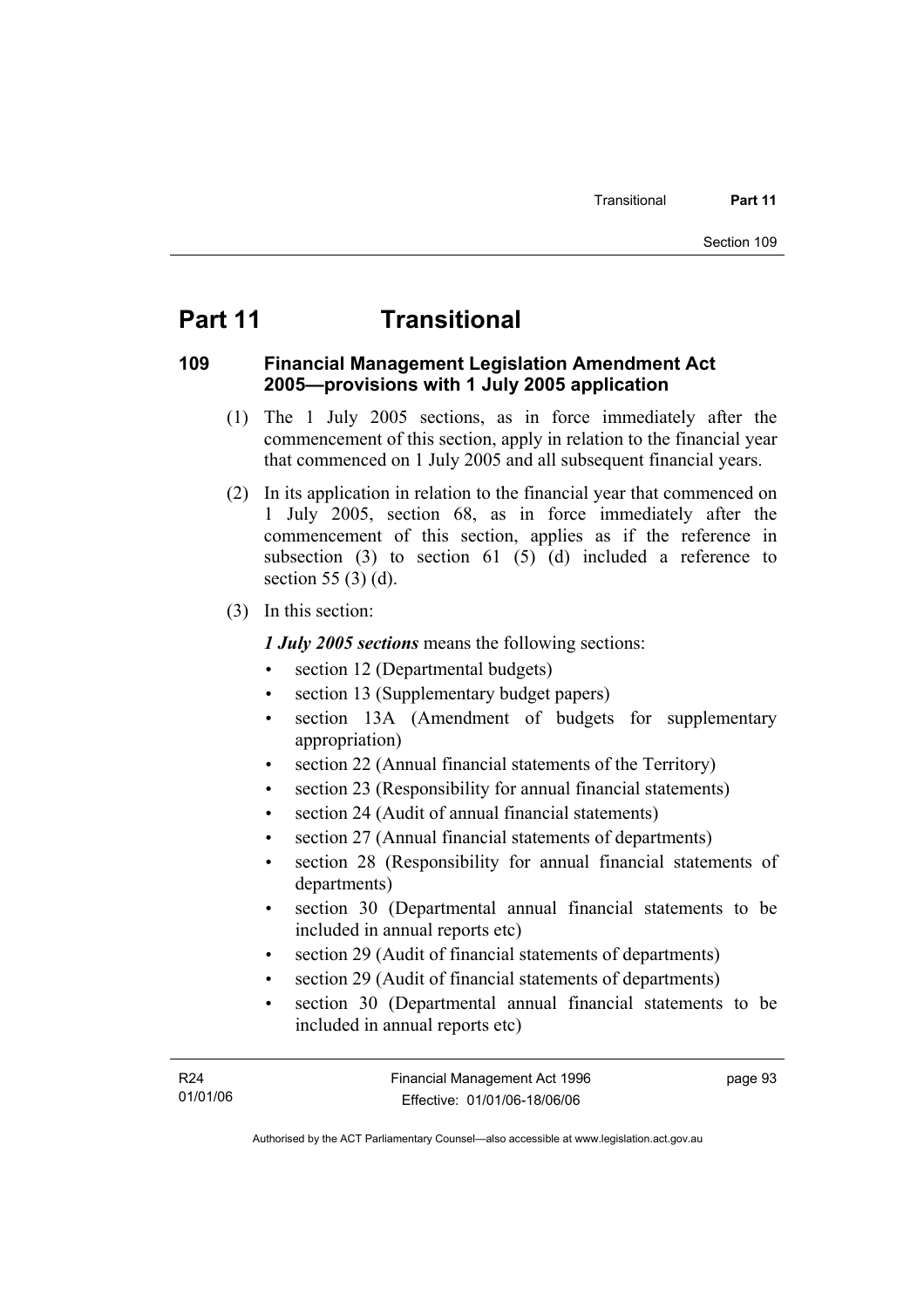# Part 11 Transitional

## 109 Financial Management Legislation Amendment Act 2005—provisions with 1 July 2005 application

(1) The 1 July 2005 sections, as in force immediately after the commencement of this section, apply in relation to the financial year that commenced on 1 July 2005 and all subsequent financial years.

(2) In its application in relation to the financial year that commenced on 1 July 2005, section 68, as in force immediately after the commencement of this section, applies as if the reference in subsection (3) to section 61 (5) (d) included a reference to section 55 (3) (d).

(3) In this section:

***1 July 2005 sections*** means the following sections:

- section 12 (Departmental budgets)
- section 13 (Supplementary budget papers)
- section 13A (Amendment of budgets for supplementary appropriation)
- section 22 (Annual financial statements of the Territory)
- section 23 (Responsibility for annual financial statements)
- section 24 (Audit of annual financial statements)
- section 27 (Annual financial statements of departments)
- section 28 (Responsibility for annual financial statements of departments)
- section 30 (Departmental annual financial statements to be included in annual reports etc)
- section 29 (Audit of financial statements of departments)
- section 29 (Audit of financial statements of departments)
- section 30 (Departmental annual financial statements to be included in annual reports etc)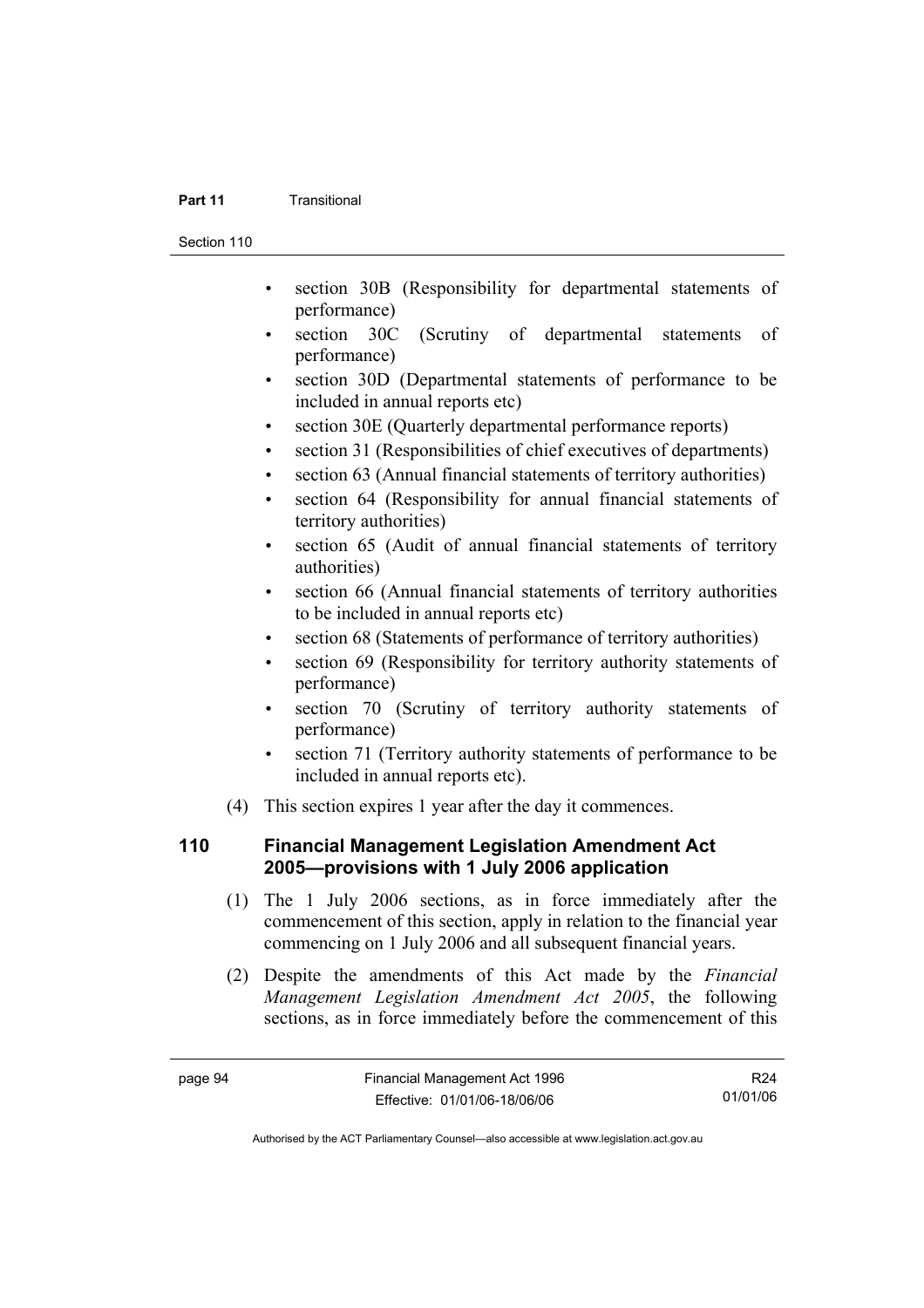- section 30B (Responsibility for departmental statements of performance)
- section 30C (Scrutiny of departmental statements of performance)
- section 30D (Departmental statements of performance to be included in annual reports etc)
- section 30E (Quarterly departmental performance reports)
- section 31 (Responsibilities of chief executives of departments)
- section 63 (Annual financial statements of territory authorities)
- section 64 (Responsibility for annual financial statements of territory authorities)
- section 65 (Audit of annual financial statements of territory authorities)
- section 66 (Annual financial statements of territory authorities to be included in annual reports etc)
- section 68 (Statements of performance of territory authorities)
- section 69 (Responsibility for territory authority statements of performance)
- section 70 (Scrutiny of territory authority statements of performance)
- section 71 (Territory authority statements of performance to be included in annual reports etc).

(4) This section expires 1 year after the day it commences.

## 110 Financial Management Legislation Amendment Act 2005—provisions with 1 July 2006 application

(1) The 1 July 2006 sections, as in force immediately after the commencement of this section, apply in relation to the financial year commencing on 1 July 2006 and all subsequent financial years.

(2) Despite the amendments of this Act made by the *Financial Management Legislation Amendment Act 2005*, the following sections, as in force immediately before the commencement of this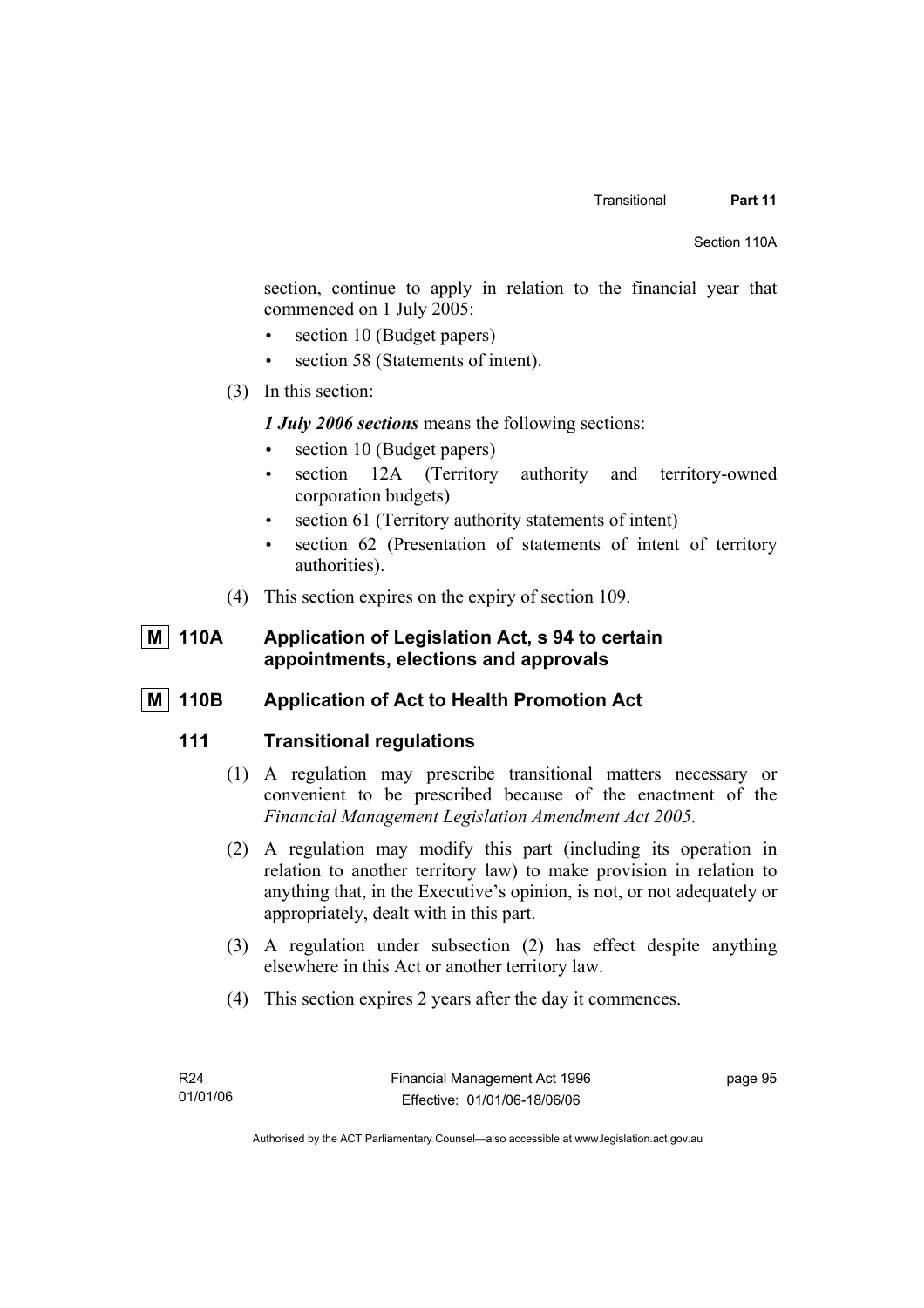section, continue to apply in relation to the financial year that commenced on 1 July 2005:

- section 10 (Budget papers)
- section 58 (Statements of intent).

(3) In this section:

***1 July 2006 sections*** means the following sections:

- section 10 (Budget papers)
- section 12A (Territory authority and territory-owned corporation budgets)
- section 61 (Territory authority statements of intent)
- section 62 (Presentation of statements of intent of territory authorities).

(4) This section expires on the expiry of section 109.

### M 110A Application of Legislation Act, s 94 to certain appointments, elections and approvals

### M 110B Application of Act to Health Promotion Act

### 111 Transitional regulations

(1) A regulation may prescribe transitional matters necessary or convenient to be prescribed because of the enactment of the *Financial Management Legislation Amendment Act 2005*.

(2) A regulation may modify this part (including its operation in relation to another territory law) to make provision in relation to anything that, in the Executive's opinion, is not, or not adequately or appropriately, dealt with in this part.

(3) A regulation under subsection (2) has effect despite anything elsewhere in this Act or another territory law.

(4) This section expires 2 years after the day it commences.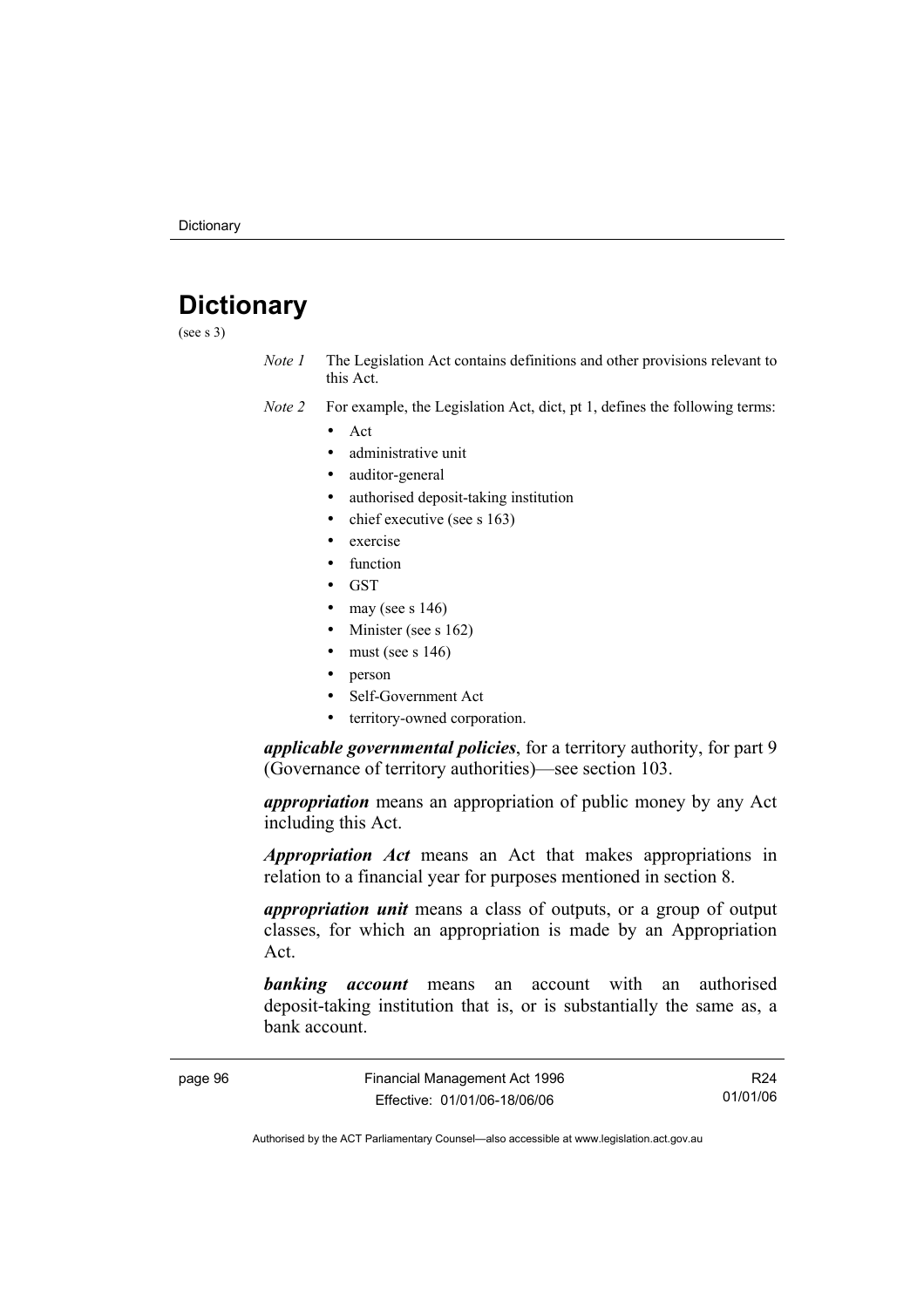# Dictionary

(see s 3)

*Note 1* The Legislation Act contains definitions and other provisions relevant to this Act.

*Note 2* For example, the Legislation Act, dict, pt 1, defines the following terms:

- Act
- administrative unit
- auditor-general
- authorised deposit-taking institution
- chief executive (see s 163)
- exercise
- function
- GST
- may (see s 146)
- Minister (see s 162)
- must (see s 146)
- person
- Self-Government Act
- territory-owned corporation.

***applicable governmental policies***, for a territory authority, for part 9 (Governance of territory authorities)—see section 103.

***appropriation*** means an appropriation of public money by any Act including this Act.

***Appropriation Act*** means an Act that makes appropriations in relation to a financial year for purposes mentioned in section 8.

***appropriation unit*** means a class of outputs, or a group of output classes, for which an appropriation is made by an Appropriation Act.

***banking account*** means an account with an authorised deposit-taking institution that is, or is substantially the same as, a bank account.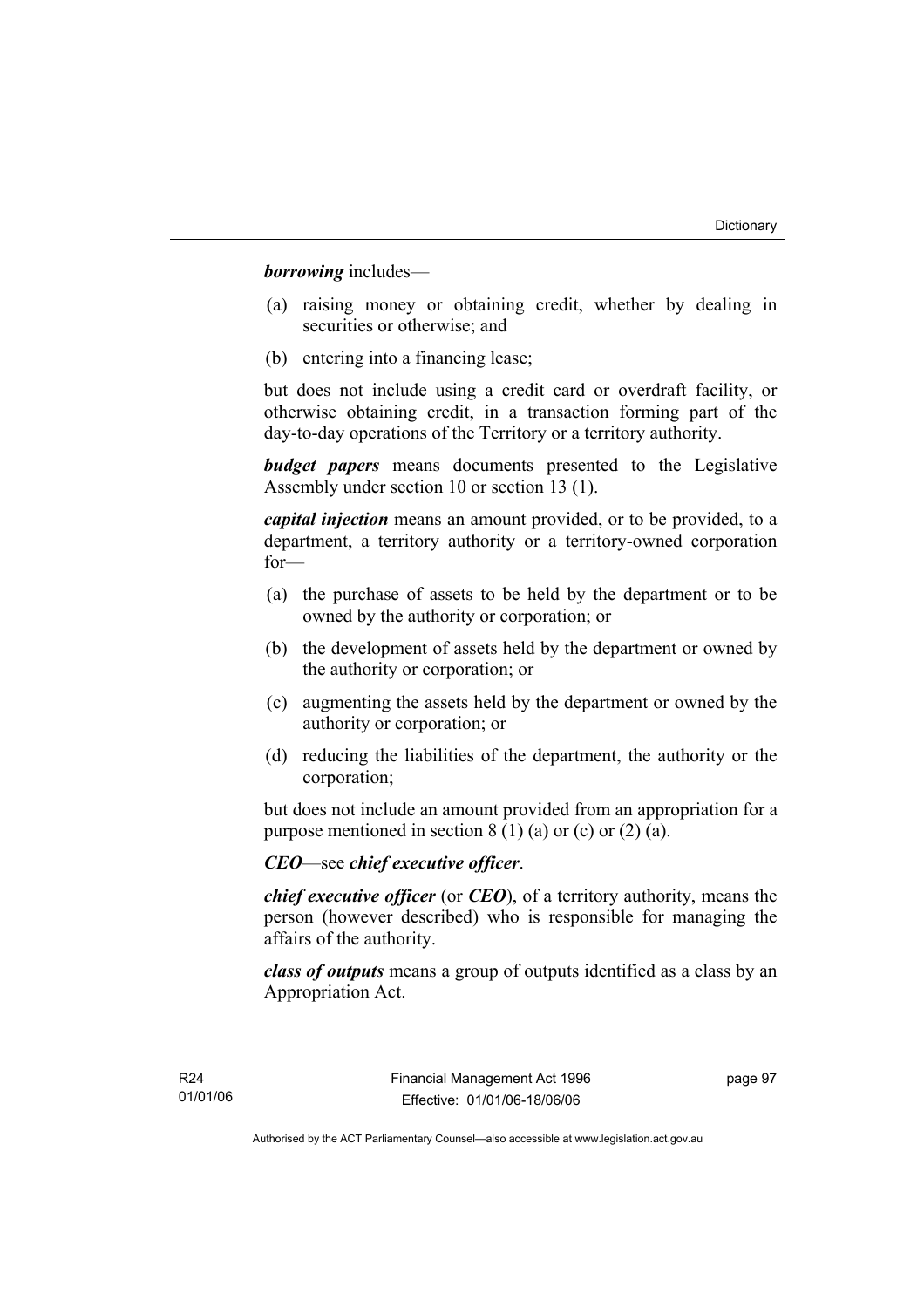***borrowing*** includes—

(a) raising money or obtaining credit, whether by dealing in securities or otherwise; and

(b) entering into a financing lease;

but does not include using a credit card or overdraft facility, or otherwise obtaining credit, in a transaction forming part of the day-to-day operations of the Territory or a territory authority.

***budget papers*** means documents presented to the Legislative Assembly under section 10 or section 13 (1).

***capital injection*** means an amount provided, or to be provided, to a department, a territory authority or a territory-owned corporation for—

(a) the purchase of assets to be held by the department or to be owned by the authority or corporation; or

(b) the development of assets held by the department or owned by the authority or corporation; or

(c) augmenting the assets held by the department or owned by the authority or corporation; or

(d) reducing the liabilities of the department, the authority or the corporation;

but does not include an amount provided from an appropriation for a purpose mentioned in section 8 (1) (a) or (c) or (2) (a).

***CEO***—see ***chief executive officer***.

***chief executive officer*** (or ***CEO***), of a territory authority, means the person (however described) who is responsible for managing the affairs of the authority.

***class of outputs*** means a group of outputs identified as a class by an Appropriation Act.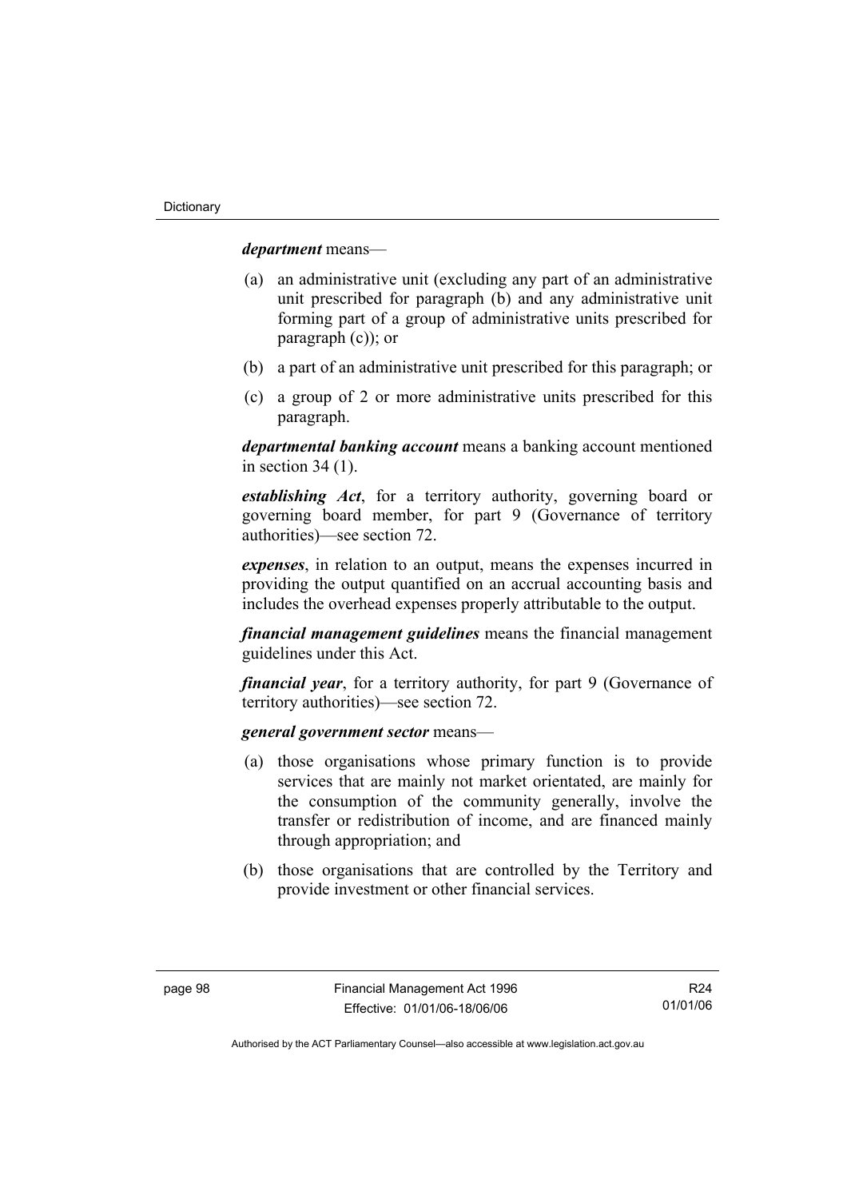***department*** means—

(a) an administrative unit (excluding any part of an administrative unit prescribed for paragraph (b) and any administrative unit forming part of a group of administrative units prescribed for paragraph (c)); or

(b) a part of an administrative unit prescribed for this paragraph; or

(c) a group of 2 or more administrative units prescribed for this paragraph.

***departmental banking account*** means a banking account mentioned in section 34 (1).

***establishing Act***, for a territory authority, governing board or governing board member, for part 9 (Governance of territory authorities)—see section 72.

***expenses***, in relation to an output, means the expenses incurred in providing the output quantified on an accrual accounting basis and includes the overhead expenses properly attributable to the output.

***financial management guidelines*** means the financial management guidelines under this Act.

***financial year***, for a territory authority, for part 9 (Governance of territory authorities)—see section 72.

***general government sector*** means—

(a) those organisations whose primary function is to provide services that are mainly not market orientated, are mainly for the consumption of the community generally, involve the transfer or redistribution of income, and are financed mainly through appropriation; and

(b) those organisations that are controlled by the Territory and provide investment or other financial services.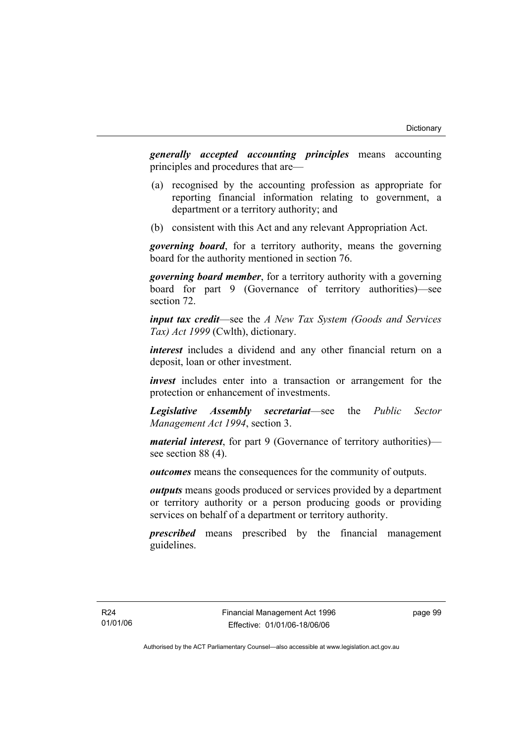***generally accepted accounting principles*** means accounting principles and procedures that are—

(a) recognised by the accounting profession as appropriate for reporting financial information relating to government, a department or a territory authority; and

(b) consistent with this Act and any relevant Appropriation Act.

***governing board***, for a territory authority, means the governing board for the authority mentioned in section 76.

***governing board member***, for a territory authority with a governing board for part 9 (Governance of territory authorities)—see section 72.

***input tax credit***—see the *A New Tax System (Goods and Services Tax) Act 1999* (Cwlth), dictionary.

***interest*** includes a dividend and any other financial return on a deposit, loan or other investment.

***invest*** includes enter into a transaction or arrangement for the protection or enhancement of investments.

***Legislative Assembly secretariat***—see the *Public Sector Management Act 1994*, section 3.

***material interest***, for part 9 (Governance of territory authorities)—see section 88 (4).

***outcomes*** means the consequences for the community of outputs.

***outputs*** means goods produced or services provided by a department or territory authority or a person producing goods or providing services on behalf of a department or territory authority.

***prescribed*** means prescribed by the financial management guidelines.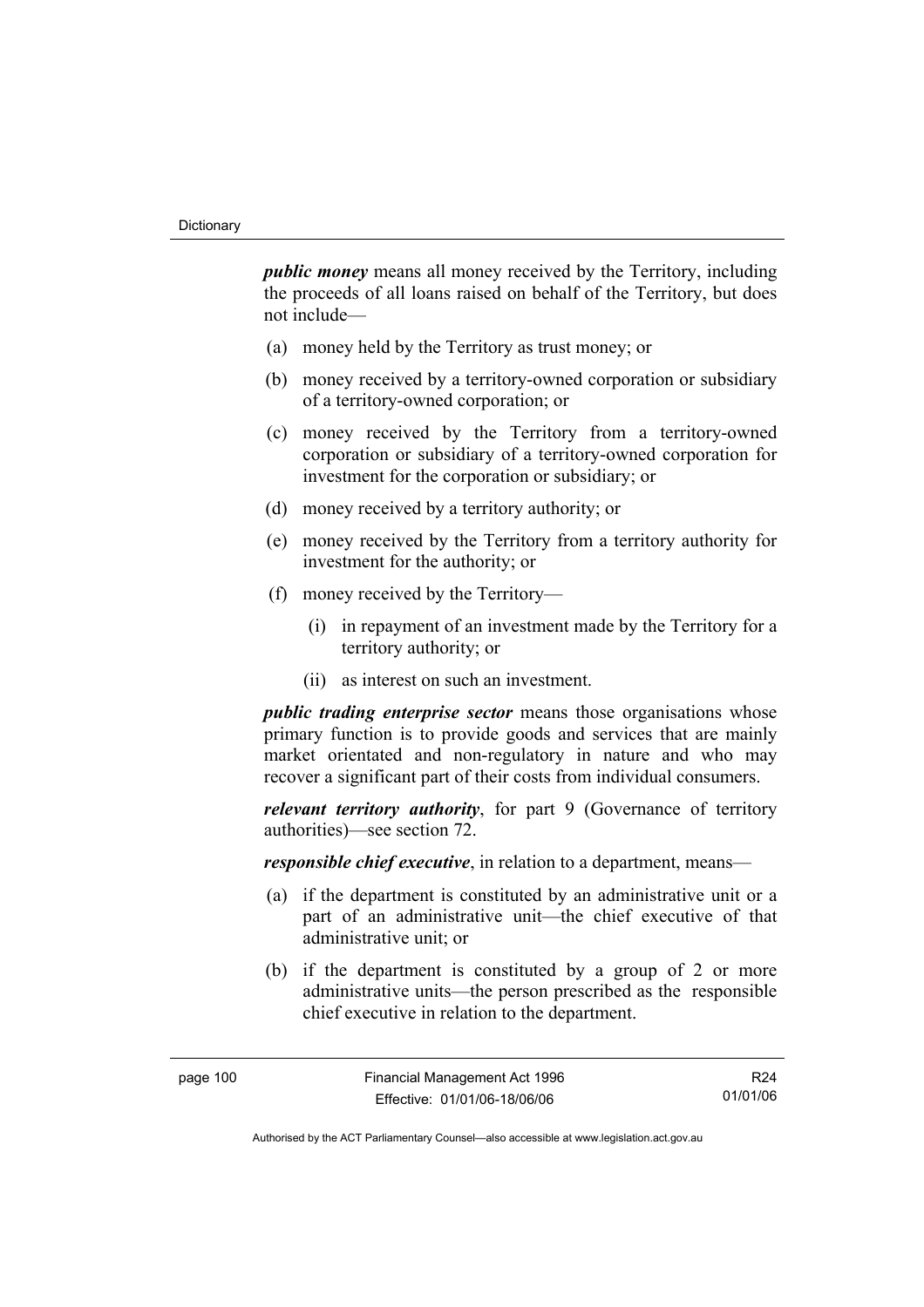***public money*** means all money received by the Territory, including the proceeds of all loans raised on behalf of the Territory, but does not include—

(a) money held by the Territory as trust money; or

(b) money received by a territory-owned corporation or subsidiary of a territory-owned corporation; or

(c) money received by the Territory from a territory-owned corporation or subsidiary of a territory-owned corporation for investment for the corporation or subsidiary; or

(d) money received by a territory authority; or

(e) money received by the Territory from a territory authority for investment for the authority; or

(f) money received by the Territory—

  (i) in repayment of an investment made by the Territory for a territory authority; or

  (ii) as interest on such an investment.

***public trading enterprise sector*** means those organisations whose primary function is to provide goods and services that are mainly market orientated and non-regulatory in nature and who may recover a significant part of their costs from individual consumers.

***relevant territory authority***, for part 9 (Governance of territory authorities)—see section 72.

***responsible chief executive***, in relation to a department, means—

(a) if the department is constituted by an administrative unit or a part of an administrative unit—the chief executive of that administrative unit; or

(b) if the department is constituted by a group of 2 or more administrative units—the person prescribed as the responsible chief executive in relation to the department.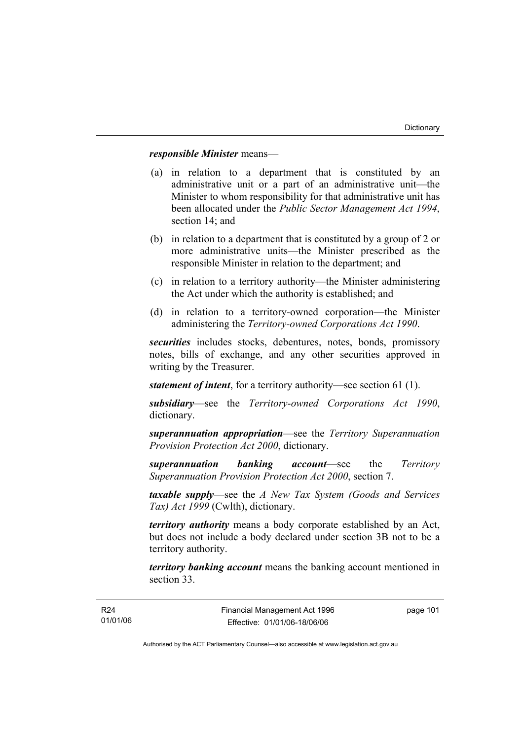***responsible Minister*** means—

(a) in relation to a department that is constituted by an administrative unit or a part of an administrative unit—the Minister to whom responsibility for that administrative unit has been allocated under the *Public Sector Management Act 1994*, section 14; and

(b) in relation to a department that is constituted by a group of 2 or more administrative units—the Minister prescribed as the responsible Minister in relation to the department; and

(c) in relation to a territory authority—the Minister administering the Act under which the authority is established; and

(d) in relation to a territory-owned corporation—the Minister administering the *Territory-owned Corporations Act 1990*.

***securities*** includes stocks, debentures, notes, bonds, promissory notes, bills of exchange, and any other securities approved in writing by the Treasurer.

***statement of intent***, for a territory authority—see section 61 (1).

***subsidiary***—see the *Territory-owned Corporations Act 1990*, dictionary.

***superannuation appropriation***—see the *Territory Superannuation Provision Protection Act 2000*, dictionary.

***superannuation banking account***—see the *Territory Superannuation Provision Protection Act 2000*, section 7.

***taxable supply***—see the *A New Tax System (Goods and Services Tax) Act 1999* (Cwlth), dictionary.

***territory authority*** means a body corporate established by an Act, but does not include a body declared under section 3B not to be a territory authority.

***territory banking account*** means the banking account mentioned in section 33.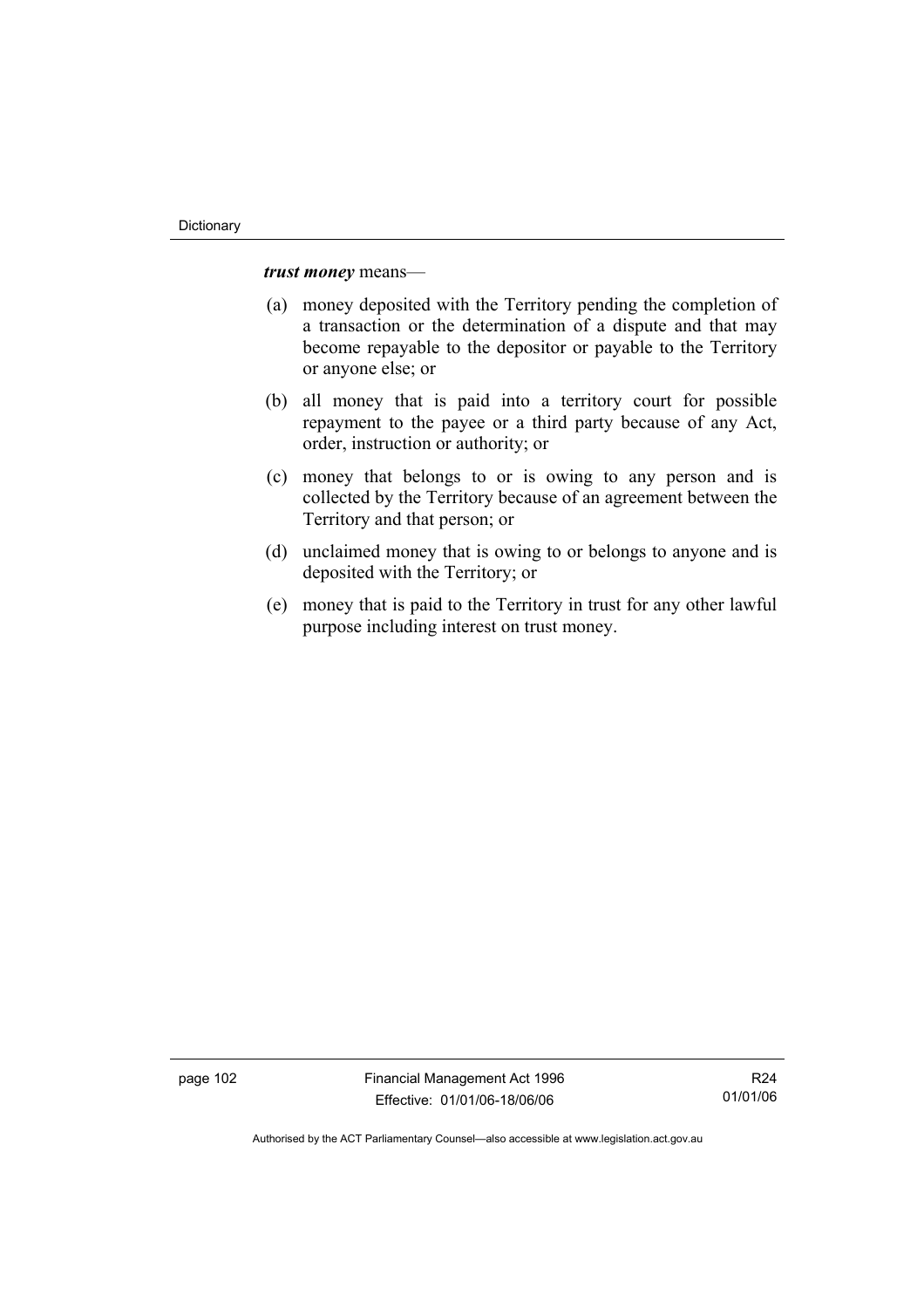***trust money*** means—

(a) money deposited with the Territory pending the completion of a transaction or the determination of a dispute and that may become repayable to the depositor or payable to the Territory or anyone else; or

(b) all money that is paid into a territory court for possible repayment to the payee or a third party because of any Act, order, instruction or authority; or

(c) money that belongs to or is owing to any person and is collected by the Territory because of an agreement between the Territory and that person; or

(d) unclaimed money that is owing to or belongs to anyone and is deposited with the Territory; or

(e) money that is paid to the Territory in trust for any other lawful purpose including interest on trust money.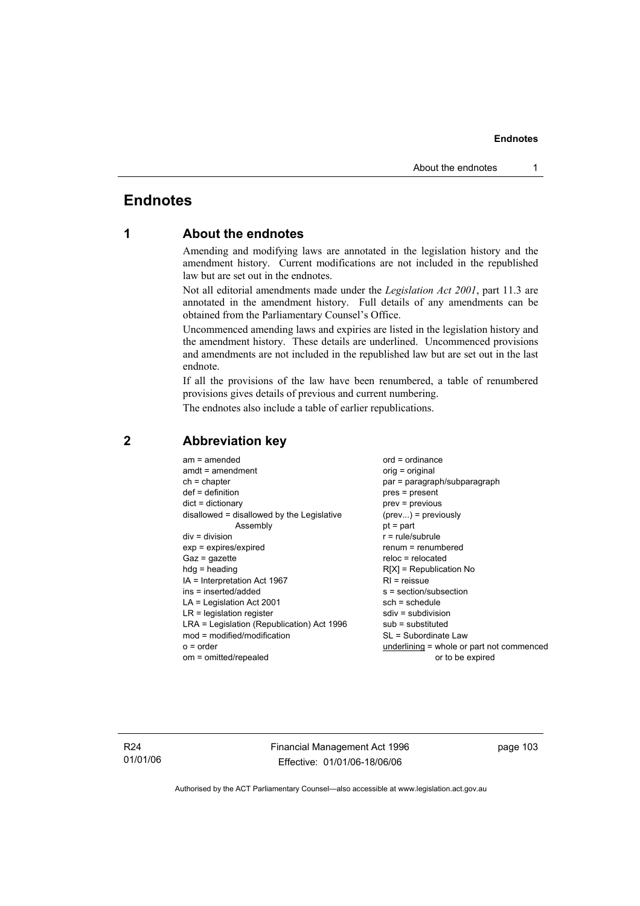# Endnotes

## 1 About the endnotes

Amending and modifying laws are annotated in the legislation history and the amendment history. Current modifications are not included in the republished law but are set out in the endnotes.

Not all editorial amendments made under the *Legislation Act 2001*, part 11.3 are annotated in the amendment history. Full details of any amendments can be obtained from the Parliamentary Counsel's Office.

Uncommenced amending laws and expiries are listed in the legislation history and the amendment history. These details are underlined. Uncommenced provisions and amendments are not included in the republished law but are set out in the last endnote.

If all the provisions of the law have been renumbered, a table of renumbered provisions gives details of previous and current numbering.

The endnotes also include a table of earlier republications.

## 2 Abbreviation key

am = amended
amdt = amendment
ch = chapter
def = definition
dict = dictionary
disallowed = disallowed by the Legislative Assembly
div = division
exp = expires/expired
Gaz = gazette
hdg = heading
IA = Interpretation Act 1967
ins = inserted/added
LA = Legislation Act 2001
LR = legislation register
LRA = Legislation (Republication) Act 1996
mod = modified/modification
o = order
om = omitted/repealed
ord = ordinance
orig = original
par = paragraph/subparagraph
pres = present
prev = previous
(prev...) = previously
pt = part
r = rule/subrule
renum = renumbered
reloc = relocated
R[X] = Republication No
RI = reissue
s = section/subsection
sch = schedule
sdiv = subdivision
sub = substituted
SL = Subordinate Law
<u>underlining</u> = whole or part not commenced or to be expired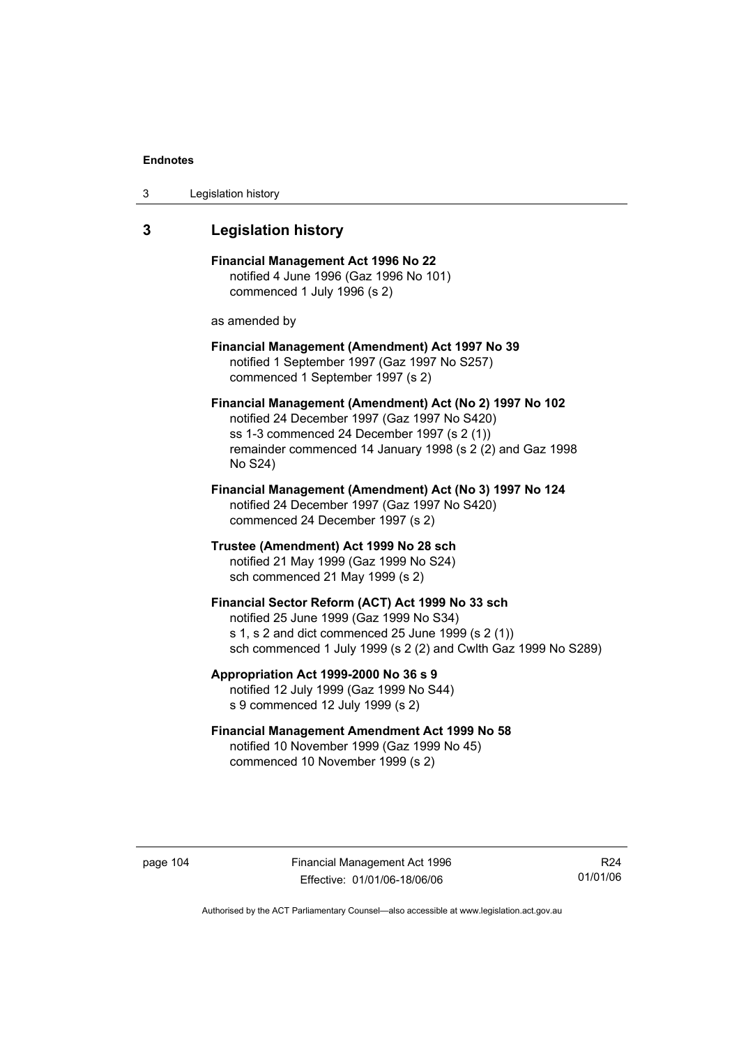## 3 Legislation history

**Financial Management Act 1996 No 22**
notified 4 June 1996 (Gaz 1996 No 101)
commenced 1 July 1996 (s 2)

as amended by

**Financial Management (Amendment) Act 1997 No 39**
notified 1 September 1997 (Gaz 1997 No S257)
commenced 1 September 1997 (s 2)

**Financial Management (Amendment) Act (No 2) 1997 No 102**
notified 24 December 1997 (Gaz 1997 No S420)
ss 1-3 commenced 24 December 1997 (s 2 (1))
remainder commenced 14 January 1998 (s 2 (2) and Gaz 1998 No S24)

**Financial Management (Amendment) Act (No 3) 1997 No 124**
notified 24 December 1997 (Gaz 1997 No S420)
commenced 24 December 1997 (s 2)

**Trustee (Amendment) Act 1999 No 28 sch**
notified 21 May 1999 (Gaz 1999 No S24)
sch commenced 21 May 1999 (s 2)

**Financial Sector Reform (ACT) Act 1999 No 33 sch**
notified 25 June 1999 (Gaz 1999 No S34)
s 1, s 2 and dict commenced 25 June 1999 (s 2 (1))
sch commenced 1 July 1999 (s 2 (2) and Cwlth Gaz 1999 No S289)

**Appropriation Act 1999-2000 No 36 s 9**
notified 12 July 1999 (Gaz 1999 No S44)
s 9 commenced 12 July 1999 (s 2)

**Financial Management Amendment Act 1999 No 58**
notified 10 November 1999 (Gaz 1999 No 45)
commenced 10 November 1999 (s 2)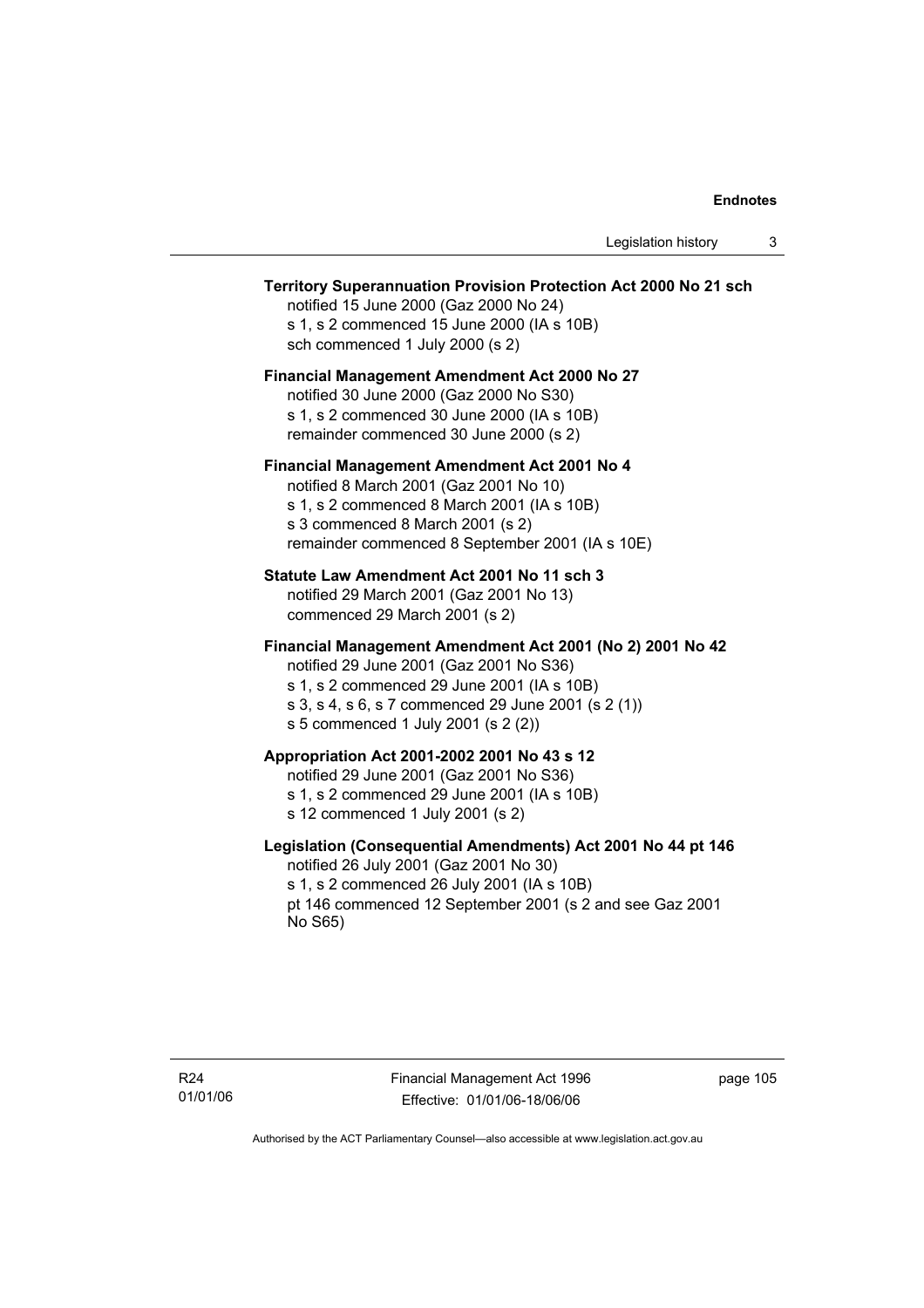**Territory Superannuation Provision Protection Act 2000 No 21 sch**
notified 15 June 2000 (Gaz 2000 No 24)
s 1, s 2 commenced 15 June 2000 (IA s 10B)
sch commenced 1 July 2000 (s 2)

**Financial Management Amendment Act 2000 No 27**
notified 30 June 2000 (Gaz 2000 No S30)
s 1, s 2 commenced 30 June 2000 (IA s 10B)
remainder commenced 30 June 2000 (s 2)

**Financial Management Amendment Act 2001 No 4**
notified 8 March 2001 (Gaz 2001 No 10)
s 1, s 2 commenced 8 March 2001 (IA s 10B)
s 3 commenced 8 March 2001 (s 2)
remainder commenced 8 September 2001 (IA s 10E)

**Statute Law Amendment Act 2001 No 11 sch 3**
notified 29 March 2001 (Gaz 2001 No 13)
commenced 29 March 2001 (s 2)

**Financial Management Amendment Act 2001 (No 2) 2001 No 42**
notified 29 June 2001 (Gaz 2001 No S36)
s 1, s 2 commenced 29 June 2001 (IA s 10B)
s 3, s 4, s 6, s 7 commenced 29 June 2001 (s 2 (1))
s 5 commenced 1 July 2001 (s 2 (2))

**Appropriation Act 2001-2002 2001 No 43 s 12**
notified 29 June 2001 (Gaz 2001 No S36)
s 1, s 2 commenced 29 June 2001 (IA s 10B)
s 12 commenced 1 July 2001 (s 2)

**Legislation (Consequential Amendments) Act 2001 No 44 pt 146**
notified 26 July 2001 (Gaz 2001 No 30)
s 1, s 2 commenced 26 July 2001 (IA s 10B)
pt 146 commenced 12 September 2001 (s 2 and see Gaz 2001 No S65)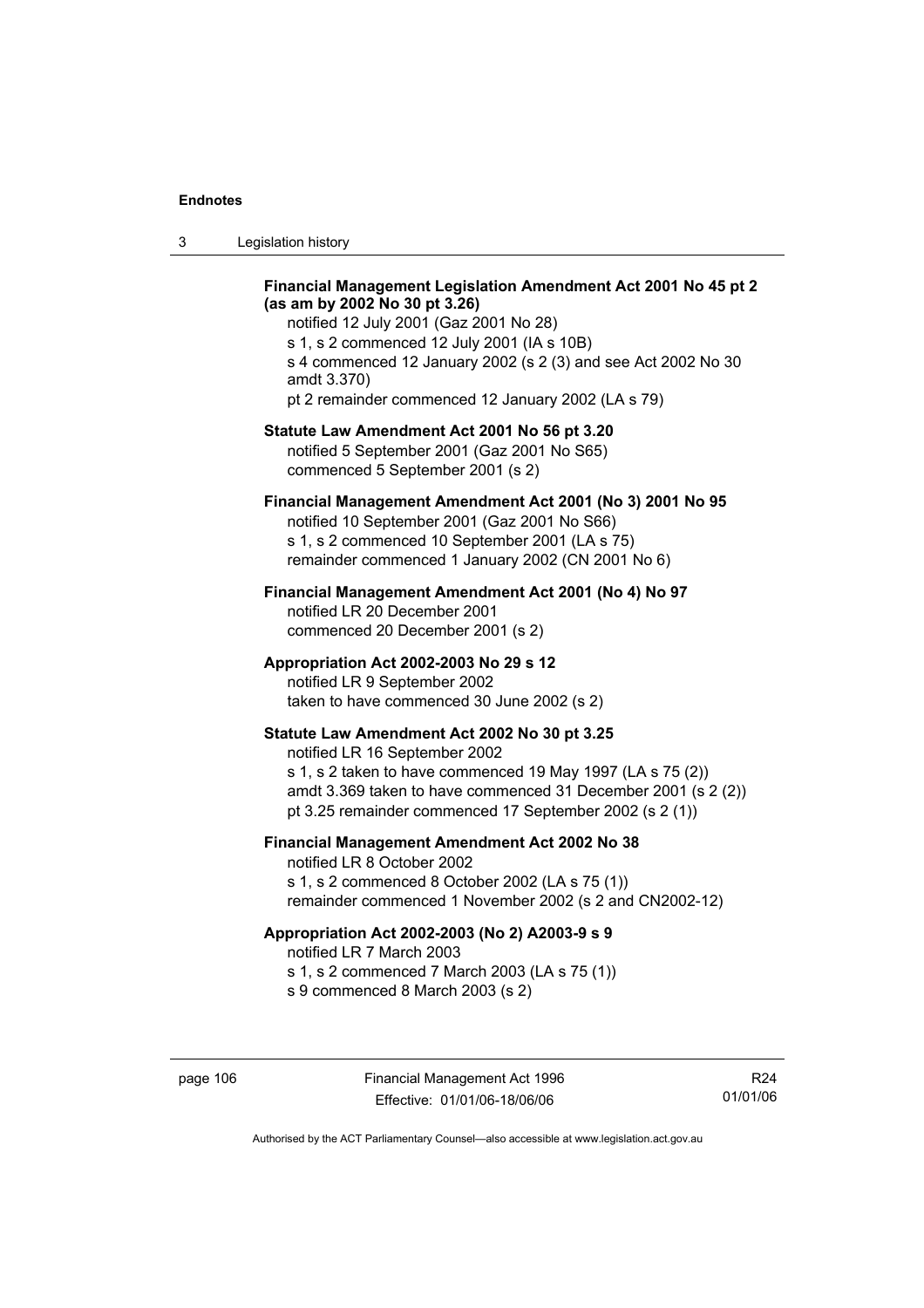**Financial Management Legislation Amendment Act 2001 No 45 pt 2 (as am by 2002 No 30 pt 3.26)**

notified 12 July 2001 (Gaz 2001 No 28)
s 1, s 2 commenced 12 July 2001 (IA s 10B)
s 4 commenced 12 January 2002 (s 2 (3) and see Act 2002 No 30 amdt 3.370)
pt 2 remainder commenced 12 January 2002 (LA s 79)

**Statute Law Amendment Act 2001 No 56 pt 3.20**

notified 5 September 2001 (Gaz 2001 No S65)
commenced 5 September 2001 (s 2)

**Financial Management Amendment Act 2001 (No 3) 2001 No 95**

notified 10 September 2001 (Gaz 2001 No S66)
s 1, s 2 commenced 10 September 2001 (LA s 75)
remainder commenced 1 January 2002 (CN 2001 No 6)

**Financial Management Amendment Act 2001 (No 4) No 97**

notified LR 20 December 2001
commenced 20 December 2001 (s 2)

**Appropriation Act 2002-2003 No 29 s 12**

notified LR 9 September 2002
taken to have commenced 30 June 2002 (s 2)

**Statute Law Amendment Act 2002 No 30 pt 3.25**

notified LR 16 September 2002
s 1, s 2 taken to have commenced 19 May 1997 (LA s 75 (2))
amdt 3.369 taken to have commenced 31 December 2001 (s 2 (2))
pt 3.25 remainder commenced 17 September 2002 (s 2 (1))

**Financial Management Amendment Act 2002 No 38**

notified LR 8 October 2002
s 1, s 2 commenced 8 October 2002 (LA s 75 (1))
remainder commenced 1 November 2002 (s 2 and CN2002-12)

**Appropriation Act 2002-2003 (No 2) A2003-9 s 9**

notified LR 7 March 2003
s 1, s 2 commenced 7 March 2003 (LA s 75 (1))
s 9 commenced 8 March 2003 (s 2)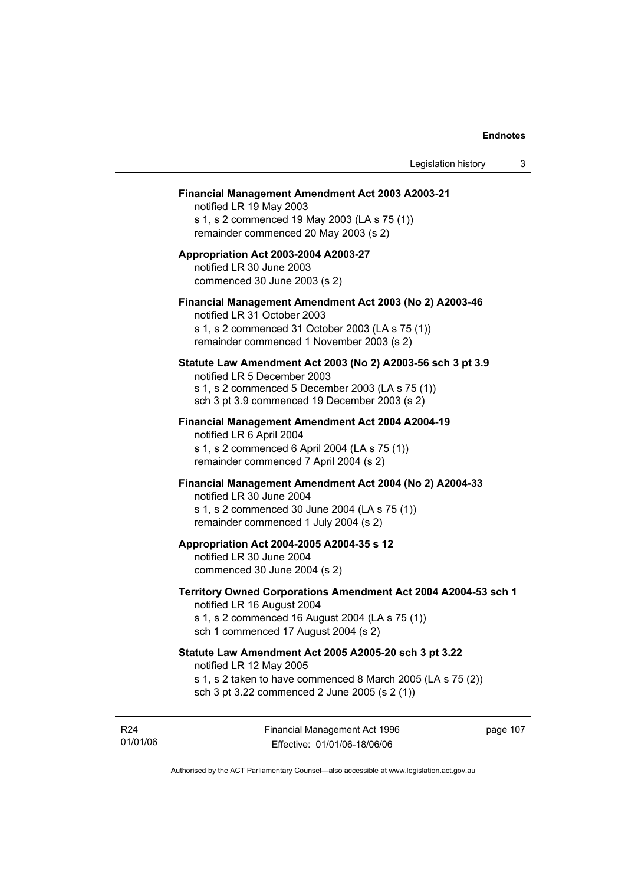**Financial Management Amendment Act 2003 A2003-21**
notified LR 19 May 2003
s 1, s 2 commenced 19 May 2003 (LA s 75 (1))
remainder commenced 20 May 2003 (s 2)

**Appropriation Act 2003-2004 A2003-27**
notified LR 30 June 2003
commenced 30 June 2003 (s 2)

**Financial Management Amendment Act 2003 (No 2) A2003-46**
notified LR 31 October 2003
s 1, s 2 commenced 31 October 2003 (LA s 75 (1))
remainder commenced 1 November 2003 (s 2)

**Statute Law Amendment Act 2003 (No 2) A2003-56 sch 3 pt 3.9**
notified LR 5 December 2003
s 1, s 2 commenced 5 December 2003 (LA s 75 (1))
sch 3 pt 3.9 commenced 19 December 2003 (s 2)

**Financial Management Amendment Act 2004 A2004-19**
notified LR 6 April 2004
s 1, s 2 commenced 6 April 2004 (LA s 75 (1))
remainder commenced 7 April 2004 (s 2)

**Financial Management Amendment Act 2004 (No 2) A2004-33**
notified LR 30 June 2004
s 1, s 2 commenced 30 June 2004 (LA s 75 (1))
remainder commenced 1 July 2004 (s 2)

**Appropriation Act 2004-2005 A2004-35 s 12**
notified LR 30 June 2004
commenced 30 June 2004 (s 2)

**Territory Owned Corporations Amendment Act 2004 A2004-53 sch 1**
notified LR 16 August 2004
s 1, s 2 commenced 16 August 2004 (LA s 75 (1))
sch 1 commenced 17 August 2004 (s 2)

**Statute Law Amendment Act 2005 A2005-20 sch 3 pt 3.22**
notified LR 12 May 2005
s 1, s 2 taken to have commenced 8 March 2005 (LA s 75 (2))
sch 3 pt 3.22 commenced 2 June 2005 (s 2 (1))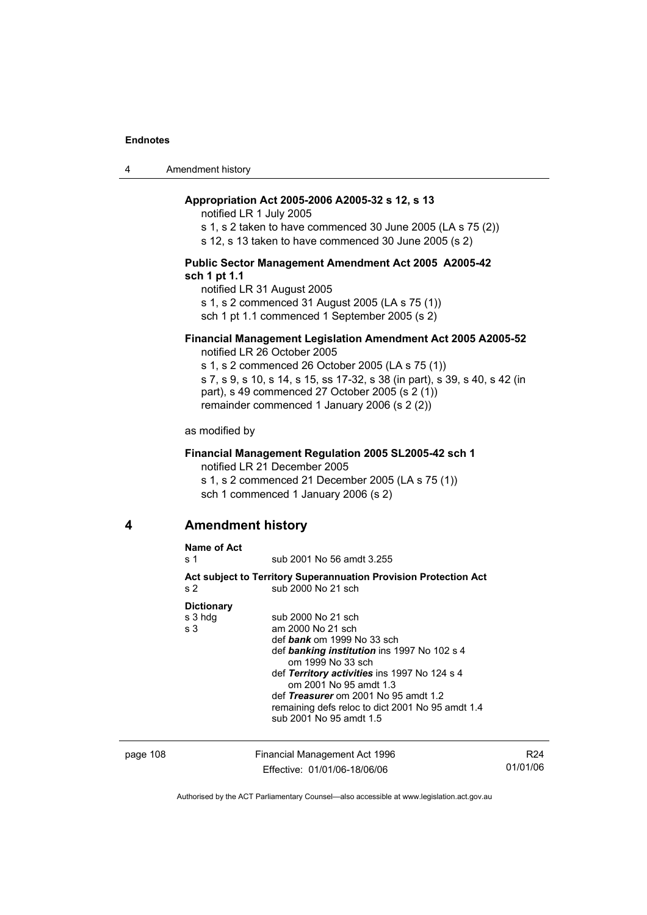**Appropriation Act 2005-2006 A2005-32 s 12, s 13**

notified LR 1 July 2005

s 1, s 2 taken to have commenced 30 June 2005 (LA s 75 (2))

s 12, s 13 taken to have commenced 30 June 2005 (s 2)

**Public Sector Management Amendment Act 2005 A2005-42 sch 1 pt 1.1**

notified LR 31 August 2005

s 1, s 2 commenced 31 August 2005 (LA s 75 (1))

sch 1 pt 1.1 commenced 1 September 2005 (s 2)

**Financial Management Legislation Amendment Act 2005 A2005-52**

notified LR 26 October 2005

s 1, s 2 commenced 26 October 2005 (LA s 75 (1))

s 7, s 9, s 10, s 14, s 15, ss 17-32, s 38 (in part), s 39, s 40, s 42 (in part), s 49 commenced 27 October 2005 (s 2 (1))

remainder commenced 1 January 2006 (s 2 (2))

as modified by

**Financial Management Regulation 2005 SL2005-42 sch 1**

notified LR 21 December 2005

s 1, s 2 commenced 21 December 2005 (LA s 75 (1))

sch 1 commenced 1 January 2006 (s 2)

## 4 Amendment history

**Name of Act**

s 1 — sub 2001 No 56 amdt 3.255

**Act subject to Territory Superannuation Provision Protection Act**

s 2 — sub 2000 No 21 sch

**Dictionary**

s 3 hdg — sub 2000 No 21 sch

s 3 — am 2000 No 21 sch
- def ***bank*** om 1999 No 33 sch
- def ***banking institution*** ins 1997 No 102 s 4
  - om 1999 No 33 sch
- def ***Territory activities*** ins 1997 No 124 s 4
  - om 2001 No 95 amdt 1.3
- def ***Treasurer*** om 2001 No 95 amdt 1.2
- remaining defs reloc to dict 2001 No 95 amdt 1.4
- sub 2001 No 95 amdt 1.5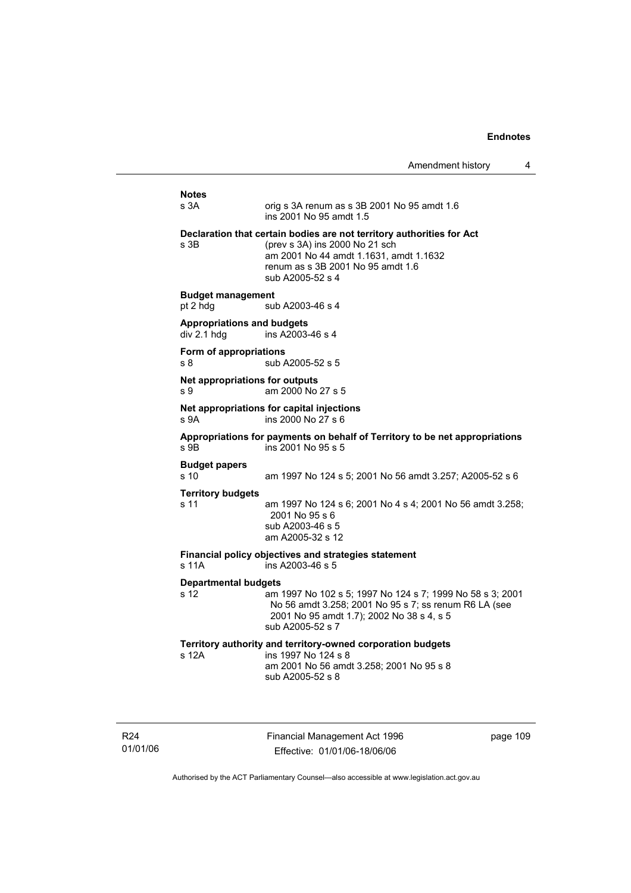**Notes**

s 3A orig s 3A renum as s 3B 2001 No 95 amdt 1.6
ins 2001 No 95 amdt 1.5

**Declaration that certain bodies are not territory authorities for Act**

s 3B (prev s 3A) ins 2000 No 21 sch
am 2001 No 44 amdt 1.1631, amdt 1.1632
renum as s 3B 2001 No 95 amdt 1.6
sub A2005-52 s 4

**Budget management**

pt 2 hdg sub A2003-46 s 4

**Appropriations and budgets**

div 2.1 hdg ins A2003-46 s 4

**Form of appropriations**

s 8 sub A2005-52 s 5

**Net appropriations for outputs**

s 9 am 2000 No 27 s 5

**Net appropriations for capital injections**

s 9A ins 2000 No 27 s 6

**Appropriations for payments on behalf of Territory to be net appropriations**

s 9B ins 2001 No 95 s 5

**Budget papers**

s 10 am 1997 No 124 s 5; 2001 No 56 amdt 3.257; A2005-52 s 6

**Territory budgets**

s 11 am 1997 No 124 s 6; 2001 No 4 s 4; 2001 No 56 amdt 3.258; 2001 No 95 s 6
sub A2003-46 s 5
am A2005-32 s 12

**Financial policy objectives and strategies statement**

s 11A ins A2003-46 s 5

**Departmental budgets**

s 12 am 1997 No 102 s 5; 1997 No 124 s 7; 1999 No 58 s 3; 2001 No 56 amdt 3.258; 2001 No 95 s 7; ss renum R6 LA (see 2001 No 95 amdt 1.7); 2002 No 38 s 4, s 5
sub A2005-52 s 7

**Territory authority and territory-owned corporation budgets**

s 12A ins 1997 No 124 s 8
am 2001 No 56 amdt 3.258; 2001 No 95 s 8
sub A2005-52 s 8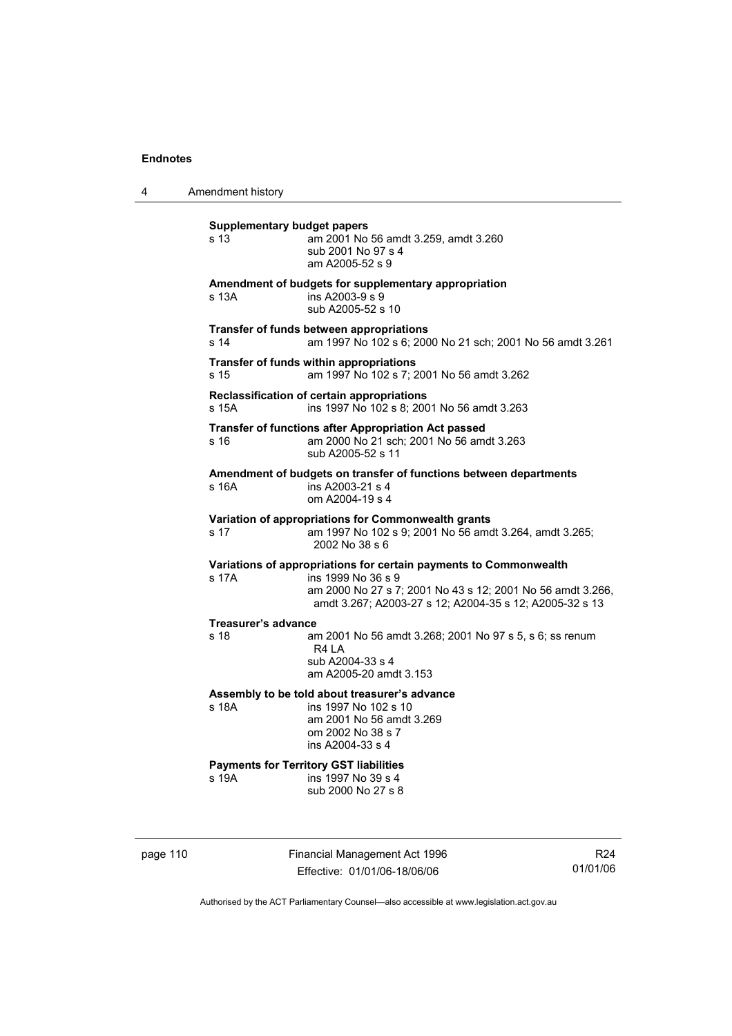**Supplementary budget papers**
s 13 — am 2001 No 56 amdt 3.259, amdt 3.260
sub 2001 No 97 s 4
am A2005-52 s 9

**Amendment of budgets for supplementary appropriation**
s 13A — ins A2003-9 s 9
sub A2005-52 s 10

**Transfer of funds between appropriations**
s 14 — am 1997 No 102 s 6; 2000 No 21 sch; 2001 No 56 amdt 3.261

**Transfer of funds within appropriations**
s 15 — am 1997 No 102 s 7; 2001 No 56 amdt 3.262

**Reclassification of certain appropriations**
s 15A — ins 1997 No 102 s 8; 2001 No 56 amdt 3.263

**Transfer of functions after Appropriation Act passed**
s 16 — am 2000 No 21 sch; 2001 No 56 amdt 3.263
sub A2005-52 s 11

**Amendment of budgets on transfer of functions between departments**
s 16A — ins A2003-21 s 4
om A2004-19 s 4

**Variation of appropriations for Commonwealth grants**
s 17 — am 1997 No 102 s 9; 2001 No 56 amdt 3.264, amdt 3.265; 2002 No 38 s 6

**Variations of appropriations for certain payments to Commonwealth**
s 17A — ins 1999 No 36 s 9
am 2000 No 27 s 7; 2001 No 43 s 12; 2001 No 56 amdt 3.266, amdt 3.267; A2003-27 s 12; A2004-35 s 12; A2005-32 s 13

**Treasurer's advance**
s 18 — am 2001 No 56 amdt 3.268; 2001 No 97 s 5, s 6; ss renum R4 LA
sub A2004-33 s 4
am A2005-20 amdt 3.153

**Assembly to be told about treasurer's advance**
s 18A — ins 1997 No 102 s 10
am 2001 No 56 amdt 3.269
om 2002 No 38 s 7
ins A2004-33 s 4

**Payments for Territory GST liabilities**
s 19A — ins 1997 No 39 s 4
sub 2000 No 27 s 8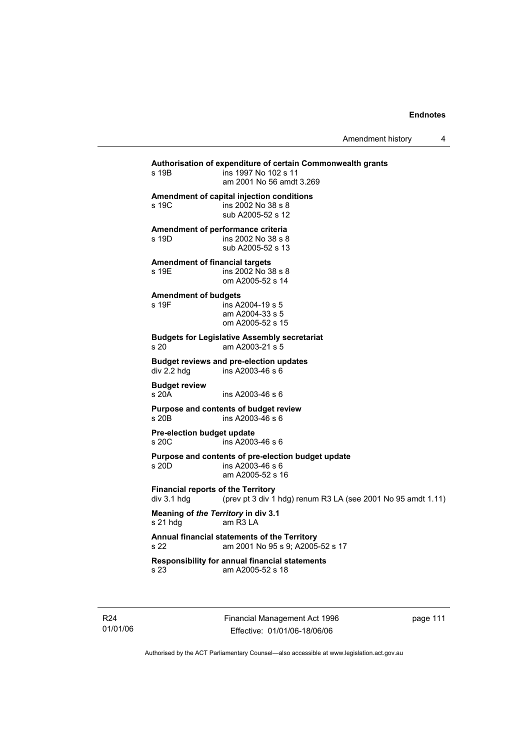**Authorisation of expenditure of certain Commonwealth grants**
s 19B ins 1997 No 102 s 11
am 2001 No 56 amdt 3.269

**Amendment of capital injection conditions**
s 19C ins 2002 No 38 s 8
sub A2005-52 s 12

**Amendment of performance criteria**
s 19D ins 2002 No 38 s 8
sub A2005-52 s 13

**Amendment of financial targets**
s 19E ins 2002 No 38 s 8
om A2005-52 s 14

**Amendment of budgets**
s 19F ins A2004-19 s 5
am A2004-33 s 5
om A2005-52 s 15

**Budgets for Legislative Assembly secretariat**
s 20 am A2003-21 s 5

**Budget reviews and pre-election updates**
div 2.2 hdg ins A2003-46 s 6

**Budget review**
s 20A ins A2003-46 s 6

**Purpose and contents of budget review**
s 20B ins A2003-46 s 6

**Pre-election budget update**
s 20C ins A2003-46 s 6

**Purpose and contents of pre-election budget update**
s 20D ins A2003-46 s 6
am A2005-52 s 16

**Financial reports of the Territory**
div 3.1 hdg (prev pt 3 div 1 hdg) renum R3 LA (see 2001 No 95 amdt 1.11)

**Meaning of *the Territory* in div 3.1**
s 21 hdg am R3 LA

**Annual financial statements of the Territory**
s 22 am 2001 No 95 s 9; A2005-52 s 17

**Responsibility for annual financial statements**
s 23 am A2005-52 s 18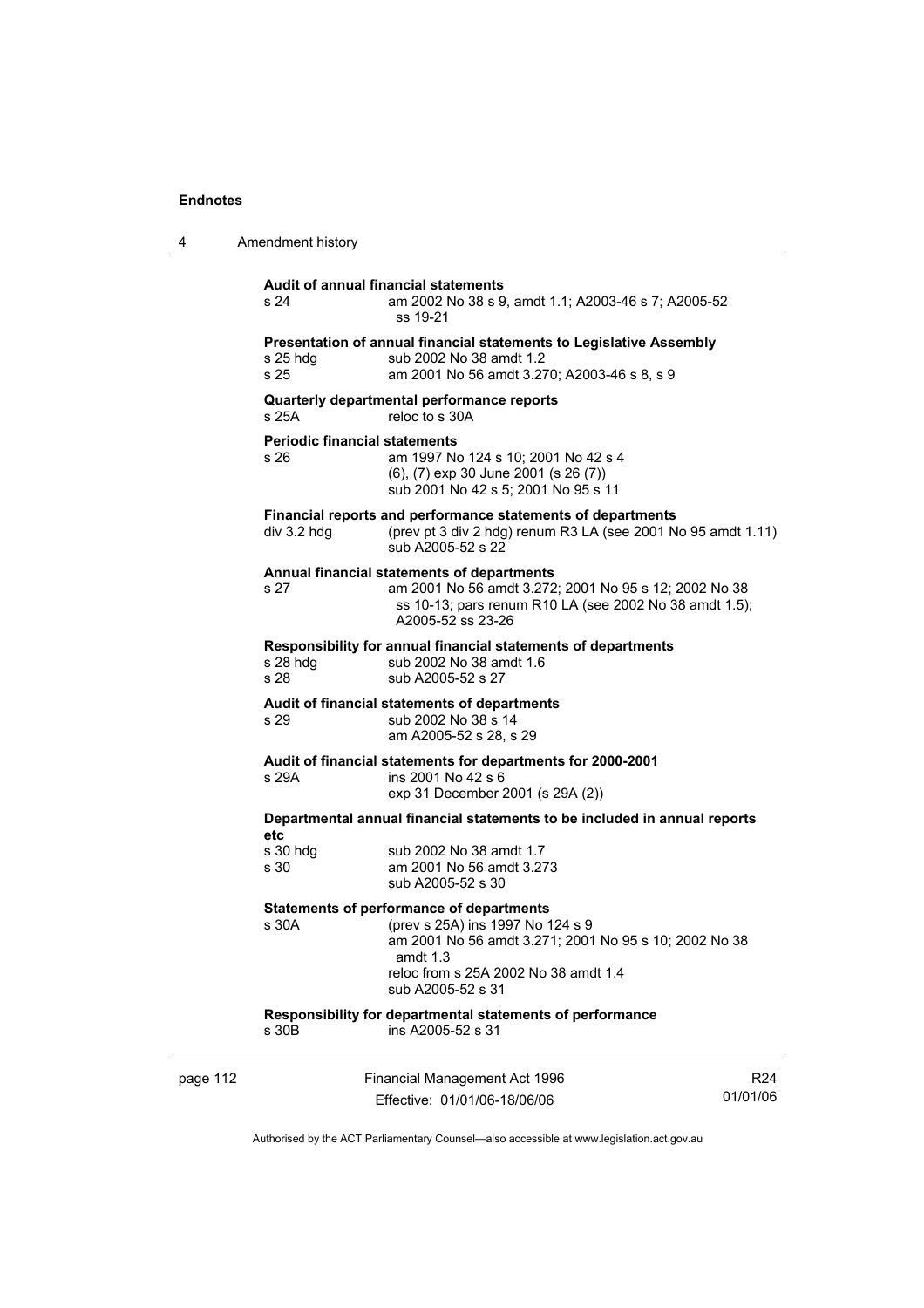**Audit of annual financial statements**

| | |
|---|---|
| s 24 | am 2002 No 38 s 9, amdt 1.1; A2003-46 s 7; A2005-52 ss 19-21 |

**Presentation of annual financial statements to Legislative Assembly**

| | |
|---|---|
| s 25 hdg | sub 2002 No 38 amdt 1.2 |
| s 25 | am 2001 No 56 amdt 3.270; A2003-46 s 8, s 9 |

**Quarterly departmental performance reports**

| | |
|---|---|
| s 25A | reloc to s 30A |

**Periodic financial statements**

| | |
|---|---|
| s 26 | am 1997 No 124 s 10; 2001 No 42 s 4<br>(6), (7) exp 30 June 2001 (s 26 (7))<br>sub 2001 No 42 s 5; 2001 No 95 s 11 |

**Financial reports and performance statements of departments**

| | |
|---|---|
| div 3.2 hdg | (prev pt 3 div 2 hdg) renum R3 LA (see 2001 No 95 amdt 1.11)<br>sub A2005-52 s 22 |

**Annual financial statements of departments**

| | |
|---|---|
| s 27 | am 2001 No 56 amdt 3.272; 2001 No 95 s 12; 2002 No 38 ss 10-13; pars renum R10 LA (see 2002 No 38 amdt 1.5); A2005-52 ss 23-26 |

**Responsibility for annual financial statements of departments**

| | |
|---|---|
| s 28 hdg | sub 2002 No 38 amdt 1.6 |
| s 28 | sub A2005-52 s 27 |

**Audit of financial statements of departments**

| | |
|---|---|
| s 29 | sub 2002 No 38 s 14<br>am A2005-52 s 28, s 29 |

**Audit of financial statements for departments for 2000-2001**

| | |
|---|---|
| s 29A | ins 2001 No 42 s 6<br>exp 31 December 2001 (s 29A (2)) |

**Departmental annual financial statements to be included in annual reports etc**

| | |
|---|---|
| s 30 hdg | sub 2002 No 38 amdt 1.7 |
| s 30 | am 2001 No 56 amdt 3.273<br>sub A2005-52 s 30 |

**Statements of performance of departments**

| | |
|---|---|
| s 30A | (prev s 25A) ins 1997 No 124 s 9<br>am 2001 No 56 amdt 3.271; 2001 No 95 s 10; 2002 No 38 amdt 1.3<br>reloc from s 25A 2002 No 38 amdt 1.4<br>sub A2005-52 s 31 |

**Responsibility for departmental statements of performance**

| | |
|---|---|
| s 30B | ins A2005-52 s 31 |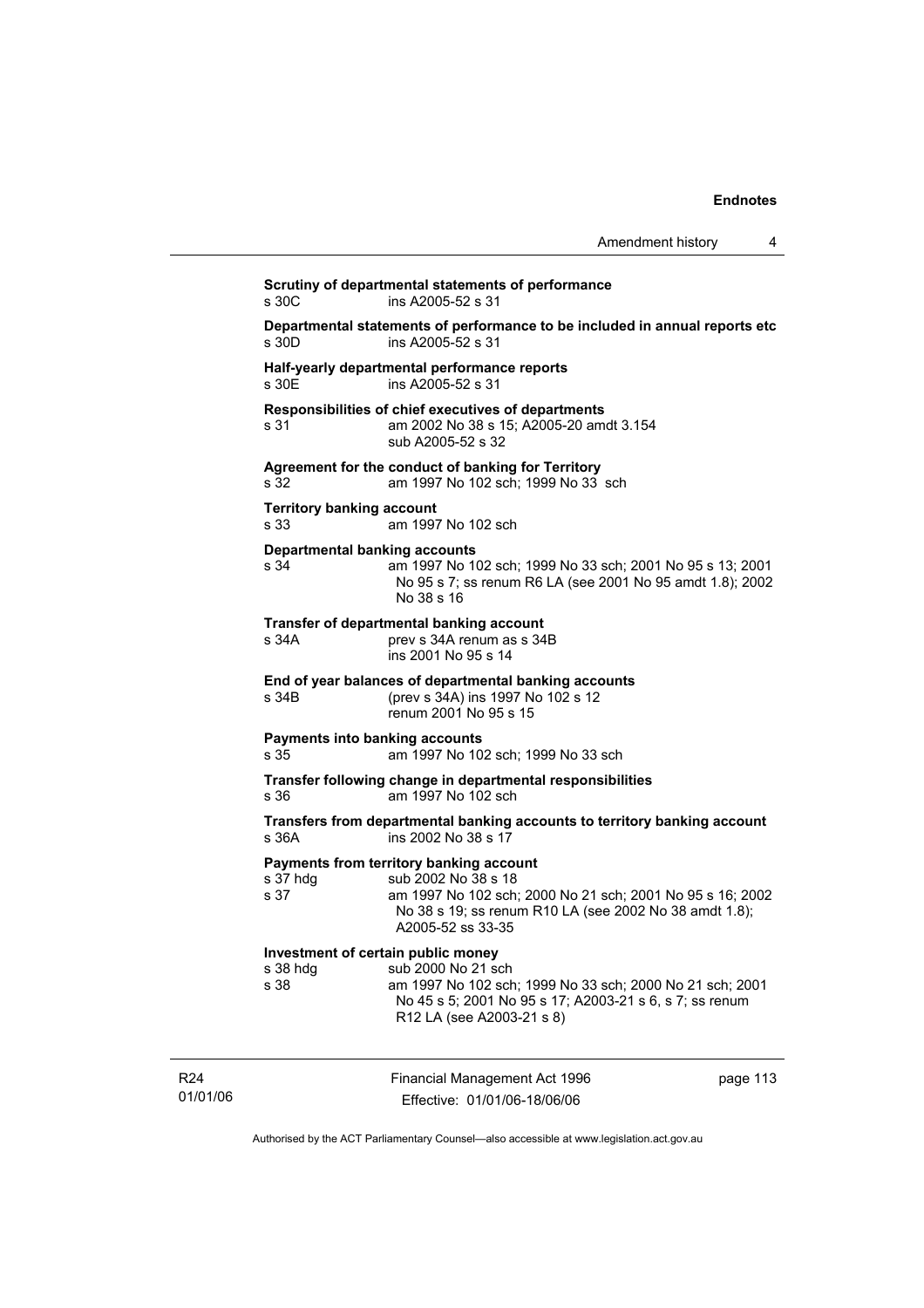**Scrutiny of departmental statements of performance**
s 30C ins A2005-52 s 31

**Departmental statements of performance to be included in annual reports etc**
s 30D ins A2005-52 s 31

**Half-yearly departmental performance reports**
s 30E ins A2005-52 s 31

**Responsibilities of chief executives of departments**
s 31 am 2002 No 38 s 15; A2005-20 amdt 3.154
sub A2005-52 s 32

**Agreement for the conduct of banking for Territory**
s 32 am 1997 No 102 sch; 1999 No 33 sch

**Territory banking account**
s 33 am 1997 No 102 sch

**Departmental banking accounts**
s 34 am 1997 No 102 sch; 1999 No 33 sch; 2001 No 95 s 13; 2001 No 95 s 7; ss renum R6 LA (see 2001 No 95 amdt 1.8); 2002 No 38 s 16

**Transfer of departmental banking account**
s 34A prev s 34A renum as s 34B
ins 2001 No 95 s 14

**End of year balances of departmental banking accounts**
s 34B (prev s 34A) ins 1997 No 102 s 12
renum 2001 No 95 s 15

**Payments into banking accounts**
s 35 am 1997 No 102 sch; 1999 No 33 sch

**Transfer following change in departmental responsibilities**
s 36 am 1997 No 102 sch

**Transfers from departmental banking accounts to territory banking account**
s 36A ins 2002 No 38 s 17

**Payments from territory banking account**
s 37 hdg sub 2002 No 38 s 18
s 37 am 1997 No 102 sch; 2000 No 21 sch; 2001 No 95 s 16; 2002 No 38 s 19; ss renum R10 LA (see 2002 No 38 amdt 1.8); A2005-52 ss 33-35

**Investment of certain public money**
s 38 hdg sub 2000 No 21 sch
s 38 am 1997 No 102 sch; 1999 No 33 sch; 2000 No 21 sch; 2001 No 45 s 5; 2001 No 95 s 17; A2003-21 s 6, s 7; ss renum R12 LA (see A2003-21 s 8)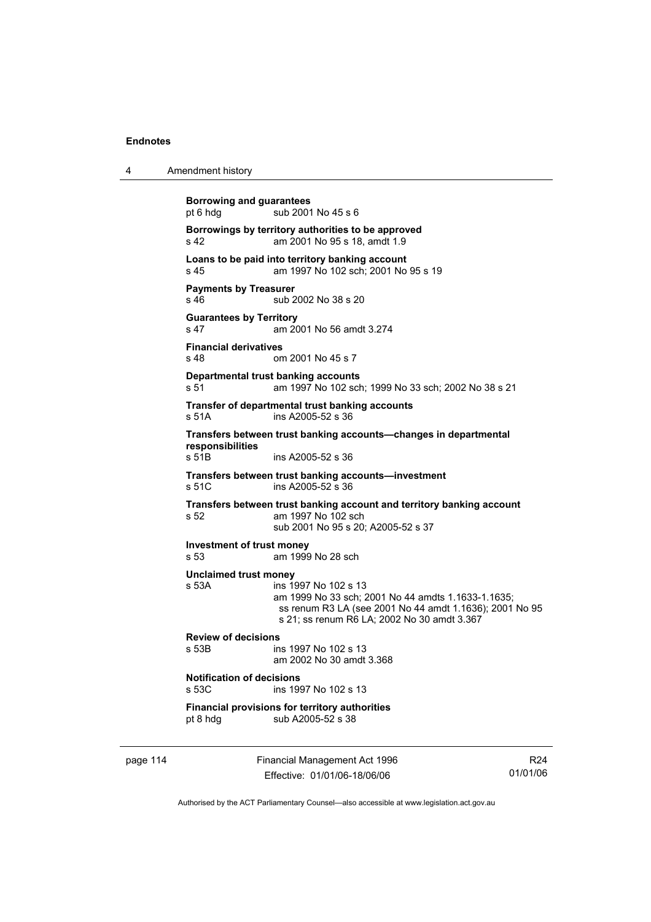**Borrowing and guarantees**
pt 6 hdg sub 2001 No 45 s 6

**Borrowings by territory authorities to be approved**
s 42 am 2001 No 95 s 18, amdt 1.9

**Loans to be paid into territory banking account**
s 45 am 1997 No 102 sch; 2001 No 95 s 19

**Payments by Treasurer**
s 46 sub 2002 No 38 s 20

**Guarantees by Territory**
s 47 am 2001 No 56 amdt 3.274

**Financial derivatives**
s 48 om 2001 No 45 s 7

**Departmental trust banking accounts**
s 51 am 1997 No 102 sch; 1999 No 33 sch; 2002 No 38 s 21

**Transfer of departmental trust banking accounts**
s 51A ins A2005-52 s 36

**Transfers between trust banking accounts—changes in departmental responsibilities**
s 51B ins A2005-52 s 36

**Transfers between trust banking accounts—investment**
s 51C ins A2005-52 s 36

**Transfers between trust banking account and territory banking account**
s 52 am 1997 No 102 sch
sub 2001 No 95 s 20; A2005-52 s 37

**Investment of trust money**
s 53 am 1999 No 28 sch

**Unclaimed trust money**
s 53A ins 1997 No 102 s 13
am 1999 No 33 sch; 2001 No 44 amdts 1.1633-1.1635; ss renum R3 LA (see 2001 No 44 amdt 1.1636); 2001 No 95 s 21; ss renum R6 LA; 2002 No 30 amdt 3.367

**Review of decisions**
s 53B ins 1997 No 102 s 13
am 2002 No 30 amdt 3.368

**Notification of decisions**
s 53C ins 1997 No 102 s 13

**Financial provisions for territory authorities**
pt 8 hdg sub A2005-52 s 38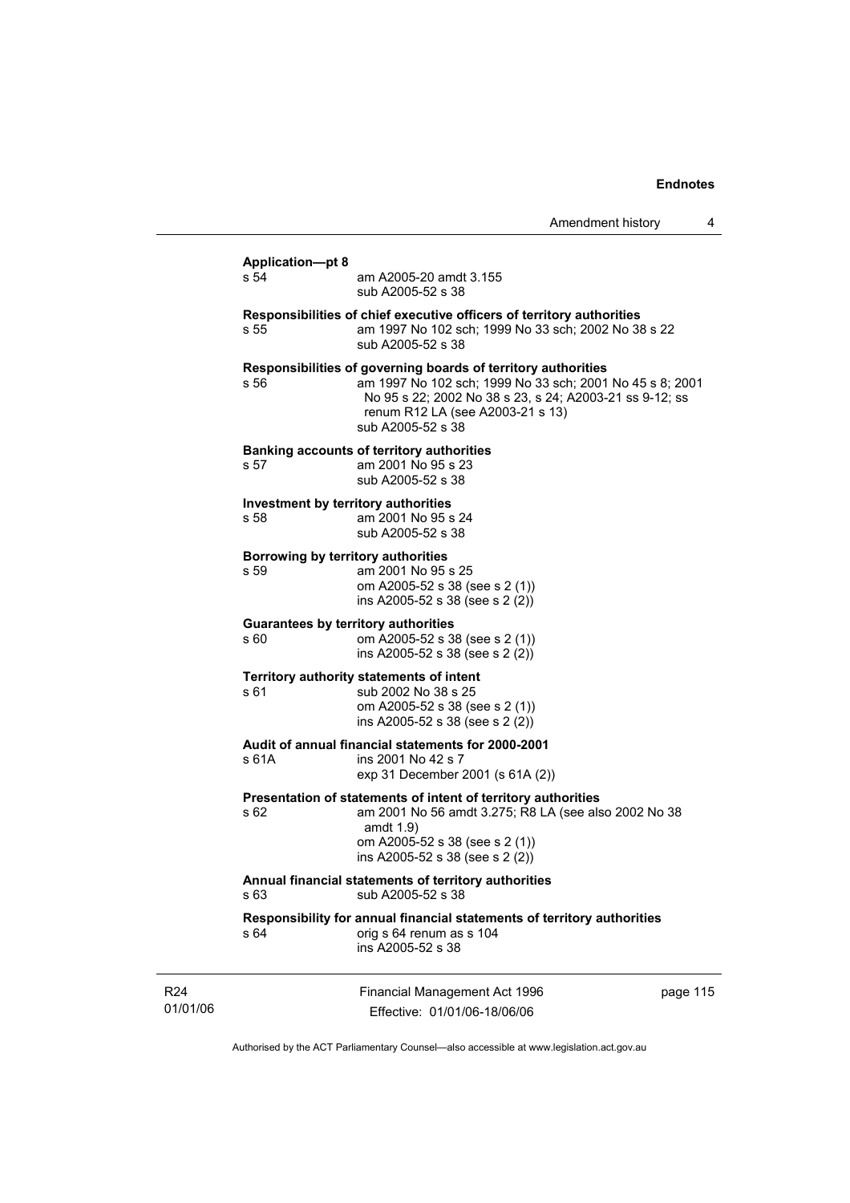**Application—pt 8**
s 54 am A2005-20 amdt 3.155
sub A2005-52 s 38

**Responsibilities of chief executive officers of territory authorities**
s 55 am 1997 No 102 sch; 1999 No 33 sch; 2002 No 38 s 22
sub A2005-52 s 38

**Responsibilities of governing boards of territory authorities**
s 56 am 1997 No 102 sch; 1999 No 33 sch; 2001 No 45 s 8; 2001 No 95 s 22; 2002 No 38 s 23, s 24; A2003-21 ss 9-12; ss renum R12 LA (see A2003-21 s 13)
sub A2005-52 s 38

**Banking accounts of territory authorities**
s 57 am 2001 No 95 s 23
sub A2005-52 s 38

**Investment by territory authorities**
s 58 am 2001 No 95 s 24
sub A2005-52 s 38

**Borrowing by territory authorities**
s 59 am 2001 No 95 s 25
om A2005-52 s 38 (see s 2 (1))
ins A2005-52 s 38 (see s 2 (2))

**Guarantees by territory authorities**
s 60 om A2005-52 s 38 (see s 2 (1))
ins A2005-52 s 38 (see s 2 (2))

**Territory authority statements of intent**
s 61 sub 2002 No 38 s 25
om A2005-52 s 38 (see s 2 (1))
ins A2005-52 s 38 (see s 2 (2))

**Audit of annual financial statements for 2000-2001**
s 61A ins 2001 No 42 s 7
exp 31 December 2001 (s 61A (2))

**Presentation of statements of intent of territory authorities**
s 62 am 2001 No 56 amdt 3.275; R8 LA (see also 2002 No 38 amdt 1.9)
om A2005-52 s 38 (see s 2 (1))
ins A2005-52 s 38 (see s 2 (2))

**Annual financial statements of territory authorities**
s 63 sub A2005-52 s 38

**Responsibility for annual financial statements of territory authorities**
s 64 orig s 64 renum as s 104
ins A2005-52 s 38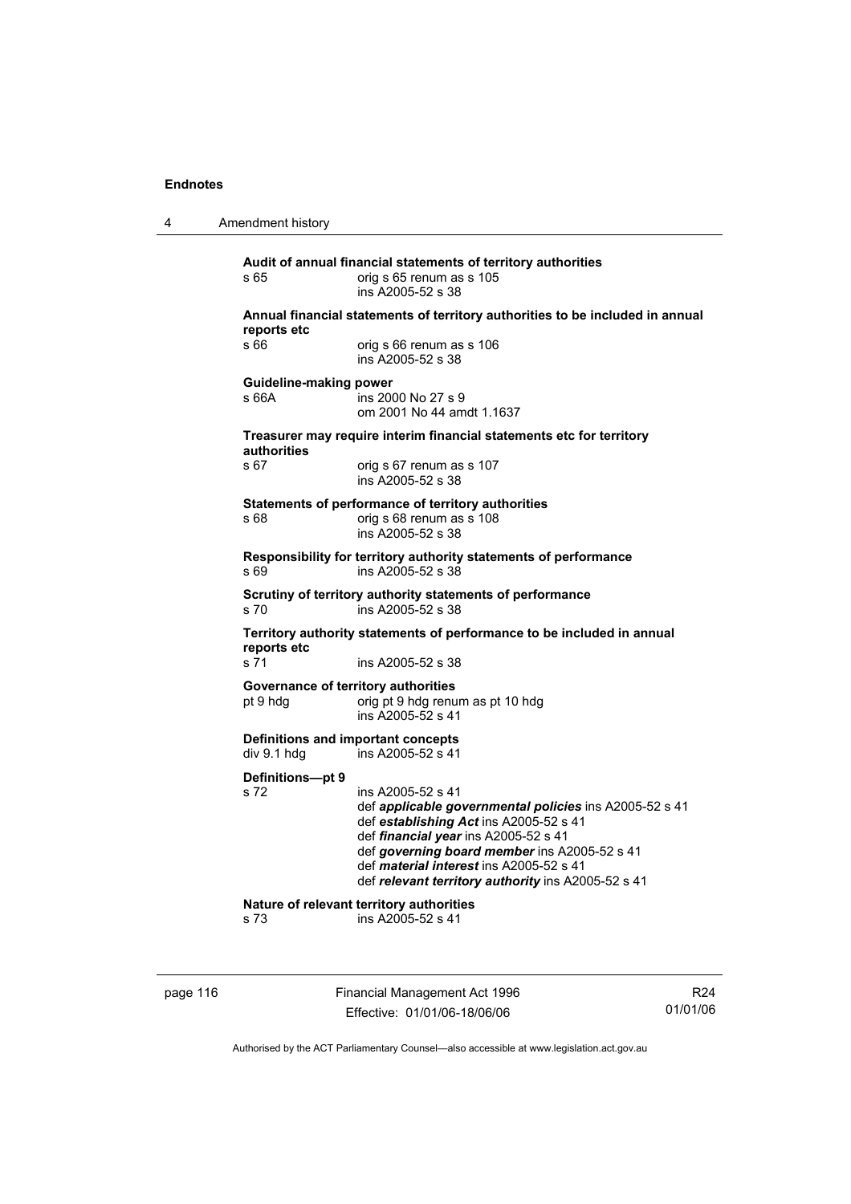**Audit of annual financial statements of territory authorities**

s 65 orig s 65 renum as s 105
ins A2005-52 s 38

**Annual financial statements of territory authorities to be included in annual reports etc**

s 66 orig s 66 renum as s 106
ins A2005-52 s 38

**Guideline-making power**

s 66A ins 2000 No 27 s 9
om 2001 No 44 amdt 1.1637

**Treasurer may require interim financial statements etc for territory authorities**

s 67 orig s 67 renum as s 107
ins A2005-52 s 38

**Statements of performance of territory authorities**

s 68 orig s 68 renum as s 108
ins A2005-52 s 38

**Responsibility for territory authority statements of performance**

s 69 ins A2005-52 s 38

**Scrutiny of territory authority statements of performance**

s 70 ins A2005-52 s 38

**Territory authority statements of performance to be included in annual reports etc**

s 71 ins A2005-52 s 38

**Governance of territory authorities**

pt 9 hdg orig pt 9 hdg renum as pt 10 hdg
ins A2005-52 s 41

**Definitions and important concepts**

div 9.1 hdg ins A2005-52 s 41

**Definitions—pt 9**

s 72 ins A2005-52 s 41
def ***applicable governmental policies*** ins A2005-52 s 41
def ***establishing Act*** ins A2005-52 s 41
def ***financial year*** ins A2005-52 s 41
def ***governing board member*** ins A2005-52 s 41
def ***material interest*** ins A2005-52 s 41
def ***relevant territory authority*** ins A2005-52 s 41

**Nature of relevant territory authorities**

s 73 ins A2005-52 s 41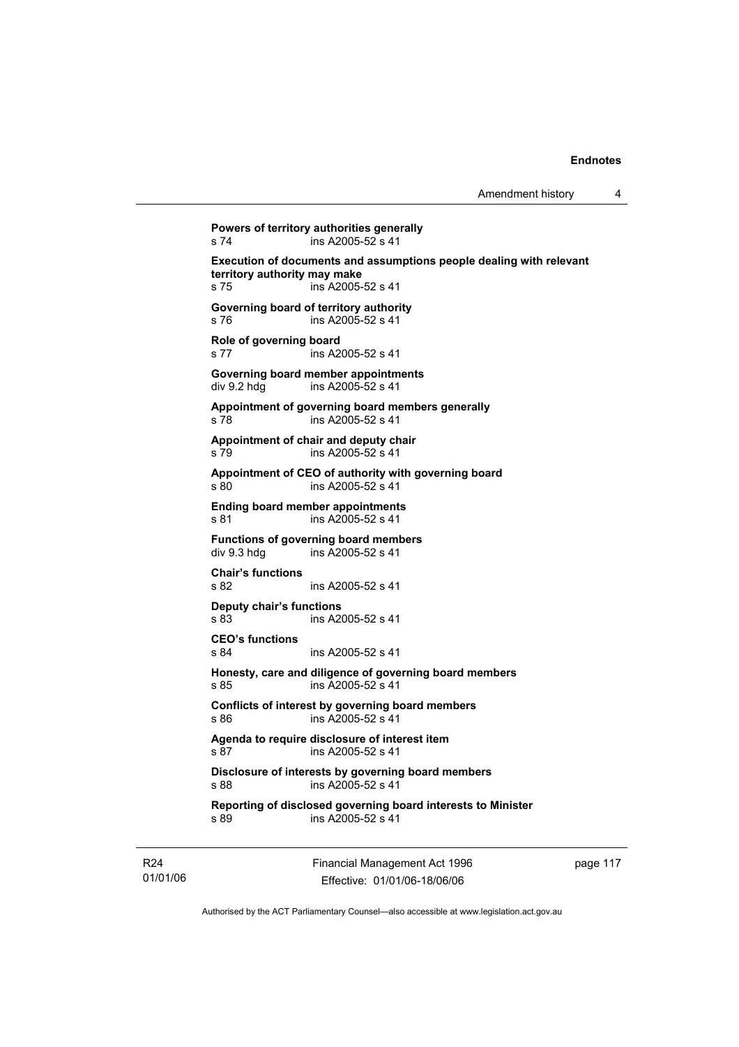**Powers of territory authorities generally**
s 74 ins A2005-52 s 41

**Execution of documents and assumptions people dealing with relevant territory authority may make**
s 75 ins A2005-52 s 41

**Governing board of territory authority**
s 76 ins A2005-52 s 41

**Role of governing board**
s 77 ins A2005-52 s 41

**Governing board member appointments**
div 9.2 hdg ins A2005-52 s 41

**Appointment of governing board members generally**
s 78 ins A2005-52 s 41

**Appointment of chair and deputy chair**
s 79 ins A2005-52 s 41

**Appointment of CEO of authority with governing board**
s 80 ins A2005-52 s 41

**Ending board member appointments**
s 81 ins A2005-52 s 41

**Functions of governing board members**
div 9.3 hdg ins A2005-52 s 41

**Chair's functions**
s 82 ins A2005-52 s 41

**Deputy chair's functions**
s 83 ins A2005-52 s 41

**CEO's functions**
s 84 ins A2005-52 s 41

**Honesty, care and diligence of governing board members**
s 85 ins A2005-52 s 41

**Conflicts of interest by governing board members**
s 86 ins A2005-52 s 41

**Agenda to require disclosure of interest item**
s 87 ins A2005-52 s 41

**Disclosure of interests by governing board members**
s 88 ins A2005-52 s 41

**Reporting of disclosed governing board interests to Minister**
s 89 ins A2005-52 s 41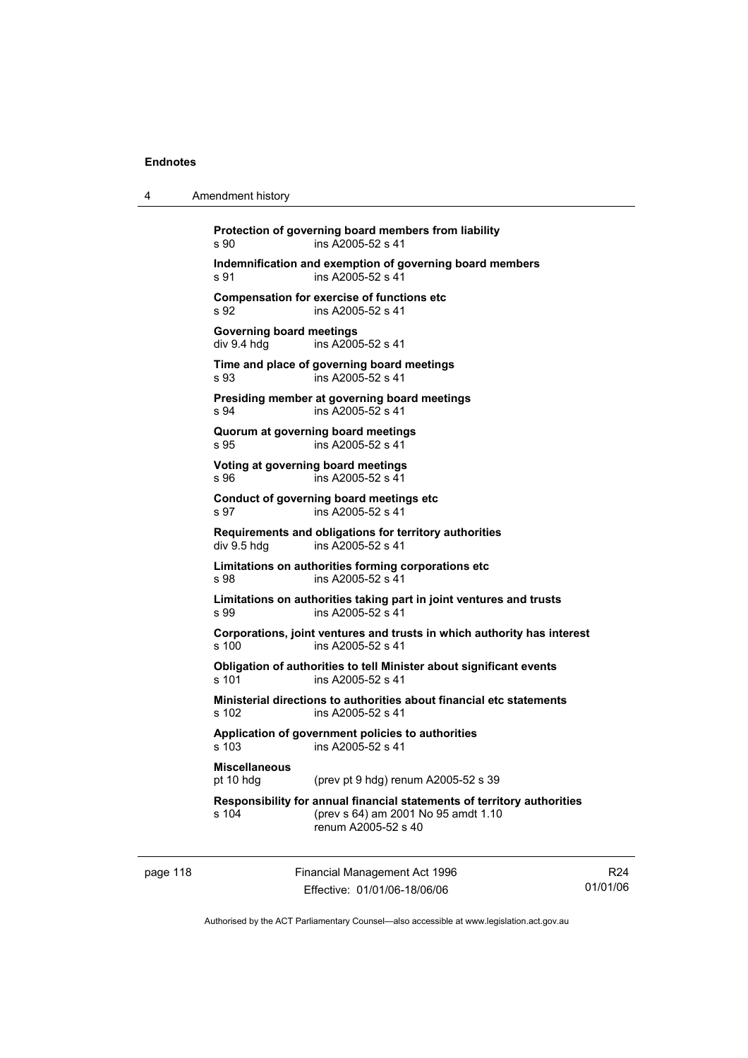**Protection of governing board members from liability**
s 90 ins A2005-52 s 41

**Indemnification and exemption of governing board members**
s 91 ins A2005-52 s 41

**Compensation for exercise of functions etc**
s 92 ins A2005-52 s 41

**Governing board meetings**
div 9.4 hdg ins A2005-52 s 41

**Time and place of governing board meetings**
s 93 ins A2005-52 s 41

**Presiding member at governing board meetings**
s 94 ins A2005-52 s 41

**Quorum at governing board meetings**
s 95 ins A2005-52 s 41

**Voting at governing board meetings**
s 96 ins A2005-52 s 41

**Conduct of governing board meetings etc**
s 97 ins A2005-52 s 41

**Requirements and obligations for territory authorities**
div 9.5 hdg ins A2005-52 s 41

**Limitations on authorities forming corporations etc**
s 98 ins A2005-52 s 41

**Limitations on authorities taking part in joint ventures and trusts**
s 99 ins A2005-52 s 41

**Corporations, joint ventures and trusts in which authority has interest**
s 100 ins A2005-52 s 41

**Obligation of authorities to tell Minister about significant events**
s 101 ins A2005-52 s 41

**Ministerial directions to authorities about financial etc statements**
s 102 ins A2005-52 s 41

**Application of government policies to authorities**
s 103 ins A2005-52 s 41

**Miscellaneous**
pt 10 hdg (prev pt 9 hdg) renum A2005-52 s 39

**Responsibility for annual financial statements of territory authorities**
s 104 (prev s 64) am 2001 No 95 amdt 1.10
renum A2005-52 s 40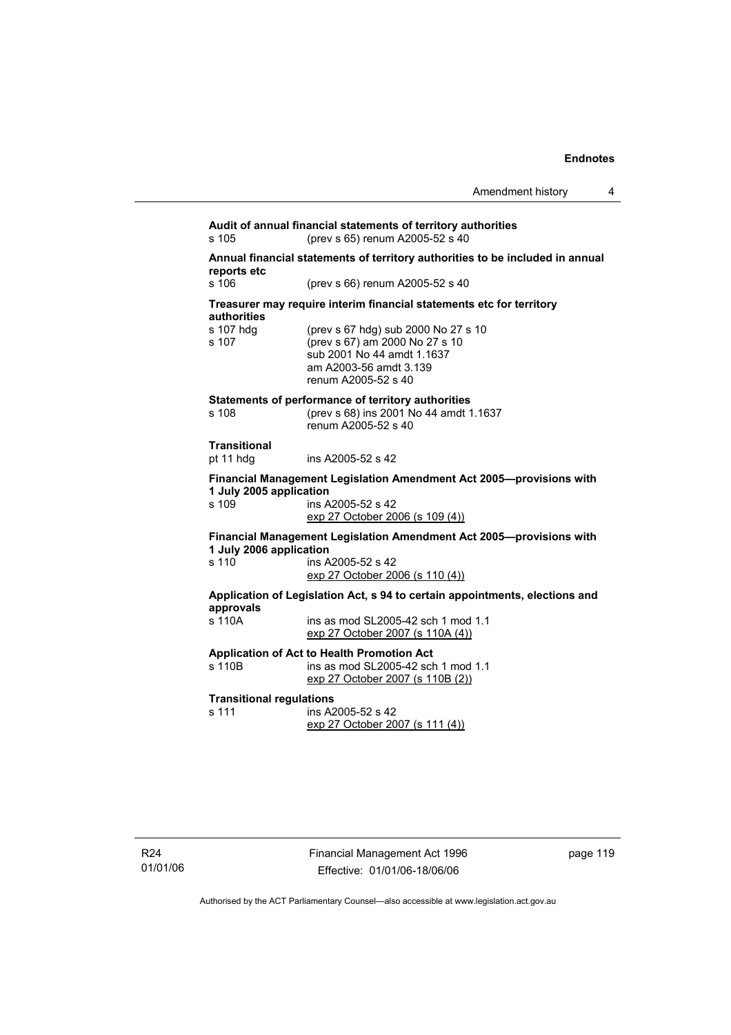**Audit of annual financial statements of territory authorities**

s 105 (prev s 65) renum A2005-52 s 40

**Annual financial statements of territory authorities to be included in annual reports etc**

s 106 (prev s 66) renum A2005-52 s 40

**Treasurer may require interim financial statements etc for territory authorities**

s 107 hdg (prev s 67 hdg) sub 2000 No 27 s 10

s 107 (prev s 67) am 2000 No 27 s 10
sub 2001 No 44 amdt 1.1637
am A2003-56 amdt 3.139
renum A2005-52 s 40

**Statements of performance of territory authorities**

s 108 (prev s 68) ins 2001 No 44 amdt 1.1637
renum A2005-52 s 40

**Transitional**

pt 11 hdg ins A2005-52 s 42

**Financial Management Legislation Amendment Act 2005—provisions with 1 July 2005 application**

s 109 ins A2005-52 s 42
exp 27 October 2006 (s 109 (4))

**Financial Management Legislation Amendment Act 2005—provisions with 1 July 2006 application**

s 110 ins A2005-52 s 42
exp 27 October 2006 (s 110 (4))

**Application of Legislation Act, s 94 to certain appointments, elections and approvals**

s 110A ins as mod SL2005-42 sch 1 mod 1.1
exp 27 October 2007 (s 110A (4))

**Application of Act to Health Promotion Act**

s 110B ins as mod SL2005-42 sch 1 mod 1.1
exp 27 October 2007 (s 110B (2))

**Transitional regulations**

s 111 ins A2005-52 s 42
exp 27 October 2007 (s 111 (4))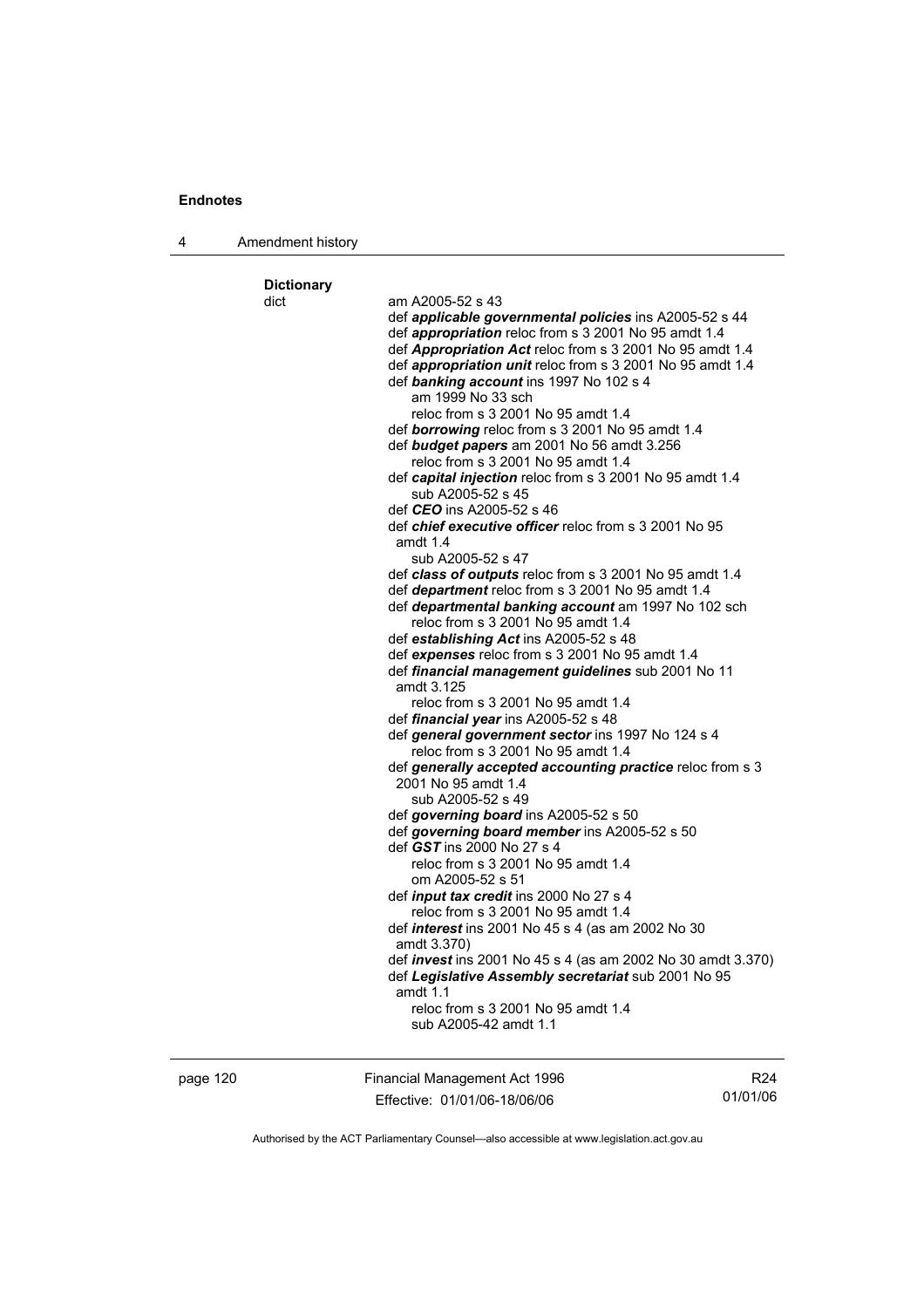**Dictionary**

dict am A2005-52 s 43

def ***applicable governmental policies*** ins A2005-52 s 44

def ***appropriation*** reloc from s 3 2001 No 95 amdt 1.4

def ***Appropriation Act*** reloc from s 3 2001 No 95 amdt 1.4

def ***appropriation unit*** reloc from s 3 2001 No 95 amdt 1.4

def ***banking account*** ins 1997 No 102 s 4
am 1999 No 33 sch
reloc from s 3 2001 No 95 amdt 1.4

def ***borrowing*** reloc from s 3 2001 No 95 amdt 1.4

def ***budget papers*** am 2001 No 56 amdt 3.256
reloc from s 3 2001 No 95 amdt 1.4

def ***capital injection*** reloc from s 3 2001 No 95 amdt 1.4
sub A2005-52 s 45

def ***CEO*** ins A2005-52 s 46

def ***chief executive officer*** reloc from s 3 2001 No 95 amdt 1.4
sub A2005-52 s 47

def ***class of outputs*** reloc from s 3 2001 No 95 amdt 1.4

def ***department*** reloc from s 3 2001 No 95 amdt 1.4

def ***departmental banking account*** am 1997 No 102 sch
reloc from s 3 2001 No 95 amdt 1.4

def ***establishing Act*** ins A2005-52 s 48

def ***expenses*** reloc from s 3 2001 No 95 amdt 1.4

def ***financial management guidelines*** sub 2001 No 11 amdt 3.125
reloc from s 3 2001 No 95 amdt 1.4

def ***financial year*** ins A2005-52 s 48

def ***general government sector*** ins 1997 No 124 s 4
reloc from s 3 2001 No 95 amdt 1.4

def ***generally accepted accounting practice*** reloc from s 3 2001 No 95 amdt 1.4
sub A2005-52 s 49

def ***governing board*** ins A2005-52 s 50

def ***governing board member*** ins A2005-52 s 50

def ***GST*** ins 2000 No 27 s 4
reloc from s 3 2001 No 95 amdt 1.4
om A2005-52 s 51

def ***input tax credit*** ins 2000 No 27 s 4
reloc from s 3 2001 No 95 amdt 1.4

def ***interest*** ins 2001 No 45 s 4 (as am 2002 No 30 amdt 3.370)

def ***invest*** ins 2001 No 45 s 4 (as am 2002 No 30 amdt 3.370)

def ***Legislative Assembly secretariat*** sub 2001 No 95 amdt 1.1
reloc from s 3 2001 No 95 amdt 1.4
sub A2005-42 amdt 1.1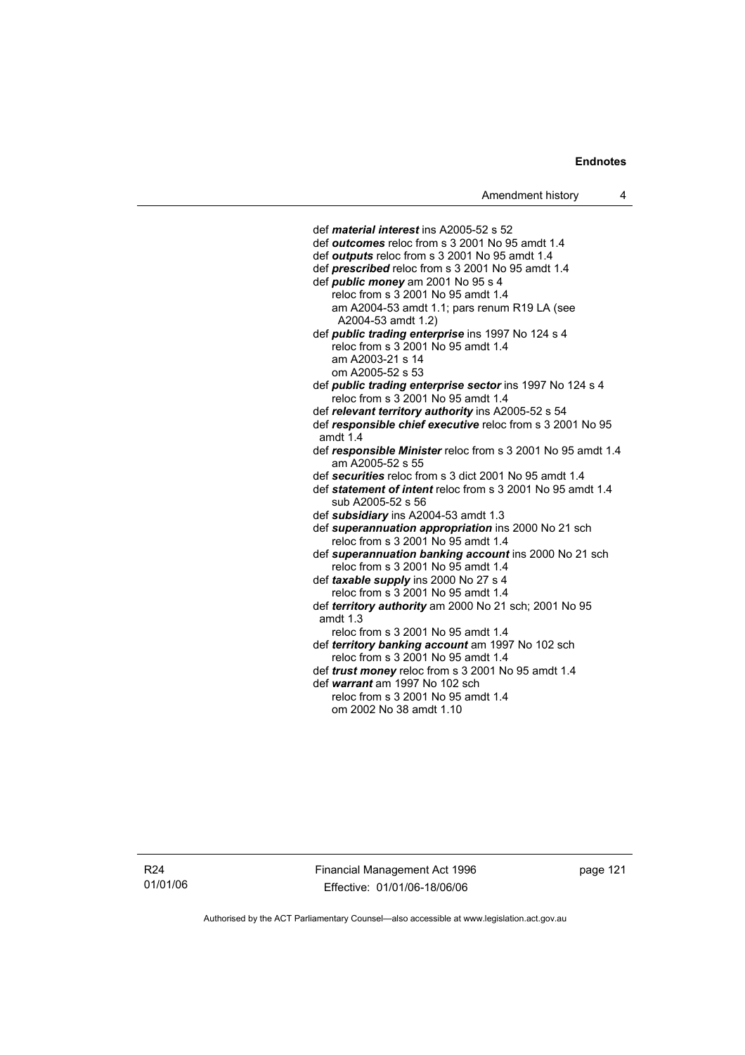def ***material interest*** ins A2005-52 s 52
def ***outcomes*** reloc from s 3 2001 No 95 amdt 1.4
def ***outputs*** reloc from s 3 2001 No 95 amdt 1.4
def ***prescribed*** reloc from s 3 2001 No 95 amdt 1.4
def ***public money*** am 2001 No 95 s 4
    reloc from s 3 2001 No 95 amdt 1.4
    am A2004-53 amdt 1.1; pars renum R19 LA (see A2004-53 amdt 1.2)
def ***public trading enterprise*** ins 1997 No 124 s 4
    reloc from s 3 2001 No 95 amdt 1.4
    am A2003-21 s 14
    om A2005-52 s 53
def ***public trading enterprise sector*** ins 1997 No 124 s 4
    reloc from s 3 2001 No 95 amdt 1.4
def ***relevant territory authority*** ins A2005-52 s 54
def ***responsible chief executive*** reloc from s 3 2001 No 95 amdt 1.4
def ***responsible Minister*** reloc from s 3 2001 No 95 amdt 1.4
    am A2005-52 s 55
def ***securities*** reloc from s 3 dict 2001 No 95 amdt 1.4
def ***statement of intent*** reloc from s 3 2001 No 95 amdt 1.4
    sub A2005-52 s 56
def ***subsidiary*** ins A2004-53 amdt 1.3
def ***superannuation appropriation*** ins 2000 No 21 sch
    reloc from s 3 2001 No 95 amdt 1.4
def ***superannuation banking account*** ins 2000 No 21 sch
    reloc from s 3 2001 No 95 amdt 1.4
def ***taxable supply*** ins 2000 No 27 s 4
    reloc from s 3 2001 No 95 amdt 1.4
def ***territory authority*** am 2000 No 21 sch; 2001 No 95 amdt 1.3
    reloc from s 3 2001 No 95 amdt 1.4
def ***territory banking account*** am 1997 No 102 sch
    reloc from s 3 2001 No 95 amdt 1.4
def ***trust money*** reloc from s 3 2001 No 95 amdt 1.4
def ***warrant*** am 1997 No 102 sch
    reloc from s 3 2001 No 95 amdt 1.4
    om 2002 No 38 amdt 1.10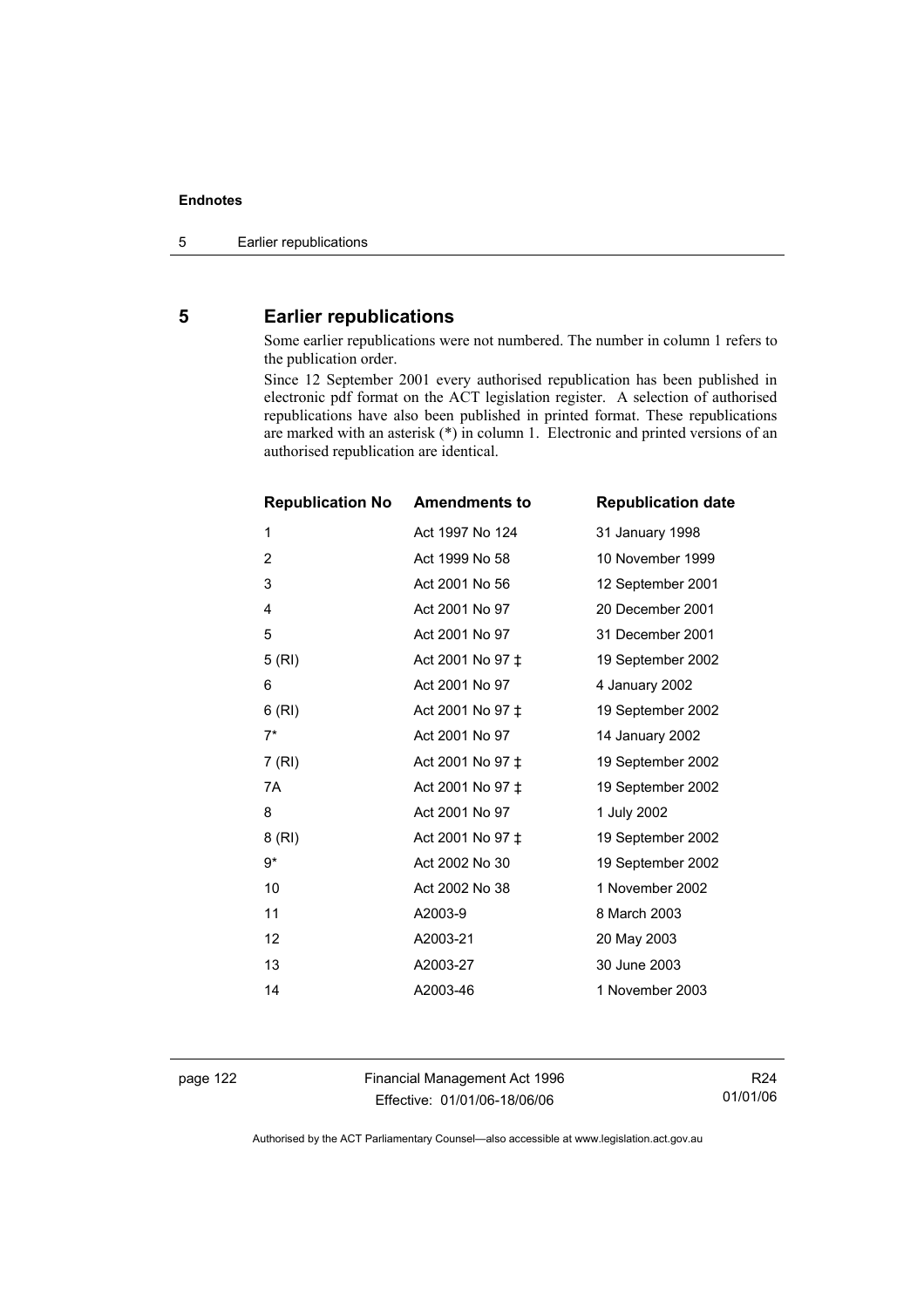## 5 Earlier republications

Some earlier republications were not numbered. The number in column 1 refers to the publication order.

Since 12 September 2001 every authorised republication has been published in electronic pdf format on the ACT legislation register. A selection of authorised republications have also been published in printed format. These republications are marked with an asterisk (*) in column 1. Electronic and printed versions of an authorised republication are identical.

| Republication No | Amendments to | Republication date |
|---|---|---|
| 1 | Act 1997 No 124 | 31 January 1998 |
| 2 | Act 1999 No 58 | 10 November 1999 |
| 3 | Act 2001 No 56 | 12 September 2001 |
| 4 | Act 2001 No 97 | 20 December 2001 |
| 5 | Act 2001 No 97 | 31 December 2001 |
| 5 (RI) | Act 2001 No 97 ‡ | 19 September 2002 |
| 6 | Act 2001 No 97 | 4 January 2002 |
| 6 (RI) | Act 2001 No 97 ‡ | 19 September 2002 |
| 7* | Act 2001 No 97 | 14 January 2002 |
| 7 (RI) | Act 2001 No 97 ‡ | 19 September 2002 |
| 7A | Act 2001 No 97 ‡ | 19 September 2002 |
| 8 | Act 2001 No 97 | 1 July 2002 |
| 8 (RI) | Act 2001 No 97 ‡ | 19 September 2002 |
| 9* | Act 2002 No 30 | 19 September 2002 |
| 10 | Act 2002 No 38 | 1 November 2002 |
| 11 | A2003-9 | 8 March 2003 |
| 12 | A2003-21 | 20 May 2003 |
| 13 | A2003-27 | 30 June 2003 |
| 14 | A2003-46 | 1 November 2003 |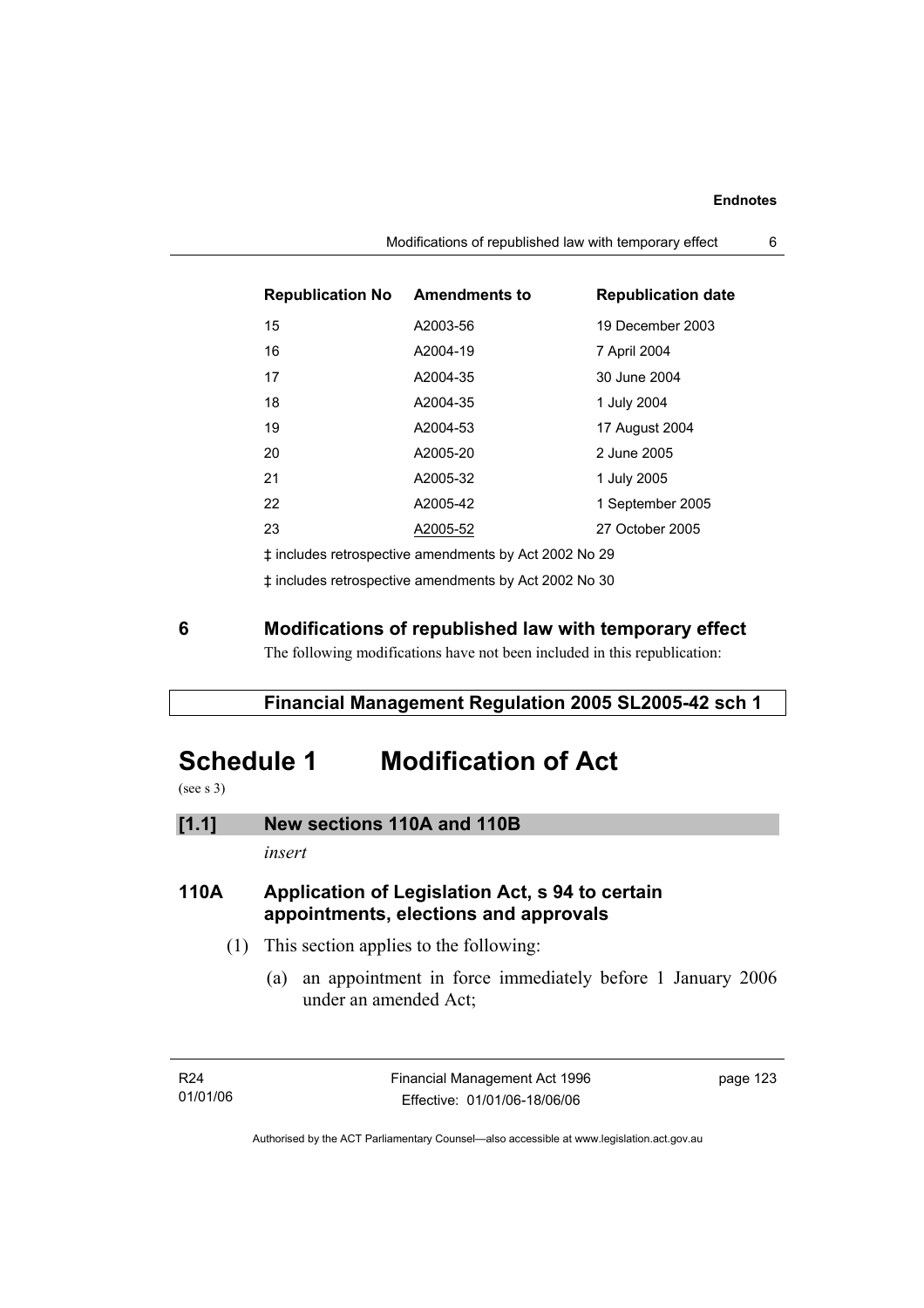| Republication No | Amendments to | Republication date |
| --- | --- | --- |
| 15 | A2003-56 | 19 December 2003 |
| 16 | A2004-19 | 7 April 2004 |
| 17 | A2004-35 | 30 June 2004 |
| 18 | A2004-35 | 1 July 2004 |
| 19 | A2004-53 | 17 August 2004 |
| 20 | A2005-20 | 2 June 2005 |
| 21 | A2005-32 | 1 July 2005 |
| 22 | A2005-42 | 1 September 2005 |
| 23 | A2005-52 | 27 October 2005 |

‡ includes retrospective amendments by Act 2002 No 29

‡ includes retrospective amendments by Act 2002 No 30

## 6 Modifications of republished law with temporary effect

The following modifications have not been included in this republication:

**Financial Management Regulation 2005 SL2005-42 sch 1**

# Schedule 1 Modification of Act

(see s 3)

### [1.1] New sections 110A and 110B

*insert*

### 110A Application of Legislation Act, s 94 to certain appointments, elections and approvals

(1) This section applies to the following:

(a) an appointment in force immediately before 1 January 2006 under an amended Act;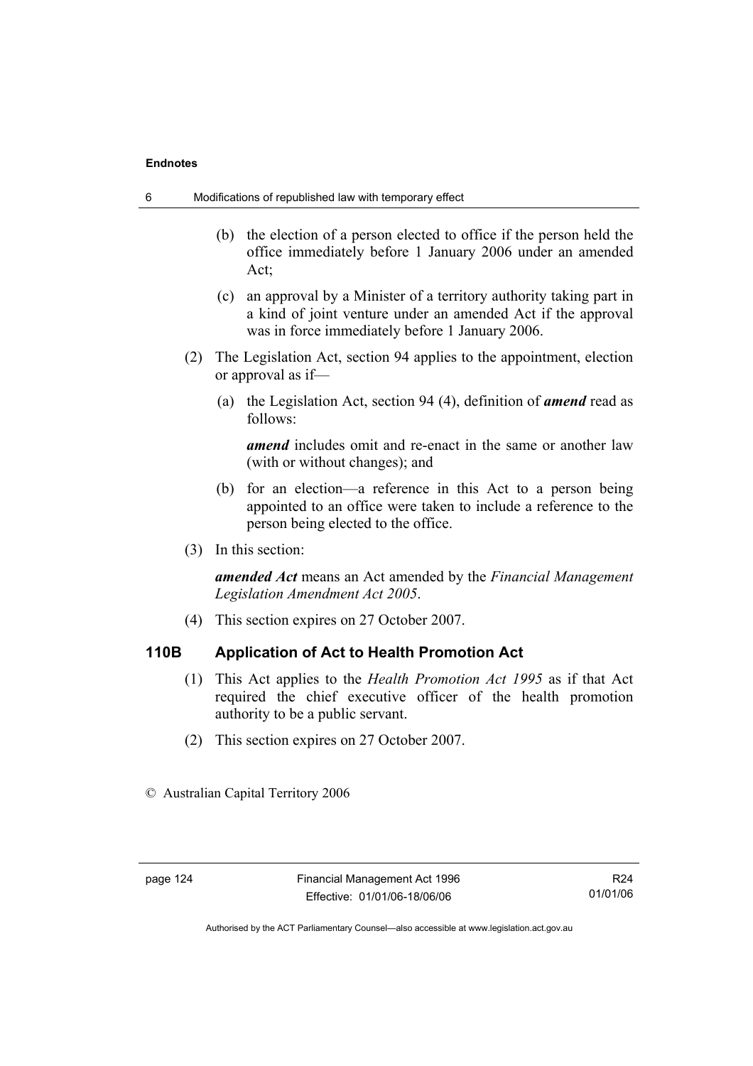(b) the election of a person elected to office if the person held the office immediately before 1 January 2006 under an amended Act;

(c) an approval by a Minister of a territory authority taking part in a kind of joint venture under an amended Act if the approval was in force immediately before 1 January 2006.

(2) The Legislation Act, section 94 applies to the appointment, election or approval as if—

(a) the Legislation Act, section 94 (4), definition of ***amend*** read as follows:

***amend*** includes omit and re-enact in the same or another law (with or without changes); and

(b) for an election—a reference in this Act to a person being appointed to an office were taken to include a reference to the person being elected to the office.

(3) In this section:

***amended Act*** means an Act amended by the *Financial Management Legislation Amendment Act 2005*.

(4) This section expires on 27 October 2007.

### 110B Application of Act to Health Promotion Act

(1) This Act applies to the *Health Promotion Act 1995* as if that Act required the chief executive officer of the health promotion authority to be a public servant.

(2) This section expires on 27 October 2007.

© Australian Capital Territory 2006